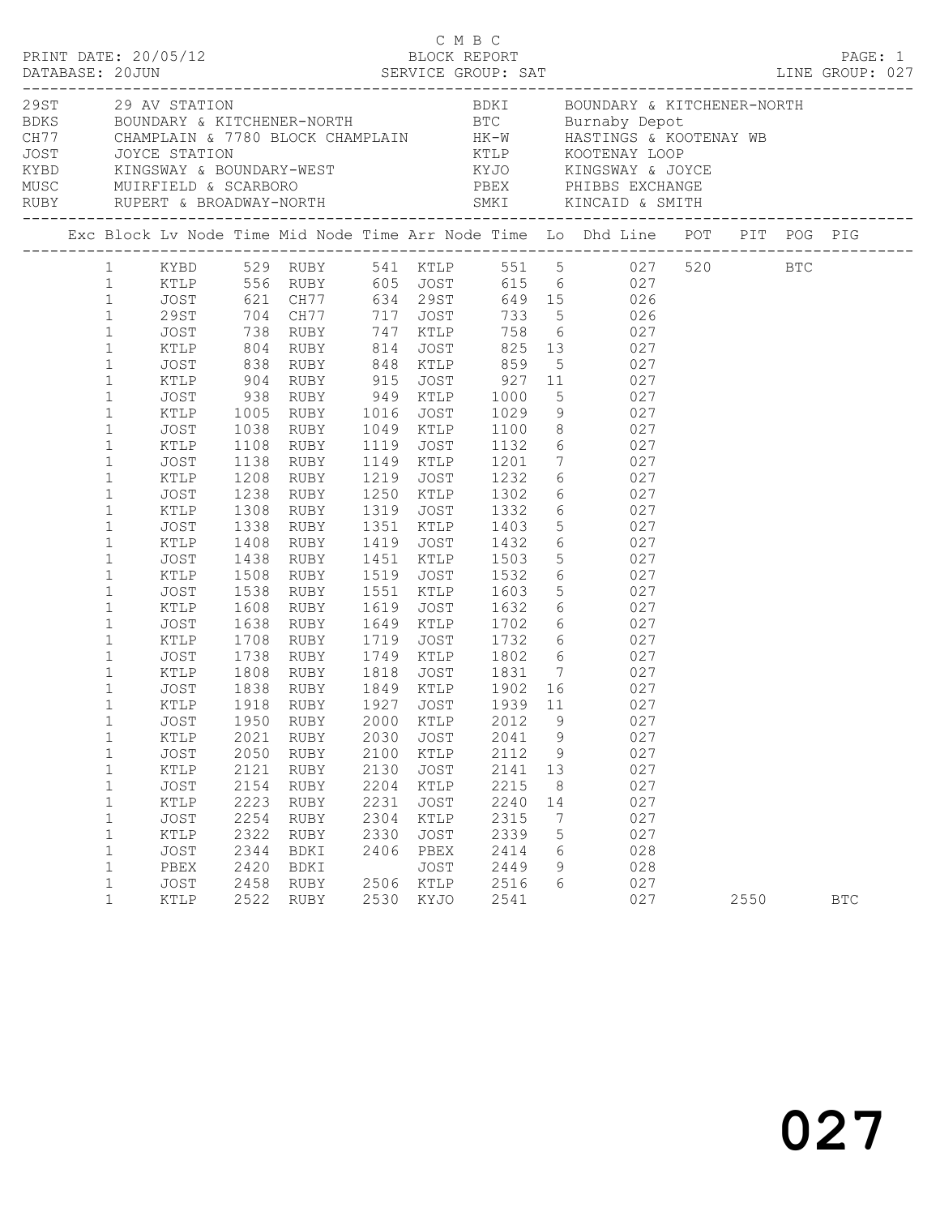C M B C

PRINT DATE: 20/05/12 BLOCK REPORT PAGE: 1
DATABASE: 20JUN SERVICE GROUP: SAT LINE GROUP: 027

| Code | Location | Code | Location |
|---|---|---|---|
| 29ST | 29 AV STATION | BDKI | BOUNDARY & KITCHENER-NORTH |
| BDKS | BOUNDARY & KITCHENER-NORTH | BTC | Burnaby Depot |
| CH77 | CHAMPLAIN & 7780 BLOCK CHAMPLAIN | HK-W | HASTINGS & KOOTENAY WB |
| JOST | JOYCE STATION | KTLP | KOOTENAY LOOP |
| KYBD | KINGSWAY & BOUNDARY-WEST | KYJO | KINGSWAY & JOYCE |
| MUSC | MUIRFIELD & SCARBORO | PBEX | PHIBBS EXCHANGE |
| RUBY | RUPERT & BROADWAY-NORTH | SMKI | KINCAID & SMITH |

| Exc | Block | Lv Node | Time | Mid Node | Time | Arr Node | Time | Lo | Dhd Line | POT | PIT | POG | PIG |
|---|---|---|---|---|---|---|---|---|---|---|---|---|---|
| | 1 | KYBD | 529 | RUBY | 541 | KTLP | 551 | 5 | 027 | 520 | | BTC | |
| | 1 | KTLP | 556 | RUBY | 605 | JOST | 615 | 6 | 027 | | | | |
| | 1 | JOST | 621 | CH77 | 634 | 29ST | 649 | 15 | 026 | | | | |
| | 1 | 29ST | 704 | CH77 | 717 | JOST | 733 | 5 | 026 | | | | |
| | 1 | JOST | 738 | RUBY | 747 | KTLP | 758 | 6 | 027 | | | | |
| | 1 | KTLP | 804 | RUBY | 814 | JOST | 825 | 13 | 027 | | | | |
| | 1 | JOST | 838 | RUBY | 848 | KTLP | 859 | 5 | 027 | | | | |
| | 1 | KTLP | 904 | RUBY | 915 | JOST | 927 | 11 | 027 | | | | |
| | 1 | JOST | 938 | RUBY | 949 | KTLP | 1000 | 5 | 027 | | | | |
| | 1 | KTLP | 1005 | RUBY | 1016 | JOST | 1029 | 9 | 027 | | | | |
| | 1 | JOST | 1038 | RUBY | 1049 | KTLP | 1100 | 8 | 027 | | | | |
| | 1 | KTLP | 1108 | RUBY | 1119 | JOST | 1132 | 6 | 027 | | | | |
| | 1 | JOST | 1138 | RUBY | 1149 | KTLP | 1201 | 7 | 027 | | | | |
| | 1 | KTLP | 1208 | RUBY | 1219 | JOST | 1232 | 6 | 027 | | | | |
| | 1 | JOST | 1238 | RUBY | 1250 | KTLP | 1302 | 6 | 027 | | | | |
| | 1 | KTLP | 1308 | RUBY | 1319 | JOST | 1332 | 6 | 027 | | | | |
| | 1 | JOST | 1338 | RUBY | 1351 | KTLP | 1403 | 5 | 027 | | | | |
| | 1 | KTLP | 1408 | RUBY | 1419 | JOST | 1432 | 6 | 027 | | | | |
| | 1 | JOST | 1438 | RUBY | 1451 | KTLP | 1503 | 5 | 027 | | | | |
| | 1 | KTLP | 1508 | RUBY | 1519 | JOST | 1532 | 6 | 027 | | | | |
| | 1 | JOST | 1538 | RUBY | 1551 | KTLP | 1603 | 5 | 027 | | | | |
| | 1 | KTLP | 1608 | RUBY | 1619 | JOST | 1632 | 6 | 027 | | | | |
| | 1 | JOST | 1638 | RUBY | 1649 | KTLP | 1702 | 6 | 027 | | | | |
| | 1 | KTLP | 1708 | RUBY | 1719 | JOST | 1732 | 6 | 027 | | | | |
| | 1 | JOST | 1738 | RUBY | 1749 | KTLP | 1802 | 6 | 027 | | | | |
| | 1 | KTLP | 1808 | RUBY | 1818 | JOST | 1831 | 7 | 027 | | | | |
| | 1 | JOST | 1838 | RUBY | 1849 | KTLP | 1902 | 16 | 027 | | | | |
| | 1 | KTLP | 1918 | RUBY | 1927 | JOST | 1939 | 11 | 027 | | | | |
| | 1 | JOST | 1950 | RUBY | 2000 | KTLP | 2012 | 9 | 027 | | | | |
| | 1 | KTLP | 2021 | RUBY | 2030 | JOST | 2041 | 9 | 027 | | | | |
| | 1 | JOST | 2050 | RUBY | 2100 | KTLP | 2112 | 9 | 027 | | | | |
| | 1 | KTLP | 2121 | RUBY | 2130 | JOST | 2141 | 13 | 027 | | | | |
| | 1 | JOST | 2154 | RUBY | 2204 | KTLP | 2215 | 8 | 027 | | | | |
| | 1 | KTLP | 2223 | RUBY | 2231 | JOST | 2240 | 14 | 027 | | | | |
| | 1 | JOST | 2254 | RUBY | 2304 | KTLP | 2315 | 7 | 027 | | | | |
| | 1 | KTLP | 2322 | RUBY | 2330 | JOST | 2339 | 5 | 027 | | | | |
| | 1 | JOST | 2344 | BDKI | 2406 | PBEX | 2414 | 6 | 028 | | | | |
| | 1 | PBEX | 2420 | BDKI | | JOST | 2449 | 9 | 028 | | | | |
| | 1 | JOST | 2458 | RUBY | 2506 | KTLP | 2516 | 6 | 027 | | | | |
| | 1 | KTLP | 2522 | RUBY | 2530 | KYJO | 2541 | | 027 | | 2550 | | BTC |

027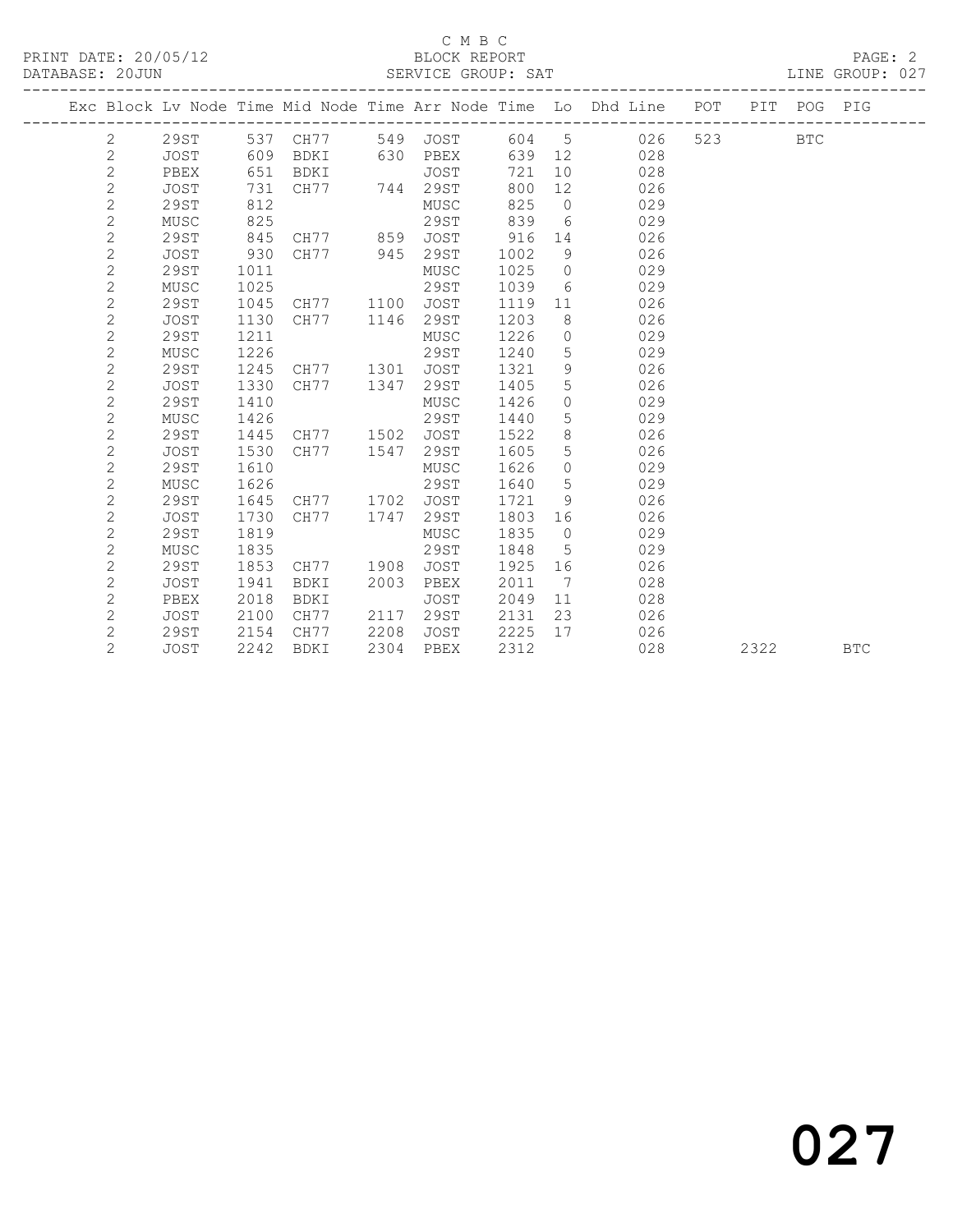C M B C

PRINT DATE: 20/05/12 BLOCK REPORT

DATABASE: 20JUN SERVICE GROUP: SAT LINE GROUP: 027

| Exc | Block | Lv | Node | Time | Mid Node | Time | Arr Node | Time | Lo | Dhd Line | POT | PIT | POG | PIG |
|---|---|---|---|---|---|---|---|---|---|---|---|---|---|---|
| | 2 | | 29ST | 537 | CH77 | 549 | JOST | 604 | 5 | 026 | 523 | | BTC | |
| | 2 | | JOST | 609 | BDKI | 630 | PBEX | 639 | 12 | 028 | | | | |
| | 2 | | PBEX | 651 | BDKI | | JOST | 721 | 10 | 028 | | | | |
| | 2 | | JOST | 731 | CH77 | 744 | 29ST | 800 | 12 | 026 | | | | |
| | 2 | | 29ST | 812 | | | MUSC | 825 | 0 | 029 | | | | |
| | 2 | | MUSC | 825 | | | 29ST | 839 | 6 | 029 | | | | |
| | 2 | | 29ST | 845 | CH77 | 859 | JOST | 916 | 14 | 026 | | | | |
| | 2 | | JOST | 930 | CH77 | 945 | 29ST | 1002 | 9 | 026 | | | | |
| | 2 | | 29ST | 1011 | | | MUSC | 1025 | 0 | 029 | | | | |
| | 2 | | MUSC | 1025 | | | 29ST | 1039 | 6 | 029 | | | | |
| | 2 | | 29ST | 1045 | CH77 | 1100 | JOST | 1119 | 11 | 026 | | | | |
| | 2 | | JOST | 1130 | CH77 | 1146 | 29ST | 1203 | 8 | 026 | | | | |
| | 2 | | 29ST | 1211 | | | MUSC | 1226 | 0 | 029 | | | | |
| | 2 | | MUSC | 1226 | | | 29ST | 1240 | 5 | 029 | | | | |
| | 2 | | 29ST | 1245 | CH77 | 1301 | JOST | 1321 | 9 | 026 | | | | |
| | 2 | | JOST | 1330 | CH77 | 1347 | 29ST | 1405 | 5 | 026 | | | | |
| | 2 | | 29ST | 1410 | | | MUSC | 1426 | 0 | 029 | | | | |
| | 2 | | MUSC | 1426 | | | 29ST | 1440 | 5 | 029 | | | | |
| | 2 | | 29ST | 1445 | CH77 | 1502 | JOST | 1522 | 8 | 026 | | | | |
| | 2 | | JOST | 1530 | CH77 | 1547 | 29ST | 1605 | 5 | 026 | | | | |
| | 2 | | 29ST | 1610 | | | MUSC | 1626 | 0 | 029 | | | | |
| | 2 | | MUSC | 1626 | | | 29ST | 1640 | 5 | 029 | | | | |
| | 2 | | 29ST | 1645 | CH77 | 1702 | JOST | 1721 | 9 | 026 | | | | |
| | 2 | | JOST | 1730 | CH77 | 1747 | 29ST | 1803 | 16 | 026 | | | | |
| | 2 | | 29ST | 1819 | | | MUSC | 1835 | 0 | 029 | | | | |
| | 2 | | MUSC | 1835 | | | 29ST | 1848 | 5 | 029 | | | | |
| | 2 | | 29ST | 1853 | CH77 | 1908 | JOST | 1925 | 16 | 026 | | | | |
| | 2 | | JOST | 1941 | BDKI | 2003 | PBEX | 2011 | 7 | 028 | | | | |
| | 2 | | PBEX | 2018 | BDKI | | JOST | 2049 | 11 | 028 | | | | |
| | 2 | | JOST | 2100 | CH77 | 2117 | 29ST | 2131 | 23 | 026 | | | | |
| | 2 | | 29ST | 2154 | CH77 | 2208 | JOST | 2225 | 17 | 026 | | | | |
| | 2 | | JOST | 2242 | BDKI | 2304 | PBEX | 2312 | | 028 | | 2322 | | BTC |

027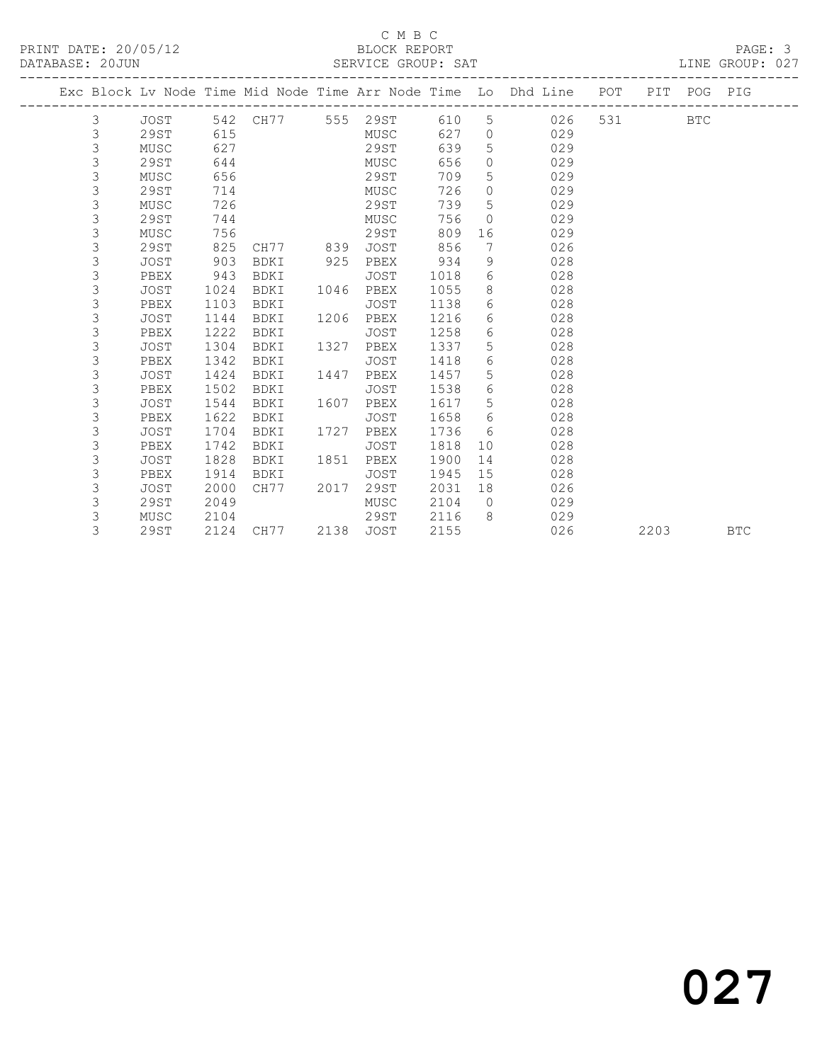C M B C

PRINT DATE: 20/05/12 BLOCK REPORT

DATABASE: 20JUN SERVICE GROUP: SAT LINE GROUP: 027

| Exc | Block | Lv Node | Time | Mid Node | Time | Arr Node | Time | Lo | Dhd Line | POT | PIT | POG | PIG |
|---|---|---|---|---|---|---|---|---|---|---|---|---|---|
| | 3 | JOST | 542 | CH77 | 555 | 29ST | 610 | 5 | 026 | 531 | | BTC | |
| | 3 | 29ST | 615 | | | MUSC | 627 | 0 | 029 | | | | |
| | 3 | MUSC | 627 | | | 29ST | 639 | 5 | 029 | | | | |
| | 3 | 29ST | 644 | | | MUSC | 656 | 0 | 029 | | | | |
| | 3 | MUSC | 656 | | | 29ST | 709 | 5 | 029 | | | | |
| | 3 | 29ST | 714 | | | MUSC | 726 | 0 | 029 | | | | |
| | 3 | MUSC | 726 | | | 29ST | 739 | 5 | 029 | | | | |
| | 3 | 29ST | 744 | | | MUSC | 756 | 0 | 029 | | | | |
| | 3 | MUSC | 756 | | | 29ST | 809 | 16 | 029 | | | | |
| | 3 | 29ST | 825 | CH77 | 839 | JOST | 856 | 7 | 026 | | | | |
| | 3 | JOST | 903 | BDKI | 925 | PBEX | 934 | 9 | 028 | | | | |
| | 3 | PBEX | 943 | BDKI | | JOST | 1018 | 6 | 028 | | | | |
| | 3 | JOST | 1024 | BDKI | 1046 | PBEX | 1055 | 8 | 028 | | | | |
| | 3 | PBEX | 1103 | BDKI | | JOST | 1138 | 6 | 028 | | | | |
| | 3 | JOST | 1144 | BDKI | 1206 | PBEX | 1216 | 6 | 028 | | | | |
| | 3 | PBEX | 1222 | BDKI | | JOST | 1258 | 6 | 028 | | | | |
| | 3 | JOST | 1304 | BDKI | 1327 | PBEX | 1337 | 5 | 028 | | | | |
| | 3 | PBEX | 1342 | BDKI | | JOST | 1418 | 6 | 028 | | | | |
| | 3 | JOST | 1424 | BDKI | 1447 | PBEX | 1457 | 5 | 028 | | | | |
| | 3 | PBEX | 1502 | BDKI | | JOST | 1538 | 6 | 028 | | | | |
| | 3 | JOST | 1544 | BDKI | 1607 | PBEX | 1617 | 5 | 028 | | | | |
| | 3 | PBEX | 1622 | BDKI | | JOST | 1658 | 6 | 028 | | | | |
| | 3 | JOST | 1704 | BDKI | 1727 | PBEX | 1736 | 6 | 028 | | | | |
| | 3 | PBEX | 1742 | BDKI | | JOST | 1818 | 10 | 028 | | | | |
| | 3 | JOST | 1828 | BDKI | 1851 | PBEX | 1900 | 14 | 028 | | | | |
| | 3 | PBEX | 1914 | BDKI | | JOST | 1945 | 15 | 028 | | | | |
| | 3 | JOST | 2000 | CH77 | 2017 | 29ST | 2031 | 18 | 026 | | | | |
| | 3 | 29ST | 2049 | | | MUSC | 2104 | 0 | 029 | | | | |
| | 3 | MUSC | 2104 | | | 29ST | 2116 | 8 | 029 | | | | |
| | 3 | 29ST | 2124 | CH77 | 2138 | JOST | 2155 | | 026 | | 2203 | | BTC |

027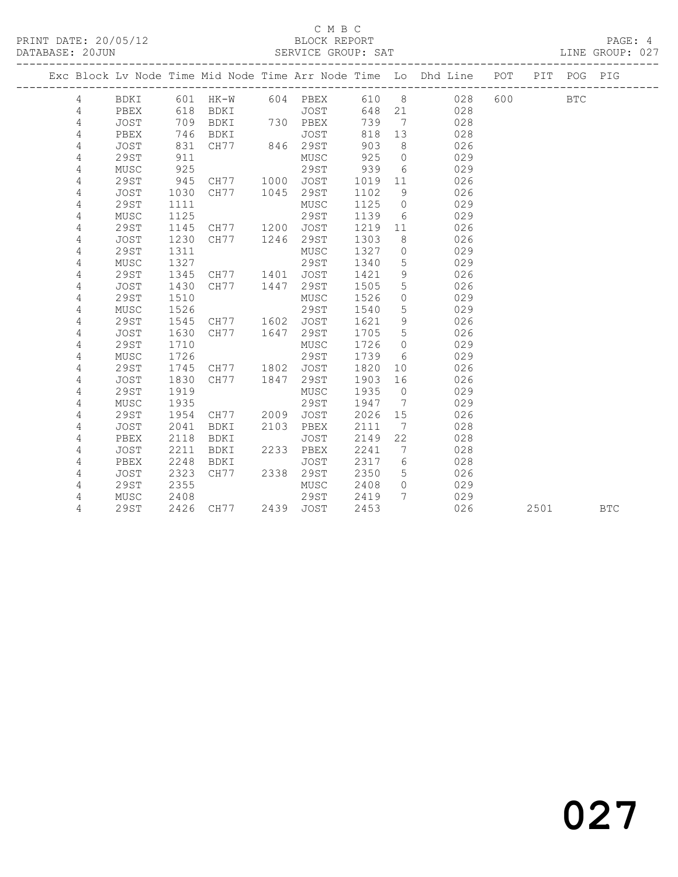C M B C

PRINT DATE: 20/05/12 BLOCK REPORT
DATABASE: 20JUN SERVICE GROUP: SAT LINE GROUP: 027

| Exc | Block | Lv | Node | Time | Mid Node | Time | Arr Node | Time | Lo | Dhd Line | POT | PIT | POG | PIG |
|---|---|---|---|---|---|---|---|---|---|---|---|---|---|---|
| | 4 | | BDKI | 601 | HK-W | 604 | PBEX | 610 | 8 | 028 | 600 | | BTC | |
| | 4 | | PBEX | 618 | BDKI | | JOST | 648 | 21 | 028 | | | | |
| | 4 | | JOST | 709 | BDKI | 730 | PBEX | 739 | 7 | 028 | | | | |
| | 4 | | PBEX | 746 | BDKI | | JOST | 818 | 13 | 028 | | | | |
| | 4 | | JOST | 831 | CH77 | 846 | 29ST | 903 | 8 | 026 | | | | |
| | 4 | | 29ST | 911 | | | MUSC | 925 | 0 | 029 | | | | |
| | 4 | | MUSC | 925 | | | 29ST | 939 | 6 | 029 | | | | |
| | 4 | | 29ST | 945 | CH77 | 1000 | JOST | 1019 | 11 | 026 | | | | |
| | 4 | | JOST | 1030 | CH77 | 1045 | 29ST | 1102 | 9 | 026 | | | | |
| | 4 | | 29ST | 1111 | | | MUSC | 1125 | 0 | 029 | | | | |
| | 4 | | MUSC | 1125 | | | 29ST | 1139 | 6 | 029 | | | | |
| | 4 | | 29ST | 1145 | CH77 | 1200 | JOST | 1219 | 11 | 026 | | | | |
| | 4 | | JOST | 1230 | CH77 | 1246 | 29ST | 1303 | 8 | 026 | | | | |
| | 4 | | 29ST | 1311 | | | MUSC | 1327 | 0 | 029 | | | | |
| | 4 | | MUSC | 1327 | | | 29ST | 1340 | 5 | 029 | | | | |
| | 4 | | 29ST | 1345 | CH77 | 1401 | JOST | 1421 | 9 | 026 | | | | |
| | 4 | | JOST | 1430 | CH77 | 1447 | 29ST | 1505 | 5 | 026 | | | | |
| | 4 | | 29ST | 1510 | | | MUSC | 1526 | 0 | 029 | | | | |
| | 4 | | MUSC | 1526 | | | 29ST | 1540 | 5 | 029 | | | | |
| | 4 | | 29ST | 1545 | CH77 | 1602 | JOST | 1621 | 9 | 026 | | | | |
| | 4 | | JOST | 1630 | CH77 | 1647 | 29ST | 1705 | 5 | 026 | | | | |
| | 4 | | 29ST | 1710 | | | MUSC | 1726 | 0 | 029 | | | | |
| | 4 | | MUSC | 1726 | | | 29ST | 1739 | 6 | 029 | | | | |
| | 4 | | 29ST | 1745 | CH77 | 1802 | JOST | 1820 | 10 | 026 | | | | |
| | 4 | | JOST | 1830 | CH77 | 1847 | 29ST | 1903 | 16 | 026 | | | | |
| | 4 | | 29ST | 1919 | | | MUSC | 1935 | 0 | 029 | | | | |
| | 4 | | MUSC | 1935 | | | 29ST | 1947 | 7 | 029 | | | | |
| | 4 | | 29ST | 1954 | CH77 | 2009 | JOST | 2026 | 15 | 026 | | | | |
| | 4 | | JOST | 2041 | BDKI | 2103 | PBEX | 2111 | 7 | 028 | | | | |
| | 4 | | PBEX | 2118 | BDKI | | JOST | 2149 | 22 | 028 | | | | |
| | 4 | | JOST | 2211 | BDKI | 2233 | PBEX | 2241 | 7 | 028 | | | | |
| | 4 | | PBEX | 2248 | BDKI | | JOST | 2317 | 6 | 028 | | | | |
| | 4 | | JOST | 2323 | CH77 | 2338 | 29ST | 2350 | 5 | 026 | | | | |
| | 4 | | 29ST | 2355 | | | MUSC | 2408 | 0 | 029 | | | | |
| | 4 | | MUSC | 2408 | | | 29ST | 2419 | 7 | 029 | | | | |
| | 4 | | 29ST | 2426 | CH77 | 2439 | JOST | 2453 | | 026 | | 2501 | | BTC |

027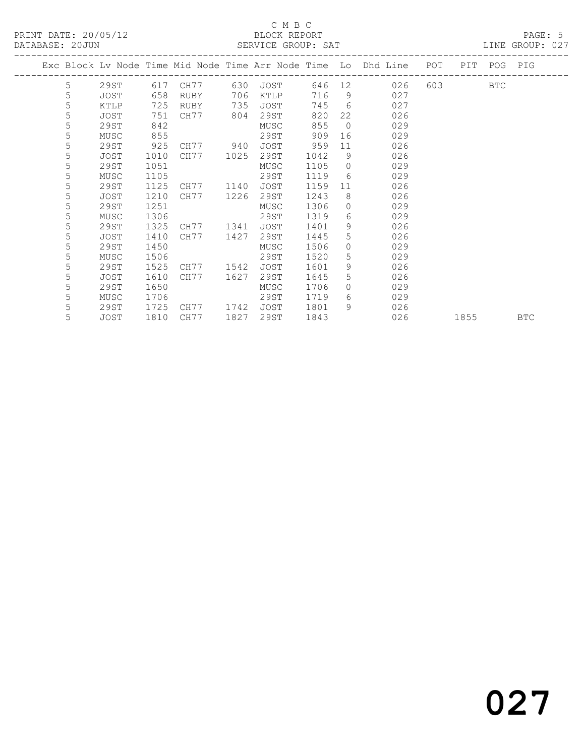C M B C

BLOCK REPORT

PRINT DATE: 20/05/12

DATABASE: 20JUN

SERVICE GROUP: SAT

LINE GROUP: 027

| Exc | Block | Lv Node | Time | Mid Node | Time | Arr Node | Time | Lo | Dhd Line | POT | PIT | POG | PIG |
|---|---|---|---|---|---|---|---|---|---|---|---|---|---|
| | 5 | 29ST | 617 | CH77 | 630 | JOST | 646 | 12 | 026 | 603 | | BTC | |
| | 5 | JOST | 658 | RUBY | 706 | KTLP | 716 | 9 | 027 | | | | |
| | 5 | KTLP | 725 | RUBY | 735 | JOST | 745 | 6 | 027 | | | | |
| | 5 | JOST | 751 | CH77 | 804 | 29ST | 820 | 22 | 026 | | | | |
| | 5 | 29ST | 842 | | | MUSC | 855 | 0 | 029 | | | | |
| | 5 | MUSC | 855 | | | 29ST | 909 | 16 | 029 | | | | |
| | 5 | 29ST | 925 | CH77 | 940 | JOST | 959 | 11 | 026 | | | | |
| | 5 | JOST | 1010 | CH77 | 1025 | 29ST | 1042 | 9 | 026 | | | | |
| | 5 | 29ST | 1051 | | | MUSC | 1105 | 0 | 029 | | | | |
| | 5 | MUSC | 1105 | | | 29ST | 1119 | 6 | 029 | | | | |
| | 5 | 29ST | 1125 | CH77 | 1140 | JOST | 1159 | 11 | 026 | | | | |
| | 5 | JOST | 1210 | CH77 | 1226 | 29ST | 1243 | 8 | 026 | | | | |
| | 5 | 29ST | 1251 | | | MUSC | 1306 | 0 | 029 | | | | |
| | 5 | MUSC | 1306 | | | 29ST | 1319 | 6 | 029 | | | | |
| | 5 | 29ST | 1325 | CH77 | 1341 | JOST | 1401 | 9 | 026 | | | | |
| | 5 | JOST | 1410 | CH77 | 1427 | 29ST | 1445 | 5 | 026 | | | | |
| | 5 | 29ST | 1450 | | | MUSC | 1506 | 0 | 029 | | | | |
| | 5 | MUSC | 1506 | | | 29ST | 1520 | 5 | 029 | | | | |
| | 5 | 29ST | 1525 | CH77 | 1542 | JOST | 1601 | 9 | 026 | | | | |
| | 5 | JOST | 1610 | CH77 | 1627 | 29ST | 1645 | 5 | 026 | | | | |
| | 5 | 29ST | 1650 | | | MUSC | 1706 | 0 | 029 | | | | |
| | 5 | MUSC | 1706 | | | 29ST | 1719 | 6 | 029 | | | | |
| | 5 | 29ST | 1725 | CH77 | 1742 | JOST | 1801 | 9 | 026 | | | | |
| | 5 | JOST | 1810 | CH77 | 1827 | 29ST | 1843 | | 026 | | 1855 | | BTC |

# 027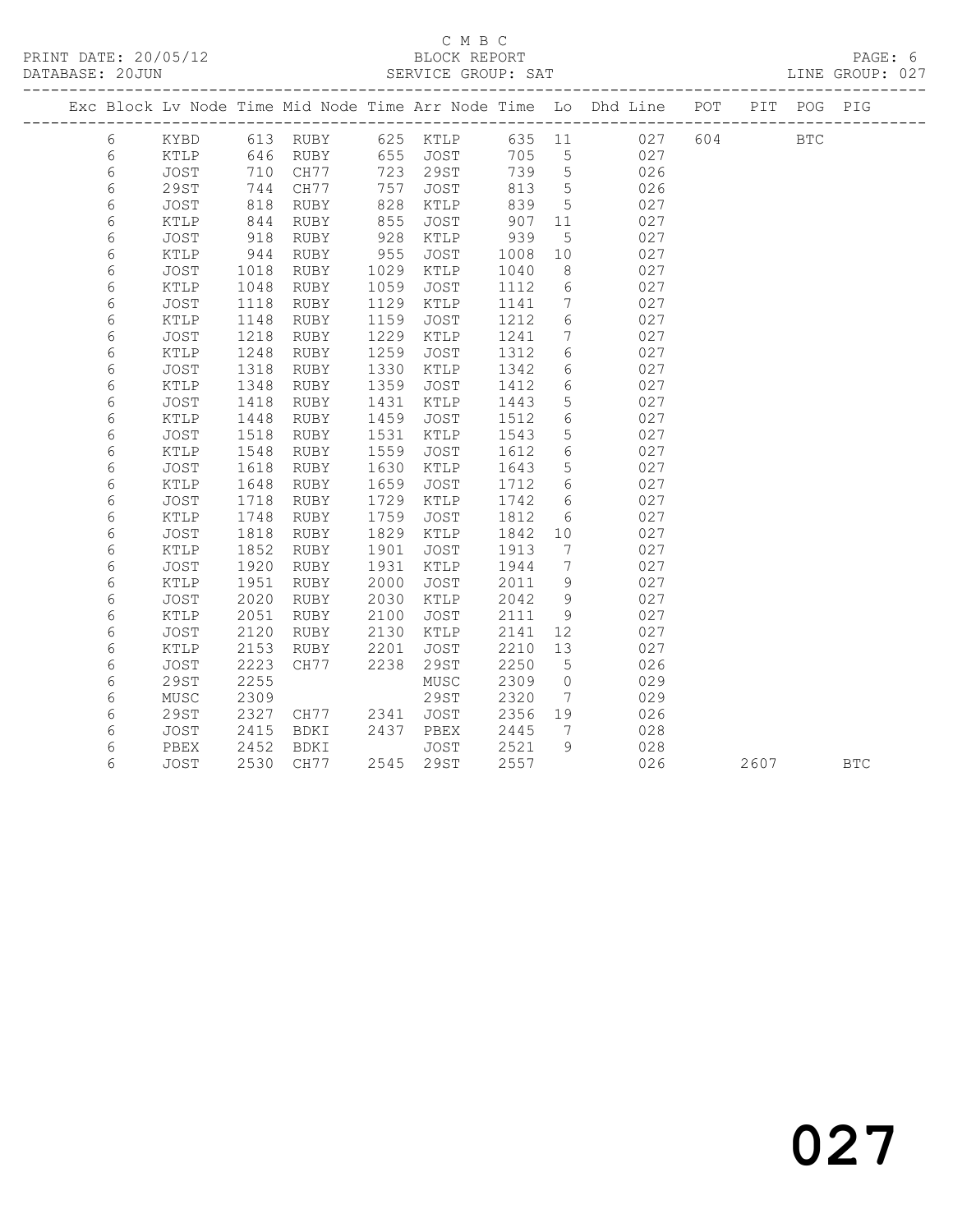C M B C

PRINT DATE: 20/05/12 BLOCK REPORT

DATABASE: 20JUN SERVICE GROUP: SAT LINE GROUP: 027

| Exc | Block | Lv | Node | Time | Mid Node | Time | Arr Node | Time | Lo | Dhd Line | POT | PIT | POG | PIG |
|---|---|---|---|---|---|---|---|---|---|---|---|---|---|---|
| | 6 | | KYBD | 613 | RUBY | 625 | KTLP | 635 | 11 | 027 | 604 | | BTC | |
| | 6 | | KTLP | 646 | RUBY | 655 | JOST | 705 | 5 | 027 | | | | |
| | 6 | | JOST | 710 | CH77 | 723 | 29ST | 739 | 5 | 026 | | | | |
| | 6 | | 29ST | 744 | CH77 | 757 | JOST | 813 | 5 | 026 | | | | |
| | 6 | | JOST | 818 | RUBY | 828 | KTLP | 839 | 5 | 027 | | | | |
| | 6 | | KTLP | 844 | RUBY | 855 | JOST | 907 | 11 | 027 | | | | |
| | 6 | | JOST | 918 | RUBY | 928 | KTLP | 939 | 5 | 027 | | | | |
| | 6 | | KTLP | 944 | RUBY | 955 | JOST | 1008 | 10 | 027 | | | | |
| | 6 | | JOST | 1018 | RUBY | 1029 | KTLP | 1040 | 8 | 027 | | | | |
| | 6 | | KTLP | 1048 | RUBY | 1059 | JOST | 1112 | 6 | 027 | | | | |
| | 6 | | JOST | 1118 | RUBY | 1129 | KTLP | 1141 | 7 | 027 | | | | |
| | 6 | | KTLP | 1148 | RUBY | 1159 | JOST | 1212 | 6 | 027 | | | | |
| | 6 | | JOST | 1218 | RUBY | 1229 | KTLP | 1241 | 7 | 027 | | | | |
| | 6 | | KTLP | 1248 | RUBY | 1259 | JOST | 1312 | 6 | 027 | | | | |
| | 6 | | JOST | 1318 | RUBY | 1330 | KTLP | 1342 | 6 | 027 | | | | |
| | 6 | | KTLP | 1348 | RUBY | 1359 | JOST | 1412 | 6 | 027 | | | | |
| | 6 | | JOST | 1418 | RUBY | 1431 | KTLP | 1443 | 5 | 027 | | | | |
| | 6 | | KTLP | 1448 | RUBY | 1459 | JOST | 1512 | 6 | 027 | | | | |
| | 6 | | JOST | 1518 | RUBY | 1531 | KTLP | 1543 | 5 | 027 | | | | |
| | 6 | | KTLP | 1548 | RUBY | 1559 | JOST | 1612 | 6 | 027 | | | | |
| | 6 | | JOST | 1618 | RUBY | 1630 | KTLP | 1643 | 5 | 027 | | | | |
| | 6 | | KTLP | 1648 | RUBY | 1659 | JOST | 1712 | 6 | 027 | | | | |
| | 6 | | JOST | 1718 | RUBY | 1729 | KTLP | 1742 | 6 | 027 | | | | |
| | 6 | | KTLP | 1748 | RUBY | 1759 | JOST | 1812 | 6 | 027 | | | | |
| | 6 | | JOST | 1818 | RUBY | 1829 | KTLP | 1842 | 10 | 027 | | | | |
| | 6 | | KTLP | 1852 | RUBY | 1901 | JOST | 1913 | 7 | 027 | | | | |
| | 6 | | JOST | 1920 | RUBY | 1931 | KTLP | 1944 | 7 | 027 | | | | |
| | 6 | | KTLP | 1951 | RUBY | 2000 | JOST | 2011 | 9 | 027 | | | | |
| | 6 | | JOST | 2020 | RUBY | 2030 | KTLP | 2042 | 9 | 027 | | | | |
| | 6 | | KTLP | 2051 | RUBY | 2100 | JOST | 2111 | 9 | 027 | | | | |
| | 6 | | JOST | 2120 | RUBY | 2130 | KTLP | 2141 | 12 | 027 | | | | |
| | 6 | | KTLP | 2153 | RUBY | 2201 | JOST | 2210 | 13 | 027 | | | | |
| | 6 | | JOST | 2223 | CH77 | 2238 | 29ST | 2250 | 5 | 026 | | | | |
| | 6 | | 29ST | 2255 | | | MUSC | 2309 | 0 | 029 | | | | |
| | 6 | | MUSC | 2309 | | | 29ST | 2320 | 7 | 029 | | | | |
| | 6 | | 29ST | 2327 | CH77 | 2341 | JOST | 2356 | 19 | 026 | | | | |
| | 6 | | JOST | 2415 | BDKI | 2437 | PBEX | 2445 | 7 | 028 | | | | |
| | 6 | | PBEX | 2452 | BDKI | | JOST | 2521 | 9 | 028 | | | | |
| | 6 | | JOST | 2530 | CH77 | 2545 | 29ST | 2557 | | 026 | | 2607 | | BTC |

027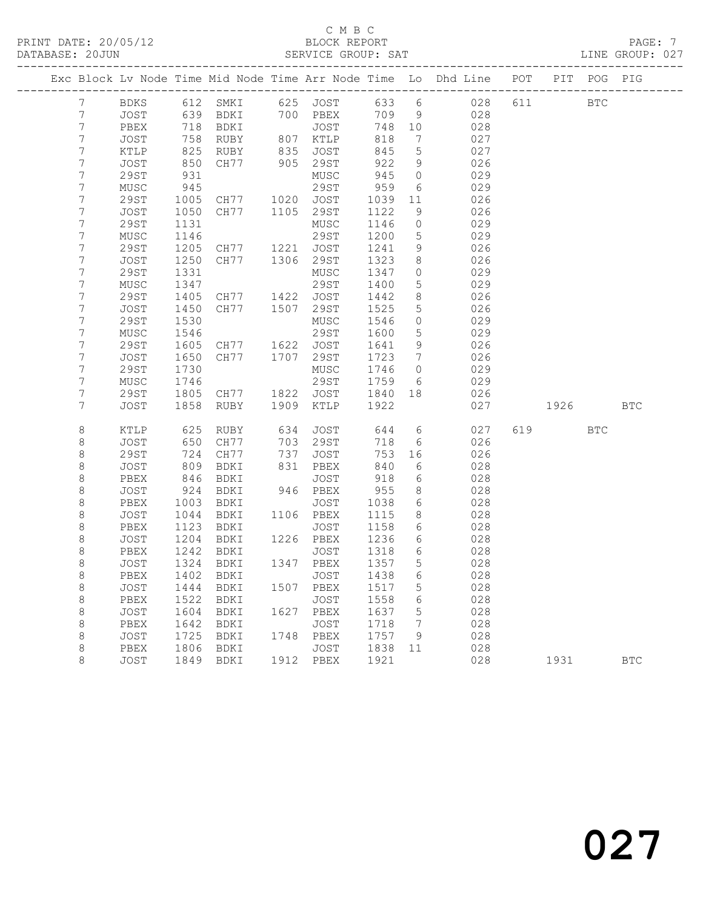C M B C

PRINT DATE: 20/05/12 BLOCK REPORT

DATABASE: 20JUN SERVICE GROUP: SAT LINE GROUP: 027

| Exc | Block | Lv | Node | Time | Mid Node | Time | Arr Node | Time | Lo | Dhd Line | POT | PIT | POG | PIG |
|---|---|---|---|---|---|---|---|---|---|---|---|---|---|---|
| | 7 | | BDKS | 612 | SMKI | 625 | JOST | 633 | 6 | 028 | 611 | | BTC | |
| | 7 | | JOST | 639 | BDKI | 700 | PBEX | 709 | 9 | 028 | | | | |
| | 7 | | PBEX | 718 | BDKI | | JOST | 748 | 10 | 028 | | | | |
| | 7 | | JOST | 758 | RUBY | 807 | KTLP | 818 | 7 | 027 | | | | |
| | 7 | | KTLP | 825 | RUBY | 835 | JOST | 845 | 5 | 027 | | | | |
| | 7 | | JOST | 850 | CH77 | 905 | 29ST | 922 | 9 | 026 | | | | |
| | 7 | | 29ST | 931 | | | MUSC | 945 | 0 | 029 | | | | |
| | 7 | | MUSC | 945 | | | 29ST | 959 | 6 | 029 | | | | |
| | 7 | | 29ST | 1005 | CH77 | 1020 | JOST | 1039 | 11 | 026 | | | | |
| | 7 | | JOST | 1050 | CH77 | 1105 | 29ST | 1122 | 9 | 026 | | | | |
| | 7 | | 29ST | 1131 | | | MUSC | 1146 | 0 | 029 | | | | |
| | 7 | | MUSC | 1146 | | | 29ST | 1200 | 5 | 029 | | | | |
| | 7 | | 29ST | 1205 | CH77 | 1221 | JOST | 1241 | 9 | 026 | | | | |
| | 7 | | JOST | 1250 | CH77 | 1306 | 29ST | 1323 | 8 | 026 | | | | |
| | 7 | | 29ST | 1331 | | | MUSC | 1347 | 0 | 029 | | | | |
| | 7 | | MUSC | 1347 | | | 29ST | 1400 | 5 | 029 | | | | |
| | 7 | | 29ST | 1405 | CH77 | 1422 | JOST | 1442 | 8 | 026 | | | | |
| | 7 | | JOST | 1450 | CH77 | 1507 | 29ST | 1525 | 5 | 026 | | | | |
| | 7 | | 29ST | 1530 | | | MUSC | 1546 | 0 | 029 | | | | |
| | 7 | | MUSC | 1546 | | | 29ST | 1600 | 5 | 029 | | | | |
| | 7 | | 29ST | 1605 | CH77 | 1622 | JOST | 1641 | 9 | 026 | | | | |
| | 7 | | JOST | 1650 | CH77 | 1707 | 29ST | 1723 | 7 | 026 | | | | |
| | 7 | | 29ST | 1730 | | | MUSC | 1746 | 0 | 029 | | | | |
| | 7 | | MUSC | 1746 | | | 29ST | 1759 | 6 | 029 | | | | |
| | 7 | | 29ST | 1805 | CH77 | 1822 | JOST | 1840 | 18 | 026 | | | | |
| | 7 | | JOST | 1858 | RUBY | 1909 | KTLP | 1922 | | 027 | | 1926 | | BTC |
| | 8 | | KTLP | 625 | RUBY | 634 | JOST | 644 | 6 | 027 | 619 | | BTC | |
| | 8 | | JOST | 650 | CH77 | 703 | 29ST | 718 | 6 | 026 | | | | |
| | 8 | | 29ST | 724 | CH77 | 737 | JOST | 753 | 16 | 026 | | | | |
| | 8 | | JOST | 809 | BDKI | 831 | PBEX | 840 | 6 | 028 | | | | |
| | 8 | | PBEX | 846 | BDKI | | JOST | 918 | 6 | 028 | | | | |
| | 8 | | JOST | 924 | BDKI | 946 | PBEX | 955 | 8 | 028 | | | | |
| | 8 | | PBEX | 1003 | BDKI | | JOST | 1038 | 6 | 028 | | | | |
| | 8 | | JOST | 1044 | BDKI | 1106 | PBEX | 1115 | 8 | 028 | | | | |
| | 8 | | PBEX | 1123 | BDKI | | JOST | 1158 | 6 | 028 | | | | |
| | 8 | | JOST | 1204 | BDKI | 1226 | PBEX | 1236 | 6 | 028 | | | | |
| | 8 | | PBEX | 1242 | BDKI | | JOST | 1318 | 6 | 028 | | | | |
| | 8 | | JOST | 1324 | BDKI | 1347 | PBEX | 1357 | 5 | 028 | | | | |
| | 8 | | PBEX | 1402 | BDKI | | JOST | 1438 | 6 | 028 | | | | |
| | 8 | | JOST | 1444 | BDKI | 1507 | PBEX | 1517 | 5 | 028 | | | | |
| | 8 | | PBEX | 1522 | BDKI | | JOST | 1558 | 6 | 028 | | | | |
| | 8 | | JOST | 1604 | BDKI | 1627 | PBEX | 1637 | 5 | 028 | | | | |
| | 8 | | PBEX | 1642 | BDKI | | JOST | 1718 | 7 | 028 | | | | |
| | 8 | | JOST | 1725 | BDKI | 1748 | PBEX | 1757 | 9 | 028 | | | | |
| | 8 | | PBEX | 1806 | BDKI | | JOST | 1838 | 11 | 028 | | | | |
| | 8 | | JOST | 1849 | BDKI | 1912 | PBEX | 1921 | | 028 | | 1931 | | BTC |

027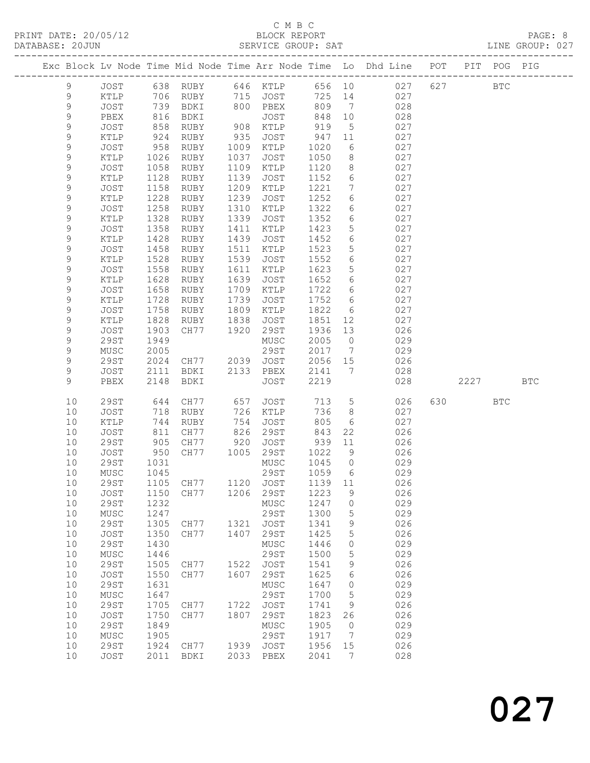C M B C

PRINT DATE: 20/05/12 BLOCK REPORT

DATABASE: 20JUN SERVICE GROUP: SAT LINE GROUP: 027

| Exc | Block | Lv | Node | Time | Mid Node | Time | Arr Node | Time | Lo | Dhd Line | POT | PIT | POG | PIG |
|---|---|---|---|---|---|---|---|---|---|---|---|---|---|---|
| | 9 | | JOST | 638 | RUBY | 646 | KTLP | 656 | 10 | 027 | 627 | | BTC | |
| | 9 | | KTLP | 706 | RUBY | 715 | JOST | 725 | 14 | 027 | | | | |
| | 9 | | JOST | 739 | BDKI | 800 | PBEX | 809 | 7 | 028 | | | | |
| | 9 | | PBEX | 816 | BDKI | | JOST | 848 | 10 | 028 | | | | |
| | 9 | | JOST | 858 | RUBY | 908 | KTLP | 919 | 5 | 027 | | | | |
| | 9 | | KTLP | 924 | RUBY | 935 | JOST | 947 | 11 | 027 | | | | |
| | 9 | | JOST | 958 | RUBY | 1009 | KTLP | 1020 | 6 | 027 | | | | |
| | 9 | | KTLP | 1026 | RUBY | 1037 | JOST | 1050 | 8 | 027 | | | | |
| | 9 | | JOST | 1058 | RUBY | 1109 | KTLP | 1120 | 8 | 027 | | | | |
| | 9 | | KTLP | 1128 | RUBY | 1139 | JOST | 1152 | 6 | 027 | | | | |
| | 9 | | JOST | 1158 | RUBY | 1209 | KTLP | 1221 | 7 | 027 | | | | |
| | 9 | | KTLP | 1228 | RUBY | 1239 | JOST | 1252 | 6 | 027 | | | | |
| | 9 | | JOST | 1258 | RUBY | 1310 | KTLP | 1322 | 6 | 027 | | | | |
| | 9 | | KTLP | 1328 | RUBY | 1339 | JOST | 1352 | 6 | 027 | | | | |
| | 9 | | JOST | 1358 | RUBY | 1411 | KTLP | 1423 | 5 | 027 | | | | |
| | 9 | | KTLP | 1428 | RUBY | 1439 | JOST | 1452 | 6 | 027 | | | | |
| | 9 | | JOST | 1458 | RUBY | 1511 | KTLP | 1523 | 5 | 027 | | | | |
| | 9 | | KTLP | 1528 | RUBY | 1539 | JOST | 1552 | 6 | 027 | | | | |
| | 9 | | JOST | 1558 | RUBY | 1611 | KTLP | 1623 | 5 | 027 | | | | |
| | 9 | | KTLP | 1628 | RUBY | 1639 | JOST | 1652 | 6 | 027 | | | | |
| | 9 | | JOST | 1658 | RUBY | 1709 | KTLP | 1722 | 6 | 027 | | | | |
| | 9 | | KTLP | 1728 | RUBY | 1739 | JOST | 1752 | 6 | 027 | | | | |
| | 9 | | JOST | 1758 | RUBY | 1809 | KTLP | 1822 | 6 | 027 | | | | |
| | 9 | | KTLP | 1828 | RUBY | 1838 | JOST | 1851 | 12 | 027 | | | | |
| | 9 | | JOST | 1903 | CH77 | 1920 | 29ST | 1936 | 13 | 026 | | | | |
| | 9 | | 29ST | 1949 | | | MUSC | 2005 | 0 | 029 | | | | |
| | 9 | | MUSC | 2005 | | | 29ST | 2017 | 7 | 029 | | | | |
| | 9 | | 29ST | 2024 | CH77 | 2039 | JOST | 2056 | 15 | 026 | | | | |
| | 9 | | JOST | 2111 | BDKI | 2133 | PBEX | 2141 | 7 | 028 | | | | |
| | 9 | | PBEX | 2148 | BDKI | | JOST | 2219 | | 028 | | 2227 | | BTC |
| | 10 | | 29ST | 644 | CH77 | 657 | JOST | 713 | 5 | 026 | 630 | | BTC | |
| | 10 | | JOST | 718 | RUBY | 726 | KTLP | 736 | 8 | 027 | | | | |
| | 10 | | KTLP | 744 | RUBY | 754 | JOST | 805 | 6 | 027 | | | | |
| | 10 | | JOST | 811 | CH77 | 826 | 29ST | 843 | 22 | 026 | | | | |
| | 10 | | 29ST | 905 | CH77 | 920 | JOST | 939 | 11 | 026 | | | | |
| | 10 | | JOST | 950 | CH77 | 1005 | 29ST | 1022 | 9 | 026 | | | | |
| | 10 | | 29ST | 1031 | | | MUSC | 1045 | 0 | 029 | | | | |
| | 10 | | MUSC | 1045 | | | 29ST | 1059 | 6 | 029 | | | | |
| | 10 | | 29ST | 1105 | CH77 | 1120 | JOST | 1139 | 11 | 026 | | | | |
| | 10 | | JOST | 1150 | CH77 | 1206 | 29ST | 1223 | 9 | 026 | | | | |
| | 10 | | 29ST | 1232 | | | MUSC | 1247 | 0 | 029 | | | | |
| | 10 | | MUSC | 1247 | | | 29ST | 1300 | 5 | 029 | | | | |
| | 10 | | 29ST | 1305 | CH77 | 1321 | JOST | 1341 | 9 | 026 | | | | |
| | 10 | | JOST | 1350 | CH77 | 1407 | 29ST | 1425 | 5 | 026 | | | | |
| | 10 | | 29ST | 1430 | | | MUSC | 1446 | 0 | 029 | | | | |
| | 10 | | MUSC | 1446 | | | 29ST | 1500 | 5 | 029 | | | | |
| | 10 | | 29ST | 1505 | CH77 | 1522 | JOST | 1541 | 9 | 026 | | | | |
| | 10 | | JOST | 1550 | CH77 | 1607 | 29ST | 1625 | 6 | 026 | | | | |
| | 10 | | 29ST | 1631 | | | MUSC | 1647 | 0 | 029 | | | | |
| | 10 | | MUSC | 1647 | | | 29ST | 1700 | 5 | 029 | | | | |
| | 10 | | 29ST | 1705 | CH77 | 1722 | JOST | 1741 | 9 | 026 | | | | |
| | 10 | | JOST | 1750 | CH77 | 1807 | 29ST | 1823 | 26 | 026 | | | | |
| | 10 | | 29ST | 1849 | | | MUSC | 1905 | 0 | 029 | | | | |
| | 10 | | MUSC | 1905 | | | 29ST | 1917 | 7 | 029 | | | | |
| | 10 | | 29ST | 1924 | CH77 | 1939 | JOST | 1956 | 15 | 026 | | | | |
| | 10 | | JOST | 2011 | BDKI | 2033 | PBEX | 2041 | 7 | 028 | | | | |

027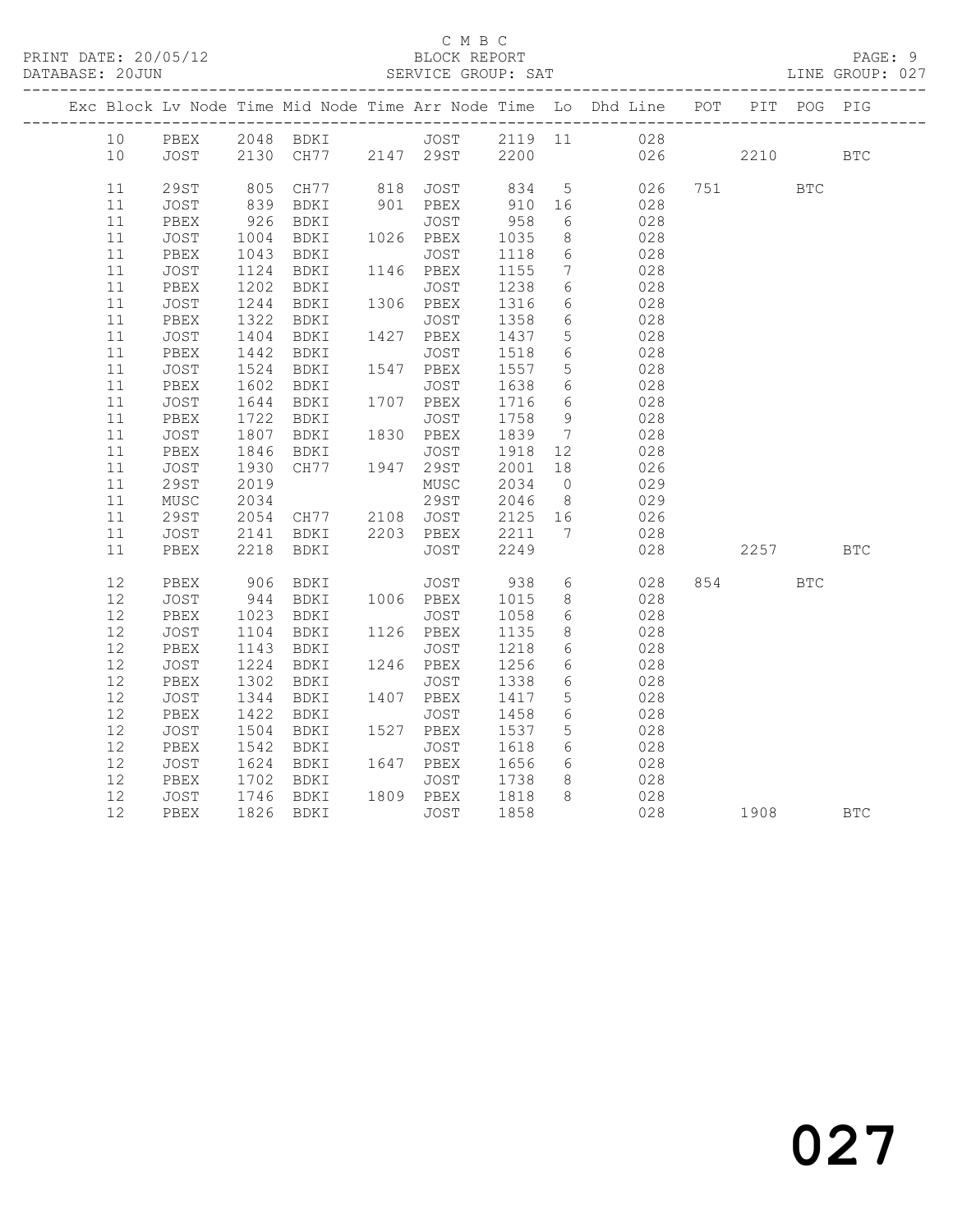C M B C

PRINT DATE: 20/05/12 BLOCK REPORT

DATABASE: 20JUN SERVICE GROUP: SAT LINE GROUP: 027

| Exc | Block | Lv | Node | Time | Mid Node | Time | Arr Node | Time | Lo | Dhd Line | POT | PIT | POG | PIG |
|---|---|---|---|---|---|---|---|---|---|---|---|---|---|---|
| | 10 | | PBEX | 2048 | BDKI | | JOST | 2119 | 11 | 028 | | | | |
| | 10 | | JOST | 2130 | CH77 | 2147 | 29ST | 2200 | | 026 | | 2210 | | BTC |
| | 11 | | 29ST | 805 | CH77 | 818 | JOST | 834 | 5 | 026 | 751 | | BTC | |
| | 11 | | JOST | 839 | BDKI | 901 | PBEX | 910 | 16 | 028 | | | | |
| | 11 | | PBEX | 926 | BDKI | | JOST | 958 | 6 | 028 | | | | |
| | 11 | | JOST | 1004 | BDKI | 1026 | PBEX | 1035 | 8 | 028 | | | | |
| | 11 | | PBEX | 1043 | BDKI | | JOST | 1118 | 6 | 028 | | | | |
| | 11 | | JOST | 1124 | BDKI | 1146 | PBEX | 1155 | 7 | 028 | | | | |
| | 11 | | PBEX | 1202 | BDKI | | JOST | 1238 | 6 | 028 | | | | |
| | 11 | | JOST | 1244 | BDKI | 1306 | PBEX | 1316 | 6 | 028 | | | | |
| | 11 | | PBEX | 1322 | BDKI | | JOST | 1358 | 6 | 028 | | | | |
| | 11 | | JOST | 1404 | BDKI | 1427 | PBEX | 1437 | 5 | 028 | | | | |
| | 11 | | PBEX | 1442 | BDKI | | JOST | 1518 | 6 | 028 | | | | |
| | 11 | | JOST | 1524 | BDKI | 1547 | PBEX | 1557 | 5 | 028 | | | | |
| | 11 | | PBEX | 1602 | BDKI | | JOST | 1638 | 6 | 028 | | | | |
| | 11 | | JOST | 1644 | BDKI | 1707 | PBEX | 1716 | 6 | 028 | | | | |
| | 11 | | PBEX | 1722 | BDKI | | JOST | 1758 | 9 | 028 | | | | |
| | 11 | | JOST | 1807 | BDKI | 1830 | PBEX | 1839 | 7 | 028 | | | | |
| | 11 | | PBEX | 1846 | BDKI | | JOST | 1918 | 12 | 028 | | | | |
| | 11 | | JOST | 1930 | CH77 | 1947 | 29ST | 2001 | 18 | 026 | | | | |
| | 11 | | 29ST | 2019 | | | MUSC | 2034 | 0 | 029 | | | | |
| | 11 | | MUSC | 2034 | | | 29ST | 2046 | 8 | 029 | | | | |
| | 11 | | 29ST | 2054 | CH77 | 2108 | JOST | 2125 | 16 | 026 | | | | |
| | 11 | | JOST | 2141 | BDKI | 2203 | PBEX | 2211 | 7 | 028 | | | | |
| | 11 | | PBEX | 2218 | BDKI | | JOST | 2249 | | 028 | | 2257 | | BTC |
| | 12 | | PBEX | 906 | BDKI | | JOST | 938 | 6 | 028 | 854 | | BTC | |
| | 12 | | JOST | 944 | BDKI | 1006 | PBEX | 1015 | 8 | 028 | | | | |
| | 12 | | PBEX | 1023 | BDKI | | JOST | 1058 | 6 | 028 | | | | |
| | 12 | | JOST | 1104 | BDKI | 1126 | PBEX | 1135 | 8 | 028 | | | | |
| | 12 | | PBEX | 1143 | BDKI | | JOST | 1218 | 6 | 028 | | | | |
| | 12 | | JOST | 1224 | BDKI | 1246 | PBEX | 1256 | 6 | 028 | | | | |
| | 12 | | PBEX | 1302 | BDKI | | JOST | 1338 | 6 | 028 | | | | |
| | 12 | | JOST | 1344 | BDKI | 1407 | PBEX | 1417 | 5 | 028 | | | | |
| | 12 | | PBEX | 1422 | BDKI | | JOST | 1458 | 6 | 028 | | | | |
| | 12 | | JOST | 1504 | BDKI | 1527 | PBEX | 1537 | 5 | 028 | | | | |
| | 12 | | PBEX | 1542 | BDKI | | JOST | 1618 | 6 | 028 | | | | |
| | 12 | | JOST | 1624 | BDKI | 1647 | PBEX | 1656 | 6 | 028 | | | | |
| | 12 | | PBEX | 1702 | BDKI | | JOST | 1738 | 8 | 028 | | | | |
| | 12 | | JOST | 1746 | BDKI | 1809 | PBEX | 1818 | 8 | 028 | | | | |
| | 12 | | PBEX | 1826 | BDKI | | JOST | 1858 | | 028 | | 1908 | | BTC |

027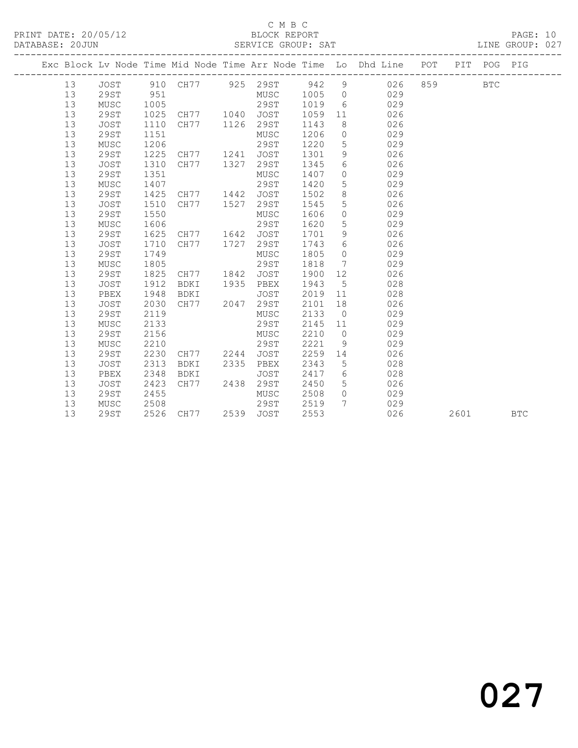C M B C
BLOCK REPORT
SERVICE GROUP: SAT

PRINT DATE: 20/05/12
DATABASE: 20JUN
LINE GROUP: 027

| Exc | Block | Lv | Node | Time | Mid Node | Time | Arr Node | Time | Lo | Dhd Line | POT | PIT | POG | PIG |
|---|---|---|---|---|---|---|---|---|---|---|---|---|---|---|
| | 13 | | JOST | 910 | CH77 | 925 | 29ST | 942 | 9 | 026 | 859 | | BTC | |
| | 13 | | 29ST | 951 | | | MUSC | 1005 | 0 | 029 | | | | |
| | 13 | | MUSC | 1005 | | | 29ST | 1019 | 6 | 029 | | | | |
| | 13 | | 29ST | 1025 | CH77 | 1040 | JOST | 1059 | 11 | 026 | | | | |
| | 13 | | JOST | 1110 | CH77 | 1126 | 29ST | 1143 | 8 | 026 | | | | |
| | 13 | | 29ST | 1151 | | | MUSC | 1206 | 0 | 029 | | | | |
| | 13 | | MUSC | 1206 | | | 29ST | 1220 | 5 | 029 | | | | |
| | 13 | | 29ST | 1225 | CH77 | 1241 | JOST | 1301 | 9 | 026 | | | | |
| | 13 | | JOST | 1310 | CH77 | 1327 | 29ST | 1345 | 6 | 026 | | | | |
| | 13 | | 29ST | 1351 | | | MUSC | 1407 | 0 | 029 | | | | |
| | 13 | | MUSC | 1407 | | | 29ST | 1420 | 5 | 029 | | | | |
| | 13 | | 29ST | 1425 | CH77 | 1442 | JOST | 1502 | 8 | 026 | | | | |
| | 13 | | JOST | 1510 | CH77 | 1527 | 29ST | 1545 | 5 | 026 | | | | |
| | 13 | | 29ST | 1550 | | | MUSC | 1606 | 0 | 029 | | | | |
| | 13 | | MUSC | 1606 | | | 29ST | 1620 | 5 | 029 | | | | |
| | 13 | | 29ST | 1625 | CH77 | 1642 | JOST | 1701 | 9 | 026 | | | | |
| | 13 | | JOST | 1710 | CH77 | 1727 | 29ST | 1743 | 6 | 026 | | | | |
| | 13 | | 29ST | 1749 | | | MUSC | 1805 | 0 | 029 | | | | |
| | 13 | | MUSC | 1805 | | | 29ST | 1818 | 7 | 029 | | | | |
| | 13 | | 29ST | 1825 | CH77 | 1842 | JOST | 1900 | 12 | 026 | | | | |
| | 13 | | JOST | 1912 | BDKI | 1935 | PBEX | 1943 | 5 | 028 | | | | |
| | 13 | | PBEX | 1948 | BDKI | | JOST | 2019 | 11 | 028 | | | | |
| | 13 | | JOST | 2030 | CH77 | 2047 | 29ST | 2101 | 18 | 026 | | | | |
| | 13 | | 29ST | 2119 | | | MUSC | 2133 | 0 | 029 | | | | |
| | 13 | | MUSC | 2133 | | | 29ST | 2145 | 11 | 029 | | | | |
| | 13 | | 29ST | 2156 | | | MUSC | 2210 | 0 | 029 | | | | |
| | 13 | | MUSC | 2210 | | | 29ST | 2221 | 9 | 029 | | | | |
| | 13 | | 29ST | 2230 | CH77 | 2244 | JOST | 2259 | 14 | 026 | | | | |
| | 13 | | JOST | 2313 | BDKI | 2335 | PBEX | 2343 | 5 | 028 | | | | |
| | 13 | | PBEX | 2348 | BDKI | | JOST | 2417 | 6 | 028 | | | | |
| | 13 | | JOST | 2423 | CH77 | 2438 | 29ST | 2450 | 5 | 026 | | | | |
| | 13 | | 29ST | 2455 | | | MUSC | 2508 | 0 | 029 | | | | |
| | 13 | | MUSC | 2508 | | | 29ST | 2519 | 7 | 029 | | | | |
| | 13 | | 29ST | 2526 | CH77 | 2539 | JOST | 2553 | | 026 | | 2601 | | BTC |

027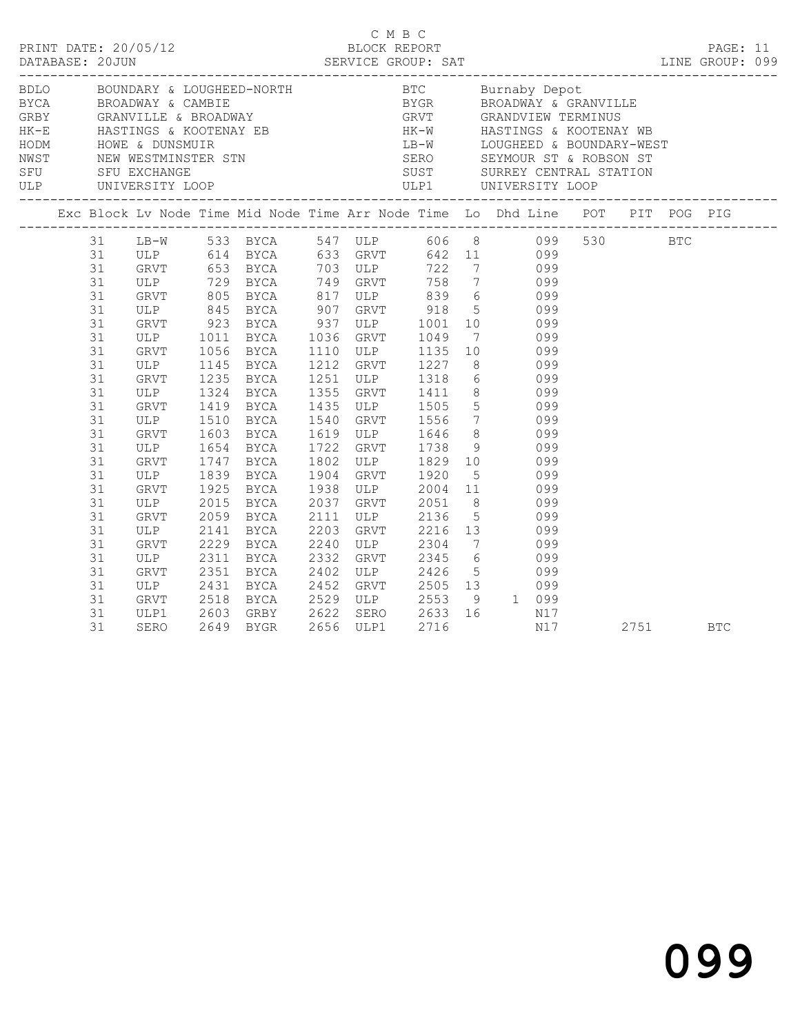C M B C

PRINT DATE: 20/05/12 BLOCK REPORT PAGE: 11
DATABASE: 20JUN SERVICE GROUP: SAT LINE GROUP: 099

| Code | Description | Code | Description |
|---|---|---|---|
| BDLO | BOUNDARY & LOUGHEED-NORTH | BTC | Burnaby Depot |
| BYCA | BROADWAY & CAMBIE | BYGR | BROADWAY & GRANVILLE |
| GRBY | GRANVILLE & BROADWAY | GRVT | GRANDVIEW TERMINUS |
| HK-E | HASTINGS & KOOTENAY EB | HK-W | HASTINGS & KOOTENAY WB |
| HODM | HOWE & DUNSMUIR | LB-W | LOUGHEED & BOUNDARY-WEST |
| NWST | NEW WESTMINSTER STN | SERO | SEYMOUR ST & ROBSON ST |
| SFU | SFU EXCHANGE | SUST | SURREY CENTRAL STATION |
| ULP | UNIVERSITY LOOP | ULP1 | UNIVERSITY LOOP |

| Exc | Block | Lv Node | Time | Mid Node | Time | Arr Node | Time | Lo | Dhd | Line | POT | PIT | POG | PIG |
|---|---|---|---|---|---|---|---|---|---|---|---|---|---|---|
| | 31 | LB-W | 533 | BYCA | 547 | ULP | 606 | 8 | | 099 | 530 | | BTC | |
| | 31 | ULP | 614 | BYCA | 633 | GRVT | 642 | 11 | | 099 | | | | |
| | 31 | GRVT | 653 | BYCA | 703 | ULP | 722 | 7 | | 099 | | | | |
| | 31 | ULP | 729 | BYCA | 749 | GRVT | 758 | 7 | | 099 | | | | |
| | 31 | GRVT | 805 | BYCA | 817 | ULP | 839 | 6 | | 099 | | | | |
| | 31 | ULP | 845 | BYCA | 907 | GRVT | 918 | 5 | | 099 | | | | |
| | 31 | GRVT | 923 | BYCA | 937 | ULP | 1001 | 10 | | 099 | | | | |
| | 31 | ULP | 1011 | BYCA | 1036 | GRVT | 1049 | 7 | | 099 | | | | |
| | 31 | GRVT | 1056 | BYCA | 1110 | ULP | 1135 | 10 | | 099 | | | | |
| | 31 | ULP | 1145 | BYCA | 1212 | GRVT | 1227 | 8 | | 099 | | | | |
| | 31 | GRVT | 1235 | BYCA | 1251 | ULP | 1318 | 6 | | 099 | | | | |
| | 31 | ULP | 1324 | BYCA | 1355 | GRVT | 1411 | 8 | | 099 | | | | |
| | 31 | GRVT | 1419 | BYCA | 1435 | ULP | 1505 | 5 | | 099 | | | | |
| | 31 | ULP | 1510 | BYCA | 1540 | GRVT | 1556 | 7 | | 099 | | | | |
| | 31 | GRVT | 1603 | BYCA | 1619 | ULP | 1646 | 8 | | 099 | | | | |
| | 31 | ULP | 1654 | BYCA | 1722 | GRVT | 1738 | 9 | | 099 | | | | |
| | 31 | GRVT | 1747 | BYCA | 1802 | ULP | 1829 | 10 | | 099 | | | | |
| | 31 | ULP | 1839 | BYCA | 1904 | GRVT | 1920 | 5 | | 099 | | | | |
| | 31 | GRVT | 1925 | BYCA | 1938 | ULP | 2004 | 11 | | 099 | | | | |
| | 31 | ULP | 2015 | BYCA | 2037 | GRVT | 2051 | 8 | | 099 | | | | |
| | 31 | GRVT | 2059 | BYCA | 2111 | ULP | 2136 | 5 | | 099 | | | | |
| | 31 | ULP | 2141 | BYCA | 2203 | GRVT | 2216 | 13 | | 099 | | | | |
| | 31 | GRVT | 2229 | BYCA | 2240 | ULP | 2304 | 7 | | 099 | | | | |
| | 31 | ULP | 2311 | BYCA | 2332 | GRVT | 2345 | 6 | | 099 | | | | |
| | 31 | GRVT | 2351 | BYCA | 2402 | ULP | 2426 | 5 | | 099 | | | | |
| | 31 | ULP | 2431 | BYCA | 2452 | GRVT | 2505 | 13 | | 099 | | | | |
| | 31 | GRVT | 2518 | BYCA | 2529 | ULP | 2553 | 9 | 1 | 099 | | | | |
| | 31 | ULP1 | 2603 | GRBY | 2622 | SERO | 2633 | 16 | | N17 | | | | |
| | 31 | SERO | 2649 | BYGR | 2656 | ULP1 | 2716 | | | N17 | | 2751 | | BTC |

099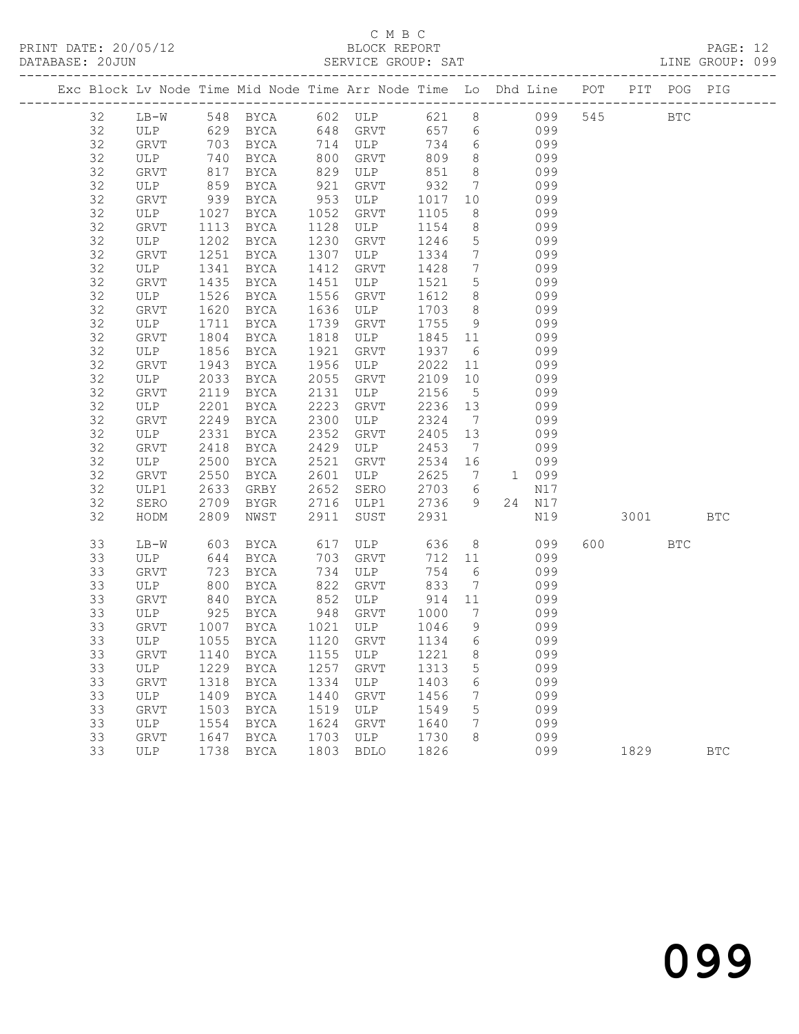C M B C

PRINT DATE: 20/05/12 BLOCK REPORT

DATABASE: 20JUN SERVICE GROUP: SAT LINE GROUP: 099

| Exc | Block | Lv | Node | Time | Mid Node | Time | Arr Node | Time | Lo | Dhd | Line | POT | PIT | POG | PIG |
|---|---|---|---|---|---|---|---|---|---|---|---|---|---|---|---|
| | 32 | | LB-W | 548 | BYCA | 602 | ULP | 621 | 8 | | 099 | 545 | | BTC | |
| | 32 | | ULP | 629 | BYCA | 648 | GRVT | 657 | 6 | | 099 | | | | |
| | 32 | | GRVT | 703 | BYCA | 714 | ULP | 734 | 6 | | 099 | | | | |
| | 32 | | ULP | 740 | BYCA | 800 | GRVT | 809 | 8 | | 099 | | | | |
| | 32 | | GRVT | 817 | BYCA | 829 | ULP | 851 | 8 | | 099 | | | | |
| | 32 | | ULP | 859 | BYCA | 921 | GRVT | 932 | 7 | | 099 | | | | |
| | 32 | | GRVT | 939 | BYCA | 953 | ULP | 1017 | 10 | | 099 | | | | |
| | 32 | | ULP | 1027 | BYCA | 1052 | GRVT | 1105 | 8 | | 099 | | | | |
| | 32 | | GRVT | 1113 | BYCA | 1128 | ULP | 1154 | 8 | | 099 | | | | |
| | 32 | | ULP | 1202 | BYCA | 1230 | GRVT | 1246 | 5 | | 099 | | | | |
| | 32 | | GRVT | 1251 | BYCA | 1307 | ULP | 1334 | 7 | | 099 | | | | |
| | 32 | | ULP | 1341 | BYCA | 1412 | GRVT | 1428 | 7 | | 099 | | | | |
| | 32 | | GRVT | 1435 | BYCA | 1451 | ULP | 1521 | 5 | | 099 | | | | |
| | 32 | | ULP | 1526 | BYCA | 1556 | GRVT | 1612 | 8 | | 099 | | | | |
| | 32 | | GRVT | 1620 | BYCA | 1636 | ULP | 1703 | 8 | | 099 | | | | |
| | 32 | | ULP | 1711 | BYCA | 1739 | GRVT | 1755 | 9 | | 099 | | | | |
| | 32 | | GRVT | 1804 | BYCA | 1818 | ULP | 1845 | 11 | | 099 | | | | |
| | 32 | | ULP | 1856 | BYCA | 1921 | GRVT | 1937 | 6 | | 099 | | | | |
| | 32 | | GRVT | 1943 | BYCA | 1956 | ULP | 2022 | 11 | | 099 | | | | |
| | 32 | | ULP | 2033 | BYCA | 2055 | GRVT | 2109 | 10 | | 099 | | | | |
| | 32 | | GRVT | 2119 | BYCA | 2131 | ULP | 2156 | 5 | | 099 | | | | |
| | 32 | | ULP | 2201 | BYCA | 2223 | GRVT | 2236 | 13 | | 099 | | | | |
| | 32 | | GRVT | 2249 | BYCA | 2300 | ULP | 2324 | 7 | | 099 | | | | |
| | 32 | | ULP | 2331 | BYCA | 2352 | GRVT | 2405 | 13 | | 099 | | | | |
| | 32 | | GRVT | 2418 | BYCA | 2429 | ULP | 2453 | 7 | | 099 | | | | |
| | 32 | | ULP | 2500 | BYCA | 2521 | GRVT | 2534 | 16 | | 099 | | | | |
| | 32 | | GRVT | 2550 | BYCA | 2601 | ULP | 2625 | 7 | 1 | 099 | | | | |
| | 32 | | ULP1 | 2633 | GRBY | 2652 | SERO | 2703 | 6 | | N17 | | | | |
| | 32 | | SERO | 2709 | BYGR | 2716 | ULP1 | 2736 | 9 | 24 | N17 | | | | |
| | 32 | | HODM | 2809 | NWST | 2911 | SUST | 2931 | | | N19 | | 3001 | | BTC |
| | 33 | | LB-W | 603 | BYCA | 617 | ULP | 636 | 8 | | 099 | 600 | | BTC | |
| | 33 | | ULP | 644 | BYCA | 703 | GRVT | 712 | 11 | | 099 | | | | |
| | 33 | | GRVT | 723 | BYCA | 734 | ULP | 754 | 6 | | 099 | | | | |
| | 33 | | ULP | 800 | BYCA | 822 | GRVT | 833 | 7 | | 099 | | | | |
| | 33 | | GRVT | 840 | BYCA | 852 | ULP | 914 | 11 | | 099 | | | | |
| | 33 | | ULP | 925 | BYCA | 948 | GRVT | 1000 | 7 | | 099 | | | | |
| | 33 | | GRVT | 1007 | BYCA | 1021 | ULP | 1046 | 9 | | 099 | | | | |
| | 33 | | ULP | 1055 | BYCA | 1120 | GRVT | 1134 | 6 | | 099 | | | | |
| | 33 | | GRVT | 1140 | BYCA | 1155 | ULP | 1221 | 8 | | 099 | | | | |
| | 33 | | ULP | 1229 | BYCA | 1257 | GRVT | 1313 | 5 | | 099 | | | | |
| | 33 | | GRVT | 1318 | BYCA | 1334 | ULP | 1403 | 6 | | 099 | | | | |
| | 33 | | ULP | 1409 | BYCA | 1440 | GRVT | 1456 | 7 | | 099 | | | | |
| | 33 | | GRVT | 1503 | BYCA | 1519 | ULP | 1549 | 5 | | 099 | | | | |
| | 33 | | ULP | 1554 | BYCA | 1624 | GRVT | 1640 | 7 | | 099 | | | | |
| | 33 | | GRVT | 1647 | BYCA | 1703 | ULP | 1730 | 8 | | 099 | | | | |
| | 33 | | ULP | 1738 | BYCA | 1803 | BDLO | 1826 | | | 099 | | 1829 | | BTC |

099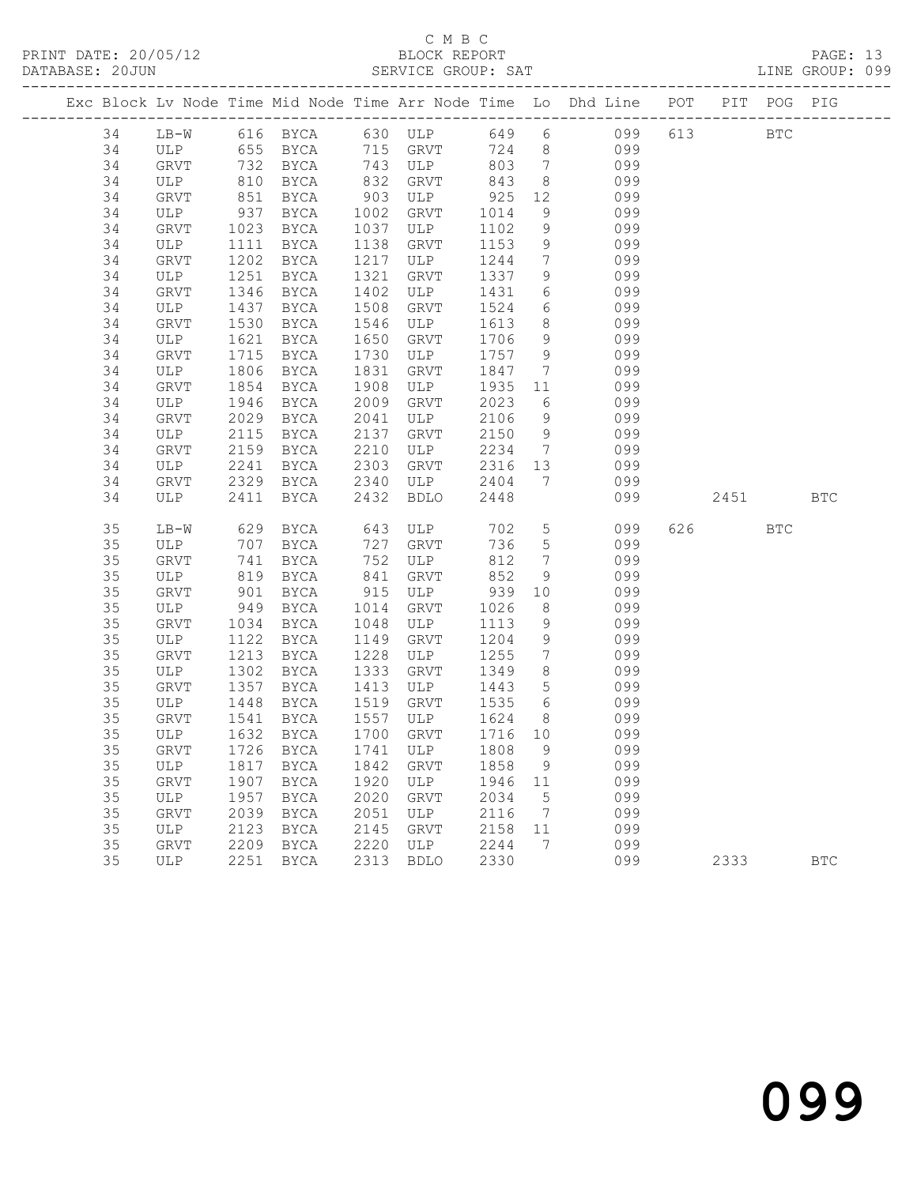C M B C

PRINT DATE: 20/05/12 BLOCK REPORT
DATABASE: 20JUN SERVICE GROUP: SAT LINE GROUP: 099

| Exc | Block | Lv | Node | Time | Mid Node | Time | Arr Node | Time | Lo | Dhd Line | POT | PIT | POG | PIG |
|---|---|---|---|---|---|---|---|---|---|---|---|---|---|---|
| | 34 | | LB-W | 616 | BYCA | 630 | ULP | 649 | 6 | 099 | 613 | | BTC | |
| | 34 | | ULP | 655 | BYCA | 715 | GRVT | 724 | 8 | 099 | | | | |
| | 34 | | GRVT | 732 | BYCA | 743 | ULP | 803 | 7 | 099 | | | | |
| | 34 | | ULP | 810 | BYCA | 832 | GRVT | 843 | 8 | 099 | | | | |
| | 34 | | GRVT | 851 | BYCA | 903 | ULP | 925 | 12 | 099 | | | | |
| | 34 | | ULP | 937 | BYCA | 1002 | GRVT | 1014 | 9 | 099 | | | | |
| | 34 | | GRVT | 1023 | BYCA | 1037 | ULP | 1102 | 9 | 099 | | | | |
| | 34 | | ULP | 1111 | BYCA | 1138 | GRVT | 1153 | 9 | 099 | | | | |
| | 34 | | GRVT | 1202 | BYCA | 1217 | ULP | 1244 | 7 | 099 | | | | |
| | 34 | | ULP | 1251 | BYCA | 1321 | GRVT | 1337 | 9 | 099 | | | | |
| | 34 | | GRVT | 1346 | BYCA | 1402 | ULP | 1431 | 6 | 099 | | | | |
| | 34 | | ULP | 1437 | BYCA | 1508 | GRVT | 1524 | 6 | 099 | | | | |
| | 34 | | GRVT | 1530 | BYCA | 1546 | ULP | 1613 | 8 | 099 | | | | |
| | 34 | | ULP | 1621 | BYCA | 1650 | GRVT | 1706 | 9 | 099 | | | | |
| | 34 | | GRVT | 1715 | BYCA | 1730 | ULP | 1757 | 9 | 099 | | | | |
| | 34 | | ULP | 1806 | BYCA | 1831 | GRVT | 1847 | 7 | 099 | | | | |
| | 34 | | GRVT | 1854 | BYCA | 1908 | ULP | 1935 | 11 | 099 | | | | |
| | 34 | | ULP | 1946 | BYCA | 2009 | GRVT | 2023 | 6 | 099 | | | | |
| | 34 | | GRVT | 2029 | BYCA | 2041 | ULP | 2106 | 9 | 099 | | | | |
| | 34 | | ULP | 2115 | BYCA | 2137 | GRVT | 2150 | 9 | 099 | | | | |
| | 34 | | GRVT | 2159 | BYCA | 2210 | ULP | 2234 | 7 | 099 | | | | |
| | 34 | | ULP | 2241 | BYCA | 2303 | GRVT | 2316 | 13 | 099 | | | | |
| | 34 | | GRVT | 2329 | BYCA | 2340 | ULP | 2404 | 7 | 099 | | | | |
| | 34 | | ULP | 2411 | BYCA | 2432 | BDLO | 2448 | | 099 | | 2451 | | BTC |
| | 35 | | LB-W | 629 | BYCA | 643 | ULP | 702 | 5 | 099 | 626 | | BTC | |
| | 35 | | ULP | 707 | BYCA | 727 | GRVT | 736 | 5 | 099 | | | | |
| | 35 | | GRVT | 741 | BYCA | 752 | ULP | 812 | 7 | 099 | | | | |
| | 35 | | ULP | 819 | BYCA | 841 | GRVT | 852 | 9 | 099 | | | | |
| | 35 | | GRVT | 901 | BYCA | 915 | ULP | 939 | 10 | 099 | | | | |
| | 35 | | ULP | 949 | BYCA | 1014 | GRVT | 1026 | 8 | 099 | | | | |
| | 35 | | GRVT | 1034 | BYCA | 1048 | ULP | 1113 | 9 | 099 | | | | |
| | 35 | | ULP | 1122 | BYCA | 1149 | GRVT | 1204 | 9 | 099 | | | | |
| | 35 | | GRVT | 1213 | BYCA | 1228 | ULP | 1255 | 7 | 099 | | | | |
| | 35 | | ULP | 1302 | BYCA | 1333 | GRVT | 1349 | 8 | 099 | | | | |
| | 35 | | GRVT | 1357 | BYCA | 1413 | ULP | 1443 | 5 | 099 | | | | |
| | 35 | | ULP | 1448 | BYCA | 1519 | GRVT | 1535 | 6 | 099 | | | | |
| | 35 | | GRVT | 1541 | BYCA | 1557 | ULP | 1624 | 8 | 099 | | | | |
| | 35 | | ULP | 1632 | BYCA | 1700 | GRVT | 1716 | 10 | 099 | | | | |
| | 35 | | GRVT | 1726 | BYCA | 1741 | ULP | 1808 | 9 | 099 | | | | |
| | 35 | | ULP | 1817 | BYCA | 1842 | GRVT | 1858 | 9 | 099 | | | | |
| | 35 | | GRVT | 1907 | BYCA | 1920 | ULP | 1946 | 11 | 099 | | | | |
| | 35 | | ULP | 1957 | BYCA | 2020 | GRVT | 2034 | 5 | 099 | | | | |
| | 35 | | GRVT | 2039 | BYCA | 2051 | ULP | 2116 | 7 | 099 | | | | |
| | 35 | | ULP | 2123 | BYCA | 2145 | GRVT | 2158 | 11 | 099 | | | | |
| | 35 | | GRVT | 2209 | BYCA | 2220 | ULP | 2244 | 7 | 099 | | | | |
| | 35 | | ULP | 2251 | BYCA | 2313 | BDLO | 2330 | | 099 | | 2333 | | BTC |

099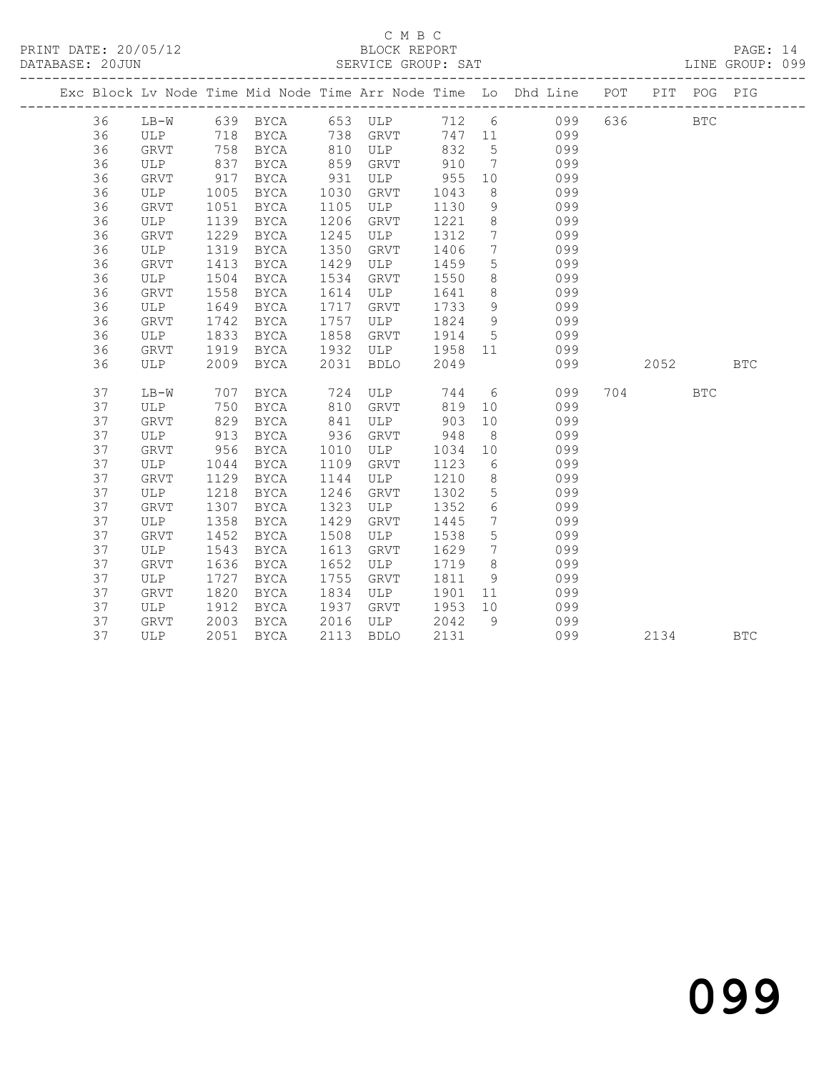C M B C
BLOCK REPORT
SERVICE GROUP: SAT

PRINT DATE: 20/05/12
DATABASE: 20JUN
LINE GROUP: 099

| Exc | Block | Lv | Node | Time | Mid Node | Time | Arr Node | Time | Lo | Dhd Line | POT | PIT | POG | PIG |
|---|---|---|---|---|---|---|---|---|---|---|---|---|---|---|
| | 36 | | LB-W | 639 | BYCA | 653 | ULP | 712 | 6 | 099 | 636 | | BTC | |
| | 36 | | ULP | 718 | BYCA | 738 | GRVT | 747 | 11 | 099 | | | | |
| | 36 | | GRVT | 758 | BYCA | 810 | ULP | 832 | 5 | 099 | | | | |
| | 36 | | ULP | 837 | BYCA | 859 | GRVT | 910 | 7 | 099 | | | | |
| | 36 | | GRVT | 917 | BYCA | 931 | ULP | 955 | 10 | 099 | | | | |
| | 36 | | ULP | 1005 | BYCA | 1030 | GRVT | 1043 | 8 | 099 | | | | |
| | 36 | | GRVT | 1051 | BYCA | 1105 | ULP | 1130 | 9 | 099 | | | | |
| | 36 | | ULP | 1139 | BYCA | 1206 | GRVT | 1221 | 8 | 099 | | | | |
| | 36 | | GRVT | 1229 | BYCA | 1245 | ULP | 1312 | 7 | 099 | | | | |
| | 36 | | ULP | 1319 | BYCA | 1350 | GRVT | 1406 | 7 | 099 | | | | |
| | 36 | | GRVT | 1413 | BYCA | 1429 | ULP | 1459 | 5 | 099 | | | | |
| | 36 | | ULP | 1504 | BYCA | 1534 | GRVT | 1550 | 8 | 099 | | | | |
| | 36 | | GRVT | 1558 | BYCA | 1614 | ULP | 1641 | 8 | 099 | | | | |
| | 36 | | ULP | 1649 | BYCA | 1717 | GRVT | 1733 | 9 | 099 | | | | |
| | 36 | | GRVT | 1742 | BYCA | 1757 | ULP | 1824 | 9 | 099 | | | | |
| | 36 | | ULP | 1833 | BYCA | 1858 | GRVT | 1914 | 5 | 099 | | | | |
| | 36 | | GRVT | 1919 | BYCA | 1932 | ULP | 1958 | 11 | 099 | | | | |
| | 36 | | ULP | 2009 | BYCA | 2031 | BDLO | 2049 | | 099 | | 2052 | | BTC |
| | 37 | | LB-W | 707 | BYCA | 724 | ULP | 744 | 6 | 099 | 704 | | BTC | |
| | 37 | | ULP | 750 | BYCA | 810 | GRVT | 819 | 10 | 099 | | | | |
| | 37 | | GRVT | 829 | BYCA | 841 | ULP | 903 | 10 | 099 | | | | |
| | 37 | | ULP | 913 | BYCA | 936 | GRVT | 948 | 8 | 099 | | | | |
| | 37 | | GRVT | 956 | BYCA | 1010 | ULP | 1034 | 10 | 099 | | | | |
| | 37 | | ULP | 1044 | BYCA | 1109 | GRVT | 1123 | 6 | 099 | | | | |
| | 37 | | GRVT | 1129 | BYCA | 1144 | ULP | 1210 | 8 | 099 | | | | |
| | 37 | | ULP | 1218 | BYCA | 1246 | GRVT | 1302 | 5 | 099 | | | | |
| | 37 | | GRVT | 1307 | BYCA | 1323 | ULP | 1352 | 6 | 099 | | | | |
| | 37 | | ULP | 1358 | BYCA | 1429 | GRVT | 1445 | 7 | 099 | | | | |
| | 37 | | GRVT | 1452 | BYCA | 1508 | ULP | 1538 | 5 | 099 | | | | |
| | 37 | | ULP | 1543 | BYCA | 1613 | GRVT | 1629 | 7 | 099 | | | | |
| | 37 | | GRVT | 1636 | BYCA | 1652 | ULP | 1719 | 8 | 099 | | | | |
| | 37 | | ULP | 1727 | BYCA | 1755 | GRVT | 1811 | 9 | 099 | | | | |
| | 37 | | GRVT | 1820 | BYCA | 1834 | ULP | 1901 | 11 | 099 | | | | |
| | 37 | | ULP | 1912 | BYCA | 1937 | GRVT | 1953 | 10 | 099 | | | | |
| | 37 | | GRVT | 2003 | BYCA | 2016 | ULP | 2042 | 9 | 099 | | | | |
| | 37 | | ULP | 2051 | BYCA | 2113 | BDLO | 2131 | | 099 | | 2134 | | BTC |

099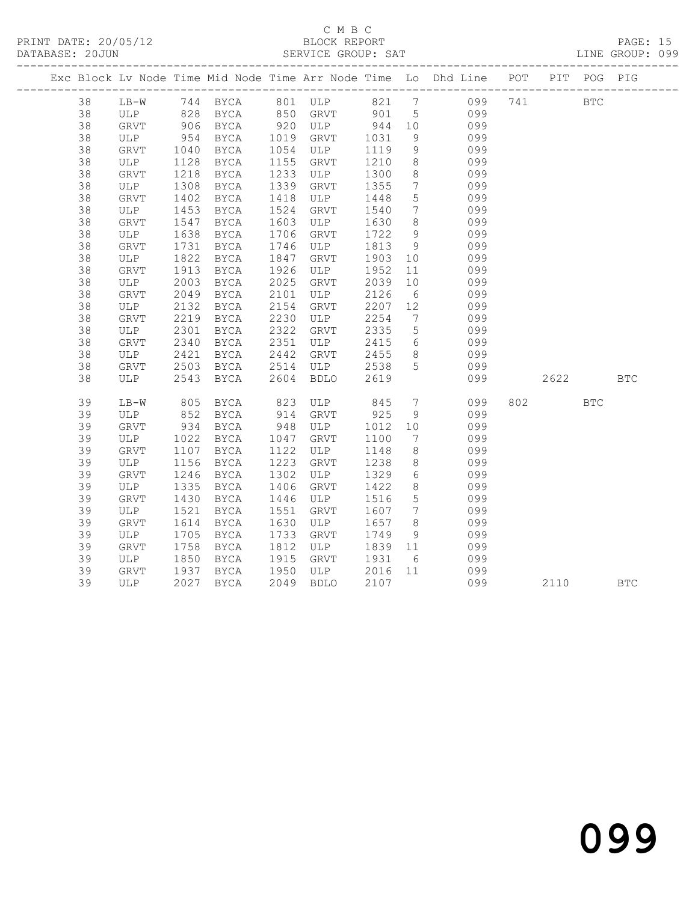C M B C

PRINT DATE: 20/05/12 BLOCK REPORT
DATABASE: 20JUN SERVICE GROUP: SAT LINE GROUP: 099

| Exc | Block | Lv | Node | Time | Mid Node | Time | Arr Node | Time | Lo | Dhd Line | POT | PIT | POG | PIG |
|---|---|---|---|---|---|---|---|---|---|---|---|---|---|---|
| | 38 | | LB-W | 744 | BYCA | 801 | ULP | 821 | 7 | 099 | 741 | | BTC | |
| | 38 | | ULP | 828 | BYCA | 850 | GRVT | 901 | 5 | 099 | | | | |
| | 38 | | GRVT | 906 | BYCA | 920 | ULP | 944 | 10 | 099 | | | | |
| | 38 | | ULP | 954 | BYCA | 1019 | GRVT | 1031 | 9 | 099 | | | | |
| | 38 | | GRVT | 1040 | BYCA | 1054 | ULP | 1119 | 9 | 099 | | | | |
| | 38 | | ULP | 1128 | BYCA | 1155 | GRVT | 1210 | 8 | 099 | | | | |
| | 38 | | GRVT | 1218 | BYCA | 1233 | ULP | 1300 | 8 | 099 | | | | |
| | 38 | | ULP | 1308 | BYCA | 1339 | GRVT | 1355 | 7 | 099 | | | | |
| | 38 | | GRVT | 1402 | BYCA | 1418 | ULP | 1448 | 5 | 099 | | | | |
| | 38 | | ULP | 1453 | BYCA | 1524 | GRVT | 1540 | 7 | 099 | | | | |
| | 38 | | GRVT | 1547 | BYCA | 1603 | ULP | 1630 | 8 | 099 | | | | |
| | 38 | | ULP | 1638 | BYCA | 1706 | GRVT | 1722 | 9 | 099 | | | | |
| | 38 | | GRVT | 1731 | BYCA | 1746 | ULP | 1813 | 9 | 099 | | | | |
| | 38 | | ULP | 1822 | BYCA | 1847 | GRVT | 1903 | 10 | 099 | | | | |
| | 38 | | GRVT | 1913 | BYCA | 1926 | ULP | 1952 | 11 | 099 | | | | |
| | 38 | | ULP | 2003 | BYCA | 2025 | GRVT | 2039 | 10 | 099 | | | | |
| | 38 | | GRVT | 2049 | BYCA | 2101 | ULP | 2126 | 6 | 099 | | | | |
| | 38 | | ULP | 2132 | BYCA | 2154 | GRVT | 2207 | 12 | 099 | | | | |
| | 38 | | GRVT | 2219 | BYCA | 2230 | ULP | 2254 | 7 | 099 | | | | |
| | 38 | | ULP | 2301 | BYCA | 2322 | GRVT | 2335 | 5 | 099 | | | | |
| | 38 | | GRVT | 2340 | BYCA | 2351 | ULP | 2415 | 6 | 099 | | | | |
| | 38 | | ULP | 2421 | BYCA | 2442 | GRVT | 2455 | 8 | 099 | | | | |
| | 38 | | GRVT | 2503 | BYCA | 2514 | ULP | 2538 | 5 | 099 | | | | |
| | 38 | | ULP | 2543 | BYCA | 2604 | BDLO | 2619 | | 099 | | 2622 | | BTC |
| | 39 | | LB-W | 805 | BYCA | 823 | ULP | 845 | 7 | 099 | 802 | | BTC | |
| | 39 | | ULP | 852 | BYCA | 914 | GRVT | 925 | 9 | 099 | | | | |
| | 39 | | GRVT | 934 | BYCA | 948 | ULP | 1012 | 10 | 099 | | | | |
| | 39 | | ULP | 1022 | BYCA | 1047 | GRVT | 1100 | 7 | 099 | | | | |
| | 39 | | GRVT | 1107 | BYCA | 1122 | ULP | 1148 | 8 | 099 | | | | |
| | 39 | | ULP | 1156 | BYCA | 1223 | GRVT | 1238 | 8 | 099 | | | | |
| | 39 | | GRVT | 1246 | BYCA | 1302 | ULP | 1329 | 6 | 099 | | | | |
| | 39 | | ULP | 1335 | BYCA | 1406 | GRVT | 1422 | 8 | 099 | | | | |
| | 39 | | GRVT | 1430 | BYCA | 1446 | ULP | 1516 | 5 | 099 | | | | |
| | 39 | | ULP | 1521 | BYCA | 1551 | GRVT | 1607 | 7 | 099 | | | | |
| | 39 | | GRVT | 1614 | BYCA | 1630 | ULP | 1657 | 8 | 099 | | | | |
| | 39 | | ULP | 1705 | BYCA | 1733 | GRVT | 1749 | 9 | 099 | | | | |
| | 39 | | GRVT | 1758 | BYCA | 1812 | ULP | 1839 | 11 | 099 | | | | |
| | 39 | | ULP | 1850 | BYCA | 1915 | GRVT | 1931 | 6 | 099 | | | | |
| | 39 | | GRVT | 1937 | BYCA | 1950 | ULP | 2016 | 11 | 099 | | | | |
| | 39 | | ULP | 2027 | BYCA | 2049 | BDLO | 2107 | | 099 | | 2110 | | BTC |

099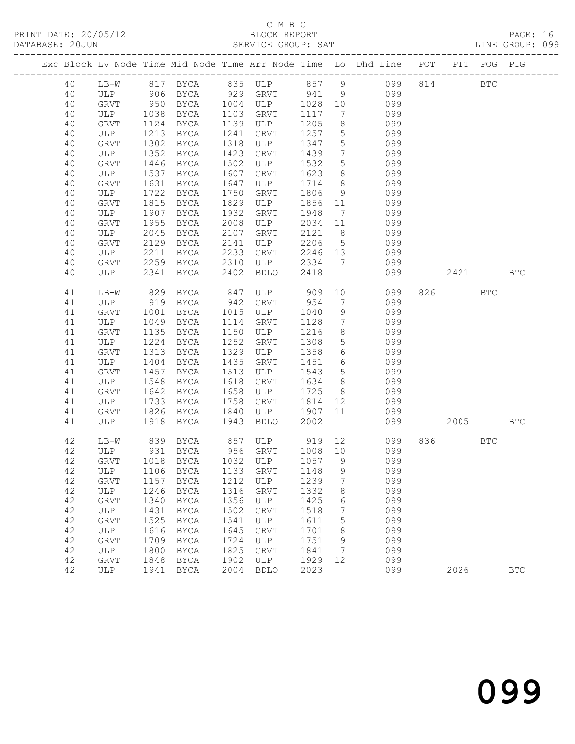C M B C

PRINT DATE: 20/05/12 BLOCK REPORT PAGE: 16

DATABASE: 20JUN SERVICE GROUP: SAT LINE GROUP: 099

| Exc | Block | Lv | Node | Time | Mid Node | Time | Arr Node | Time | Lo | Dhd Line | POT | PIT | POG | PIG |
|---|---|---|---|---|---|---|---|---|---|---|---|---|---|---|
| | 40 | | LB-W | 817 | BYCA | 835 | ULP | 857 | 9 | 099 | 814 | | BTC | |
| | 40 | | ULP | 906 | BYCA | 929 | GRVT | 941 | 9 | 099 | | | | |
| | 40 | | GRVT | 950 | BYCA | 1004 | ULP | 1028 | 10 | 099 | | | | |
| | 40 | | ULP | 1038 | BYCA | 1103 | GRVT | 1117 | 7 | 099 | | | | |
| | 40 | | GRVT | 1124 | BYCA | 1139 | ULP | 1205 | 8 | 099 | | | | |
| | 40 | | ULP | 1213 | BYCA | 1241 | GRVT | 1257 | 5 | 099 | | | | |
| | 40 | | GRVT | 1302 | BYCA | 1318 | ULP | 1347 | 5 | 099 | | | | |
| | 40 | | ULP | 1352 | BYCA | 1423 | GRVT | 1439 | 7 | 099 | | | | |
| | 40 | | GRVT | 1446 | BYCA | 1502 | ULP | 1532 | 5 | 099 | | | | |
| | 40 | | ULP | 1537 | BYCA | 1607 | GRVT | 1623 | 8 | 099 | | | | |
| | 40 | | GRVT | 1631 | BYCA | 1647 | ULP | 1714 | 8 | 099 | | | | |
| | 40 | | ULP | 1722 | BYCA | 1750 | GRVT | 1806 | 9 | 099 | | | | |
| | 40 | | GRVT | 1815 | BYCA | 1829 | ULP | 1856 | 11 | 099 | | | | |
| | 40 | | ULP | 1907 | BYCA | 1932 | GRVT | 1948 | 7 | 099 | | | | |
| | 40 | | GRVT | 1955 | BYCA | 2008 | ULP | 2034 | 11 | 099 | | | | |
| | 40 | | ULP | 2045 | BYCA | 2107 | GRVT | 2121 | 8 | 099 | | | | |
| | 40 | | GRVT | 2129 | BYCA | 2141 | ULP | 2206 | 5 | 099 | | | | |
| | 40 | | ULP | 2211 | BYCA | 2233 | GRVT | 2246 | 13 | 099 | | | | |
| | 40 | | GRVT | 2259 | BYCA | 2310 | ULP | 2334 | 7 | 099 | | | | |
| | 40 | | ULP | 2341 | BYCA | 2402 | BDLO | 2418 | | 099 | | 2421 | | BTC |
| | 41 | | LB-W | 829 | BYCA | 847 | ULP | 909 | 10 | 099 | 826 | | BTC | |
| | 41 | | ULP | 919 | BYCA | 942 | GRVT | 954 | 7 | 099 | | | | |
| | 41 | | GRVT | 1001 | BYCA | 1015 | ULP | 1040 | 9 | 099 | | | | |
| | 41 | | ULP | 1049 | BYCA | 1114 | GRVT | 1128 | 7 | 099 | | | | |
| | 41 | | GRVT | 1135 | BYCA | 1150 | ULP | 1216 | 8 | 099 | | | | |
| | 41 | | ULP | 1224 | BYCA | 1252 | GRVT | 1308 | 5 | 099 | | | | |
| | 41 | | GRVT | 1313 | BYCA | 1329 | ULP | 1358 | 6 | 099 | | | | |
| | 41 | | ULP | 1404 | BYCA | 1435 | GRVT | 1451 | 6 | 099 | | | | |
| | 41 | | GRVT | 1457 | BYCA | 1513 | ULP | 1543 | 5 | 099 | | | | |
| | 41 | | ULP | 1548 | BYCA | 1618 | GRVT | 1634 | 8 | 099 | | | | |
| | 41 | | GRVT | 1642 | BYCA | 1658 | ULP | 1725 | 8 | 099 | | | | |
| | 41 | | ULP | 1733 | BYCA | 1758 | GRVT | 1814 | 12 | 099 | | | | |
| | 41 | | GRVT | 1826 | BYCA | 1840 | ULP | 1907 | 11 | 099 | | | | |
| | 41 | | ULP | 1918 | BYCA | 1943 | BDLO | 2002 | | 099 | | 2005 | | BTC |
| | 42 | | LB-W | 839 | BYCA | 857 | ULP | 919 | 12 | 099 | 836 | | BTC | |
| | 42 | | ULP | 931 | BYCA | 956 | GRVT | 1008 | 10 | 099 | | | | |
| | 42 | | GRVT | 1018 | BYCA | 1032 | ULP | 1057 | 9 | 099 | | | | |
| | 42 | | ULP | 1106 | BYCA | 1133 | GRVT | 1148 | 9 | 099 | | | | |
| | 42 | | GRVT | 1157 | BYCA | 1212 | ULP | 1239 | 7 | 099 | | | | |
| | 42 | | ULP | 1246 | BYCA | 1316 | GRVT | 1332 | 8 | 099 | | | | |
| | 42 | | GRVT | 1340 | BYCA | 1356 | ULP | 1425 | 6 | 099 | | | | |
| | 42 | | ULP | 1431 | BYCA | 1502 | GRVT | 1518 | 7 | 099 | | | | |
| | 42 | | GRVT | 1525 | BYCA | 1541 | ULP | 1611 | 5 | 099 | | | | |
| | 42 | | ULP | 1616 | BYCA | 1645 | GRVT | 1701 | 8 | 099 | | | | |
| | 42 | | GRVT | 1709 | BYCA | 1724 | ULP | 1751 | 9 | 099 | | | | |
| | 42 | | ULP | 1800 | BYCA | 1825 | GRVT | 1841 | 7 | 099 | | | | |
| | 42 | | GRVT | 1848 | BYCA | 1902 | ULP | 1929 | 12 | 099 | | | | |
| | 42 | | ULP | 1941 | BYCA | 2004 | BDLO | 2023 | | 099 | | 2026 | | BTC |

099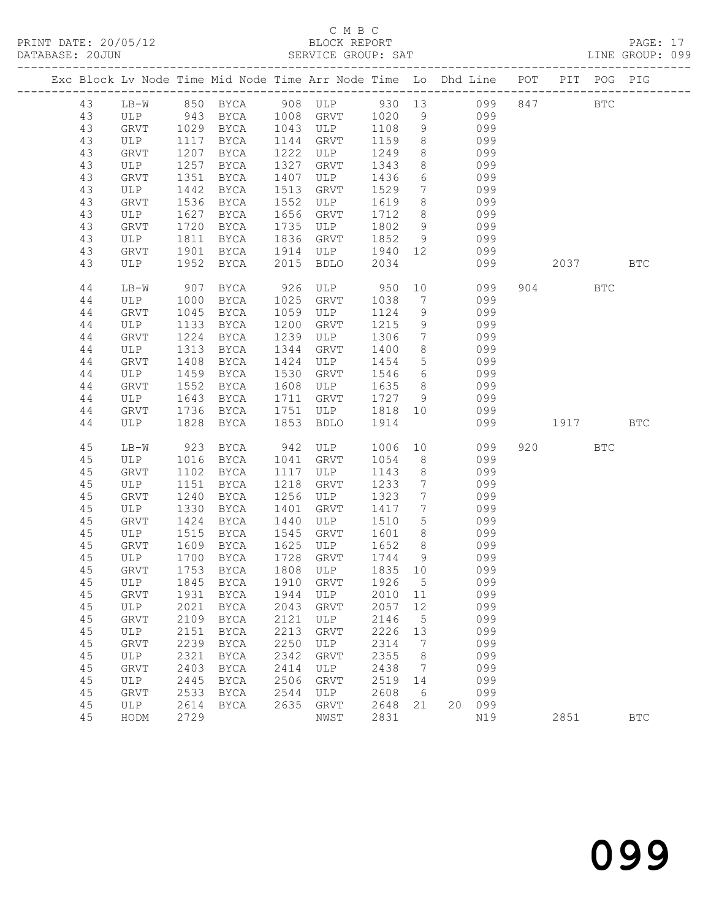C M B C

PRINT DATE: 20/05/12 BLOCK REPORT PAGE: 17
DATABASE: 20JUN SERVICE GROUP: SAT LINE GROUP: 099

| Exc | Block | Lv | Node | Time | Mid Node | Time | Arr Node | Time | Lo | Dhd | Line | POT | PIT | POG | PIG |
|---|---|---|---|---|---|---|---|---|---|---|---|---|---|---|---|
| | 43 | | LB-W | 850 | BYCA | 908 | ULP | 930 | 13 | | 099 | 847 | | BTC | |
| | 43 | | ULP | 943 | BYCA | 1008 | GRVT | 1020 | 9 | | 099 | | | | |
| | 43 | | GRVT | 1029 | BYCA | 1043 | ULP | 1108 | 9 | | 099 | | | | |
| | 43 | | ULP | 1117 | BYCA | 1144 | GRVT | 1159 | 8 | | 099 | | | | |
| | 43 | | GRVT | 1207 | BYCA | 1222 | ULP | 1249 | 8 | | 099 | | | | |
| | 43 | | ULP | 1257 | BYCA | 1327 | GRVT | 1343 | 8 | | 099 | | | | |
| | 43 | | GRVT | 1351 | BYCA | 1407 | ULP | 1436 | 6 | | 099 | | | | |
| | 43 | | ULP | 1442 | BYCA | 1513 | GRVT | 1529 | 7 | | 099 | | | | |
| | 43 | | GRVT | 1536 | BYCA | 1552 | ULP | 1619 | 8 | | 099 | | | | |
| | 43 | | ULP | 1627 | BYCA | 1656 | GRVT | 1712 | 8 | | 099 | | | | |
| | 43 | | GRVT | 1720 | BYCA | 1735 | ULP | 1802 | 9 | | 099 | | | | |
| | 43 | | ULP | 1811 | BYCA | 1836 | GRVT | 1852 | 9 | | 099 | | | | |
| | 43 | | GRVT | 1901 | BYCA | 1914 | ULP | 1940 | 12 | | 099 | | | | |
| | 43 | | ULP | 1952 | BYCA | 2015 | BDLO | 2034 | | | 099 | | 2037 | | BTC |
| | 44 | | LB-W | 907 | BYCA | 926 | ULP | 950 | 10 | | 099 | 904 | | BTC | |
| | 44 | | ULP | 1000 | BYCA | 1025 | GRVT | 1038 | 7 | | 099 | | | | |
| | 44 | | GRVT | 1045 | BYCA | 1059 | ULP | 1124 | 9 | | 099 | | | | |
| | 44 | | ULP | 1133 | BYCA | 1200 | GRVT | 1215 | 9 | | 099 | | | | |
| | 44 | | GRVT | 1224 | BYCA | 1239 | ULP | 1306 | 7 | | 099 | | | | |
| | 44 | | ULP | 1313 | BYCA | 1344 | GRVT | 1400 | 8 | | 099 | | | | |
| | 44 | | GRVT | 1408 | BYCA | 1424 | ULP | 1454 | 5 | | 099 | | | | |
| | 44 | | ULP | 1459 | BYCA | 1530 | GRVT | 1546 | 6 | | 099 | | | | |
| | 44 | | GRVT | 1552 | BYCA | 1608 | ULP | 1635 | 8 | | 099 | | | | |
| | 44 | | ULP | 1643 | BYCA | 1711 | GRVT | 1727 | 9 | | 099 | | | | |
| | 44 | | GRVT | 1736 | BYCA | 1751 | ULP | 1818 | 10 | | 099 | | | | |
| | 44 | | ULP | 1828 | BYCA | 1853 | BDLO | 1914 | | | 099 | | 1917 | | BTC |
| | 45 | | LB-W | 923 | BYCA | 942 | ULP | 1006 | 10 | | 099 | 920 | | BTC | |
| | 45 | | ULP | 1016 | BYCA | 1041 | GRVT | 1054 | 8 | | 099 | | | | |
| | 45 | | GRVT | 1102 | BYCA | 1117 | ULP | 1143 | 8 | | 099 | | | | |
| | 45 | | ULP | 1151 | BYCA | 1218 | GRVT | 1233 | 7 | | 099 | | | | |
| | 45 | | GRVT | 1240 | BYCA | 1256 | ULP | 1323 | 7 | | 099 | | | | |
| | 45 | | ULP | 1330 | BYCA | 1401 | GRVT | 1417 | 7 | | 099 | | | | |
| | 45 | | GRVT | 1424 | BYCA | 1440 | ULP | 1510 | 5 | | 099 | | | | |
| | 45 | | ULP | 1515 | BYCA | 1545 | GRVT | 1601 | 8 | | 099 | | | | |
| | 45 | | GRVT | 1609 | BYCA | 1625 | ULP | 1652 | 8 | | 099 | | | | |
| | 45 | | ULP | 1700 | BYCA | 1728 | GRVT | 1744 | 9 | | 099 | | | | |
| | 45 | | GRVT | 1753 | BYCA | 1808 | ULP | 1835 | 10 | | 099 | | | | |
| | 45 | | ULP | 1845 | BYCA | 1910 | GRVT | 1926 | 5 | | 099 | | | | |
| | 45 | | GRVT | 1931 | BYCA | 1944 | ULP | 2010 | 11 | | 099 | | | | |
| | 45 | | ULP | 2021 | BYCA | 2043 | GRVT | 2057 | 12 | | 099 | | | | |
| | 45 | | GRVT | 2109 | BYCA | 2121 | ULP | 2146 | 5 | | 099 | | | | |
| | 45 | | ULP | 2151 | BYCA | 2213 | GRVT | 2226 | 13 | | 099 | | | | |
| | 45 | | GRVT | 2239 | BYCA | 2250 | ULP | 2314 | 7 | | 099 | | | | |
| | 45 | | ULP | 2321 | BYCA | 2342 | GRVT | 2355 | 8 | | 099 | | | | |
| | 45 | | GRVT | 2403 | BYCA | 2414 | ULP | 2438 | 7 | | 099 | | | | |
| | 45 | | ULP | 2445 | BYCA | 2506 | GRVT | 2519 | 14 | | 099 | | | | |
| | 45 | | GRVT | 2533 | BYCA | 2544 | ULP | 2608 | 6 | | 099 | | | | |
| | 45 | | ULP | 2614 | BYCA | 2635 | GRVT | 2648 | 21 | 20 | 099 | | | | |
| | 45 | | HODM | 2729 | | | NWST | 2831 | | | N19 | | 2851 | | BTC |

099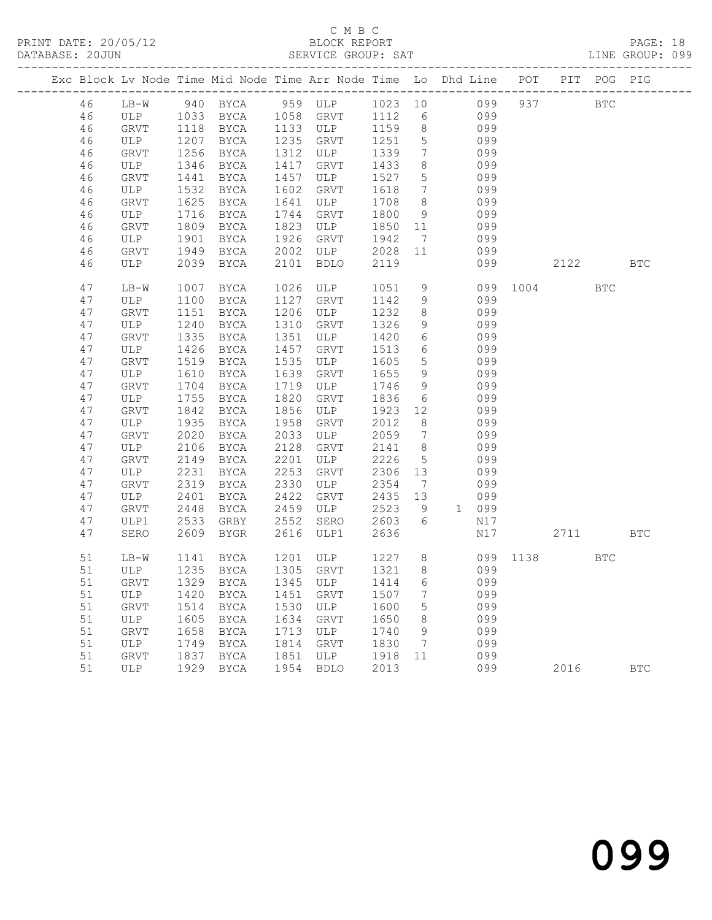C M B C

PRINT DATE: 20/05/12 BLOCK REPORT PAGE: 18
DATABASE: 20JUN SERVICE GROUP: SAT LINE GROUP: 099

| Exc | Block | Lv | Node | Time | Mid Node | Time | Arr Node | Time | Lo | Dhd | Line | POT | PIT | POG | PIG |
|---|---|---|---|---|---|---|---|---|---|---|---|---|---|---|---|
| | 46 | | LB-W | 940 | BYCA | 959 | ULP | 1023 | 10 | | 099 | 937 | | BTC | |
| | 46 | | ULP | 1033 | BYCA | 1058 | GRVT | 1112 | 6 | | 099 | | | | |
| | 46 | | GRVT | 1118 | BYCA | 1133 | ULP | 1159 | 8 | | 099 | | | | |
| | 46 | | ULP | 1207 | BYCA | 1235 | GRVT | 1251 | 5 | | 099 | | | | |
| | 46 | | GRVT | 1256 | BYCA | 1312 | ULP | 1339 | 7 | | 099 | | | | |
| | 46 | | ULP | 1346 | BYCA | 1417 | GRVT | 1433 | 8 | | 099 | | | | |
| | 46 | | GRVT | 1441 | BYCA | 1457 | ULP | 1527 | 5 | | 099 | | | | |
| | 46 | | ULP | 1532 | BYCA | 1602 | GRVT | 1618 | 7 | | 099 | | | | |
| | 46 | | GRVT | 1625 | BYCA | 1641 | ULP | 1708 | 8 | | 099 | | | | |
| | 46 | | ULP | 1716 | BYCA | 1744 | GRVT | 1800 | 9 | | 099 | | | | |
| | 46 | | GRVT | 1809 | BYCA | 1823 | ULP | 1850 | 11 | | 099 | | | | |
| | 46 | | ULP | 1901 | BYCA | 1926 | GRVT | 1942 | 7 | | 099 | | | | |
| | 46 | | GRVT | 1949 | BYCA | 2002 | ULP | 2028 | 11 | | 099 | | | | |
| | 46 | | ULP | 2039 | BYCA | 2101 | BDLO | 2119 | | | 099 | | 2122 | | BTC |
| | 47 | | LB-W | 1007 | BYCA | 1026 | ULP | 1051 | 9 | | 099 | 1004 | | BTC | |
| | 47 | | ULP | 1100 | BYCA | 1127 | GRVT | 1142 | 9 | | 099 | | | | |
| | 47 | | GRVT | 1151 | BYCA | 1206 | ULP | 1232 | 8 | | 099 | | | | |
| | 47 | | ULP | 1240 | BYCA | 1310 | GRVT | 1326 | 9 | | 099 | | | | |
| | 47 | | GRVT | 1335 | BYCA | 1351 | ULP | 1420 | 6 | | 099 | | | | |
| | 47 | | ULP | 1426 | BYCA | 1457 | GRVT | 1513 | 6 | | 099 | | | | |
| | 47 | | GRVT | 1519 | BYCA | 1535 | ULP | 1605 | 5 | | 099 | | | | |
| | 47 | | ULP | 1610 | BYCA | 1639 | GRVT | 1655 | 9 | | 099 | | | | |
| | 47 | | GRVT | 1704 | BYCA | 1719 | ULP | 1746 | 9 | | 099 | | | | |
| | 47 | | ULP | 1755 | BYCA | 1820 | GRVT | 1836 | 6 | | 099 | | | | |
| | 47 | | GRVT | 1842 | BYCA | 1856 | ULP | 1923 | 12 | | 099 | | | | |
| | 47 | | ULP | 1935 | BYCA | 1958 | GRVT | 2012 | 8 | | 099 | | | | |
| | 47 | | GRVT | 2020 | BYCA | 2033 | ULP | 2059 | 7 | | 099 | | | | |
| | 47 | | ULP | 2106 | BYCA | 2128 | GRVT | 2141 | 8 | | 099 | | | | |
| | 47 | | GRVT | 2149 | BYCA | 2201 | ULP | 2226 | 5 | | 099 | | | | |
| | 47 | | ULP | 2231 | BYCA | 2253 | GRVT | 2306 | 13 | | 099 | | | | |
| | 47 | | GRVT | 2319 | BYCA | 2330 | ULP | 2354 | 7 | | 099 | | | | |
| | 47 | | ULP | 2401 | BYCA | 2422 | GRVT | 2435 | 13 | | 099 | | | | |
| | 47 | | GRVT | 2448 | BYCA | 2459 | ULP | 2523 | 9 | 1 | 099 | | | | |
| | 47 | | ULP1 | 2533 | GRBY | 2552 | SERO | 2603 | 6 | | N17 | | | | |
| | 47 | | SERO | 2609 | BYGR | 2616 | ULP1 | 2636 | | | N17 | | 2711 | | BTC |
| | 51 | | LB-W | 1141 | BYCA | 1201 | ULP | 1227 | 8 | | 099 | 1138 | | BTC | |
| | 51 | | ULP | 1235 | BYCA | 1305 | GRVT | 1321 | 8 | | 099 | | | | |
| | 51 | | GRVT | 1329 | BYCA | 1345 | ULP | 1414 | 6 | | 099 | | | | |
| | 51 | | ULP | 1420 | BYCA | 1451 | GRVT | 1507 | 7 | | 099 | | | | |
| | 51 | | GRVT | 1514 | BYCA | 1530 | ULP | 1600 | 5 | | 099 | | | | |
| | 51 | | ULP | 1605 | BYCA | 1634 | GRVT | 1650 | 8 | | 099 | | | | |
| | 51 | | GRVT | 1658 | BYCA | 1713 | ULP | 1740 | 9 | | 099 | | | | |
| | 51 | | ULP | 1749 | BYCA | 1814 | GRVT | 1830 | 7 | | 099 | | | | |
| | 51 | | GRVT | 1837 | BYCA | 1851 | ULP | 1918 | 11 | | 099 | | | | |
| | 51 | | ULP | 1929 | BYCA | 1954 | BDLO | 2013 | | | 099 | | 2016 | | BTC |

099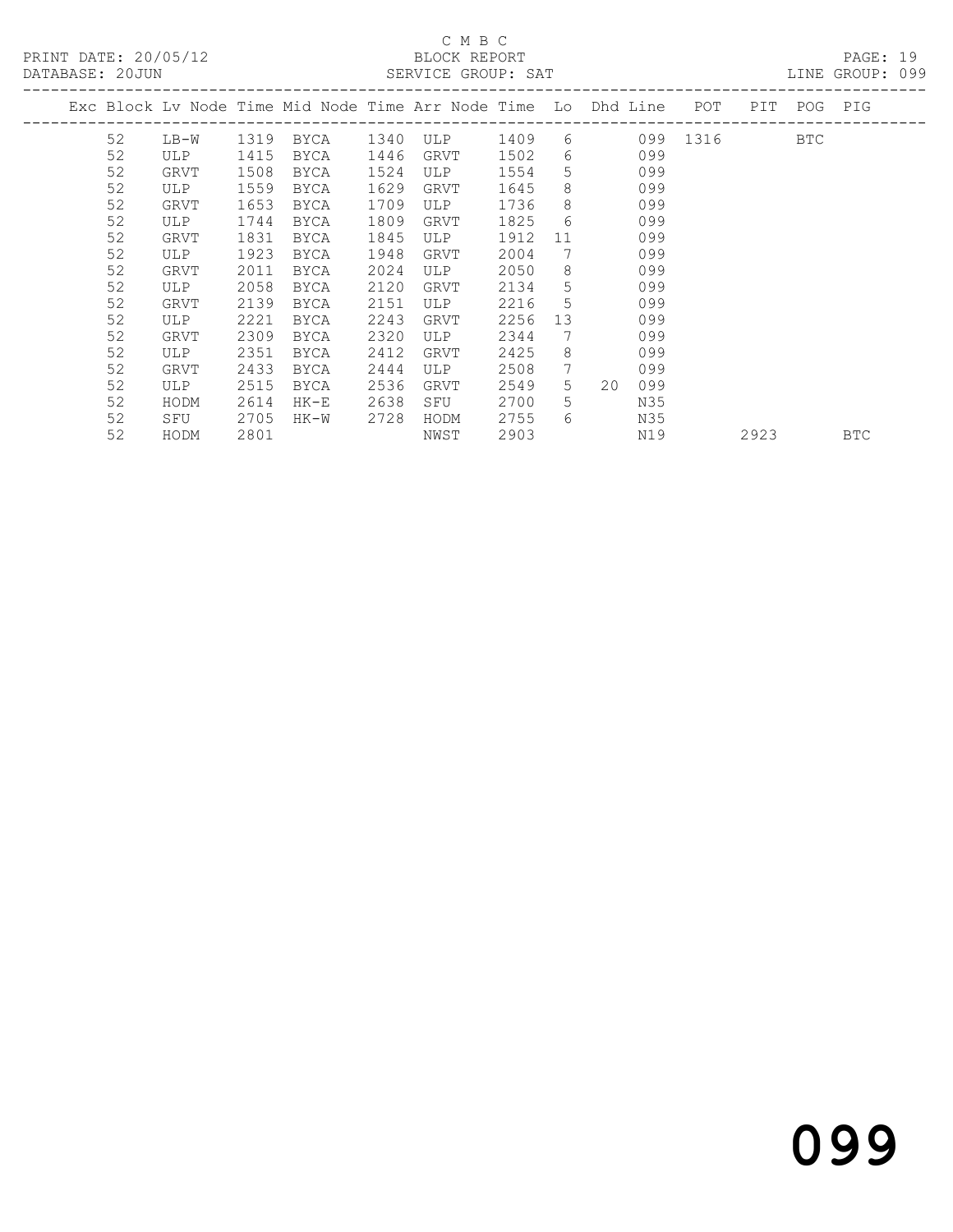C M B C

BLOCK REPORT

SERVICE GROUP: SAT

PRINT DATE: 20/05/12
DATABASE: 20JUN
LINE GROUP: 099

| Exc | Block | Lv Node | Time | Mid Node | Time | Arr Node | Time | Lo | Dhd | Line | POT | PIT | POG | PIG |
|---|---|---|---|---|---|---|---|---|---|---|---|---|---|---|
| | 52 | LB-W | 1319 | BYCA | 1340 | ULP | 1409 | 6 | | 099 | 1316 | | BTC | |
| | 52 | ULP | 1415 | BYCA | 1446 | GRVT | 1502 | 6 | | 099 | | | | |
| | 52 | GRVT | 1508 | BYCA | 1524 | ULP | 1554 | 5 | | 099 | | | | |
| | 52 | ULP | 1559 | BYCA | 1629 | GRVT | 1645 | 8 | | 099 | | | | |
| | 52 | GRVT | 1653 | BYCA | 1709 | ULP | 1736 | 8 | | 099 | | | | |
| | 52 | ULP | 1744 | BYCA | 1809 | GRVT | 1825 | 6 | | 099 | | | | |
| | 52 | GRVT | 1831 | BYCA | 1845 | ULP | 1912 | 11 | | 099 | | | | |
| | 52 | ULP | 1923 | BYCA | 1948 | GRVT | 2004 | 7 | | 099 | | | | |
| | 52 | GRVT | 2011 | BYCA | 2024 | ULP | 2050 | 8 | | 099 | | | | |
| | 52 | ULP | 2058 | BYCA | 2120 | GRVT | 2134 | 5 | | 099 | | | | |
| | 52 | GRVT | 2139 | BYCA | 2151 | ULP | 2216 | 5 | | 099 | | | | |
| | 52 | ULP | 2221 | BYCA | 2243 | GRVT | 2256 | 13 | | 099 | | | | |
| | 52 | GRVT | 2309 | BYCA | 2320 | ULP | 2344 | 7 | | 099 | | | | |
| | 52 | ULP | 2351 | BYCA | 2412 | GRVT | 2425 | 8 | | 099 | | | | |
| | 52 | GRVT | 2433 | BYCA | 2444 | ULP | 2508 | 7 | | 099 | | | | |
| | 52 | ULP | 2515 | BYCA | 2536 | GRVT | 2549 | 5 | 20 | 099 | | | | |
| | 52 | HODM | 2614 | HK-E | 2638 | SFU | 2700 | 5 | | N35 | | | | |
| | 52 | SFU | 2705 | HK-W | 2728 | HODM | 2755 | 6 | | N35 | | | | |
| | 52 | HODM | 2801 | | | NWST | 2903 | | | N19 | | 2923 | | BTC |

099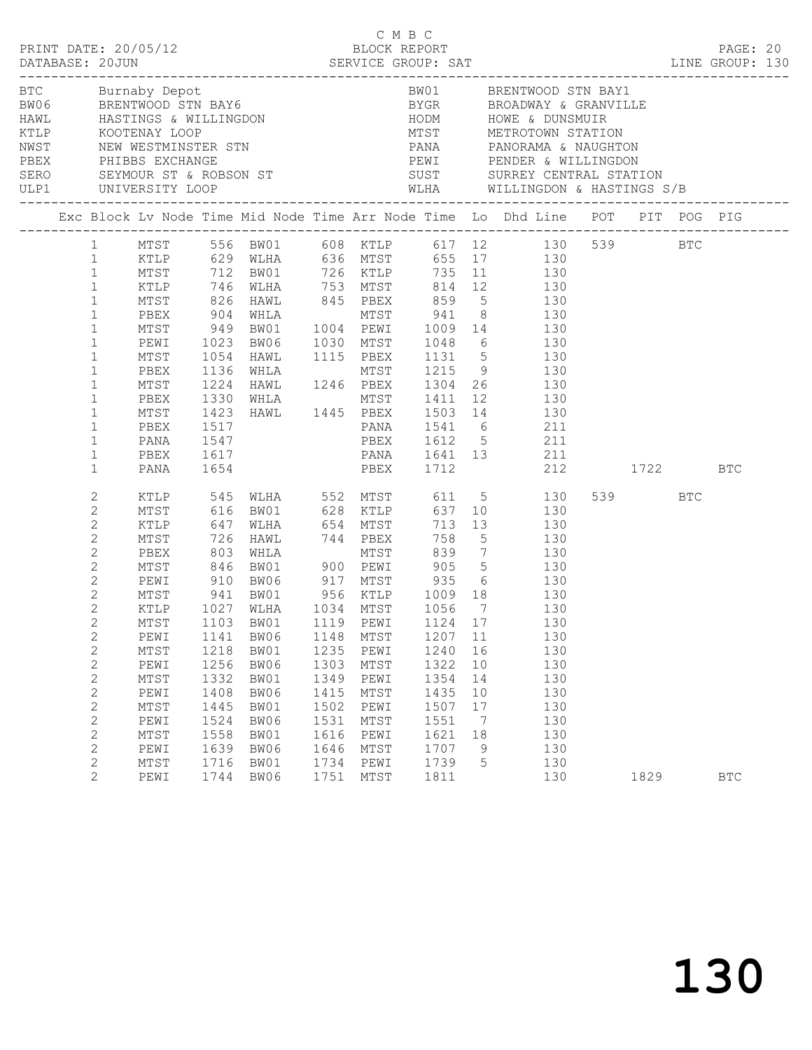C M B C

PRINT DATE: 20/05/12 BLOCK REPORT

DATABASE: 20JUN SERVICE GROUP: SAT LINE GROUP: 130

| Code | Name | Code | Name |
|---|---|---|---|
| BTC | Burnaby Depot | BW01 | BRENTWOOD STN BAY1 |
| BW06 | BRENTWOOD STN BAY6 | BYGR | BROADWAY & GRANVILLE |
| HAWL | HASTINGS & WILLINGDON | HODM | HOWE & DUNSMUIR |
| KTLP | KOOTENAY LOOP | MTST | METROTOWN STATION |
| NWST | NEW WESTMINSTER STN | PANA | PANORAMA & NAUGHTON |
| PBEX | PHIBBS EXCHANGE | PEWI | PENDER & WILLINGDON |
| SERO | SEYMOUR ST & ROBSON ST | SUST | SURREY CENTRAL STATION |
| ULP1 | UNIVERSITY LOOP | WLHA | WILLINGDON & HASTINGS S/B |

| Exc | Block | Lv Node | Time | Mid Node | Time | Arr Node | Time | Lo | Dhd Line | POT | PIT | POG | PIG |
|---|---|---|---|---|---|---|---|---|---|---|---|---|---|
| | 1 | MTST | 556 | BW01 | 608 | KTLP | 617 | 12 | 130 | 539 | | BTC | |
| | 1 | KTLP | 629 | WLHA | 636 | MTST | 655 | 17 | 130 | | | | |
| | 1 | MTST | 712 | BW01 | 726 | KTLP | 735 | 11 | 130 | | | | |
| | 1 | KTLP | 746 | WLHA | 753 | MTST | 814 | 12 | 130 | | | | |
| | 1 | MTST | 826 | HAWL | 845 | PBEX | 859 | 5 | 130 | | | | |
| | 1 | PBEX | 904 | WHLA | | MTST | 941 | 8 | 130 | | | | |
| | 1 | MTST | 949 | BW01 | 1004 | PEWI | 1009 | 14 | 130 | | | | |
| | 1 | PEWI | 1023 | BW06 | 1030 | MTST | 1048 | 6 | 130 | | | | |
| | 1 | MTST | 1054 | HAWL | 1115 | PBEX | 1131 | 5 | 130 | | | | |
| | 1 | PBEX | 1136 | WHLA | | MTST | 1215 | 9 | 130 | | | | |
| | 1 | MTST | 1224 | HAWL | 1246 | PBEX | 1304 | 26 | 130 | | | | |
| | 1 | PBEX | 1330 | WHLA | | MTST | 1411 | 12 | 130 | | | | |
| | 1 | MTST | 1423 | HAWL | 1445 | PBEX | 1503 | 14 | 130 | | | | |
| | 1 | PBEX | 1517 | | | PANA | 1541 | 6 | 211 | | | | |
| | 1 | PANA | 1547 | | | PBEX | 1612 | 5 | 211 | | | | |
| | 1 | PBEX | 1617 | | | PANA | 1641 | 13 | 211 | | | | |
| | 1 | PANA | 1654 | | | PBEX | 1712 | | 212 | | 1722 | | BTC |
| | 2 | KTLP | 545 | WLHA | 552 | MTST | 611 | 5 | 130 | 539 | | BTC | |
| | 2 | MTST | 616 | BW01 | 628 | KTLP | 637 | 10 | 130 | | | | |
| | 2 | KTLP | 647 | WLHA | 654 | MTST | 713 | 13 | 130 | | | | |
| | 2 | MTST | 726 | HAWL | 744 | PBEX | 758 | 5 | 130 | | | | |
| | 2 | PBEX | 803 | WHLA | | MTST | 839 | 7 | 130 | | | | |
| | 2 | MTST | 846 | BW01 | 900 | PEWI | 905 | 5 | 130 | | | | |
| | 2 | PEWI | 910 | BW06 | 917 | MTST | 935 | 6 | 130 | | | | |
| | 2 | MTST | 941 | BW01 | 956 | KTLP | 1009 | 18 | 130 | | | | |
| | 2 | KTLP | 1027 | WLHA | 1034 | MTST | 1056 | 7 | 130 | | | | |
| | 2 | MTST | 1103 | BW01 | 1119 | PEWI | 1124 | 17 | 130 | | | | |
| | 2 | PEWI | 1141 | BW06 | 1148 | MTST | 1207 | 11 | 130 | | | | |
| | 2 | MTST | 1218 | BW01 | 1235 | PEWI | 1240 | 16 | 130 | | | | |
| | 2 | PEWI | 1256 | BW06 | 1303 | MTST | 1322 | 10 | 130 | | | | |
| | 2 | MTST | 1332 | BW01 | 1349 | PEWI | 1354 | 14 | 130 | | | | |
| | 2 | PEWI | 1408 | BW06 | 1415 | MTST | 1435 | 10 | 130 | | | | |
| | 2 | MTST | 1445 | BW01 | 1502 | PEWI | 1507 | 17 | 130 | | | | |
| | 2 | PEWI | 1524 | BW06 | 1531 | MTST | 1551 | 7 | 130 | | | | |
| | 2 | MTST | 1558 | BW01 | 1616 | PEWI | 1621 | 18 | 130 | | | | |
| | 2 | PEWI | 1639 | BW06 | 1646 | MTST | 1707 | 9 | 130 | | | | |
| | 2 | MTST | 1716 | BW01 | 1734 | PEWI | 1739 | 5 | 130 | | | | |
| | 2 | PEWI | 1744 | BW06 | 1751 | MTST | 1811 | | 130 | | 1829 | | BTC |

130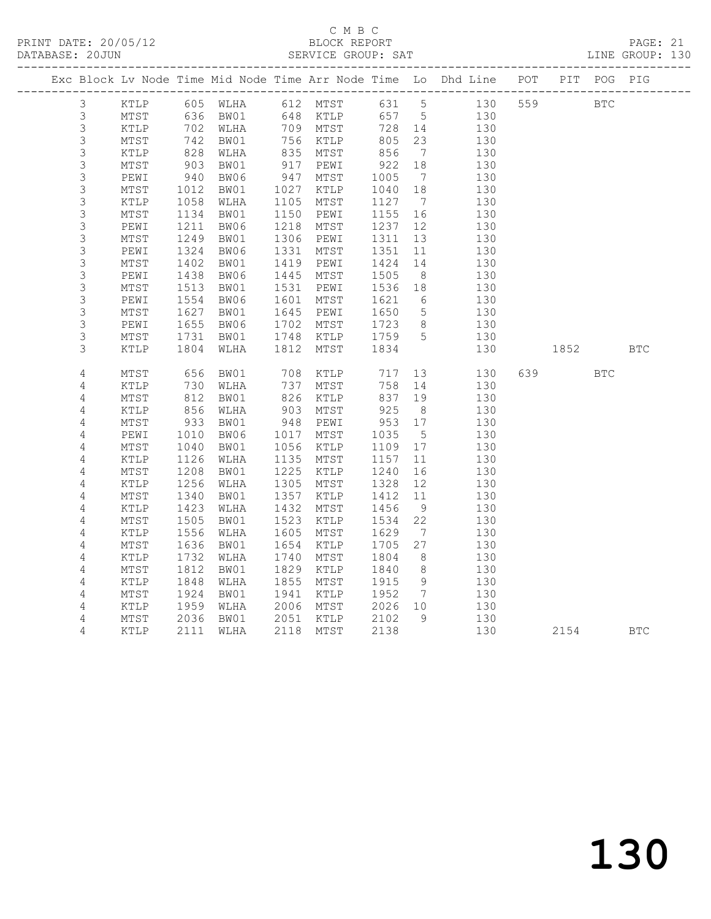C M B C
BLOCK REPORT
SERVICE GROUP: SAT

PRINT DATE: 20/05/12
DATABASE: 20JUN
LINE GROUP: 130

| Exc | Block | Lv | Node | Time | Mid Node | Time | Arr Node | Time | Lo | Dhd Line | POT | PIT | POG | PIG |
|---|---|---|---|---|---|---|---|---|---|---|---|---|---|---|
| | 3 | | KTLP | 605 | WLHA | 612 | MTST | 631 | 5 | 130 | 559 | | BTC | |
| | 3 | | MTST | 636 | BW01 | 648 | KTLP | 657 | 5 | 130 | | | | |
| | 3 | | KTLP | 702 | WLHA | 709 | MTST | 728 | 14 | 130 | | | | |
| | 3 | | MTST | 742 | BW01 | 756 | KTLP | 805 | 23 | 130 | | | | |
| | 3 | | KTLP | 828 | WLHA | 835 | MTST | 856 | 7 | 130 | | | | |
| | 3 | | MTST | 903 | BW01 | 917 | PEWI | 922 | 18 | 130 | | | | |
| | 3 | | PEWI | 940 | BW06 | 947 | MTST | 1005 | 7 | 130 | | | | |
| | 3 | | MTST | 1012 | BW01 | 1027 | KTLP | 1040 | 18 | 130 | | | | |
| | 3 | | KTLP | 1058 | WLHA | 1105 | MTST | 1127 | 7 | 130 | | | | |
| | 3 | | MTST | 1134 | BW01 | 1150 | PEWI | 1155 | 16 | 130 | | | | |
| | 3 | | PEWI | 1211 | BW06 | 1218 | MTST | 1237 | 12 | 130 | | | | |
| | 3 | | MTST | 1249 | BW01 | 1306 | PEWI | 1311 | 13 | 130 | | | | |
| | 3 | | PEWI | 1324 | BW06 | 1331 | MTST | 1351 | 11 | 130 | | | | |
| | 3 | | MTST | 1402 | BW01 | 1419 | PEWI | 1424 | 14 | 130 | | | | |
| | 3 | | PEWI | 1438 | BW06 | 1445 | MTST | 1505 | 8 | 130 | | | | |
| | 3 | | MTST | 1513 | BW01 | 1531 | PEWI | 1536 | 18 | 130 | | | | |
| | 3 | | PEWI | 1554 | BW06 | 1601 | MTST | 1621 | 6 | 130 | | | | |
| | 3 | | MTST | 1627 | BW01 | 1645 | PEWI | 1650 | 5 | 130 | | | | |
| | 3 | | PEWI | 1655 | BW06 | 1702 | MTST | 1723 | 8 | 130 | | | | |
| | 3 | | MTST | 1731 | BW01 | 1748 | KTLP | 1759 | 5 | 130 | | | | |
| | 3 | | KTLP | 1804 | WLHA | 1812 | MTST | 1834 | | 130 | | 1852 | | BTC |
| | 4 | | MTST | 656 | BW01 | 708 | KTLP | 717 | 13 | 130 | 639 | | BTC | |
| | 4 | | KTLP | 730 | WLHA | 737 | MTST | 758 | 14 | 130 | | | | |
| | 4 | | MTST | 812 | BW01 | 826 | KTLP | 837 | 19 | 130 | | | | |
| | 4 | | KTLP | 856 | WLHA | 903 | MTST | 925 | 8 | 130 | | | | |
| | 4 | | MTST | 933 | BW01 | 948 | PEWI | 953 | 17 | 130 | | | | |
| | 4 | | PEWI | 1010 | BW06 | 1017 | MTST | 1035 | 5 | 130 | | | | |
| | 4 | | MTST | 1040 | BW01 | 1056 | KTLP | 1109 | 17 | 130 | | | | |
| | 4 | | KTLP | 1126 | WLHA | 1135 | MTST | 1157 | 11 | 130 | | | | |
| | 4 | | MTST | 1208 | BW01 | 1225 | KTLP | 1240 | 16 | 130 | | | | |
| | 4 | | KTLP | 1256 | WLHA | 1305 | MTST | 1328 | 12 | 130 | | | | |
| | 4 | | MTST | 1340 | BW01 | 1357 | KTLP | 1412 | 11 | 130 | | | | |
| | 4 | | KTLP | 1423 | WLHA | 1432 | MTST | 1456 | 9 | 130 | | | | |
| | 4 | | MTST | 1505 | BW01 | 1523 | KTLP | 1534 | 22 | 130 | | | | |
| | 4 | | KTLP | 1556 | WLHA | 1605 | MTST | 1629 | 7 | 130 | | | | |
| | 4 | | MTST | 1636 | BW01 | 1654 | KTLP | 1705 | 27 | 130 | | | | |
| | 4 | | KTLP | 1732 | WLHA | 1740 | MTST | 1804 | 8 | 130 | | | | |
| | 4 | | MTST | 1812 | BW01 | 1829 | KTLP | 1840 | 8 | 130 | | | | |
| | 4 | | KTLP | 1848 | WLHA | 1855 | MTST | 1915 | 9 | 130 | | | | |
| | 4 | | MTST | 1924 | BW01 | 1941 | KTLP | 1952 | 7 | 130 | | | | |
| | 4 | | KTLP | 1959 | WLHA | 2006 | MTST | 2026 | 10 | 130 | | | | |
| | 4 | | MTST | 2036 | BW01 | 2051 | KTLP | 2102 | 9 | 130 | | | | |
| | 4 | | KTLP | 2111 | WLHA | 2118 | MTST | 2138 | | 130 | | 2154 | | BTC |

130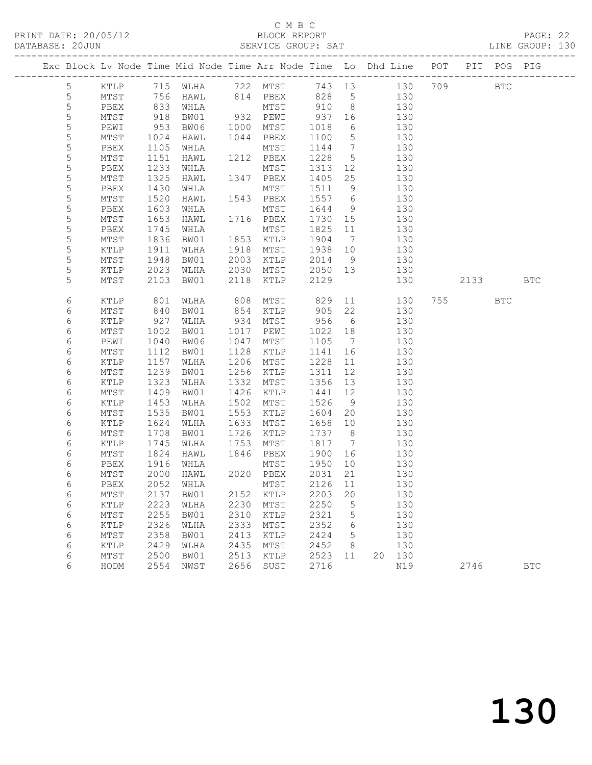C M B C

PRINT DATE: 20/05/12 BLOCK REPORT

DATABASE: 20JUN SERVICE GROUP: SAT LINE GROUP: 130

| Exc | Block | Lv | Node | Time | Mid Node | Time | Arr Node | Time | Lo | Dhd Line | POT | PIT | POG | PIG |
|---|---|---|---|---|---|---|---|---|---|---|---|---|---|---|
| | 5 | | KTLP | 715 | WLHA | 722 | MTST | 743 | 13 | 130 | 709 | | BTC | |
| | 5 | | MTST | 756 | HAWL | 814 | PBEX | 828 | 5 | 130 | | | | |
| | 5 | | PBEX | 833 | WHLA | | MTST | 910 | 8 | 130 | | | | |
| | 5 | | MTST | 918 | BW01 | 932 | PEWI | 937 | 16 | 130 | | | | |
| | 5 | | PEWI | 953 | BW06 | 1000 | MTST | 1018 | 6 | 130 | | | | |
| | 5 | | MTST | 1024 | HAWL | 1044 | PBEX | 1100 | 5 | 130 | | | | |
| | 5 | | PBEX | 1105 | WHLA | | MTST | 1144 | 7 | 130 | | | | |
| | 5 | | MTST | 1151 | HAWL | 1212 | PBEX | 1228 | 5 | 130 | | | | |
| | 5 | | PBEX | 1233 | WHLA | | MTST | 1313 | 12 | 130 | | | | |
| | 5 | | MTST | 1325 | HAWL | 1347 | PBEX | 1405 | 25 | 130 | | | | |
| | 5 | | PBEX | 1430 | WHLA | | MTST | 1511 | 9 | 130 | | | | |
| | 5 | | MTST | 1520 | HAWL | 1543 | PBEX | 1557 | 6 | 130 | | | | |
| | 5 | | PBEX | 1603 | WHLA | | MTST | 1644 | 9 | 130 | | | | |
| | 5 | | MTST | 1653 | HAWL | 1716 | PBEX | 1730 | 15 | 130 | | | | |
| | 5 | | PBEX | 1745 | WHLA | | MTST | 1825 | 11 | 130 | | | | |
| | 5 | | MTST | 1836 | BW01 | 1853 | KTLP | 1904 | 7 | 130 | | | | |
| | 5 | | KTLP | 1911 | WLHA | 1918 | MTST | 1938 | 10 | 130 | | | | |
| | 5 | | MTST | 1948 | BW01 | 2003 | KTLP | 2014 | 9 | 130 | | | | |
| | 5 | | KTLP | 2023 | WLHA | 2030 | MTST | 2050 | 13 | 130 | | | | |
| | 5 | | MTST | 2103 | BW01 | 2118 | KTLP | 2129 | | 130 | | 2133 | | BTC |
| | 6 | | KTLP | 801 | WLHA | 808 | MTST | 829 | 11 | 130 | 755 | | BTC | |
| | 6 | | MTST | 840 | BW01 | 854 | KTLP | 905 | 22 | 130 | | | | |
| | 6 | | KTLP | 927 | WLHA | 934 | MTST | 956 | 6 | 130 | | | | |
| | 6 | | MTST | 1002 | BW01 | 1017 | PEWI | 1022 | 18 | 130 | | | | |
| | 6 | | PEWI | 1040 | BW06 | 1047 | MTST | 1105 | 7 | 130 | | | | |
| | 6 | | MTST | 1112 | BW01 | 1128 | KTLP | 1141 | 16 | 130 | | | | |
| | 6 | | KTLP | 1157 | WLHA | 1206 | MTST | 1228 | 11 | 130 | | | | |
| | 6 | | MTST | 1239 | BW01 | 1256 | KTLP | 1311 | 12 | 130 | | | | |
| | 6 | | KTLP | 1323 | WLHA | 1332 | MTST | 1356 | 13 | 130 | | | | |
| | 6 | | MTST | 1409 | BW01 | 1426 | KTLP | 1441 | 12 | 130 | | | | |
| | 6 | | KTLP | 1453 | WLHA | 1502 | MTST | 1526 | 9 | 130 | | | | |
| | 6 | | MTST | 1535 | BW01 | 1553 | KTLP | 1604 | 20 | 130 | | | | |
| | 6 | | KTLP | 1624 | WLHA | 1633 | MTST | 1658 | 10 | 130 | | | | |
| | 6 | | MTST | 1708 | BW01 | 1726 | KTLP | 1737 | 8 | 130 | | | | |
| | 6 | | KTLP | 1745 | WLHA | 1753 | MTST | 1817 | 7 | 130 | | | | |
| | 6 | | MTST | 1824 | HAWL | 1846 | PBEX | 1900 | 16 | 130 | | | | |
| | 6 | | PBEX | 1916 | WHLA | | MTST | 1950 | 10 | 130 | | | | |
| | 6 | | MTST | 2000 | HAWL | 2020 | PBEX | 2031 | 21 | 130 | | | | |
| | 6 | | PBEX | 2052 | WHLA | | MTST | 2126 | 11 | 130 | | | | |
| | 6 | | MTST | 2137 | BW01 | 2152 | KTLP | 2203 | 20 | 130 | | | | |
| | 6 | | KTLP | 2223 | WLHA | 2230 | MTST | 2250 | 5 | 130 | | | | |
| | 6 | | MTST | 2255 | BW01 | 2310 | KTLP | 2321 | 5 | 130 | | | | |
| | 6 | | KTLP | 2326 | WLHA | 2333 | MTST | 2352 | 6 | 130 | | | | |
| | 6 | | MTST | 2358 | BW01 | 2413 | KTLP | 2424 | 5 | 130 | | | | |
| | 6 | | KTLP | 2429 | WLHA | 2435 | MTST | 2452 | 8 | 130 | | | | |
| | 6 | | MTST | 2500 | BW01 | 2513 | KTLP | 2523 | 11 | 20 130 | | | | |
| | 6 | | HODM | 2554 | NWST | 2656 | SUST | 2716 | | N19 | | 2746 | | BTC |

130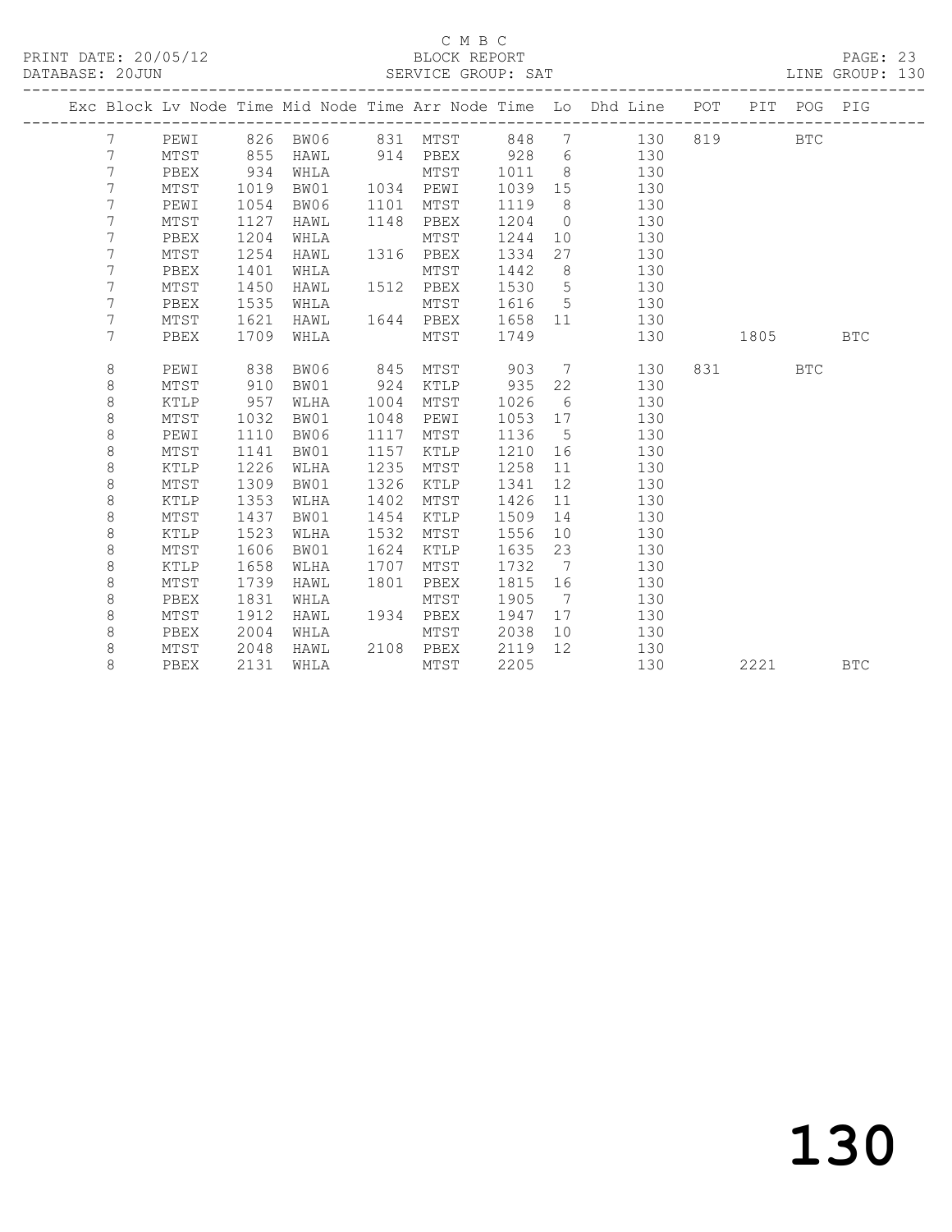C M B C
BLOCK REPORT
SERVICE GROUP: SAT

PRINT DATE: 20/05/12
DATABASE: 20JUN
LINE GROUP: 130

| Exc | Block | Lv Node | Time | Mid Node | Time | Arr Node | Time | Lo | Dhd Line | POT | PIT | POG | PIG |
|---|---|---|---|---|---|---|---|---|---|---|---|---|---|
| | 7 | PEWI | 826 | BW06 | 831 | MTST | 848 | 7 | 130 | 819 | | BTC | |
| | 7 | MTST | 855 | HAWL | 914 | PBEX | 928 | 6 | 130 | | | | |
| | 7 | PBEX | 934 | WHLA | | MTST | 1011 | 8 | 130 | | | | |
| | 7 | MTST | 1019 | BW01 | 1034 | PEWI | 1039 | 15 | 130 | | | | |
| | 7 | PEWI | 1054 | BW06 | 1101 | MTST | 1119 | 8 | 130 | | | | |
| | 7 | MTST | 1127 | HAWL | 1148 | PBEX | 1204 | 0 | 130 | | | | |
| | 7 | PBEX | 1204 | WHLA | | MTST | 1244 | 10 | 130 | | | | |
| | 7 | MTST | 1254 | HAWL | 1316 | PBEX | 1334 | 27 | 130 | | | | |
| | 7 | PBEX | 1401 | WHLA | | MTST | 1442 | 8 | 130 | | | | |
| | 7 | MTST | 1450 | HAWL | 1512 | PBEX | 1530 | 5 | 130 | | | | |
| | 7 | PBEX | 1535 | WHLA | | MTST | 1616 | 5 | 130 | | | | |
| | 7 | MTST | 1621 | HAWL | 1644 | PBEX | 1658 | 11 | 130 | | | | |
| | 7 | PBEX | 1709 | WHLA | | MTST | 1749 | | 130 | | 1805 | | BTC |
| | 8 | PEWI | 838 | BW06 | 845 | MTST | 903 | 7 | 130 | 831 | | BTC | |
| | 8 | MTST | 910 | BW01 | 924 | KTLP | 935 | 22 | 130 | | | | |
| | 8 | KTLP | 957 | WLHA | 1004 | MTST | 1026 | 6 | 130 | | | | |
| | 8 | MTST | 1032 | BW01 | 1048 | PEWI | 1053 | 17 | 130 | | | | |
| | 8 | PEWI | 1110 | BW06 | 1117 | MTST | 1136 | 5 | 130 | | | | |
| | 8 | MTST | 1141 | BW01 | 1157 | KTLP | 1210 | 16 | 130 | | | | |
| | 8 | KTLP | 1226 | WLHA | 1235 | MTST | 1258 | 11 | 130 | | | | |
| | 8 | MTST | 1309 | BW01 | 1326 | KTLP | 1341 | 12 | 130 | | | | |
| | 8 | KTLP | 1353 | WLHA | 1402 | MTST | 1426 | 11 | 130 | | | | |
| | 8 | MTST | 1437 | BW01 | 1454 | KTLP | 1509 | 14 | 130 | | | | |
| | 8 | KTLP | 1523 | WLHA | 1532 | MTST | 1556 | 10 | 130 | | | | |
| | 8 | MTST | 1606 | BW01 | 1624 | KTLP | 1635 | 23 | 130 | | | | |
| | 8 | KTLP | 1658 | WLHA | 1707 | MTST | 1732 | 7 | 130 | | | | |
| | 8 | MTST | 1739 | HAWL | 1801 | PBEX | 1815 | 16 | 130 | | | | |
| | 8 | PBEX | 1831 | WHLA | | MTST | 1905 | 7 | 130 | | | | |
| | 8 | MTST | 1912 | HAWL | 1934 | PBEX | 1947 | 17 | 130 | | | | |
| | 8 | PBEX | 2004 | WHLA | | MTST | 2038 | 10 | 130 | | | | |
| | 8 | MTST | 2048 | HAWL | 2108 | PBEX | 2119 | 12 | 130 | | | | |
| | 8 | PBEX | 2131 | WHLA | | MTST | 2205 | | 130 | | 2221 | | BTC |

130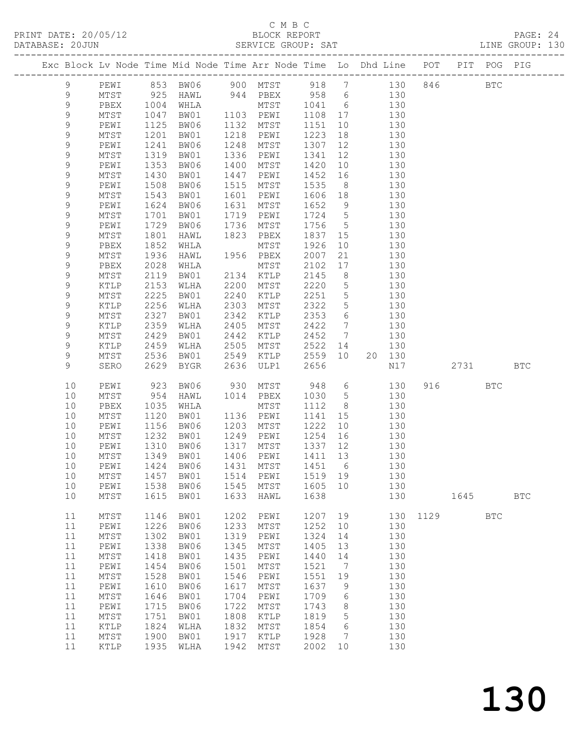C M B C

PRINT DATE: 20/05/12 BLOCK REPORT
DATABASE: 20JUN SERVICE GROUP: SAT LINE GROUP: 130

| Exc | Block | Lv | Node | Time | Mid Node | Time | Arr Node | Time | Lo | Dhd | Line | POT | PIT | POG | PIG |
|---|---|---|---|---|---|---|---|---|---|---|---|---|---|---|---|
| | 9 | | PEWI | 853 | BW06 | 900 | MTST | 918 | 7 | | 130 | 846 | | BTC | |
| | 9 | | MTST | 925 | HAWL | 944 | PBEX | 958 | 6 | | 130 | | | | |
| | 9 | | PBEX | 1004 | WHLA | | MTST | 1041 | 6 | | 130 | | | | |
| | 9 | | MTST | 1047 | BW01 | 1103 | PEWI | 1108 | 17 | | 130 | | | | |
| | 9 | | PEWI | 1125 | BW06 | 1132 | MTST | 1151 | 10 | | 130 | | | | |
| | 9 | | MTST | 1201 | BW01 | 1218 | PEWI | 1223 | 18 | | 130 | | | | |
| | 9 | | PEWI | 1241 | BW06 | 1248 | MTST | 1307 | 12 | | 130 | | | | |
| | 9 | | MTST | 1319 | BW01 | 1336 | PEWI | 1341 | 12 | | 130 | | | | |
| | 9 | | PEWI | 1353 | BW06 | 1400 | MTST | 1420 | 10 | | 130 | | | | |
| | 9 | | MTST | 1430 | BW01 | 1447 | PEWI | 1452 | 16 | | 130 | | | | |
| | 9 | | PEWI | 1508 | BW06 | 1515 | MTST | 1535 | 8 | | 130 | | | | |
| | 9 | | MTST | 1543 | BW01 | 1601 | PEWI | 1606 | 18 | | 130 | | | | |
| | 9 | | PEWI | 1624 | BW06 | 1631 | MTST | 1652 | 9 | | 130 | | | | |
| | 9 | | MTST | 1701 | BW01 | 1719 | PEWI | 1724 | 5 | | 130 | | | | |
| | 9 | | PEWI | 1729 | BW06 | 1736 | MTST | 1756 | 5 | | 130 | | | | |
| | 9 | | MTST | 1801 | HAWL | 1823 | PBEX | 1837 | 15 | | 130 | | | | |
| | 9 | | PBEX | 1852 | WHLA | | MTST | 1926 | 10 | | 130 | | | | |
| | 9 | | MTST | 1936 | HAWL | 1956 | PBEX | 2007 | 21 | | 130 | | | | |
| | 9 | | PBEX | 2028 | WHLA | | MTST | 2102 | 17 | | 130 | | | | |
| | 9 | | MTST | 2119 | BW01 | 2134 | KTLP | 2145 | 8 | | 130 | | | | |
| | 9 | | KTLP | 2153 | WLHA | 2200 | MTST | 2220 | 5 | | 130 | | | | |
| | 9 | | MTST | 2225 | BW01 | 2240 | KTLP | 2251 | 5 | | 130 | | | | |
| | 9 | | KTLP | 2256 | WLHA | 2303 | MTST | 2322 | 5 | | 130 | | | | |
| | 9 | | MTST | 2327 | BW01 | 2342 | KTLP | 2353 | 6 | | 130 | | | | |
| | 9 | | KTLP | 2359 | WLHA | 2405 | MTST | 2422 | 7 | | 130 | | | | |
| | 9 | | MTST | 2429 | BW01 | 2442 | KTLP | 2452 | 7 | | 130 | | | | |
| | 9 | | KTLP | 2459 | WLHA | 2505 | MTST | 2522 | 14 | | 130 | | | | |
| | 9 | | MTST | 2536 | BW01 | 2549 | KTLP | 2559 | 10 | 20 | 130 | | | | |
| | 9 | | SERO | 2629 | BYGR | 2636 | ULP1 | 2656 | | | N17 | | 2731 | | BTC |
| | 10 | | PEWI | 923 | BW06 | 930 | MTST | 948 | 6 | | 130 | 916 | | BTC | |
| | 10 | | MTST | 954 | HAWL | 1014 | PBEX | 1030 | 5 | | 130 | | | | |
| | 10 | | PBEX | 1035 | WHLA | | MTST | 1112 | 8 | | 130 | | | | |
| | 10 | | MTST | 1120 | BW01 | 1136 | PEWI | 1141 | 15 | | 130 | | | | |
| | 10 | | PEWI | 1156 | BW06 | 1203 | MTST | 1222 | 10 | | 130 | | | | |
| | 10 | | MTST | 1232 | BW01 | 1249 | PEWI | 1254 | 16 | | 130 | | | | |
| | 10 | | PEWI | 1310 | BW06 | 1317 | MTST | 1337 | 12 | | 130 | | | | |
| | 10 | | MTST | 1349 | BW01 | 1406 | PEWI | 1411 | 13 | | 130 | | | | |
| | 10 | | PEWI | 1424 | BW06 | 1431 | MTST | 1451 | 6 | | 130 | | | | |
| | 10 | | MTST | 1457 | BW01 | 1514 | PEWI | 1519 | 19 | | 130 | | | | |
| | 10 | | PEWI | 1538 | BW06 | 1545 | MTST | 1605 | 10 | | 130 | | | | |
| | 10 | | MTST | 1615 | BW01 | 1633 | HAWL | 1638 | | | 130 | | 1645 | | BTC |
| | 11 | | MTST | 1146 | BW01 | 1202 | PEWI | 1207 | 19 | | 130 | 1129 | | BTC | |
| | 11 | | PEWI | 1226 | BW06 | 1233 | MTST | 1252 | 10 | | 130 | | | | |
| | 11 | | MTST | 1302 | BW01 | 1319 | PEWI | 1324 | 14 | | 130 | | | | |
| | 11 | | PEWI | 1338 | BW06 | 1345 | MTST | 1405 | 13 | | 130 | | | | |
| | 11 | | MTST | 1418 | BW01 | 1435 | PEWI | 1440 | 14 | | 130 | | | | |
| | 11 | | PEWI | 1454 | BW06 | 1501 | MTST | 1521 | 7 | | 130 | | | | |
| | 11 | | MTST | 1528 | BW01 | 1546 | PEWI | 1551 | 19 | | 130 | | | | |
| | 11 | | PEWI | 1610 | BW06 | 1617 | MTST | 1637 | 9 | | 130 | | | | |
| | 11 | | MTST | 1646 | BW01 | 1704 | PEWI | 1709 | 6 | | 130 | | | | |
| | 11 | | PEWI | 1715 | BW06 | 1722 | MTST | 1743 | 8 | | 130 | | | | |
| | 11 | | MTST | 1751 | BW01 | 1808 | KTLP | 1819 | 5 | | 130 | | | | |
| | 11 | | KTLP | 1824 | WLHA | 1832 | MTST | 1854 | 6 | | 130 | | | | |
| | 11 | | MTST | 1900 | BW01 | 1917 | KTLP | 1928 | 7 | | 130 | | | | |
| | 11 | | KTLP | 1935 | WLHA | 1942 | MTST | 2002 | 10 | | 130 | | | | |

130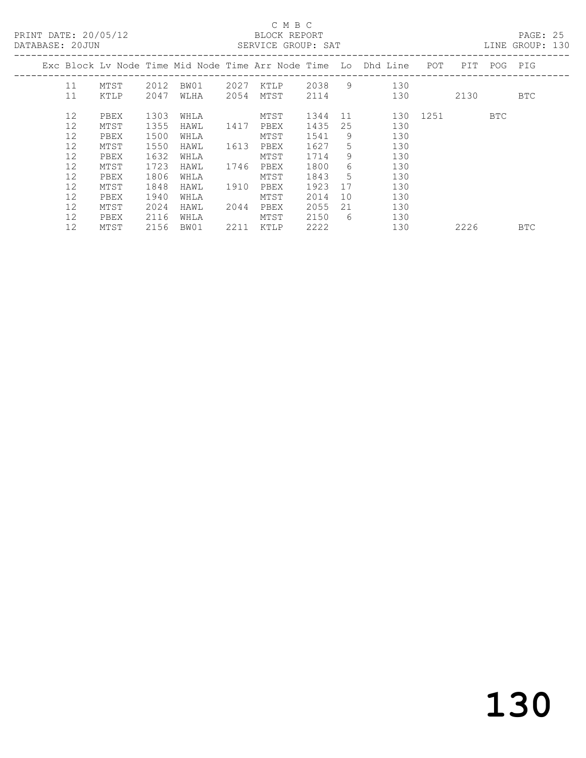C M B C

PRINT DATE: 20/05/12 BLOCK REPORT

DATABASE: 20JUN SERVICE GROUP: SAT LINE GROUP: 130

| Exc | Block | Lv | Node | Time | Mid Node | Time | Arr Node | Time | Lo | Dhd Line | POT | PIT | POG | PIG |
|---|---|---|---|---|---|---|---|---|---|---|---|---|---|---|
| | 11 | | MTST | 2012 | BW01 | 2027 | KTLP | 2038 | 9 | 130 | | | | |
| | 11 | | KTLP | 2047 | WLHA | 2054 | MTST | 2114 | | 130 | | 2130 | | BTC |
| | 12 | | PBEX | 1303 | WHLA | | MTST | 1344 | 11 | 130 | 1251 | | BTC | |
| | 12 | | MTST | 1355 | HAWL | 1417 | PBEX | 1435 | 25 | 130 | | | | |
| | 12 | | PBEX | 1500 | WHLA | | MTST | 1541 | 9 | 130 | | | | |
| | 12 | | MTST | 1550 | HAWL | 1613 | PBEX | 1627 | 5 | 130 | | | | |
| | 12 | | PBEX | 1632 | WHLA | | MTST | 1714 | 9 | 130 | | | | |
| | 12 | | MTST | 1723 | HAWL | 1746 | PBEX | 1800 | 6 | 130 | | | | |
| | 12 | | PBEX | 1806 | WHLA | | MTST | 1843 | 5 | 130 | | | | |
| | 12 | | MTST | 1848 | HAWL | 1910 | PBEX | 1923 | 17 | 130 | | | | |
| | 12 | | PBEX | 1940 | WHLA | | MTST | 2014 | 10 | 130 | | | | |
| | 12 | | MTST | 2024 | HAWL | 2044 | PBEX | 2055 | 21 | 130 | | | | |
| | 12 | | PBEX | 2116 | WHLA | | MTST | 2150 | 6 | 130 | | | | |
| | 12 | | MTST | 2156 | BW01 | 2211 | KTLP | 2222 | | 130 | | 2226 | | BTC |

130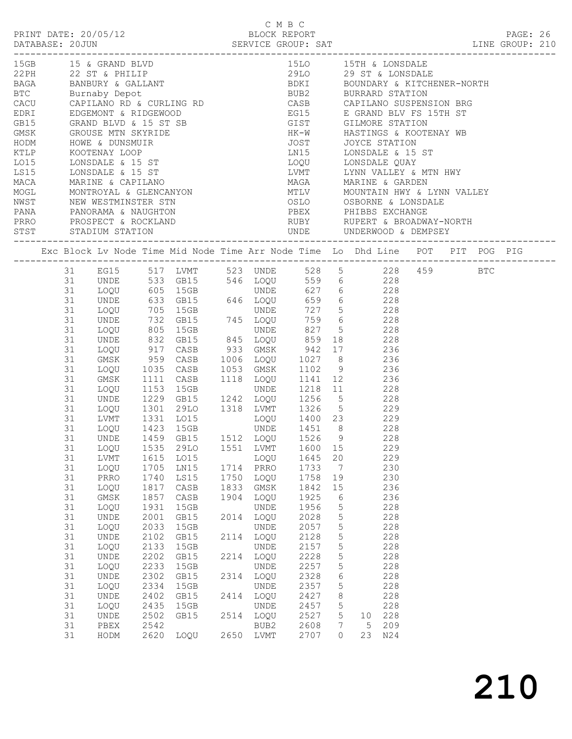C M B C

PRINT DATE: 20/05/12 BLOCK REPORT
DATABASE: 20JUN SERVICE GROUP: SAT LINE GROUP: 210

| Code | Description | Code | Description |
|---|---|---|---|
| 15GB | 15 & GRAND BLVD | 15LO | 15TH & LONSDALE |
| 22PH | 22 ST & PHILIP | 29LO | 29 ST & LONSDALE |
| BAGA | BANBURY & GALLANT | BDKI | BOUNDARY & KITCHENER-NORTH |
| BTC | Burnaby Depot | BUB2 | BURRARD STATION |
| CACU | CAPILANO RD & CURLING RD | CASB | CAPILANO SUSPENSION BRG |
| EDRI | EDGEMONT & RIDGEWOOD | EG15 | E GRAND BLV FS 15TH ST |
| GB15 | GRAND BLVD & 15 ST SB | GIST | GILMORE STATION |
| GMSK | GROUSE MTN SKYRIDE | HK-W | HASTINGS & KOOTENAY WB |
| HODM | HOWE & DUNSMUIR | JOST | JOYCE STATION |
| KTLP | KOOTENAY LOOP | LN15 | LONSDALE & 15 ST |
| LO15 | LONSDALE & 15 ST | LOQU | LONSDALE QUAY |
| LS15 | LONSDALE & 15 ST | LVMT | LYNN VALLEY & MTN HWY |
| MACA | MARINE & CAPILANO | MAGA | MARINE & GARDEN |
| MOGL | MONTROYAL & GLENCANYON | MTLV | MOUNTAIN HWY & LYNN VALLEY |
| NWST | NEW WESTMINSTER STN | OSLO | OSBORNE & LONSDALE |
| PANA | PANORAMA & NAUGHTON | PBEX | PHIBBS EXCHANGE |
| PRRO | PROSPECT & ROCKLAND | RUBY | RUPERT & BROADWAY-NORTH |
| STST | STADIUM STATION | UNDE | UNDERWOOD & DEMPSEY |

| Exc | Block | Lv Node | Time | Mid Node | Time | Arr Node | Time | Lo | Dhd | Line | POT | PIT | POG | PIG |
|---|---|---|---|---|---|---|---|---|---|---|---|---|---|---|
| | 31 | EG15 | 517 | LVMT | 523 | UNDE | 528 | 5 | | 228 | 459 | | BTC | |
| | 31 | UNDE | 533 | GB15 | 546 | LOQU | 559 | 6 | | 228 | | | | |
| | 31 | LOQU | 605 | 15GB | | UNDE | 627 | 6 | | 228 | | | | |
| | 31 | UNDE | 633 | GB15 | 646 | LOQU | 659 | 6 | | 228 | | | | |
| | 31 | LOQU | 705 | 15GB | | UNDE | 727 | 5 | | 228 | | | | |
| | 31 | UNDE | 732 | GB15 | 745 | LOQU | 759 | 6 | | 228 | | | | |
| | 31 | LOQU | 805 | 15GB | | UNDE | 827 | 5 | | 228 | | | | |
| | 31 | UNDE | 832 | GB15 | 845 | LOQU | 859 | 18 | | 228 | | | | |
| | 31 | LOQU | 917 | CASB | 933 | GMSK | 942 | 17 | | 236 | | | | |
| | 31 | GMSK | 959 | CASB | 1006 | LOQU | 1027 | 8 | | 236 | | | | |
| | 31 | LOQU | 1035 | CASB | 1053 | GMSK | 1102 | 9 | | 236 | | | | |
| | 31 | GMSK | 1111 | CASB | 1118 | LOQU | 1141 | 12 | | 236 | | | | |
| | 31 | LOQU | 1153 | 15GB | | UNDE | 1218 | 11 | | 228 | | | | |
| | 31 | UNDE | 1229 | GB15 | 1242 | LOQU | 1256 | 5 | | 228 | | | | |
| | 31 | LOQU | 1301 | 29LO | 1318 | LVMT | 1326 | 5 | | 229 | | | | |
| | 31 | LVMT | 1331 | LO15 | | LOQU | 1400 | 23 | | 229 | | | | |
| | 31 | LOQU | 1423 | 15GB | | UNDE | 1451 | 8 | | 228 | | | | |
| | 31 | UNDE | 1459 | GB15 | 1512 | LOQU | 1526 | 9 | | 228 | | | | |
| | 31 | LOQU | 1535 | 29LO | 1551 | LVMT | 1600 | 15 | | 229 | | | | |
| | 31 | LVMT | 1615 | LO15 | | LOQU | 1645 | 20 | | 229 | | | | |
| | 31 | LOQU | 1705 | LN15 | 1714 | PRRO | 1733 | 7 | | 230 | | | | |
| | 31 | PRRO | 1740 | LS15 | 1750 | LOQU | 1758 | 19 | | 230 | | | | |
| | 31 | LOQU | 1817 | CASB | 1833 | GMSK | 1842 | 15 | | 236 | | | | |
| | 31 | GMSK | 1857 | CASB | 1904 | LOQU | 1925 | 6 | | 236 | | | | |
| | 31 | LOQU | 1931 | 15GB | | UNDE | 1956 | 5 | | 228 | | | | |
| | 31 | UNDE | 2001 | GB15 | 2014 | LOQU | 2028 | 5 | | 228 | | | | |
| | 31 | LOQU | 2033 | 15GB | | UNDE | 2057 | 5 | | 228 | | | | |
| | 31 | UNDE | 2102 | GB15 | 2114 | LOQU | 2128 | 5 | | 228 | | | | |
| | 31 | LOQU | 2133 | 15GB | | UNDE | 2157 | 5 | | 228 | | | | |
| | 31 | UNDE | 2202 | GB15 | 2214 | LOQU | 2228 | 5 | | 228 | | | | |
| | 31 | LOQU | 2233 | 15GB | | UNDE | 2257 | 5 | | 228 | | | | |
| | 31 | UNDE | 2302 | GB15 | 2314 | LOQU | 2328 | 6 | | 228 | | | | |
| | 31 | LOQU | 2334 | 15GB | | UNDE | 2357 | 5 | | 228 | | | | |
| | 31 | UNDE | 2402 | GB15 | 2414 | LOQU | 2427 | 8 | | 228 | | | | |
| | 31 | LOQU | 2435 | 15GB | | UNDE | 2457 | 5 | | 228 | | | | |
| | 31 | UNDE | 2502 | GB15 | 2514 | LOQU | 2527 | 5 | 10 | 228 | | | | |
| | 31 | PBEX | 2542 | | | BUB2 | 2608 | 7 | 5 | 209 | | | | |
| | 31 | HODM | 2620 | LOQU | 2650 | LVMT | 2707 | 0 | 23 | N24 | | | | |

210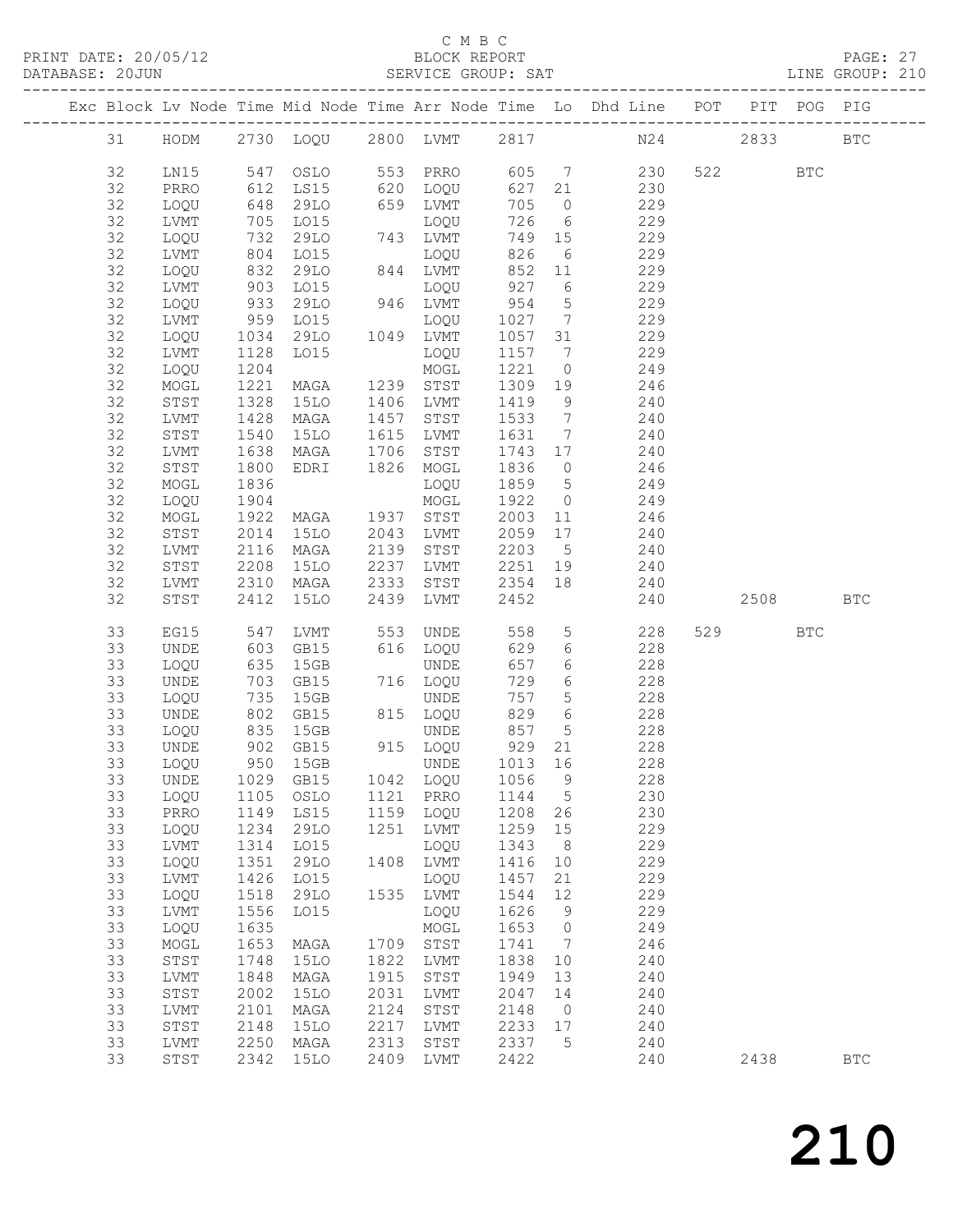C M B C

PRINT DATE: 20/05/12 BLOCK REPORT PAGE: 27
DATABASE: 20JUN SERVICE GROUP: SAT LINE GROUP: 210

| Exc | Block | Lv | Node | Time | Mid Node | Time | Arr Node | Time | Lo | Dhd Line | POT | PIT | POG | PIG |
|---|---|---|---|---|---|---|---|---|---|---|---|---|---|---|
| | 31 | | HODM | 2730 | LOQU | 2800 | LVMT | 2817 | | N24 | | 2833 | | BTC |
| | 32 | | LN15 | 547 | OSLO | 553 | PRRO | 605 | 7 | 230 | 522 | | BTC | |
| | 32 | | PRRO | 612 | LS15 | 620 | LOQU | 627 | 21 | 230 | | | | |
| | 32 | | LOQU | 648 | 29LO | 659 | LVMT | 705 | 0 | 229 | | | | |
| | 32 | | LVMT | 705 | LO15 | | LOQU | 726 | 6 | 229 | | | | |
| | 32 | | LOQU | 732 | 29LO | 743 | LVMT | 749 | 15 | 229 | | | | |
| | 32 | | LVMT | 804 | LO15 | | LOQU | 826 | 6 | 229 | | | | |
| | 32 | | LOQU | 832 | 29LO | 844 | LVMT | 852 | 11 | 229 | | | | |
| | 32 | | LVMT | 903 | LO15 | | LOQU | 927 | 6 | 229 | | | | |
| | 32 | | LOQU | 933 | 29LO | 946 | LVMT | 954 | 5 | 229 | | | | |
| | 32 | | LVMT | 959 | LO15 | | LOQU | 1027 | 7 | 229 | | | | |
| | 32 | | LOQU | 1034 | 29LO | 1049 | LVMT | 1057 | 31 | 229 | | | | |
| | 32 | | LVMT | 1128 | LO15 | | LOQU | 1157 | 7 | 229 | | | | |
| | 32 | | LOQU | 1204 | | | MOGL | 1221 | 0 | 249 | | | | |
| | 32 | | MOGL | 1221 | MAGA | 1239 | STST | 1309 | 19 | 246 | | | | |
| | 32 | | STST | 1328 | 15LO | 1406 | LVMT | 1419 | 9 | 240 | | | | |
| | 32 | | LVMT | 1428 | MAGA | 1457 | STST | 1533 | 7 | 240 | | | | |
| | 32 | | STST | 1540 | 15LO | 1615 | LVMT | 1631 | 7 | 240 | | | | |
| | 32 | | LVMT | 1638 | MAGA | 1706 | STST | 1743 | 17 | 240 | | | | |
| | 32 | | STST | 1800 | EDRI | 1826 | MOGL | 1836 | 0 | 246 | | | | |
| | 32 | | MOGL | 1836 | | | LOQU | 1859 | 5 | 249 | | | | |
| | 32 | | LOQU | 1904 | | | MOGL | 1922 | 0 | 249 | | | | |
| | 32 | | MOGL | 1922 | MAGA | 1937 | STST | 2003 | 11 | 246 | | | | |
| | 32 | | STST | 2014 | 15LO | 2043 | LVMT | 2059 | 17 | 240 | | | | |
| | 32 | | LVMT | 2116 | MAGA | 2139 | STST | 2203 | 5 | 240 | | | | |
| | 32 | | STST | 2208 | 15LO | 2237 | LVMT | 2251 | 19 | 240 | | | | |
| | 32 | | LVMT | 2310 | MAGA | 2333 | STST | 2354 | 18 | 240 | | | | |
| | 32 | | STST | 2412 | 15LO | 2439 | LVMT | 2452 | | 240 | | 2508 | | BTC |
| | 33 | | EG15 | 547 | LVMT | 553 | UNDE | 558 | 5 | 228 | 529 | | BTC | |
| | 33 | | UNDE | 603 | GB15 | 616 | LOQU | 629 | 6 | 228 | | | | |
| | 33 | | LOQU | 635 | 15GB | | UNDE | 657 | 6 | 228 | | | | |
| | 33 | | UNDE | 703 | GB15 | 716 | LOQU | 729 | 6 | 228 | | | | |
| | 33 | | LOQU | 735 | 15GB | | UNDE | 757 | 5 | 228 | | | | |
| | 33 | | UNDE | 802 | GB15 | 815 | LOQU | 829 | 6 | 228 | | | | |
| | 33 | | LOQU | 835 | 15GB | | UNDE | 857 | 5 | 228 | | | | |
| | 33 | | UNDE | 902 | GB15 | 915 | LOQU | 929 | 21 | 228 | | | | |
| | 33 | | LOQU | 950 | 15GB | | UNDE | 1013 | 16 | 228 | | | | |
| | 33 | | UNDE | 1029 | GB15 | 1042 | LOQU | 1056 | 9 | 228 | | | | |
| | 33 | | LOQU | 1105 | OSLO | 1121 | PRRO | 1144 | 5 | 230 | | | | |
| | 33 | | PRRO | 1149 | LS15 | 1159 | LOQU | 1208 | 26 | 230 | | | | |
| | 33 | | LOQU | 1234 | 29LO | 1251 | LVMT | 1259 | 15 | 229 | | | | |
| | 33 | | LVMT | 1314 | LO15 | | LOQU | 1343 | 8 | 229 | | | | |
| | 33 | | LOQU | 1351 | 29LO | 1408 | LVMT | 1416 | 10 | 229 | | | | |
| | 33 | | LVMT | 1426 | LO15 | | LOQU | 1457 | 21 | 229 | | | | |
| | 33 | | LOQU | 1518 | 29LO | 1535 | LVMT | 1544 | 12 | 229 | | | | |
| | 33 | | LVMT | 1556 | LO15 | | LOQU | 1626 | 9 | 229 | | | | |
| | 33 | | LOQU | 1635 | | | MOGL | 1653 | 0 | 249 | | | | |
| | 33 | | MOGL | 1653 | MAGA | 1709 | STST | 1741 | 7 | 246 | | | | |
| | 33 | | STST | 1748 | 15LO | 1822 | LVMT | 1838 | 10 | 240 | | | | |
| | 33 | | LVMT | 1848 | MAGA | 1915 | STST | 1949 | 13 | 240 | | | | |
| | 33 | | STST | 2002 | 15LO | 2031 | LVMT | 2047 | 14 | 240 | | | | |
| | 33 | | LVMT | 2101 | MAGA | 2124 | STST | 2148 | 0 | 240 | | | | |
| | 33 | | STST | 2148 | 15LO | 2217 | LVMT | 2233 | 17 | 240 | | | | |
| | 33 | | LVMT | 2250 | MAGA | 2313 | STST | 2337 | 5 | 240 | | | | |
| | 33 | | STST | 2342 | 15LO | 2409 | LVMT | 2422 | | 240 | | 2438 | | BTC |

210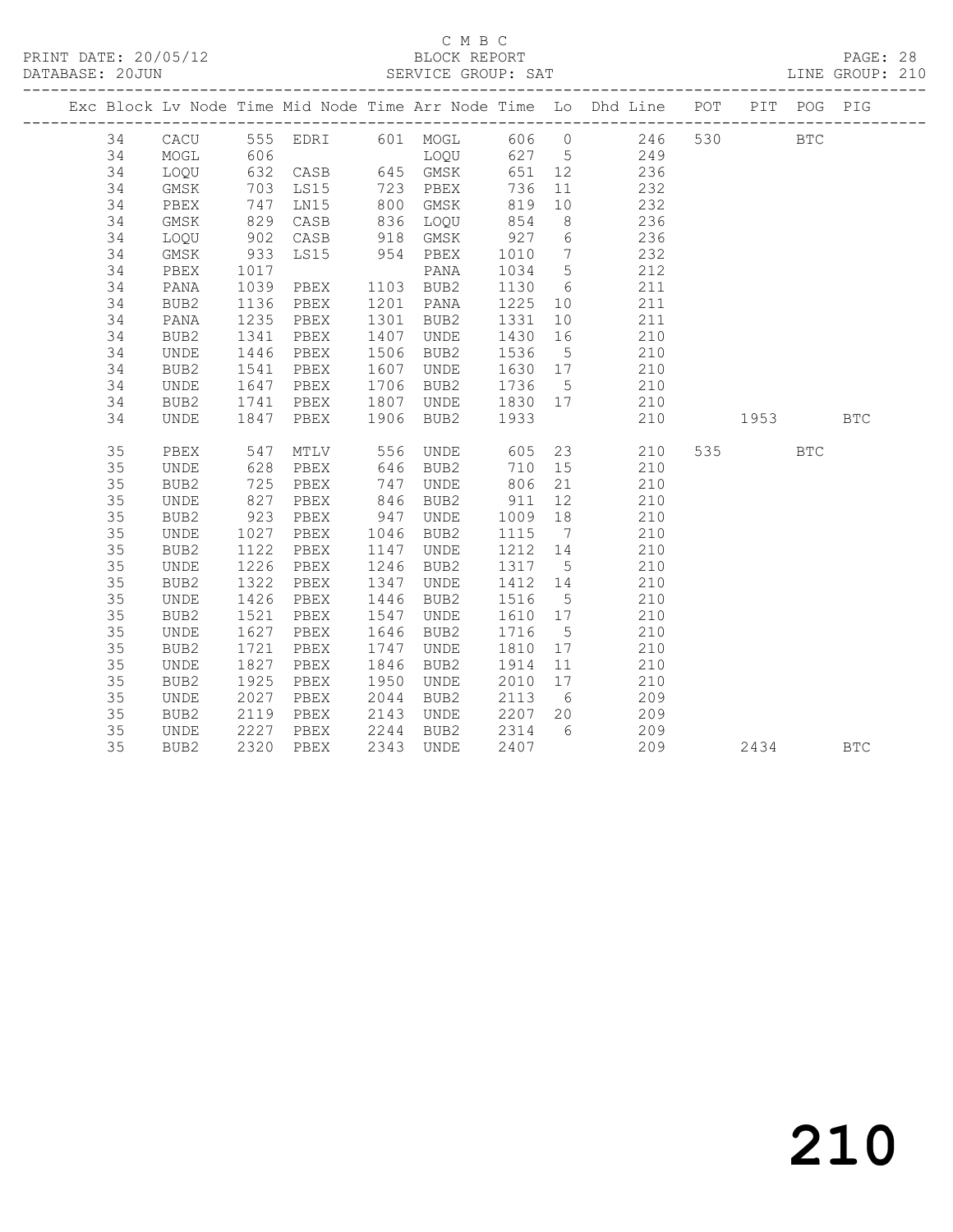C M B C

BLOCK REPORT

SERVICE GROUP: SAT

LINE GROUP: 210

| Exc | Block | Lv | Node | Time | Mid Node | Time | Arr Node | Time | Lo | Dhd Line | POT | PIT | POG | PIG |
|---|---|---|---|---|---|---|---|---|---|---|---|---|---|---|
| | 34 | | CACU | 555 | EDRI | 601 | MOGL | 606 | 0 | 246 | 530 | | BTC | |
| | 34 | | MOGL | 606 | | | LOQU | 627 | 5 | 249 | | | | |
| | 34 | | LOQU | 632 | CASB | 645 | GMSK | 651 | 12 | 236 | | | | |
| | 34 | | GMSK | 703 | LS15 | 723 | PBEX | 736 | 11 | 232 | | | | |
| | 34 | | PBEX | 747 | LN15 | 800 | GMSK | 819 | 10 | 232 | | | | |
| | 34 | | GMSK | 829 | CASB | 836 | LOQU | 854 | 8 | 236 | | | | |
| | 34 | | LOQU | 902 | CASB | 918 | GMSK | 927 | 6 | 236 | | | | |
| | 34 | | GMSK | 933 | LS15 | 954 | PBEX | 1010 | 7 | 232 | | | | |
| | 34 | | PBEX | 1017 | | | PANA | 1034 | 5 | 212 | | | | |
| | 34 | | PANA | 1039 | PBEX | 1103 | BUB2 | 1130 | 6 | 211 | | | | |
| | 34 | | BUB2 | 1136 | PBEX | 1201 | PANA | 1225 | 10 | 211 | | | | |
| | 34 | | PANA | 1235 | PBEX | 1301 | BUB2 | 1331 | 10 | 211 | | | | |
| | 34 | | BUB2 | 1341 | PBEX | 1407 | UNDE | 1430 | 16 | 210 | | | | |
| | 34 | | UNDE | 1446 | PBEX | 1506 | BUB2 | 1536 | 5 | 210 | | | | |
| | 34 | | BUB2 | 1541 | PBEX | 1607 | UNDE | 1630 | 17 | 210 | | | | |
| | 34 | | UNDE | 1647 | PBEX | 1706 | BUB2 | 1736 | 5 | 210 | | | | |
| | 34 | | BUB2 | 1741 | PBEX | 1807 | UNDE | 1830 | 17 | 210 | | | | |
| | 34 | | UNDE | 1847 | PBEX | 1906 | BUB2 | 1933 | | 210 | | 1953 | | BTC |
| | 35 | | PBEX | 547 | MTLV | 556 | UNDE | 605 | 23 | 210 | 535 | | BTC | |
| | 35 | | UNDE | 628 | PBEX | 646 | BUB2 | 710 | 15 | 210 | | | | |
| | 35 | | BUB2 | 725 | PBEX | 747 | UNDE | 806 | 21 | 210 | | | | |
| | 35 | | UNDE | 827 | PBEX | 846 | BUB2 | 911 | 12 | 210 | | | | |
| | 35 | | BUB2 | 923 | PBEX | 947 | UNDE | 1009 | 18 | 210 | | | | |
| | 35 | | UNDE | 1027 | PBEX | 1046 | BUB2 | 1115 | 7 | 210 | | | | |
| | 35 | | BUB2 | 1122 | PBEX | 1147 | UNDE | 1212 | 14 | 210 | | | | |
| | 35 | | UNDE | 1226 | PBEX | 1246 | BUB2 | 1317 | 5 | 210 | | | | |
| | 35 | | BUB2 | 1322 | PBEX | 1347 | UNDE | 1412 | 14 | 210 | | | | |
| | 35 | | UNDE | 1426 | PBEX | 1446 | BUB2 | 1516 | 5 | 210 | | | | |
| | 35 | | BUB2 | 1521 | PBEX | 1547 | UNDE | 1610 | 17 | 210 | | | | |
| | 35 | | UNDE | 1627 | PBEX | 1646 | BUB2 | 1716 | 5 | 210 | | | | |
| | 35 | | BUB2 | 1721 | PBEX | 1747 | UNDE | 1810 | 17 | 210 | | | | |
| | 35 | | UNDE | 1827 | PBEX | 1846 | BUB2 | 1914 | 11 | 210 | | | | |
| | 35 | | BUB2 | 1925 | PBEX | 1950 | UNDE | 2010 | 17 | 210 | | | | |
| | 35 | | UNDE | 2027 | PBEX | 2044 | BUB2 | 2113 | 6 | 209 | | | | |
| | 35 | | BUB2 | 2119 | PBEX | 2143 | UNDE | 2207 | 20 | 209 | | | | |
| | 35 | | UNDE | 2227 | PBEX | 2244 | BUB2 | 2314 | 6 | 209 | | | | |
| | 35 | | BUB2 | 2320 | PBEX | 2343 | UNDE | 2407 | | 209 | | 2434 | | BTC |

210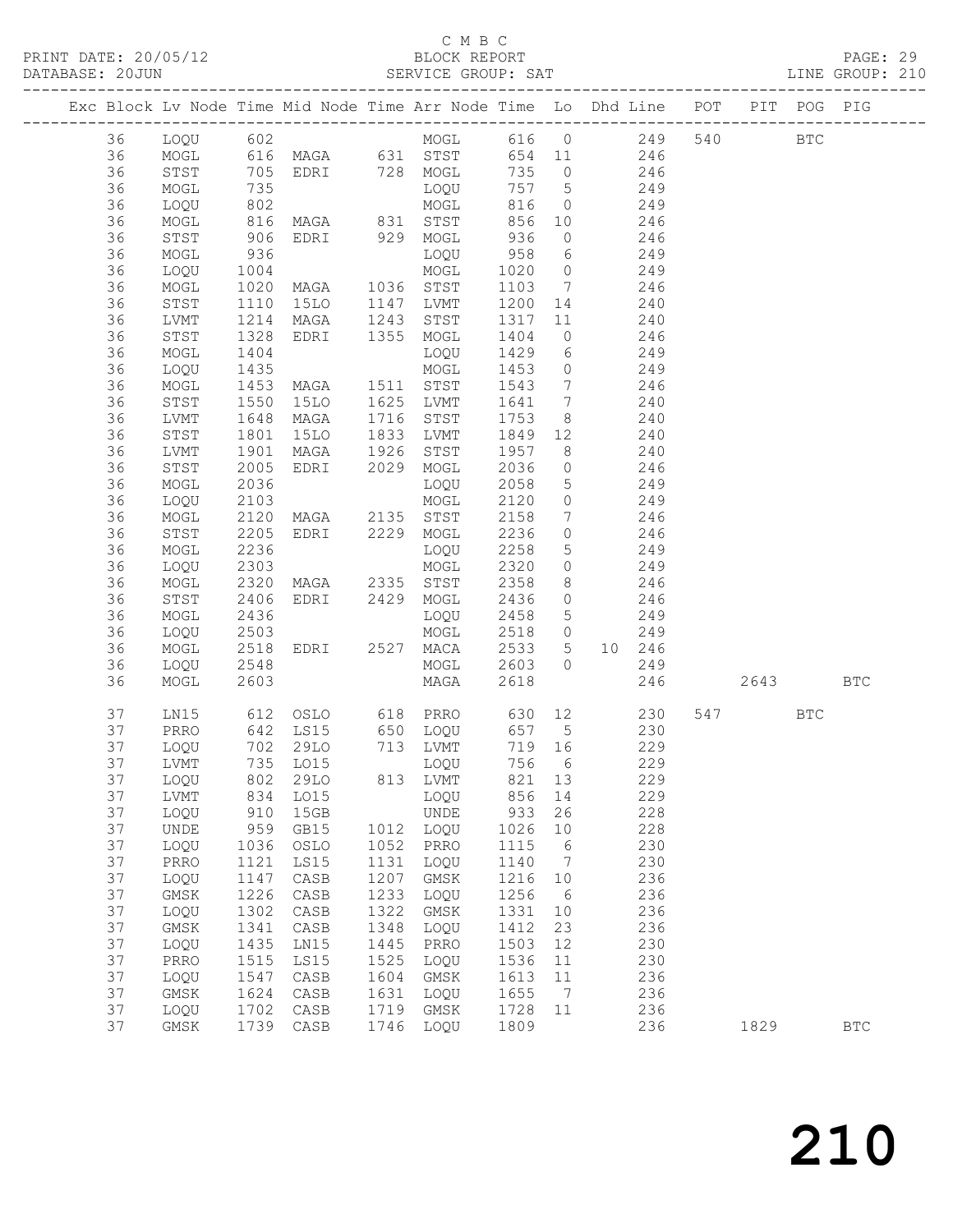C M B C

PRINT DATE: 20/05/12 BLOCK REPORT

DATABASE: 20JUN SERVICE GROUP: SAT LINE GROUP: 210

| Exc | Block | Lv | Node | Time | Mid Node | Time | Arr Node | Time | Lo | Dhd Line | POT | PIT | POG | PIG |
|---|---|---|---|---|---|---|---|---|---|---|---|---|---|---|
| | 36 | | LOQU | 602 | | | MOGL | 616 | 0 | 249 | 540 | | BTC | |
| | 36 | | MOGL | 616 | MAGA | 631 | STST | 654 | 11 | 246 | | | | |
| | 36 | | STST | 705 | EDRI | 728 | MOGL | 735 | 0 | 246 | | | | |
| | 36 | | MOGL | 735 | | | LOQU | 757 | 5 | 249 | | | | |
| | 36 | | LOQU | 802 | | | MOGL | 816 | 0 | 249 | | | | |
| | 36 | | MOGL | 816 | MAGA | 831 | STST | 856 | 10 | 246 | | | | |
| | 36 | | STST | 906 | EDRI | 929 | MOGL | 936 | 0 | 246 | | | | |
| | 36 | | MOGL | 936 | | | LOQU | 958 | 6 | 249 | | | | |
| | 36 | | LOQU | 1004 | | | MOGL | 1020 | 0 | 249 | | | | |
| | 36 | | MOGL | 1020 | MAGA | 1036 | STST | 1103 | 7 | 246 | | | | |
| | 36 | | STST | 1110 | 15LO | 1147 | LVMT | 1200 | 14 | 240 | | | | |
| | 36 | | LVMT | 1214 | MAGA | 1243 | STST | 1317 | 11 | 240 | | | | |
| | 36 | | STST | 1328 | EDRI | 1355 | MOGL | 1404 | 0 | 246 | | | | |
| | 36 | | MOGL | 1404 | | | LOQU | 1429 | 6 | 249 | | | | |
| | 36 | | LOQU | 1435 | | | MOGL | 1453 | 0 | 249 | | | | |
| | 36 | | MOGL | 1453 | MAGA | 1511 | STST | 1543 | 7 | 246 | | | | |
| | 36 | | STST | 1550 | 15LO | 1625 | LVMT | 1641 | 7 | 240 | | | | |
| | 36 | | LVMT | 1648 | MAGA | 1716 | STST | 1753 | 8 | 240 | | | | |
| | 36 | | STST | 1801 | 15LO | 1833 | LVMT | 1849 | 12 | 240 | | | | |
| | 36 | | LVMT | 1901 | MAGA | 1926 | STST | 1957 | 8 | 240 | | | | |
| | 36 | | STST | 2005 | EDRI | 2029 | MOGL | 2036 | 0 | 246 | | | | |
| | 36 | | MOGL | 2036 | | | LOQU | 2058 | 5 | 249 | | | | |
| | 36 | | LOQU | 2103 | | | MOGL | 2120 | 0 | 249 | | | | |
| | 36 | | MOGL | 2120 | MAGA | 2135 | STST | 2158 | 7 | 246 | | | | |
| | 36 | | STST | 2205 | EDRI | 2229 | MOGL | 2236 | 0 | 246 | | | | |
| | 36 | | MOGL | 2236 | | | LOQU | 2258 | 5 | 249 | | | | |
| | 36 | | LOQU | 2303 | | | MOGL | 2320 | 0 | 249 | | | | |
| | 36 | | MOGL | 2320 | MAGA | 2335 | STST | 2358 | 8 | 246 | | | | |
| | 36 | | STST | 2406 | EDRI | 2429 | MOGL | 2436 | 0 | 246 | | | | |
| | 36 | | MOGL | 2436 | | | LOQU | 2458 | 5 | 249 | | | | |
| | 36 | | LOQU | 2503 | | | MOGL | 2518 | 0 | 249 | | | | |
| | 36 | | MOGL | 2518 | EDRI | 2527 | MACA | 2533 | 5 | 10 246 | | | | |
| | 36 | | LOQU | 2548 | | | MOGL | 2603 | 0 | 249 | | | | |
| | 36 | | MOGL | 2603 | | | MAGA | 2618 | | 246 | | 2643 | | BTC |
| | 37 | | LN15 | 612 | OSLO | 618 | PRRO | 630 | 12 | 230 | 547 | | BTC | |
| | 37 | | PRRO | 642 | LS15 | 650 | LOQU | 657 | 5 | 230 | | | | |
| | 37 | | LOQU | 702 | 29LO | 713 | LVMT | 719 | 16 | 229 | | | | |
| | 37 | | LVMT | 735 | LO15 | | LOQU | 756 | 6 | 229 | | | | |
| | 37 | | LOQU | 802 | 29LO | 813 | LVMT | 821 | 13 | 229 | | | | |
| | 37 | | LVMT | 834 | LO15 | | LOQU | 856 | 14 | 229 | | | | |
| | 37 | | LOQU | 910 | 15GB | | UNDE | 933 | 26 | 228 | | | | |
| | 37 | | UNDE | 959 | GB15 | 1012 | LOQU | 1026 | 10 | 228 | | | | |
| | 37 | | LOQU | 1036 | OSLO | 1052 | PRRO | 1115 | 6 | 230 | | | | |
| | 37 | | PRRO | 1121 | LS15 | 1131 | LOQU | 1140 | 7 | 230 | | | | |
| | 37 | | LOQU | 1147 | CASB | 1207 | GMSK | 1216 | 10 | 236 | | | | |
| | 37 | | GMSK | 1226 | CASB | 1233 | LOQU | 1256 | 6 | 236 | | | | |
| | 37 | | LOQU | 1302 | CASB | 1322 | GMSK | 1331 | 10 | 236 | | | | |
| | 37 | | GMSK | 1341 | CASB | 1348 | LOQU | 1412 | 23 | 236 | | | | |
| | 37 | | LOQU | 1435 | LN15 | 1445 | PRRO | 1503 | 12 | 230 | | | | |
| | 37 | | PRRO | 1515 | LS15 | 1525 | LOQU | 1536 | 11 | 230 | | | | |
| | 37 | | LOQU | 1547 | CASB | 1604 | GMSK | 1613 | 11 | 236 | | | | |
| | 37 | | GMSK | 1624 | CASB | 1631 | LOQU | 1655 | 7 | 236 | | | | |
| | 37 | | LOQU | 1702 | CASB | 1719 | GMSK | 1728 | 11 | 236 | | | | |
| | 37 | | GMSK | 1739 | CASB | 1746 | LOQU | 1809 | | 236 | | 1829 | | BTC |

210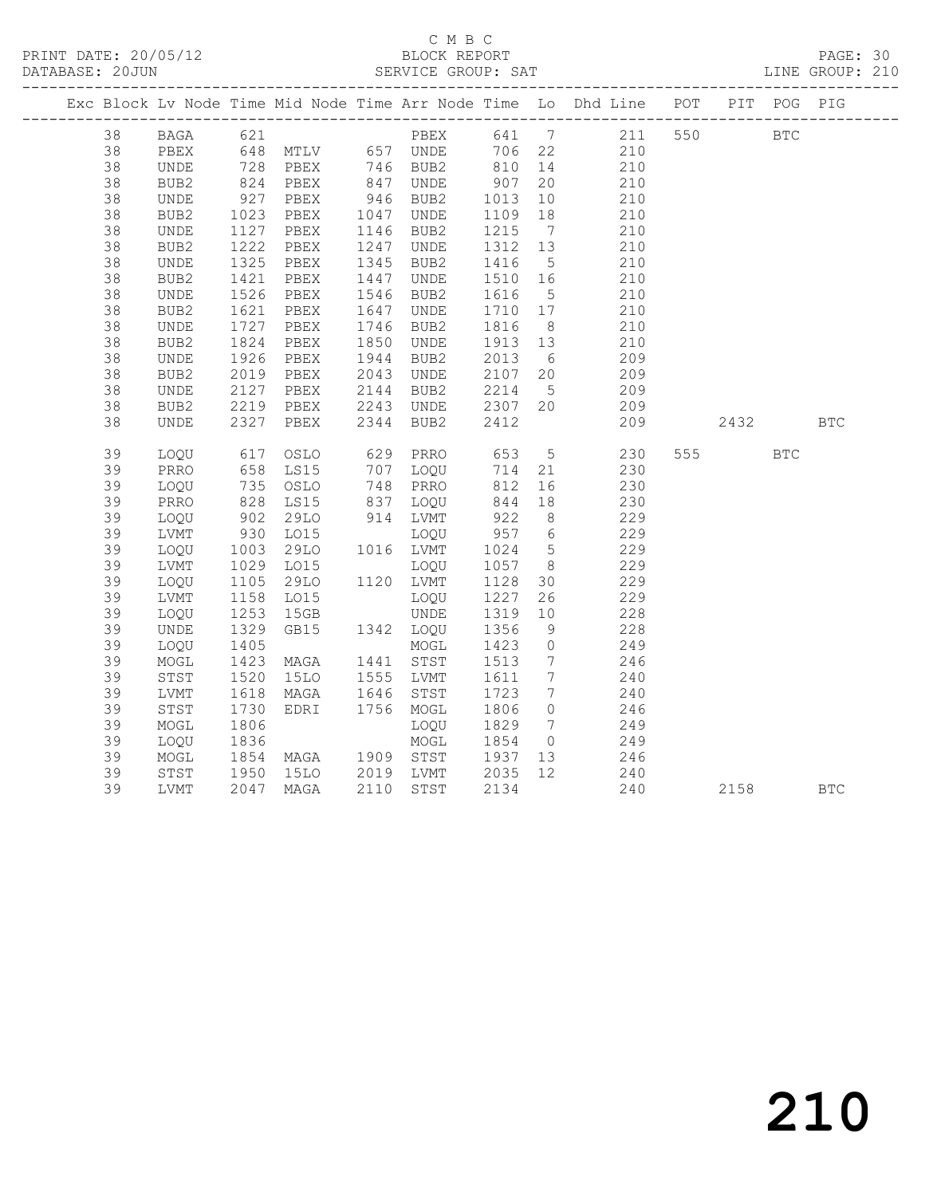C M B C

BLOCK REPORT

SERVICE GROUP: SAT

PRINT DATE: 20/05/12
DATABASE: 20JUN
LINE GROUP: 210

| Exc | Block | Lv | Node | Time | Mid Node | Time | Arr Node | Time | Lo | Dhd Line | POT | PIT | POG | PIG |
|---|---|---|---|---|---|---|---|---|---|---|---|---|---|---|
| | 38 | | BAGA | 621 | | | PBEX | 641 | 7 | 211 | 550 | | BTC | |
| | 38 | | PBEX | 648 | MTLV | 657 | UNDE | 706 | 22 | 210 | | | | |
| | 38 | | UNDE | 728 | PBEX | 746 | BUB2 | 810 | 14 | 210 | | | | |
| | 38 | | BUB2 | 824 | PBEX | 847 | UNDE | 907 | 20 | 210 | | | | |
| | 38 | | UNDE | 927 | PBEX | 946 | BUB2 | 1013 | 10 | 210 | | | | |
| | 38 | | BUB2 | 1023 | PBEX | 1047 | UNDE | 1109 | 18 | 210 | | | | |
| | 38 | | UNDE | 1127 | PBEX | 1146 | BUB2 | 1215 | 7 | 210 | | | | |
| | 38 | | BUB2 | 1222 | PBEX | 1247 | UNDE | 1312 | 13 | 210 | | | | |
| | 38 | | UNDE | 1325 | PBEX | 1345 | BUB2 | 1416 | 5 | 210 | | | | |
| | 38 | | BUB2 | 1421 | PBEX | 1447 | UNDE | 1510 | 16 | 210 | | | | |
| | 38 | | UNDE | 1526 | PBEX | 1546 | BUB2 | 1616 | 5 | 210 | | | | |
| | 38 | | BUB2 | 1621 | PBEX | 1647 | UNDE | 1710 | 17 | 210 | | | | |
| | 38 | | UNDE | 1727 | PBEX | 1746 | BUB2 | 1816 | 8 | 210 | | | | |
| | 38 | | BUB2 | 1824 | PBEX | 1850 | UNDE | 1913 | 13 | 210 | | | | |
| | 38 | | UNDE | 1926 | PBEX | 1944 | BUB2 | 2013 | 6 | 209 | | | | |
| | 38 | | BUB2 | 2019 | PBEX | 2043 | UNDE | 2107 | 20 | 209 | | | | |
| | 38 | | UNDE | 2127 | PBEX | 2144 | BUB2 | 2214 | 5 | 209 | | | | |
| | 38 | | BUB2 | 2219 | PBEX | 2243 | UNDE | 2307 | 20 | 209 | | | | |
| | 38 | | UNDE | 2327 | PBEX | 2344 | BUB2 | 2412 | | 209 | | 2432 | | BTC |
| | 39 | | LOQU | 617 | OSLO | 629 | PRRO | 653 | 5 | 230 | 555 | | BTC | |
| | 39 | | PRRO | 658 | LS15 | 707 | LOQU | 714 | 21 | 230 | | | | |
| | 39 | | LOQU | 735 | OSLO | 748 | PRRO | 812 | 16 | 230 | | | | |
| | 39 | | PRRO | 828 | LS15 | 837 | LOQU | 844 | 18 | 230 | | | | |
| | 39 | | LOQU | 902 | 29LO | 914 | LVMT | 922 | 8 | 229 | | | | |
| | 39 | | LVMT | 930 | LO15 | | LOQU | 957 | 6 | 229 | | | | |
| | 39 | | LOQU | 1003 | 29LO | 1016 | LVMT | 1024 | 5 | 229 | | | | |
| | 39 | | LVMT | 1029 | LO15 | | LOQU | 1057 | 8 | 229 | | | | |
| | 39 | | LOQU | 1105 | 29LO | 1120 | LVMT | 1128 | 30 | 229 | | | | |
| | 39 | | LVMT | 1158 | LO15 | | LOQU | 1227 | 26 | 229 | | | | |
| | 39 | | LOQU | 1253 | 15GB | | UNDE | 1319 | 10 | 228 | | | | |
| | 39 | | UNDE | 1329 | GB15 | 1342 | LOQU | 1356 | 9 | 228 | | | | |
| | 39 | | LOQU | 1405 | | | MOGL | 1423 | 0 | 249 | | | | |
| | 39 | | MOGL | 1423 | MAGA | 1441 | STST | 1513 | 7 | 246 | | | | |
| | 39 | | STST | 1520 | 15LO | 1555 | LVMT | 1611 | 7 | 240 | | | | |
| | 39 | | LVMT | 1618 | MAGA | 1646 | STST | 1723 | 7 | 240 | | | | |
| | 39 | | STST | 1730 | EDRI | 1756 | MOGL | 1806 | 0 | 246 | | | | |
| | 39 | | MOGL | 1806 | | | LOQU | 1829 | 7 | 249 | | | | |
| | 39 | | LOQU | 1836 | | | MOGL | 1854 | 0 | 249 | | | | |
| | 39 | | MOGL | 1854 | MAGA | 1909 | STST | 1937 | 13 | 246 | | | | |
| | 39 | | STST | 1950 | 15LO | 2019 | LVMT | 2035 | 12 | 240 | | | | |
| | 39 | | LVMT | 2047 | MAGA | 2110 | STST | 2134 | | 240 | | 2158 | | BTC |

210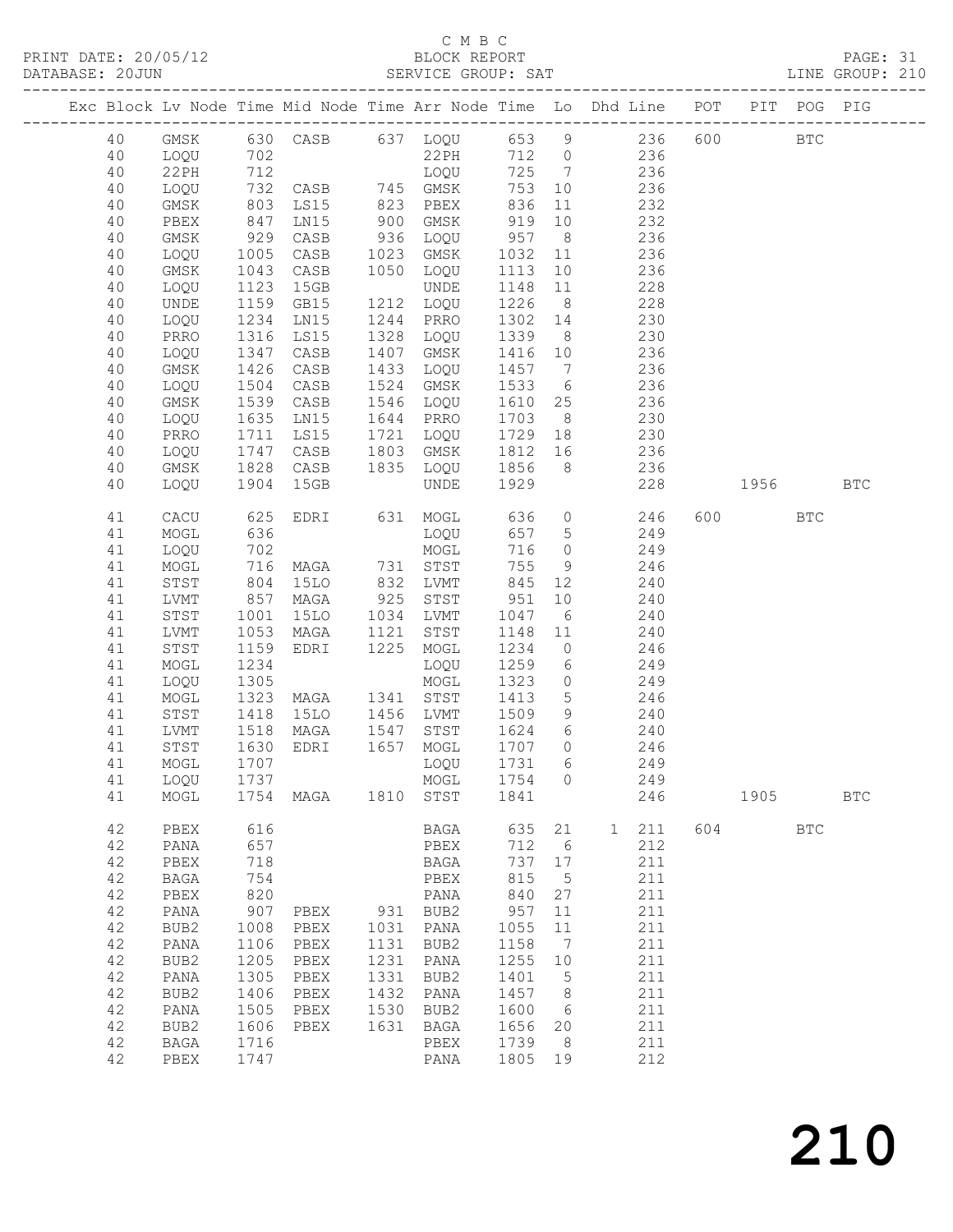C M B C

PRINT DATE: 20/05/12 BLOCK REPORT

DATABASE: 20JUN SERVICE GROUP: SAT LINE GROUP: 210

| Exc | Block | Lv | Node | Time | Mid Node | Time | Arr Node | Time | Lo | Dhd Line | POT | PIT | POG | PIG |
|---|---|---|---|---|---|---|---|---|---|---|---|---|---|---|
| | 40 | | GMSK | 630 | CASB | 637 | LOQU | 653 | 9 | 236 | 600 | | BTC | |
| | 40 | | LOQU | 702 | | | 22PH | 712 | 0 | 236 | | | | |
| | 40 | | 22PH | 712 | | | LOQU | 725 | 7 | 236 | | | | |
| | 40 | | LOQU | 732 | CASB | 745 | GMSK | 753 | 10 | 236 | | | | |
| | 40 | | GMSK | 803 | LS15 | 823 | PBEX | 836 | 11 | 232 | | | | |
| | 40 | | PBEX | 847 | LN15 | 900 | GMSK | 919 | 10 | 232 | | | | |
| | 40 | | GMSK | 929 | CASB | 936 | LOQU | 957 | 8 | 236 | | | | |
| | 40 | | LOQU | 1005 | CASB | 1023 | GMSK | 1032 | 11 | 236 | | | | |
| | 40 | | GMSK | 1043 | CASB | 1050 | LOQU | 1113 | 10 | 236 | | | | |
| | 40 | | LOQU | 1123 | 15GB | | UNDE | 1148 | 11 | 228 | | | | |
| | 40 | | UNDE | 1159 | GB15 | 1212 | LOQU | 1226 | 8 | 228 | | | | |
| | 40 | | LOQU | 1234 | LN15 | 1244 | PRRO | 1302 | 14 | 230 | | | | |
| | 40 | | PRRO | 1316 | LS15 | 1328 | LOQU | 1339 | 8 | 230 | | | | |
| | 40 | | LOQU | 1347 | CASB | 1407 | GMSK | 1416 | 10 | 236 | | | | |
| | 40 | | GMSK | 1426 | CASB | 1433 | LOQU | 1457 | 7 | 236 | | | | |
| | 40 | | LOQU | 1504 | CASB | 1524 | GMSK | 1533 | 6 | 236 | | | | |
| | 40 | | GMSK | 1539 | CASB | 1546 | LOQU | 1610 | 25 | 236 | | | | |
| | 40 | | LOQU | 1635 | LN15 | 1644 | PRRO | 1703 | 8 | 230 | | | | |
| | 40 | | PRRO | 1711 | LS15 | 1721 | LOQU | 1729 | 18 | 230 | | | | |
| | 40 | | LOQU | 1747 | CASB | 1803 | GMSK | 1812 | 16 | 236 | | | | |
| | 40 | | GMSK | 1828 | CASB | 1835 | LOQU | 1856 | 8 | 236 | | | | |
| | 40 | | LOQU | 1904 | 15GB | | UNDE | 1929 | | 228 | | 1956 | | BTC |
| | 41 | | CACU | 625 | EDRI | 631 | MOGL | 636 | 0 | 246 | 600 | | BTC | |
| | 41 | | MOGL | 636 | | | LOQU | 657 | 5 | 249 | | | | |
| | 41 | | LOQU | 702 | | | MOGL | 716 | 0 | 249 | | | | |
| | 41 | | MOGL | 716 | MAGA | 731 | STST | 755 | 9 | 246 | | | | |
| | 41 | | STST | 804 | 15LO | 832 | LVMT | 845 | 12 | 240 | | | | |
| | 41 | | LVMT | 857 | MAGA | 925 | STST | 951 | 10 | 240 | | | | |
| | 41 | | STST | 1001 | 15LO | 1034 | LVMT | 1047 | 6 | 240 | | | | |
| | 41 | | LVMT | 1053 | MAGA | 1121 | STST | 1148 | 11 | 240 | | | | |
| | 41 | | STST | 1159 | EDRI | 1225 | MOGL | 1234 | 0 | 246 | | | | |
| | 41 | | MOGL | 1234 | | | LOQU | 1259 | 6 | 249 | | | | |
| | 41 | | LOQU | 1305 | | | MOGL | 1323 | 0 | 249 | | | | |
| | 41 | | MOGL | 1323 | MAGA | 1341 | STST | 1413 | 5 | 246 | | | | |
| | 41 | | STST | 1418 | 15LO | 1456 | LVMT | 1509 | 9 | 240 | | | | |
| | 41 | | LVMT | 1518 | MAGA | 1547 | STST | 1624 | 6 | 240 | | | | |
| | 41 | | STST | 1630 | EDRI | 1657 | MOGL | 1707 | 0 | 246 | | | | |
| | 41 | | MOGL | 1707 | | | LOQU | 1731 | 6 | 249 | | | | |
| | 41 | | LOQU | 1737 | | | MOGL | 1754 | 0 | 249 | | | | |
| | 41 | | MOGL | 1754 | MAGA | 1810 | STST | 1841 | | 246 | | 1905 | | BTC |
| | 42 | | PBEX | 616 | | | BAGA | 635 | 21 | 1 211 | 604 | | BTC | |
| | 42 | | PANA | 657 | | | PBEX | 712 | 6 | 212 | | | | |
| | 42 | | PBEX | 718 | | | BAGA | 737 | 17 | 211 | | | | |
| | 42 | | BAGA | 754 | | | PBEX | 815 | 5 | 211 | | | | |
| | 42 | | PBEX | 820 | | | PANA | 840 | 27 | 211 | | | | |
| | 42 | | PANA | 907 | PBEX | 931 | BUB2 | 957 | 11 | 211 | | | | |
| | 42 | | BUB2 | 1008 | PBEX | 1031 | PANA | 1055 | 11 | 211 | | | | |
| | 42 | | PANA | 1106 | PBEX | 1131 | BUB2 | 1158 | 7 | 211 | | | | |
| | 42 | | BUB2 | 1205 | PBEX | 1231 | PANA | 1255 | 10 | 211 | | | | |
| | 42 | | PANA | 1305 | PBEX | 1331 | BUB2 | 1401 | 5 | 211 | | | | |
| | 42 | | BUB2 | 1406 | PBEX | 1432 | PANA | 1457 | 8 | 211 | | | | |
| | 42 | | PANA | 1505 | PBEX | 1530 | BUB2 | 1600 | 6 | 211 | | | | |
| | 42 | | BUB2 | 1606 | PBEX | 1631 | BAGA | 1656 | 20 | 211 | | | | |
| | 42 | | BAGA | 1716 | | | PBEX | 1739 | 8 | 211 | | | | |
| | 42 | | PBEX | 1747 | | | PANA | 1805 | 19 | 212 | | | | |

210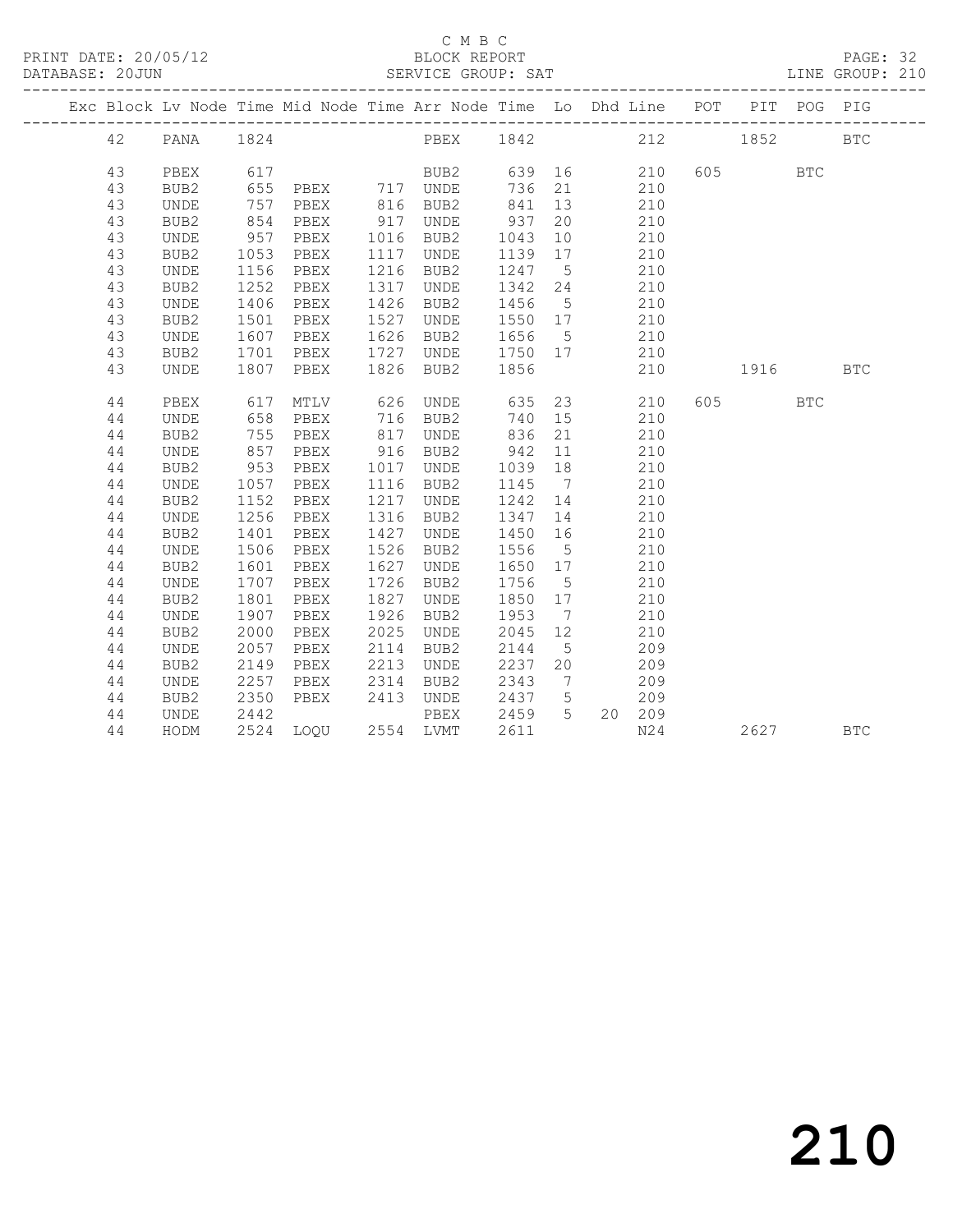C M B C

PRINT DATE: 20/05/12 BLOCK REPORT

DATABASE: 20JUN SERVICE GROUP: SAT LINE GROUP: 210

| Exc | Block | Lv | Node | Time | Mid Node | Time | Arr Node | Time | Lo | Dhd | Line | POT | PIT | POG | PIG |
|---|---|---|---|---|---|---|---|---|---|---|---|---|---|---|---|
| | 42 | | PANA | 1824 | | | PBEX | 1842 | | | 212 | | 1852 | | BTC |
| | 43 | | PBEX | 617 | | | BUB2 | 639 | 16 | | 210 | 605 | | BTC | |
| | 43 | | BUB2 | 655 | PBEX | 717 | UNDE | 736 | 21 | | 210 | | | | |
| | 43 | | UNDE | 757 | PBEX | 816 | BUB2 | 841 | 13 | | 210 | | | | |
| | 43 | | BUB2 | 854 | PBEX | 917 | UNDE | 937 | 20 | | 210 | | | | |
| | 43 | | UNDE | 957 | PBEX | 1016 | BUB2 | 1043 | 10 | | 210 | | | | |
| | 43 | | BUB2 | 1053 | PBEX | 1117 | UNDE | 1139 | 17 | | 210 | | | | |
| | 43 | | UNDE | 1156 | PBEX | 1216 | BUB2 | 1247 | 5 | | 210 | | | | |
| | 43 | | BUB2 | 1252 | PBEX | 1317 | UNDE | 1342 | 24 | | 210 | | | | |
| | 43 | | UNDE | 1406 | PBEX | 1426 | BUB2 | 1456 | 5 | | 210 | | | | |
| | 43 | | BUB2 | 1501 | PBEX | 1527 | UNDE | 1550 | 17 | | 210 | | | | |
| | 43 | | UNDE | 1607 | PBEX | 1626 | BUB2 | 1656 | 5 | | 210 | | | | |
| | 43 | | BUB2 | 1701 | PBEX | 1727 | UNDE | 1750 | 17 | | 210 | | | | |
| | 43 | | UNDE | 1807 | PBEX | 1826 | BUB2 | 1856 | | | 210 | | 1916 | | BTC |
| | 44 | | PBEX | 617 | MTLV | 626 | UNDE | 635 | 23 | | 210 | 605 | | BTC | |
| | 44 | | UNDE | 658 | PBEX | 716 | BUB2 | 740 | 15 | | 210 | | | | |
| | 44 | | BUB2 | 755 | PBEX | 817 | UNDE | 836 | 21 | | 210 | | | | |
| | 44 | | UNDE | 857 | PBEX | 916 | BUB2 | 942 | 11 | | 210 | | | | |
| | 44 | | BUB2 | 953 | PBEX | 1017 | UNDE | 1039 | 18 | | 210 | | | | |
| | 44 | | UNDE | 1057 | PBEX | 1116 | BUB2 | 1145 | 7 | | 210 | | | | |
| | 44 | | BUB2 | 1152 | PBEX | 1217 | UNDE | 1242 | 14 | | 210 | | | | |
| | 44 | | UNDE | 1256 | PBEX | 1316 | BUB2 | 1347 | 14 | | 210 | | | | |
| | 44 | | BUB2 | 1401 | PBEX | 1427 | UNDE | 1450 | 16 | | 210 | | | | |
| | 44 | | UNDE | 1506 | PBEX | 1526 | BUB2 | 1556 | 5 | | 210 | | | | |
| | 44 | | BUB2 | 1601 | PBEX | 1627 | UNDE | 1650 | 17 | | 210 | | | | |
| | 44 | | UNDE | 1707 | PBEX | 1726 | BUB2 | 1756 | 5 | | 210 | | | | |
| | 44 | | BUB2 | 1801 | PBEX | 1827 | UNDE | 1850 | 17 | | 210 | | | | |
| | 44 | | UNDE | 1907 | PBEX | 1926 | BUB2 | 1953 | 7 | | 210 | | | | |
| | 44 | | BUB2 | 2000 | PBEX | 2025 | UNDE | 2045 | 12 | | 210 | | | | |
| | 44 | | UNDE | 2057 | PBEX | 2114 | BUB2 | 2144 | 5 | | 209 | | | | |
| | 44 | | BUB2 | 2149 | PBEX | 2213 | UNDE | 2237 | 20 | | 209 | | | | |
| | 44 | | UNDE | 2257 | PBEX | 2314 | BUB2 | 2343 | 7 | | 209 | | | | |
| | 44 | | BUB2 | 2350 | PBEX | 2413 | UNDE | 2437 | 5 | | 209 | | | | |
| | 44 | | UNDE | 2442 | | | PBEX | 2459 | 5 | 20 | 209 | | | | |
| | 44 | | HODM | 2524 | LOQU | 2554 | LVMT | 2611 | | | N24 | | 2627 | | BTC |

210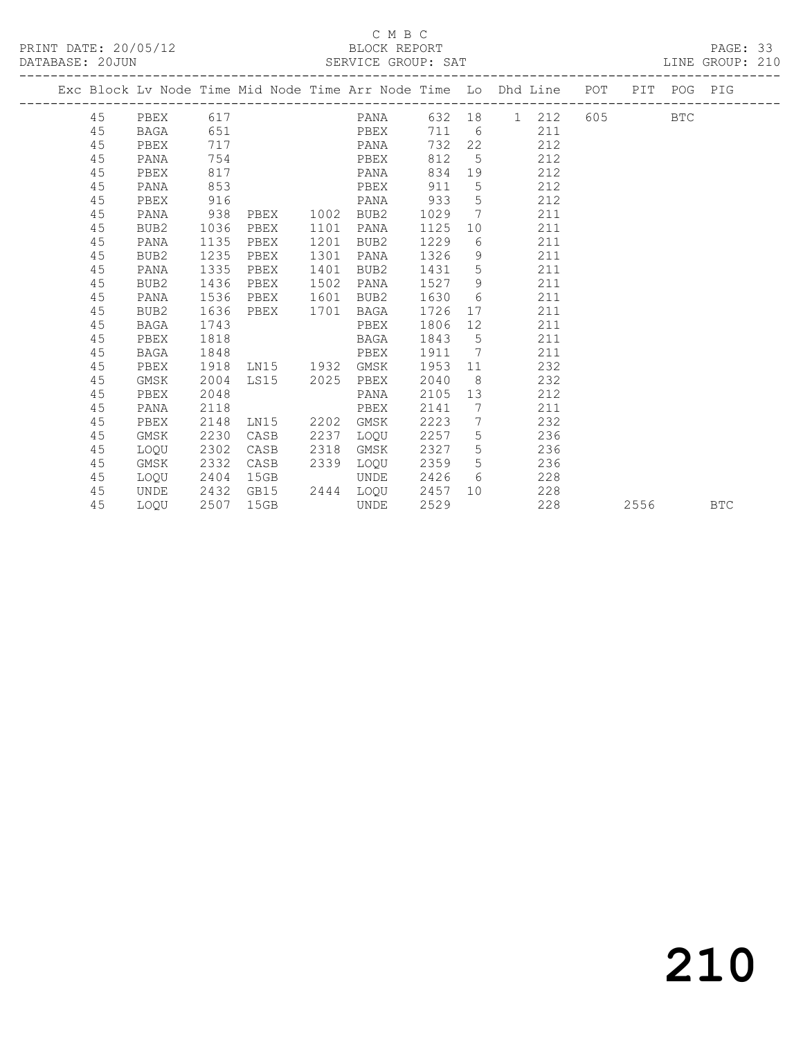C M B C

PRINT DATE: 20/05/12 BLOCK REPORT PAGE: 33
DATABASE: 20JUN SERVICE GROUP: SAT LINE GROUP: 210

| Exc | Block | Lv | Node | Time | Mid Node | Time | Arr Node | Time | Lo | Dhd | Line | POT | PIT | POG | PIG |
|---|---|---|---|---|---|---|---|---|---|---|---|---|---|---|---|
| | 45 | | PBEX | 617 | | | PANA | 632 | 18 | 1 | 212 | 605 | | BTC | |
| | 45 | | BAGA | 651 | | | PBEX | 711 | 6 | | 211 | | | | |
| | 45 | | PBEX | 717 | | | PANA | 732 | 22 | | 212 | | | | |
| | 45 | | PANA | 754 | | | PBEX | 812 | 5 | | 212 | | | | |
| | 45 | | PBEX | 817 | | | PANA | 834 | 19 | | 212 | | | | |
| | 45 | | PANA | 853 | | | PBEX | 911 | 5 | | 212 | | | | |
| | 45 | | PBEX | 916 | | | PANA | 933 | 5 | | 212 | | | | |
| | 45 | | PANA | 938 | PBEX | 1002 | BUB2 | 1029 | 7 | | 211 | | | | |
| | 45 | | BUB2 | 1036 | PBEX | 1101 | PANA | 1125 | 10 | | 211 | | | | |
| | 45 | | PANA | 1135 | PBEX | 1201 | BUB2 | 1229 | 6 | | 211 | | | | |
| | 45 | | BUB2 | 1235 | PBEX | 1301 | PANA | 1326 | 9 | | 211 | | | | |
| | 45 | | PANA | 1335 | PBEX | 1401 | BUB2 | 1431 | 5 | | 211 | | | | |
| | 45 | | BUB2 | 1436 | PBEX | 1502 | PANA | 1527 | 9 | | 211 | | | | |
| | 45 | | PANA | 1536 | PBEX | 1601 | BUB2 | 1630 | 6 | | 211 | | | | |
| | 45 | | BUB2 | 1636 | PBEX | 1701 | BAGA | 1726 | 17 | | 211 | | | | |
| | 45 | | BAGA | 1743 | | | PBEX | 1806 | 12 | | 211 | | | | |
| | 45 | | PBEX | 1818 | | | BAGA | 1843 | 5 | | 211 | | | | |
| | 45 | | BAGA | 1848 | | | PBEX | 1911 | 7 | | 211 | | | | |
| | 45 | | PBEX | 1918 | LN15 | 1932 | GMSK | 1953 | 11 | | 232 | | | | |
| | 45 | | GMSK | 2004 | LS15 | 2025 | PBEX | 2040 | 8 | | 232 | | | | |
| | 45 | | PBEX | 2048 | | | PANA | 2105 | 13 | | 212 | | | | |
| | 45 | | PANA | 2118 | | | PBEX | 2141 | 7 | | 211 | | | | |
| | 45 | | PBEX | 2148 | LN15 | 2202 | GMSK | 2223 | 7 | | 232 | | | | |
| | 45 | | GMSK | 2230 | CASB | 2237 | LOQU | 2257 | 5 | | 236 | | | | |
| | 45 | | LOQU | 2302 | CASB | 2318 | GMSK | 2327 | 5 | | 236 | | | | |
| | 45 | | GMSK | 2332 | CASB | 2339 | LOQU | 2359 | 5 | | 236 | | | | |
| | 45 | | LOQU | 2404 | 15GB | | UNDE | 2426 | 6 | | 228 | | | | |
| | 45 | | UNDE | 2432 | GB15 | 2444 | LOQU | 2457 | 10 | | 228 | | | | |
| | 45 | | LOQU | 2507 | 15GB | | UNDE | 2529 | | | 228 | | 2556 | | BTC |

210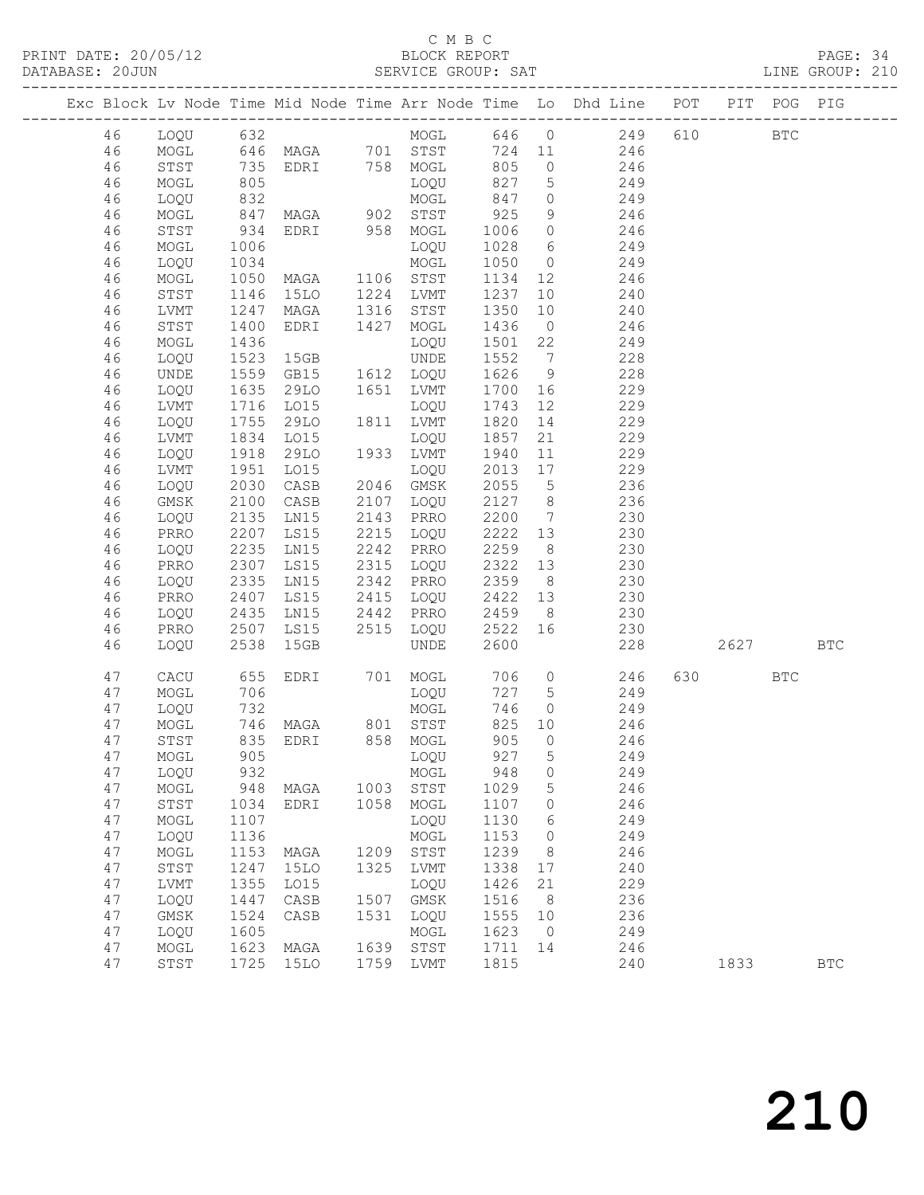C M B C

PRINT DATE: 20/05/12 BLOCK REPORT

DATABASE: 20JUN SERVICE GROUP: SAT LINE GROUP: 210

| Exc | Block | Lv | Node | Time | Mid Node | Time | Arr Node | Time | Lo | Dhd Line | POT | PIT | POG | PIG |
|---|---|---|---|---|---|---|---|---|---|---|---|---|---|---|
| | 46 | | LOQU | 632 | | | MOGL | 646 | 0 | 249 | 610 | | BTC | |
| | 46 | | MOGL | 646 | MAGA | 701 | STST | 724 | 11 | 246 | | | | |
| | 46 | | STST | 735 | EDRI | 758 | MOGL | 805 | 0 | 246 | | | | |
| | 46 | | MOGL | 805 | | | LOQU | 827 | 5 | 249 | | | | |
| | 46 | | LOQU | 832 | | | MOGL | 847 | 0 | 249 | | | | |
| | 46 | | MOGL | 847 | MAGA | 902 | STST | 925 | 9 | 246 | | | | |
| | 46 | | STST | 934 | EDRI | 958 | MOGL | 1006 | 0 | 246 | | | | |
| | 46 | | MOGL | 1006 | | | LOQU | 1028 | 6 | 249 | | | | |
| | 46 | | LOQU | 1034 | | | MOGL | 1050 | 0 | 249 | | | | |
| | 46 | | MOGL | 1050 | MAGA | 1106 | STST | 1134 | 12 | 246 | | | | |
| | 46 | | STST | 1146 | 15LO | 1224 | LVMT | 1237 | 10 | 240 | | | | |
| | 46 | | LVMT | 1247 | MAGA | 1316 | STST | 1350 | 10 | 240 | | | | |
| | 46 | | STST | 1400 | EDRI | 1427 | MOGL | 1436 | 0 | 246 | | | | |
| | 46 | | MOGL | 1436 | | | LOQU | 1501 | 22 | 249 | | | | |
| | 46 | | LOQU | 1523 | 15GB | | UNDE | 1552 | 7 | 228 | | | | |
| | 46 | | UNDE | 1559 | GB15 | 1612 | LOQU | 1626 | 9 | 228 | | | | |
| | 46 | | LOQU | 1635 | 29LO | 1651 | LVMT | 1700 | 16 | 229 | | | | |
| | 46 | | LVMT | 1716 | LO15 | | LOQU | 1743 | 12 | 229 | | | | |
| | 46 | | LOQU | 1755 | 29LO | 1811 | LVMT | 1820 | 14 | 229 | | | | |
| | 46 | | LVMT | 1834 | LO15 | | LOQU | 1857 | 21 | 229 | | | | |
| | 46 | | LOQU | 1918 | 29LO | 1933 | LVMT | 1940 | 11 | 229 | | | | |
| | 46 | | LVMT | 1951 | LO15 | | LOQU | 2013 | 17 | 229 | | | | |
| | 46 | | LOQU | 2030 | CASB | 2046 | GMSK | 2055 | 5 | 236 | | | | |
| | 46 | | GMSK | 2100 | CASB | 2107 | LOQU | 2127 | 8 | 236 | | | | |
| | 46 | | LOQU | 2135 | LN15 | 2143 | PRRO | 2200 | 7 | 230 | | | | |
| | 46 | | PRRO | 2207 | LS15 | 2215 | LOQU | 2222 | 13 | 230 | | | | |
| | 46 | | LOQU | 2235 | LN15 | 2242 | PRRO | 2259 | 8 | 230 | | | | |
| | 46 | | PRRO | 2307 | LS15 | 2315 | LOQU | 2322 | 13 | 230 | | | | |
| | 46 | | LOQU | 2335 | LN15 | 2342 | PRRO | 2359 | 8 | 230 | | | | |
| | 46 | | PRRO | 2407 | LS15 | 2415 | LOQU | 2422 | 13 | 230 | | | | |
| | 46 | | LOQU | 2435 | LN15 | 2442 | PRRO | 2459 | 8 | 230 | | | | |
| | 46 | | PRRO | 2507 | LS15 | 2515 | LOQU | 2522 | 16 | 230 | | | | |
| | 46 | | LOQU | 2538 | 15GB | | UNDE | 2600 | | 228 | | 2627 | | BTC |
| | 47 | | CACU | 655 | EDRI | 701 | MOGL | 706 | 0 | 246 | 630 | | BTC | |
| | 47 | | MOGL | 706 | | | LOQU | 727 | 5 | 249 | | | | |
| | 47 | | LOQU | 732 | | | MOGL | 746 | 0 | 249 | | | | |
| | 47 | | MOGL | 746 | MAGA | 801 | STST | 825 | 10 | 246 | | | | |
| | 47 | | STST | 835 | EDRI | 858 | MOGL | 905 | 0 | 246 | | | | |
| | 47 | | MOGL | 905 | | | LOQU | 927 | 5 | 249 | | | | |
| | 47 | | LOQU | 932 | | | MOGL | 948 | 0 | 249 | | | | |
| | 47 | | MOGL | 948 | MAGA | 1003 | STST | 1029 | 5 | 246 | | | | |
| | 47 | | STST | 1034 | EDRI | 1058 | MOGL | 1107 | 0 | 246 | | | | |
| | 47 | | MOGL | 1107 | | | LOQU | 1130 | 6 | 249 | | | | |
| | 47 | | LOQU | 1136 | | | MOGL | 1153 | 0 | 249 | | | | |
| | 47 | | MOGL | 1153 | MAGA | 1209 | STST | 1239 | 8 | 246 | | | | |
| | 47 | | STST | 1247 | 15LO | 1325 | LVMT | 1338 | 17 | 240 | | | | |
| | 47 | | LVMT | 1355 | LO15 | | LOQU | 1426 | 21 | 229 | | | | |
| | 47 | | LOQU | 1447 | CASB | 1507 | GMSK | 1516 | 8 | 236 | | | | |
| | 47 | | GMSK | 1524 | CASB | 1531 | LOQU | 1555 | 10 | 236 | | | | |
| | 47 | | LOQU | 1605 | | | MOGL | 1623 | 0 | 249 | | | | |
| | 47 | | MOGL | 1623 | MAGA | 1639 | STST | 1711 | 14 | 246 | | | | |
| | 47 | | STST | 1725 | 15LO | 1759 | LVMT | 1815 | | 240 | | 1833 | | BTC |

210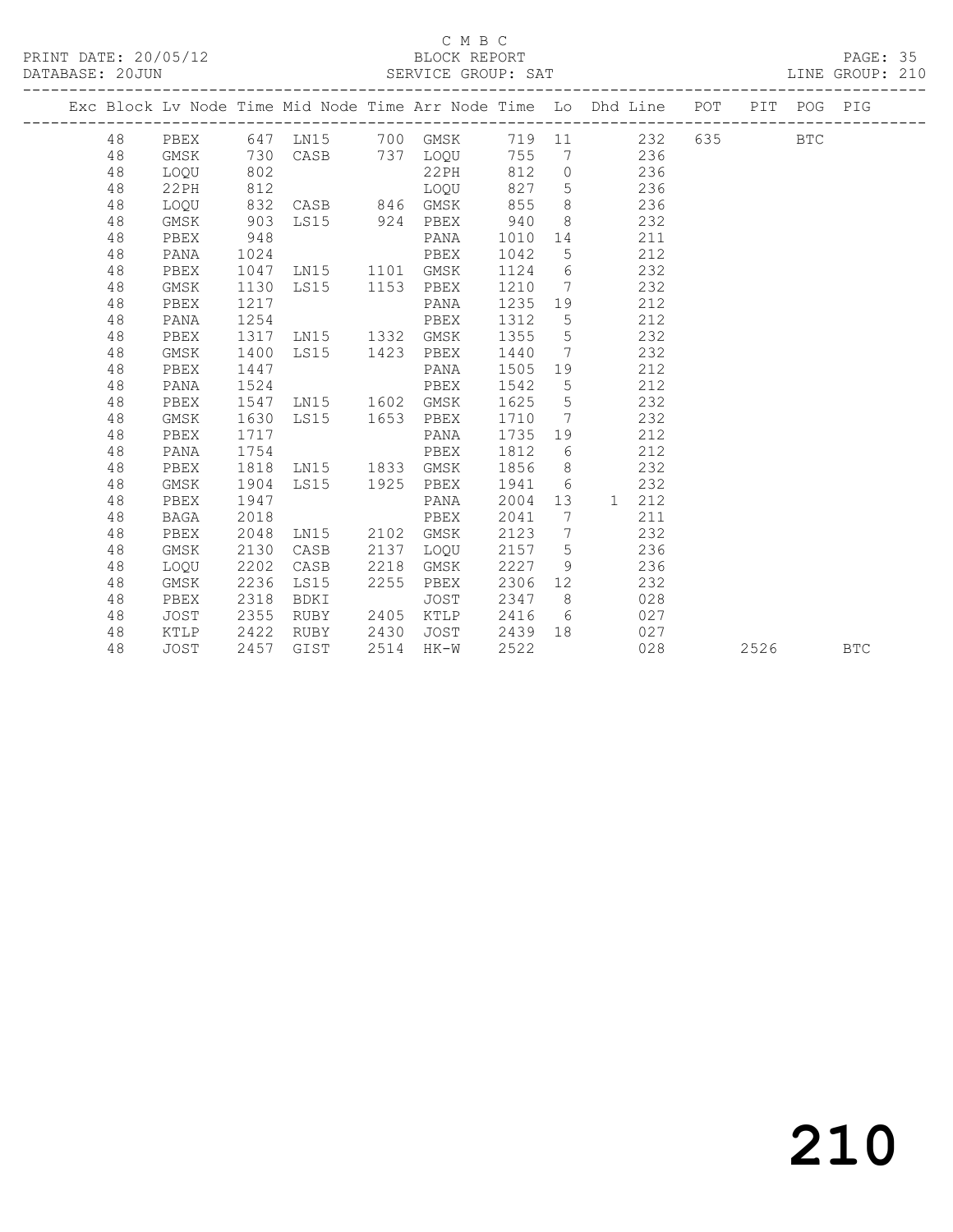C M B C

PRINT DATE: 20/05/12 BLOCK REPORT

DATABASE: 20JUN SERVICE GROUP: SAT LINE GROUP: 210

| Exc | Block | Lv | Node | Time | Mid Node | Time | Arr Node | Time | Lo | Dhd | Line | POT | PIT | POG | PIG |
|---|---|---|---|---|---|---|---|---|---|---|---|---|---|---|---|
| | 48 | | PBEX | 647 | LN15 | 700 | GMSK | 719 | 11 | | 232 | 635 | | BTC | |
| | 48 | | GMSK | 730 | CASB | 737 | LOQU | 755 | 7 | | 236 | | | | |
| | 48 | | LOQU | 802 | | | 22PH | 812 | 0 | | 236 | | | | |
| | 48 | | 22PH | 812 | | | LOQU | 827 | 5 | | 236 | | | | |
| | 48 | | LOQU | 832 | CASB | 846 | GMSK | 855 | 8 | | 236 | | | | |
| | 48 | | GMSK | 903 | LS15 | 924 | PBEX | 940 | 8 | | 232 | | | | |
| | 48 | | PBEX | 948 | | | PANA | 1010 | 14 | | 211 | | | | |
| | 48 | | PANA | 1024 | | | PBEX | 1042 | 5 | | 212 | | | | |
| | 48 | | PBEX | 1047 | LN15 | 1101 | GMSK | 1124 | 6 | | 232 | | | | |
| | 48 | | GMSK | 1130 | LS15 | 1153 | PBEX | 1210 | 7 | | 232 | | | | |
| | 48 | | PBEX | 1217 | | | PANA | 1235 | 19 | | 212 | | | | |
| | 48 | | PANA | 1254 | | | PBEX | 1312 | 5 | | 212 | | | | |
| | 48 | | PBEX | 1317 | LN15 | 1332 | GMSK | 1355 | 5 | | 232 | | | | |
| | 48 | | GMSK | 1400 | LS15 | 1423 | PBEX | 1440 | 7 | | 232 | | | | |
| | 48 | | PBEX | 1447 | | | PANA | 1505 | 19 | | 212 | | | | |
| | 48 | | PANA | 1524 | | | PBEX | 1542 | 5 | | 212 | | | | |
| | 48 | | PBEX | 1547 | LN15 | 1602 | GMSK | 1625 | 5 | | 232 | | | | |
| | 48 | | GMSK | 1630 | LS15 | 1653 | PBEX | 1710 | 7 | | 232 | | | | |
| | 48 | | PBEX | 1717 | | | PANA | 1735 | 19 | | 212 | | | | |
| | 48 | | PANA | 1754 | | | PBEX | 1812 | 6 | | 212 | | | | |
| | 48 | | PBEX | 1818 | LN15 | 1833 | GMSK | 1856 | 8 | | 232 | | | | |
| | 48 | | GMSK | 1904 | LS15 | 1925 | PBEX | 1941 | 6 | | 232 | | | | |
| | 48 | | PBEX | 1947 | | | PANA | 2004 | 13 | 1 | 212 | | | | |
| | 48 | | BAGA | 2018 | | | PBEX | 2041 | 7 | | 211 | | | | |
| | 48 | | PBEX | 2048 | LN15 | 2102 | GMSK | 2123 | 7 | | 232 | | | | |
| | 48 | | GMSK | 2130 | CASB | 2137 | LOQU | 2157 | 5 | | 236 | | | | |
| | 48 | | LOQU | 2202 | CASB | 2218 | GMSK | 2227 | 9 | | 236 | | | | |
| | 48 | | GMSK | 2236 | LS15 | 2255 | PBEX | 2306 | 12 | | 232 | | | | |
| | 48 | | PBEX | 2318 | BDKI | | JOST | 2347 | 8 | | 028 | | | | |
| | 48 | | JOST | 2355 | RUBY | 2405 | KTLP | 2416 | 6 | | 027 | | | | |
| | 48 | | KTLP | 2422 | RUBY | 2430 | JOST | 2439 | 18 | | 027 | | | | |
| | 48 | | JOST | 2457 | GIST | 2514 | HK-W | 2522 | | | 028 | | 2526 | | BTC |

210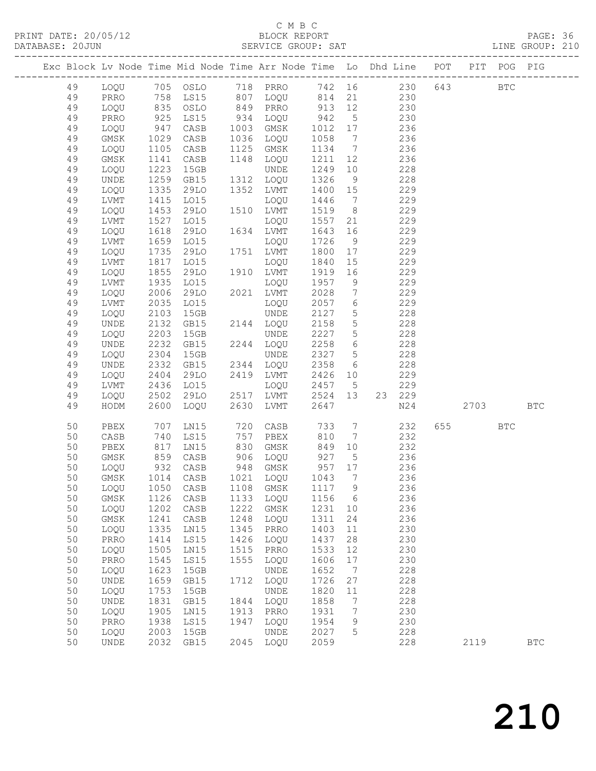C M B C

PRINT DATE: 20/05/12 BLOCK REPORT

DATABASE: 20JUN SERVICE GROUP: SAT LINE GROUP: 210

| Exc | Block | Lv | Node | Time | Mid Node | Time | Arr Node | Time | Lo | Dhd Line | POT | PIT | POG | PIG |
|---|---|---|---|---|---|---|---|---|---|---|---|---|---|---|
| | 49 | | LOQU | 705 | OSLO | 718 | PRRO | 742 | 16 | 230 | 643 | | BTC | |
| | 49 | | PRRO | 758 | LS15 | 807 | LOQU | 814 | 21 | 230 | | | | |
| | 49 | | LOQU | 835 | OSLO | 849 | PRRO | 913 | 12 | 230 | | | | |
| | 49 | | PRRO | 925 | LS15 | 934 | LOQU | 942 | 5 | 230 | | | | |
| | 49 | | LOQU | 947 | CASB | 1003 | GMSK | 1012 | 17 | 236 | | | | |
| | 49 | | GMSK | 1029 | CASB | 1036 | LOQU | 1058 | 7 | 236 | | | | |
| | 49 | | LOQU | 1105 | CASB | 1125 | GMSK | 1134 | 7 | 236 | | | | |
| | 49 | | GMSK | 1141 | CASB | 1148 | LOQU | 1211 | 12 | 236 | | | | |
| | 49 | | LOQU | 1223 | 15GB | | UNDE | 1249 | 10 | 228 | | | | |
| | 49 | | UNDE | 1259 | GB15 | 1312 | LOQU | 1326 | 9 | 228 | | | | |
| | 49 | | LOQU | 1335 | 29LO | 1352 | LVMT | 1400 | 15 | 229 | | | | |
| | 49 | | LVMT | 1415 | LO15 | | LOQU | 1446 | 7 | 229 | | | | |
| | 49 | | LOQU | 1453 | 29LO | 1510 | LVMT | 1519 | 8 | 229 | | | | |
| | 49 | | LVMT | 1527 | LO15 | | LOQU | 1557 | 21 | 229 | | | | |
| | 49 | | LOQU | 1618 | 29LO | 1634 | LVMT | 1643 | 16 | 229 | | | | |
| | 49 | | LVMT | 1659 | LO15 | | LOQU | 1726 | 9 | 229 | | | | |
| | 49 | | LOQU | 1735 | 29LO | 1751 | LVMT | 1800 | 17 | 229 | | | | |
| | 49 | | LVMT | 1817 | LO15 | | LOQU | 1840 | 15 | 229 | | | | |
| | 49 | | LOQU | 1855 | 29LO | 1910 | LVMT | 1919 | 16 | 229 | | | | |
| | 49 | | LVMT | 1935 | LO15 | | LOQU | 1957 | 9 | 229 | | | | |
| | 49 | | LOQU | 2006 | 29LO | 2021 | LVMT | 2028 | 7 | 229 | | | | |
| | 49 | | LVMT | 2035 | LO15 | | LOQU | 2057 | 6 | 229 | | | | |
| | 49 | | LOQU | 2103 | 15GB | | UNDE | 2127 | 5 | 228 | | | | |
| | 49 | | UNDE | 2132 | GB15 | 2144 | LOQU | 2158 | 5 | 228 | | | | |
| | 49 | | LOQU | 2203 | 15GB | | UNDE | 2227 | 5 | 228 | | | | |
| | 49 | | UNDE | 2232 | GB15 | 2244 | LOQU | 2258 | 6 | 228 | | | | |
| | 49 | | LOQU | 2304 | 15GB | | UNDE | 2327 | 5 | 228 | | | | |
| | 49 | | UNDE | 2332 | GB15 | 2344 | LOQU | 2358 | 6 | 228 | | | | |
| | 49 | | LOQU | 2404 | 29LO | 2419 | LVMT | 2426 | 10 | 229 | | | | |
| | 49 | | LVMT | 2436 | LO15 | | LOQU | 2457 | 5 | 229 | | | | |
| | 49 | | LOQU | 2502 | 29LO | 2517 | LVMT | 2524 | 13 | 23 229 | | | | |
| | 49 | | HODM | 2600 | LOQU | 2630 | LVMT | 2647 | | N24 | | 2703 | | BTC |
| | 50 | | PBEX | 707 | LN15 | 720 | CASB | 733 | 7 | 232 | 655 | | BTC | |
| | 50 | | CASB | 740 | LS15 | 757 | PBEX | 810 | 7 | 232 | | | | |
| | 50 | | PBEX | 817 | LN15 | 830 | GMSK | 849 | 10 | 232 | | | | |
| | 50 | | GMSK | 859 | CASB | 906 | LOQU | 927 | 5 | 236 | | | | |
| | 50 | | LOQU | 932 | CASB | 948 | GMSK | 957 | 17 | 236 | | | | |
| | 50 | | GMSK | 1014 | CASB | 1021 | LOQU | 1043 | 7 | 236 | | | | |
| | 50 | | LOQU | 1050 | CASB | 1108 | GMSK | 1117 | 9 | 236 | | | | |
| | 50 | | GMSK | 1126 | CASB | 1133 | LOQU | 1156 | 6 | 236 | | | | |
| | 50 | | LOQU | 1202 | CASB | 1222 | GMSK | 1231 | 10 | 236 | | | | |
| | 50 | | GMSK | 1241 | CASB | 1248 | LOQU | 1311 | 24 | 236 | | | | |
| | 50 | | LOQU | 1335 | LN15 | 1345 | PRRO | 1403 | 11 | 230 | | | | |
| | 50 | | PRRO | 1414 | LS15 | 1426 | LOQU | 1437 | 28 | 230 | | | | |
| | 50 | | LOQU | 1505 | LN15 | 1515 | PRRO | 1533 | 12 | 230 | | | | |
| | 50 | | PRRO | 1545 | LS15 | 1555 | LOQU | 1606 | 17 | 230 | | | | |
| | 50 | | LOQU | 1623 | 15GB | | UNDE | 1652 | 7 | 228 | | | | |
| | 50 | | UNDE | 1659 | GB15 | 1712 | LOQU | 1726 | 27 | 228 | | | | |
| | 50 | | LOQU | 1753 | 15GB | | UNDE | 1820 | 11 | 228 | | | | |
| | 50 | | UNDE | 1831 | GB15 | 1844 | LOQU | 1858 | 7 | 228 | | | | |
| | 50 | | LOQU | 1905 | LN15 | 1913 | PRRO | 1931 | 7 | 230 | | | | |
| | 50 | | PRRO | 1938 | LS15 | 1947 | LOQU | 1954 | 9 | 230 | | | | |
| | 50 | | LOQU | 2003 | 15GB | | UNDE | 2027 | 5 | 228 | | | | |
| | 50 | | UNDE | 2032 | GB15 | 2045 | LOQU | 2059 | | 228 | | 2119 | | BTC |

210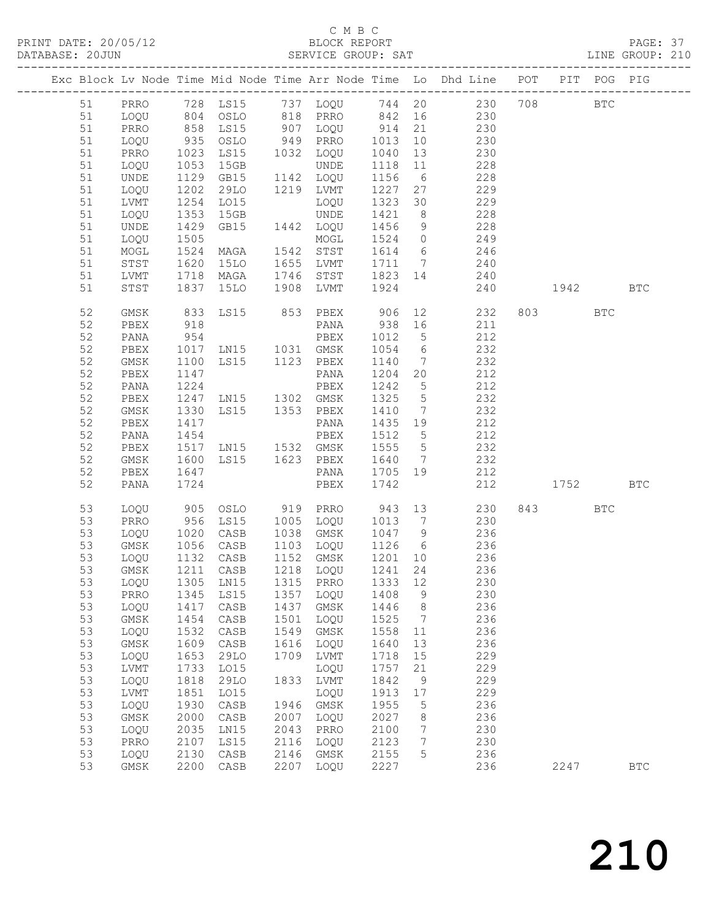C M B C

PRINT DATE: 20/05/12 BLOCK REPORT

DATABASE: 20JUN SERVICE GROUP: SAT LINE GROUP: 210

| Exc | Block | Lv | Node | Time | Mid Node | Time | Arr Node | Time | Lo | Dhd Line | POT | PIT | POG | PIG |
|---|---|---|---|---|---|---|---|---|---|---|---|---|---|---|
| | 51 | | PRRO | 728 | LS15 | 737 | LOQU | 744 | 20 | 230 | 708 | | BTC | |
| | 51 | | LOQU | 804 | OSLO | 818 | PRRO | 842 | 16 | 230 | | | | |
| | 51 | | PRRO | 858 | LS15 | 907 | LOQU | 914 | 21 | 230 | | | | |
| | 51 | | LOQU | 935 | OSLO | 949 | PRRO | 1013 | 10 | 230 | | | | |
| | 51 | | PRRO | 1023 | LS15 | 1032 | LOQU | 1040 | 13 | 230 | | | | |
| | 51 | | LOQU | 1053 | 15GB | | UNDE | 1118 | 11 | 228 | | | | |
| | 51 | | UNDE | 1129 | GB15 | 1142 | LOQU | 1156 | 6 | 228 | | | | |
| | 51 | | LOQU | 1202 | 29LO | 1219 | LVMT | 1227 | 27 | 229 | | | | |
| | 51 | | LVMT | 1254 | LO15 | | LOQU | 1323 | 30 | 229 | | | | |
| | 51 | | LOQU | 1353 | 15GB | | UNDE | 1421 | 8 | 228 | | | | |
| | 51 | | UNDE | 1429 | GB15 | 1442 | LOQU | 1456 | 9 | 228 | | | | |
| | 51 | | LOQU | 1505 | | | MOGL | 1524 | 0 | 249 | | | | |
| | 51 | | MOGL | 1524 | MAGA | 1542 | STST | 1614 | 6 | 246 | | | | |
| | 51 | | STST | 1620 | 15LO | 1655 | LVMT | 1711 | 7 | 240 | | | | |
| | 51 | | LVMT | 1718 | MAGA | 1746 | STST | 1823 | 14 | 240 | | | | |
| | 51 | | STST | 1837 | 15LO | 1908 | LVMT | 1924 | | 240 | | 1942 | | BTC |
| | 52 | | GMSK | 833 | LS15 | 853 | PBEX | 906 | 12 | 232 | 803 | | BTC | |
| | 52 | | PBEX | 918 | | | PANA | 938 | 16 | 211 | | | | |
| | 52 | | PANA | 954 | | | PBEX | 1012 | 5 | 212 | | | | |
| | 52 | | PBEX | 1017 | LN15 | 1031 | GMSK | 1054 | 6 | 232 | | | | |
| | 52 | | GMSK | 1100 | LS15 | 1123 | PBEX | 1140 | 7 | 232 | | | | |
| | 52 | | PBEX | 1147 | | | PANA | 1204 | 20 | 212 | | | | |
| | 52 | | PANA | 1224 | | | PBEX | 1242 | 5 | 212 | | | | |
| | 52 | | PBEX | 1247 | LN15 | 1302 | GMSK | 1325 | 5 | 232 | | | | |
| | 52 | | GMSK | 1330 | LS15 | 1353 | PBEX | 1410 | 7 | 232 | | | | |
| | 52 | | PBEX | 1417 | | | PANA | 1435 | 19 | 212 | | | | |
| | 52 | | PANA | 1454 | | | PBEX | 1512 | 5 | 212 | | | | |
| | 52 | | PBEX | 1517 | LN15 | 1532 | GMSK | 1555 | 5 | 232 | | | | |
| | 52 | | GMSK | 1600 | LS15 | 1623 | PBEX | 1640 | 7 | 232 | | | | |
| | 52 | | PBEX | 1647 | | | PANA | 1705 | 19 | 212 | | | | |
| | 52 | | PANA | 1724 | | | PBEX | 1742 | | 212 | | 1752 | | BTC |
| | 53 | | LOQU | 905 | OSLO | 919 | PRRO | 943 | 13 | 230 | 843 | | BTC | |
| | 53 | | PRRO | 956 | LS15 | 1005 | LOQU | 1013 | 7 | 230 | | | | |
| | 53 | | LOQU | 1020 | CASB | 1038 | GMSK | 1047 | 9 | 236 | | | | |
| | 53 | | GMSK | 1056 | CASB | 1103 | LOQU | 1126 | 6 | 236 | | | | |
| | 53 | | LOQU | 1132 | CASB | 1152 | GMSK | 1201 | 10 | 236 | | | | |
| | 53 | | GMSK | 1211 | CASB | 1218 | LOQU | 1241 | 24 | 236 | | | | |
| | 53 | | LOQU | 1305 | LN15 | 1315 | PRRO | 1333 | 12 | 230 | | | | |
| | 53 | | PRRO | 1345 | LS15 | 1357 | LOQU | 1408 | 9 | 230 | | | | |
| | 53 | | LOQU | 1417 | CASB | 1437 | GMSK | 1446 | 8 | 236 | | | | |
| | 53 | | GMSK | 1454 | CASB | 1501 | LOQU | 1525 | 7 | 236 | | | | |
| | 53 | | LOQU | 1532 | CASB | 1549 | GMSK | 1558 | 11 | 236 | | | | |
| | 53 | | GMSK | 1609 | CASB | 1616 | LOQU | 1640 | 13 | 236 | | | | |
| | 53 | | LOQU | 1653 | 29LO | 1709 | LVMT | 1718 | 15 | 229 | | | | |
| | 53 | | LVMT | 1733 | LO15 | | LOQU | 1757 | 21 | 229 | | | | |
| | 53 | | LOQU | 1818 | 29LO | 1833 | LVMT | 1842 | 9 | 229 | | | | |
| | 53 | | LVMT | 1851 | LO15 | | LOQU | 1913 | 17 | 229 | | | | |
| | 53 | | LOQU | 1930 | CASB | 1946 | GMSK | 1955 | 5 | 236 | | | | |
| | 53 | | GMSK | 2000 | CASB | 2007 | LOQU | 2027 | 8 | 236 | | | | |
| | 53 | | LOQU | 2035 | LN15 | 2043 | PRRO | 2100 | 7 | 230 | | | | |
| | 53 | | PRRO | 2107 | LS15 | 2116 | LOQU | 2123 | 7 | 230 | | | | |
| | 53 | | LOQU | 2130 | CASB | 2146 | GMSK | 2155 | 5 | 236 | | | | |
| | 53 | | GMSK | 2200 | CASB | 2207 | LOQU | 2227 | | 236 | | 2247 | | BTC |

210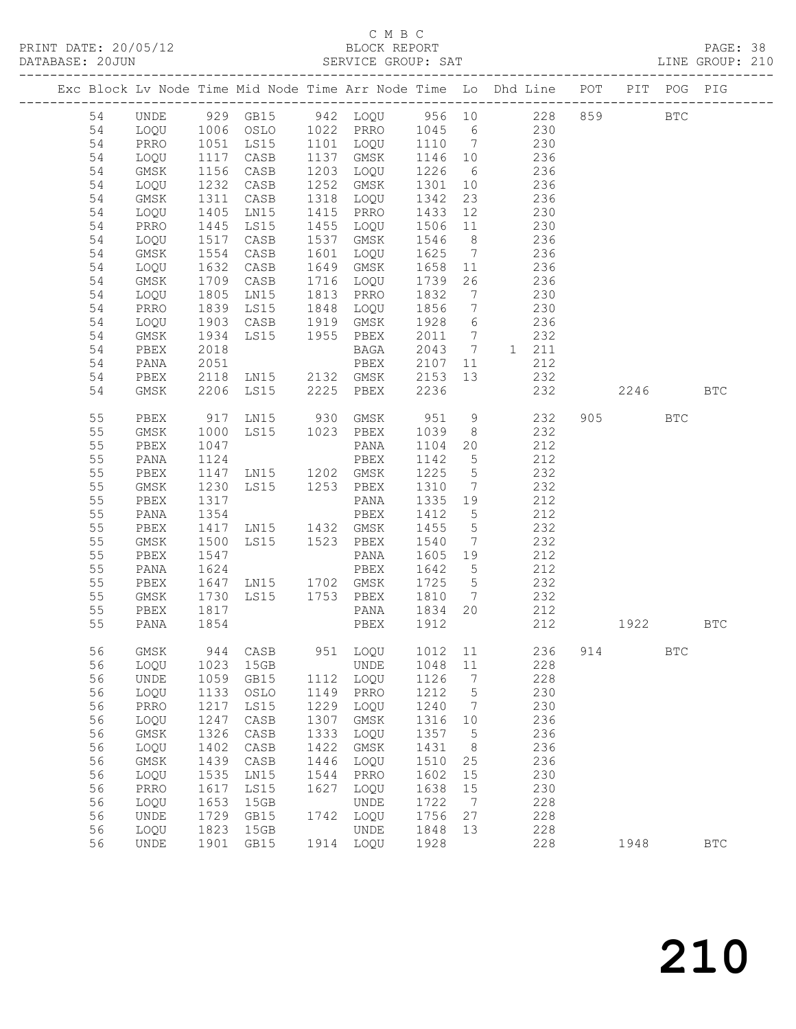C M B C

PRINT DATE: 20/05/12 BLOCK REPORT

DATABASE: 20JUN SERVICE GROUP: SAT LINE GROUP: 210

| Exc | Block | Lv | Node | Time | Mid Node | Time | Arr Node | Time | Lo | Dhd Line | POT | PIT | POG | PIG |
|---|---|---|---|---|---|---|---|---|---|---|---|---|---|---|
| | 54 | | UNDE | 929 | GB15 | 942 | LOQU | 956 | 10 | 228 | 859 | | BTC | |
| | 54 | | LOQU | 1006 | OSLO | 1022 | PRRO | 1045 | 6 | 230 | | | | |
| | 54 | | PRRO | 1051 | LS15 | 1101 | LOQU | 1110 | 7 | 230 | | | | |
| | 54 | | LOQU | 1117 | CASB | 1137 | GMSK | 1146 | 10 | 236 | | | | |
| | 54 | | GMSK | 1156 | CASB | 1203 | LOQU | 1226 | 6 | 236 | | | | |
| | 54 | | LOQU | 1232 | CASB | 1252 | GMSK | 1301 | 10 | 236 | | | | |
| | 54 | | GMSK | 1311 | CASB | 1318 | LOQU | 1342 | 23 | 236 | | | | |
| | 54 | | LOQU | 1405 | LN15 | 1415 | PRRO | 1433 | 12 | 230 | | | | |
| | 54 | | PRRO | 1445 | LS15 | 1455 | LOQU | 1506 | 11 | 230 | | | | |
| | 54 | | LOQU | 1517 | CASB | 1537 | GMSK | 1546 | 8 | 236 | | | | |
| | 54 | | GMSK | 1554 | CASB | 1601 | LOQU | 1625 | 7 | 236 | | | | |
| | 54 | | LOQU | 1632 | CASB | 1649 | GMSK | 1658 | 11 | 236 | | | | |
| | 54 | | GMSK | 1709 | CASB | 1716 | LOQU | 1739 | 26 | 236 | | | | |
| | 54 | | LOQU | 1805 | LN15 | 1813 | PRRO | 1832 | 7 | 230 | | | | |
| | 54 | | PRRO | 1839 | LS15 | 1848 | LOQU | 1856 | 7 | 230 | | | | |
| | 54 | | LOQU | 1903 | CASB | 1919 | GMSK | 1928 | 6 | 236 | | | | |
| | 54 | | GMSK | 1934 | LS15 | 1955 | PBEX | 2011 | 7 | 232 | | | | |
| | 54 | | PBEX | 2018 | | | BAGA | 2043 | 7 | 1 211 | | | | |
| | 54 | | PANA | 2051 | | | PBEX | 2107 | 11 | 212 | | | | |
| | 54 | | PBEX | 2118 | LN15 | 2132 | GMSK | 2153 | 13 | 232 | | | | |
| | 54 | | GMSK | 2206 | LS15 | 2225 | PBEX | 2236 | | 232 | | 2246 | | BTC |
| | 55 | | PBEX | 917 | LN15 | 930 | GMSK | 951 | 9 | 232 | 905 | | BTC | |
| | 55 | | GMSK | 1000 | LS15 | 1023 | PBEX | 1039 | 8 | 232 | | | | |
| | 55 | | PBEX | 1047 | | | PANA | 1104 | 20 | 212 | | | | |
| | 55 | | PANA | 1124 | | | PBEX | 1142 | 5 | 212 | | | | |
| | 55 | | PBEX | 1147 | LN15 | 1202 | GMSK | 1225 | 5 | 232 | | | | |
| | 55 | | GMSK | 1230 | LS15 | 1253 | PBEX | 1310 | 7 | 232 | | | | |
| | 55 | | PBEX | 1317 | | | PANA | 1335 | 19 | 212 | | | | |
| | 55 | | PANA | 1354 | | | PBEX | 1412 | 5 | 212 | | | | |
| | 55 | | PBEX | 1417 | LN15 | 1432 | GMSK | 1455 | 5 | 232 | | | | |
| | 55 | | GMSK | 1500 | LS15 | 1523 | PBEX | 1540 | 7 | 232 | | | | |
| | 55 | | PBEX | 1547 | | | PANA | 1605 | 19 | 212 | | | | |
| | 55 | | PANA | 1624 | | | PBEX | 1642 | 5 | 212 | | | | |
| | 55 | | PBEX | 1647 | LN15 | 1702 | GMSK | 1725 | 5 | 232 | | | | |
| | 55 | | GMSK | 1730 | LS15 | 1753 | PBEX | 1810 | 7 | 232 | | | | |
| | 55 | | PBEX | 1817 | | | PANA | 1834 | 20 | 212 | | | | |
| | 55 | | PANA | 1854 | | | PBEX | 1912 | | 212 | | 1922 | | BTC |
| | 56 | | GMSK | 944 | CASB | 951 | LOQU | 1012 | 11 | 236 | 914 | | BTC | |
| | 56 | | LOQU | 1023 | 15GB | | UNDE | 1048 | 11 | 228 | | | | |
| | 56 | | UNDE | 1059 | GB15 | 1112 | LOQU | 1126 | 7 | 228 | | | | |
| | 56 | | LOQU | 1133 | OSLO | 1149 | PRRO | 1212 | 5 | 230 | | | | |
| | 56 | | PRRO | 1217 | LS15 | 1229 | LOQU | 1240 | 7 | 230 | | | | |
| | 56 | | LOQU | 1247 | CASB | 1307 | GMSK | 1316 | 10 | 236 | | | | |
| | 56 | | GMSK | 1326 | CASB | 1333 | LOQU | 1357 | 5 | 236 | | | | |
| | 56 | | LOQU | 1402 | CASB | 1422 | GMSK | 1431 | 8 | 236 | | | | |
| | 56 | | GMSK | 1439 | CASB | 1446 | LOQU | 1510 | 25 | 236 | | | | |
| | 56 | | LOQU | 1535 | LN15 | 1544 | PRRO | 1602 | 15 | 230 | | | | |
| | 56 | | PRRO | 1617 | LS15 | 1627 | LOQU | 1638 | 15 | 230 | | | | |
| | 56 | | LOQU | 1653 | 15GB | | UNDE | 1722 | 7 | 228 | | | | |
| | 56 | | UNDE | 1729 | GB15 | 1742 | LOQU | 1756 | 27 | 228 | | | | |
| | 56 | | LOQU | 1823 | 15GB | | UNDE | 1848 | 13 | 228 | | | | |
| | 56 | | UNDE | 1901 | GB15 | 1914 | LOQU | 1928 | | 228 | | 1948 | | BTC |

210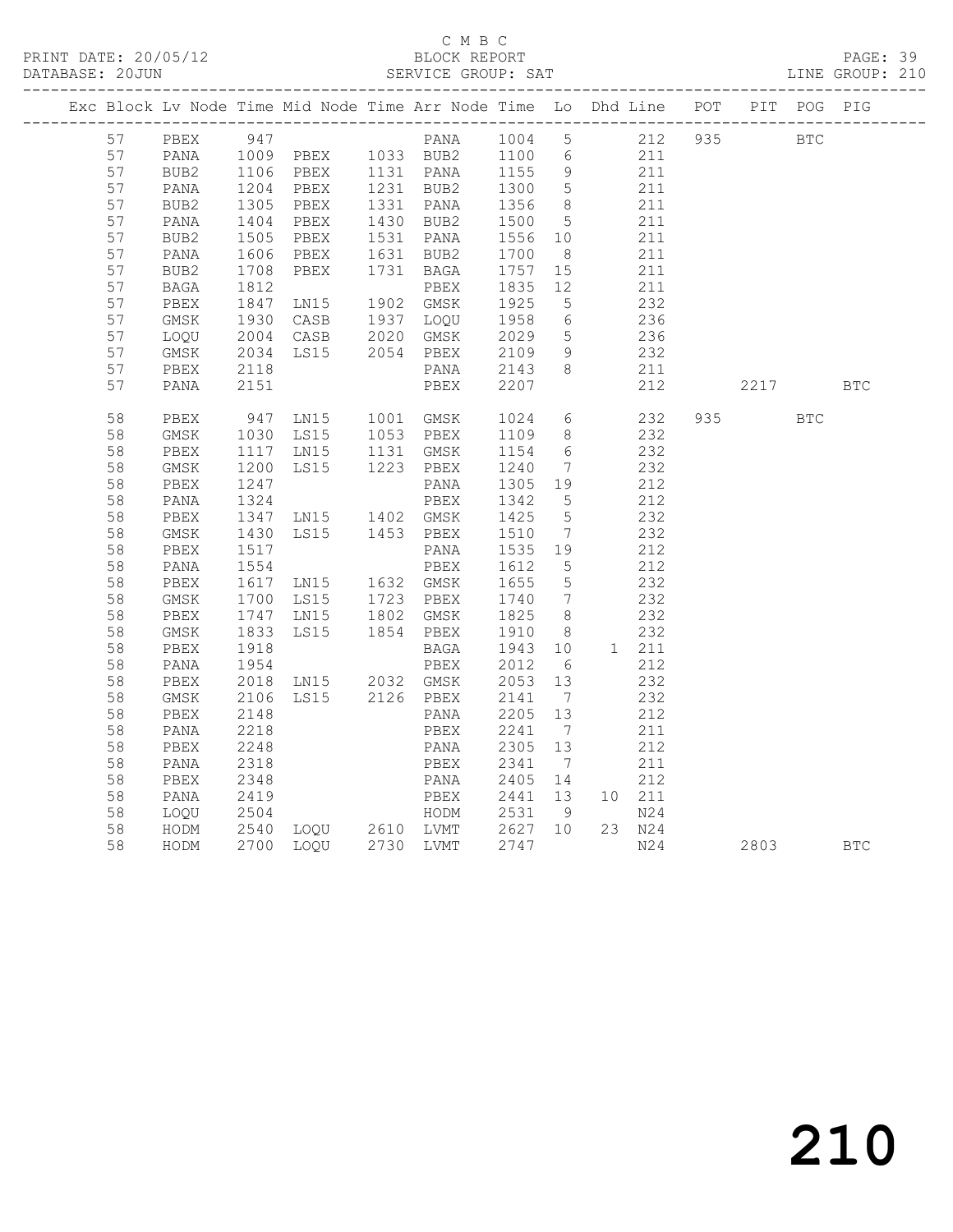C M B C

PRINT DATE: 20/05/12 BLOCK REPORT

DATABASE: 20JUN SERVICE GROUP: SAT LINE GROUP: 210

| Exc | Block | Lv | Node | Time | Mid Node | Time | Arr Node | Time | Lo | Dhd | Line | POT | PIT | POG | PIG |
|---|---|---|---|---|---|---|---|---|---|---|---|---|---|---|---|
| | 57 | | PBEX | 947 | | | PANA | 1004 | 5 | | 212 | 935 | | BTC | |
| | 57 | | PANA | 1009 | PBEX | 1033 | BUB2 | 1100 | 6 | | 211 | | | | |
| | 57 | | BUB2 | 1106 | PBEX | 1131 | PANA | 1155 | 9 | | 211 | | | | |
| | 57 | | PANA | 1204 | PBEX | 1231 | BUB2 | 1300 | 5 | | 211 | | | | |
| | 57 | | BUB2 | 1305 | PBEX | 1331 | PANA | 1356 | 8 | | 211 | | | | |
| | 57 | | PANA | 1404 | PBEX | 1430 | BUB2 | 1500 | 5 | | 211 | | | | |
| | 57 | | BUB2 | 1505 | PBEX | 1531 | PANA | 1556 | 10 | | 211 | | | | |
| | 57 | | PANA | 1606 | PBEX | 1631 | BUB2 | 1700 | 8 | | 211 | | | | |
| | 57 | | BUB2 | 1708 | PBEX | 1731 | BAGA | 1757 | 15 | | 211 | | | | |
| | 57 | | BAGA | 1812 | | | PBEX | 1835 | 12 | | 211 | | | | |
| | 57 | | PBEX | 1847 | LN15 | 1902 | GMSK | 1925 | 5 | | 232 | | | | |
| | 57 | | GMSK | 1930 | CASB | 1937 | LOQU | 1958 | 6 | | 236 | | | | |
| | 57 | | LOQU | 2004 | CASB | 2020 | GMSK | 2029 | 5 | | 236 | | | | |
| | 57 | | GMSK | 2034 | LS15 | 2054 | PBEX | 2109 | 9 | | 232 | | | | |
| | 57 | | PBEX | 2118 | | | PANA | 2143 | 8 | | 211 | | | | |
| | 57 | | PANA | 2151 | | | PBEX | 2207 | | | 212 | | 2217 | | BTC |
| | 58 | | PBEX | 947 | LN15 | 1001 | GMSK | 1024 | 6 | | 232 | 935 | | BTC | |
| | 58 | | GMSK | 1030 | LS15 | 1053 | PBEX | 1109 | 8 | | 232 | | | | |
| | 58 | | PBEX | 1117 | LN15 | 1131 | GMSK | 1154 | 6 | | 232 | | | | |
| | 58 | | GMSK | 1200 | LS15 | 1223 | PBEX | 1240 | 7 | | 232 | | | | |
| | 58 | | PBEX | 1247 | | | PANA | 1305 | 19 | | 212 | | | | |
| | 58 | | PANA | 1324 | | | PBEX | 1342 | 5 | | 212 | | | | |
| | 58 | | PBEX | 1347 | LN15 | 1402 | GMSK | 1425 | 5 | | 232 | | | | |
| | 58 | | GMSK | 1430 | LS15 | 1453 | PBEX | 1510 | 7 | | 232 | | | | |
| | 58 | | PBEX | 1517 | | | PANA | 1535 | 19 | | 212 | | | | |
| | 58 | | PANA | 1554 | | | PBEX | 1612 | 5 | | 212 | | | | |
| | 58 | | PBEX | 1617 | LN15 | 1632 | GMSK | 1655 | 5 | | 232 | | | | |
| | 58 | | GMSK | 1700 | LS15 | 1723 | PBEX | 1740 | 7 | | 232 | | | | |
| | 58 | | PBEX | 1747 | LN15 | 1802 | GMSK | 1825 | 8 | | 232 | | | | |
| | 58 | | GMSK | 1833 | LS15 | 1854 | PBEX | 1910 | 8 | | 232 | | | | |
| | 58 | | PBEX | 1918 | | | BAGA | 1943 | 10 | 1 | 211 | | | | |
| | 58 | | PANA | 1954 | | | PBEX | 2012 | 6 | | 212 | | | | |
| | 58 | | PBEX | 2018 | LN15 | 2032 | GMSK | 2053 | 13 | | 232 | | | | |
| | 58 | | GMSK | 2106 | LS15 | 2126 | PBEX | 2141 | 7 | | 232 | | | | |
| | 58 | | PBEX | 2148 | | | PANA | 2205 | 13 | | 212 | | | | |
| | 58 | | PANA | 2218 | | | PBEX | 2241 | 7 | | 211 | | | | |
| | 58 | | PBEX | 2248 | | | PANA | 2305 | 13 | | 212 | | | | |
| | 58 | | PANA | 2318 | | | PBEX | 2341 | 7 | | 211 | | | | |
| | 58 | | PBEX | 2348 | | | PANA | 2405 | 14 | | 212 | | | | |
| | 58 | | PANA | 2419 | | | PBEX | 2441 | 13 | 10 | 211 | | | | |
| | 58 | | LOQU | 2504 | | | HODM | 2531 | 9 | | N24 | | | | |
| | 58 | | HODM | 2540 | LOQU | 2610 | LVMT | 2627 | 10 | 23 | N24 | | | | |
| | 58 | | HODM | 2700 | LOQU | 2730 | LVMT | 2747 | | | N24 | | 2803 | | BTC |

210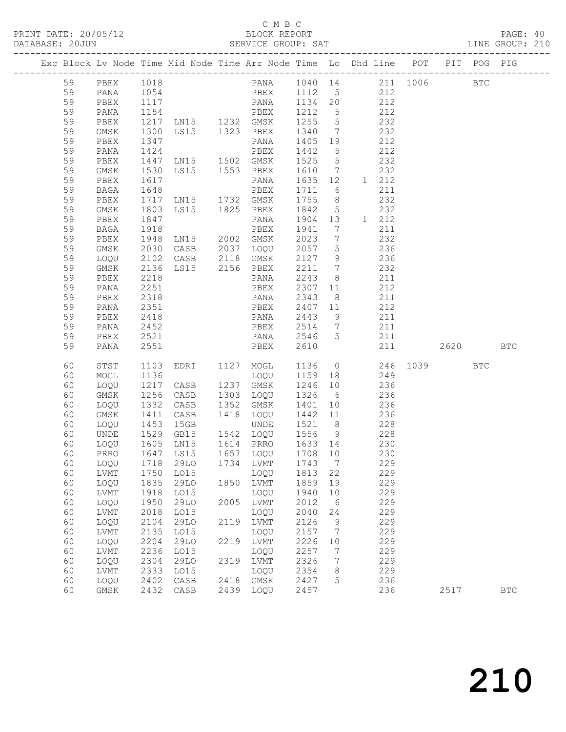C M B C

PRINT DATE: 20/05/12 BLOCK REPORT PAGE: 40
DATABASE: 20JUN SERVICE GROUP: SAT LINE GROUP: 210

| Exc | Block | Lv | Node | Time | Mid Node | Time | Arr Node | Time | Lo | Dhd | Line | POT | PIT | POG | PIG |
|---|---|---|---|---|---|---|---|---|---|---|---|---|---|---|---|
| | 59 | | PBEX | 1018 | | | PANA | 1040 | 14 | | 211 | 1006 | | BTC | |
| | 59 | | PANA | 1054 | | | PBEX | 1112 | 5 | | 212 | | | | |
| | 59 | | PBEX | 1117 | | | PANA | 1134 | 20 | | 212 | | | | |
| | 59 | | PANA | 1154 | | | PBEX | 1212 | 5 | | 212 | | | | |
| | 59 | | PBEX | 1217 | LN15 | 1232 | GMSK | 1255 | 5 | | 232 | | | | |
| | 59 | | GMSK | 1300 | LS15 | 1323 | PBEX | 1340 | 7 | | 232 | | | | |
| | 59 | | PBEX | 1347 | | | PANA | 1405 | 19 | | 212 | | | | |
| | 59 | | PANA | 1424 | | | PBEX | 1442 | 5 | | 212 | | | | |
| | 59 | | PBEX | 1447 | LN15 | 1502 | GMSK | 1525 | 5 | | 232 | | | | |
| | 59 | | GMSK | 1530 | LS15 | 1553 | PBEX | 1610 | 7 | | 232 | | | | |
| | 59 | | PBEX | 1617 | | | PANA | 1635 | 12 | 1 | 212 | | | | |
| | 59 | | BAGA | 1648 | | | PBEX | 1711 | 6 | | 211 | | | | |
| | 59 | | PBEX | 1717 | LN15 | 1732 | GMSK | 1755 | 8 | | 232 | | | | |
| | 59 | | GMSK | 1803 | LS15 | 1825 | PBEX | 1842 | 5 | | 232 | | | | |
| | 59 | | PBEX | 1847 | | | PANA | 1904 | 13 | 1 | 212 | | | | |
| | 59 | | BAGA | 1918 | | | PBEX | 1941 | 7 | | 211 | | | | |
| | 59 | | PBEX | 1948 | LN15 | 2002 | GMSK | 2023 | 7 | | 232 | | | | |
| | 59 | | GMSK | 2030 | CASB | 2037 | LOQU | 2057 | 5 | | 236 | | | | |
| | 59 | | LOQU | 2102 | CASB | 2118 | GMSK | 2127 | 9 | | 236 | | | | |
| | 59 | | GMSK | 2136 | LS15 | 2156 | PBEX | 2211 | 7 | | 232 | | | | |
| | 59 | | PBEX | 2218 | | | PANA | 2243 | 8 | | 211 | | | | |
| | 59 | | PANA | 2251 | | | PBEX | 2307 | 11 | | 212 | | | | |
| | 59 | | PBEX | 2318 | | | PANA | 2343 | 8 | | 211 | | | | |
| | 59 | | PANA | 2351 | | | PBEX | 2407 | 11 | | 212 | | | | |
| | 59 | | PBEX | 2418 | | | PANA | 2443 | 9 | | 211 | | | | |
| | 59 | | PANA | 2452 | | | PBEX | 2514 | 7 | | 211 | | | | |
| | 59 | | PBEX | 2521 | | | PANA | 2546 | 5 | | 211 | | | | |
| | 59 | | PANA | 2551 | | | PBEX | 2610 | | | 211 | | 2620 | | BTC |
| | 60 | | STST | 1103 | EDRI | 1127 | MOGL | 1136 | 0 | | 246 | 1039 | | BTC | |
| | 60 | | MOGL | 1136 | | | LOQU | 1159 | 18 | | 249 | | | | |
| | 60 | | LOQU | 1217 | CASB | 1237 | GMSK | 1246 | 10 | | 236 | | | | |
| | 60 | | GMSK | 1256 | CASB | 1303 | LOQU | 1326 | 6 | | 236 | | | | |
| | 60 | | LOQU | 1332 | CASB | 1352 | GMSK | 1401 | 10 | | 236 | | | | |
| | 60 | | GMSK | 1411 | CASB | 1418 | LOQU | 1442 | 11 | | 236 | | | | |
| | 60 | | LOQU | 1453 | 15GB | | UNDE | 1521 | 8 | | 228 | | | | |
| | 60 | | UNDE | 1529 | GB15 | 1542 | LOQU | 1556 | 9 | | 228 | | | | |
| | 60 | | LOQU | 1605 | LN15 | 1614 | PRRO | 1633 | 14 | | 230 | | | | |
| | 60 | | PRRO | 1647 | LS15 | 1657 | LOQU | 1708 | 10 | | 230 | | | | |
| | 60 | | LOQU | 1718 | 29LO | 1734 | LVMT | 1743 | 7 | | 229 | | | | |
| | 60 | | LVMT | 1750 | LO15 | | LOQU | 1813 | 22 | | 229 | | | | |
| | 60 | | LOQU | 1835 | 29LO | 1850 | LVMT | 1859 | 19 | | 229 | | | | |
| | 60 | | LVMT | 1918 | LO15 | | LOQU | 1940 | 10 | | 229 | | | | |
| | 60 | | LOQU | 1950 | 29LO | 2005 | LVMT | 2012 | 6 | | 229 | | | | |
| | 60 | | LVMT | 2018 | LO15 | | LOQU | 2040 | 24 | | 229 | | | | |
| | 60 | | LOQU | 2104 | 29LO | 2119 | LVMT | 2126 | 9 | | 229 | | | | |
| | 60 | | LVMT | 2135 | LO15 | | LOQU | 2157 | 7 | | 229 | | | | |
| | 60 | | LOQU | 2204 | 29LO | 2219 | LVMT | 2226 | 10 | | 229 | | | | |
| | 60 | | LVMT | 2236 | LO15 | | LOQU | 2257 | 7 | | 229 | | | | |
| | 60 | | LOQU | 2304 | 29LO | 2319 | LVMT | 2326 | 7 | | 229 | | | | |
| | 60 | | LVMT | 2333 | LO15 | | LOQU | 2354 | 8 | | 229 | | | | |
| | 60 | | LOQU | 2402 | CASB | 2418 | GMSK | 2427 | 5 | | 236 | | | | |
| | 60 | | GMSK | 2432 | CASB | 2439 | LOQU | 2457 | | | 236 | | 2517 | | BTC |

210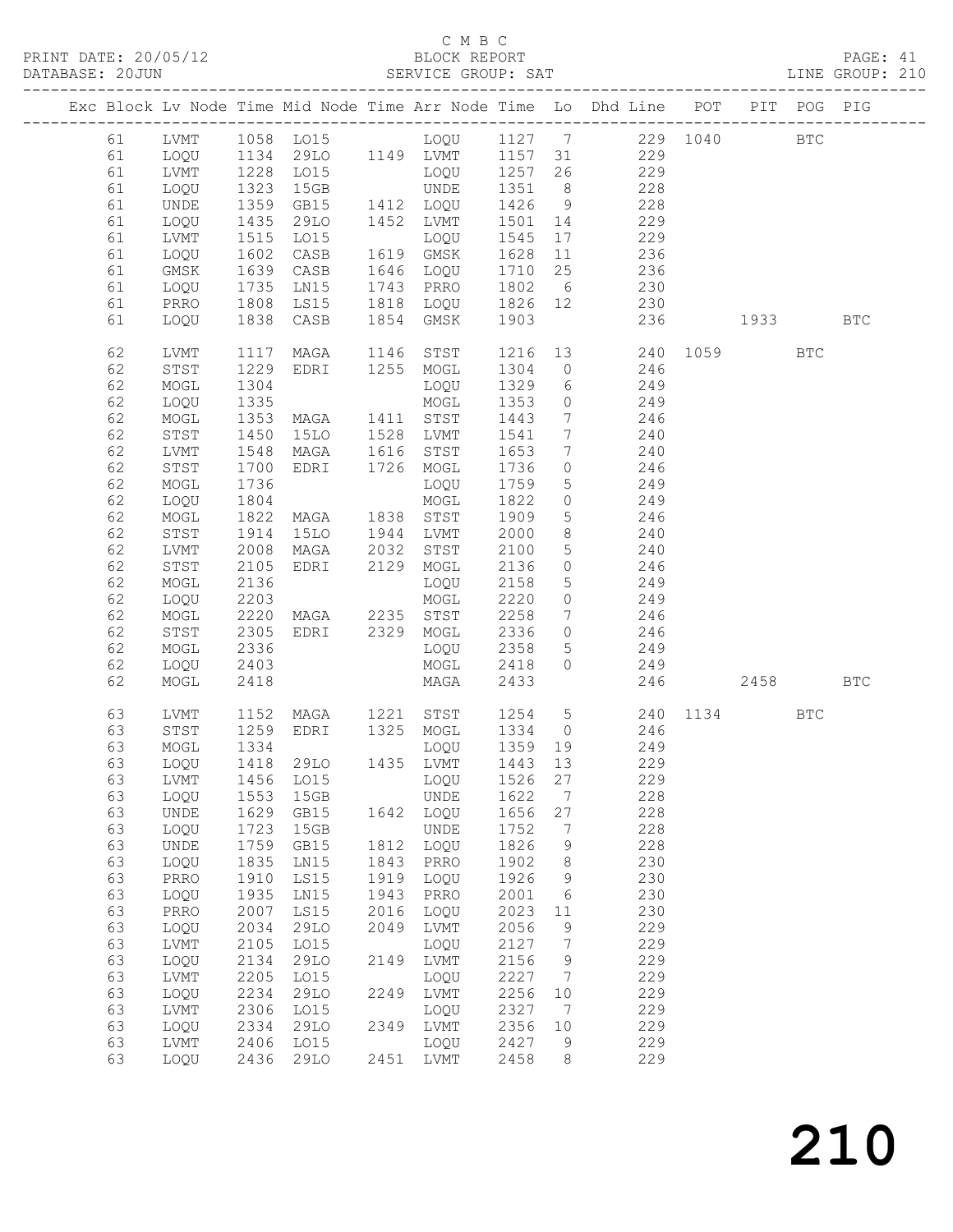C M B C
BLOCK REPORT
SERVICE GROUP: SAT

PRINT DATE: 20/05/12
DATABASE: 20JUN
PAGE: 41
LINE GROUP: 210

| Exc | Block | Lv | Node | Time | Mid Node | Time | Arr Node | Time | Lo | Dhd Line | POT | PIT | POG | PIG |
|---|---|---|---|---|---|---|---|---|---|---|---|---|---|---|
| | 61 | | LVMT | 1058 | LO15 | | LOQU | 1127 | 7 | 229 | 1040 | | BTC | |
| | 61 | | LOQU | 1134 | 29LO | 1149 | LVMT | 1157 | 31 | 229 | | | | |
| | 61 | | LVMT | 1228 | LO15 | | LOQU | 1257 | 26 | 229 | | | | |
| | 61 | | LOQU | 1323 | 15GB | | UNDE | 1351 | 8 | 228 | | | | |
| | 61 | | UNDE | 1359 | GB15 | 1412 | LOQU | 1426 | 9 | 228 | | | | |
| | 61 | | LOQU | 1435 | 29LO | 1452 | LVMT | 1501 | 14 | 229 | | | | |
| | 61 | | LVMT | 1515 | LO15 | | LOQU | 1545 | 17 | 229 | | | | |
| | 61 | | LOQU | 1602 | CASB | 1619 | GMSK | 1628 | 11 | 236 | | | | |
| | 61 | | GMSK | 1639 | CASB | 1646 | LOQU | 1710 | 25 | 236 | | | | |
| | 61 | | LOQU | 1735 | LN15 | 1743 | PRRO | 1802 | 6 | 230 | | | | |
| | 61 | | PRRO | 1808 | LS15 | 1818 | LOQU | 1826 | 12 | 230 | | | | |
| | 61 | | LOQU | 1838 | CASB | 1854 | GMSK | 1903 | | 236 | | 1933 | | BTC |
| | 62 | | LVMT | 1117 | MAGA | 1146 | STST | 1216 | 13 | 240 | 1059 | | BTC | |
| | 62 | | STST | 1229 | EDRI | 1255 | MOGL | 1304 | 0 | 246 | | | | |
| | 62 | | MOGL | 1304 | | | LOQU | 1329 | 6 | 249 | | | | |
| | 62 | | LOQU | 1335 | | | MOGL | 1353 | 0 | 249 | | | | |
| | 62 | | MOGL | 1353 | MAGA | 1411 | STST | 1443 | 7 | 246 | | | | |
| | 62 | | STST | 1450 | 15LO | 1528 | LVMT | 1541 | 7 | 240 | | | | |
| | 62 | | LVMT | 1548 | MAGA | 1616 | STST | 1653 | 7 | 240 | | | | |
| | 62 | | STST | 1700 | EDRI | 1726 | MOGL | 1736 | 0 | 246 | | | | |
| | 62 | | MOGL | 1736 | | | LOQU | 1759 | 5 | 249 | | | | |
| | 62 | | LOQU | 1804 | | | MOGL | 1822 | 0 | 249 | | | | |
| | 62 | | MOGL | 1822 | MAGA | 1838 | STST | 1909 | 5 | 246 | | | | |
| | 62 | | STST | 1914 | 15LO | 1944 | LVMT | 2000 | 8 | 240 | | | | |
| | 62 | | LVMT | 2008 | MAGA | 2032 | STST | 2100 | 5 | 240 | | | | |
| | 62 | | STST | 2105 | EDRI | 2129 | MOGL | 2136 | 0 | 246 | | | | |
| | 62 | | MOGL | 2136 | | | LOQU | 2158 | 5 | 249 | | | | |
| | 62 | | LOQU | 2203 | | | MOGL | 2220 | 0 | 249 | | | | |
| | 62 | | MOGL | 2220 | MAGA | 2235 | STST | 2258 | 7 | 246 | | | | |
| | 62 | | STST | 2305 | EDRI | 2329 | MOGL | 2336 | 0 | 246 | | | | |
| | 62 | | MOGL | 2336 | | | LOQU | 2358 | 5 | 249 | | | | |
| | 62 | | LOQU | 2403 | | | MOGL | 2418 | 0 | 249 | | | | |
| | 62 | | MOGL | 2418 | | | MAGA | 2433 | | 246 | | 2458 | | BTC |
| | 63 | | LVMT | 1152 | MAGA | 1221 | STST | 1254 | 5 | 240 | 1134 | | BTC | |
| | 63 | | STST | 1259 | EDRI | 1325 | MOGL | 1334 | 0 | 246 | | | | |
| | 63 | | MOGL | 1334 | | | LOQU | 1359 | 19 | 249 | | | | |
| | 63 | | LOQU | 1418 | 29LO | 1435 | LVMT | 1443 | 13 | 229 | | | | |
| | 63 | | LVMT | 1456 | LO15 | | LOQU | 1526 | 27 | 229 | | | | |
| | 63 | | LOQU | 1553 | 15GB | | UNDE | 1622 | 7 | 228 | | | | |
| | 63 | | UNDE | 1629 | GB15 | 1642 | LOQU | 1656 | 27 | 228 | | | | |
| | 63 | | LOQU | 1723 | 15GB | | UNDE | 1752 | 7 | 228 | | | | |
| | 63 | | UNDE | 1759 | GB15 | 1812 | LOQU | 1826 | 9 | 228 | | | | |
| | 63 | | LOQU | 1835 | LN15 | 1843 | PRRO | 1902 | 8 | 230 | | | | |
| | 63 | | PRRO | 1910 | LS15 | 1919 | LOQU | 1926 | 9 | 230 | | | | |
| | 63 | | LOQU | 1935 | LN15 | 1943 | PRRO | 2001 | 6 | 230 | | | | |
| | 63 | | PRRO | 2007 | LS15 | 2016 | LOQU | 2023 | 11 | 230 | | | | |
| | 63 | | LOQU | 2034 | 29LO | 2049 | LVMT | 2056 | 9 | 229 | | | | |
| | 63 | | LVMT | 2105 | LO15 | | LOQU | 2127 | 7 | 229 | | | | |
| | 63 | | LOQU | 2134 | 29LO | 2149 | LVMT | 2156 | 9 | 229 | | | | |
| | 63 | | LVMT | 2205 | LO15 | | LOQU | 2227 | 7 | 229 | | | | |
| | 63 | | LOQU | 2234 | 29LO | 2249 | LVMT | 2256 | 10 | 229 | | | | |
| | 63 | | LVMT | 2306 | LO15 | | LOQU | 2327 | 7 | 229 | | | | |
| | 63 | | LOQU | 2334 | 29LO | 2349 | LVMT | 2356 | 10 | 229 | | | | |
| | 63 | | LVMT | 2406 | LO15 | | LOQU | 2427 | 9 | 229 | | | | |
| | 63 | | LOQU | 2436 | 29LO | 2451 | LVMT | 2458 | 8 | 229 | | | | |

# 210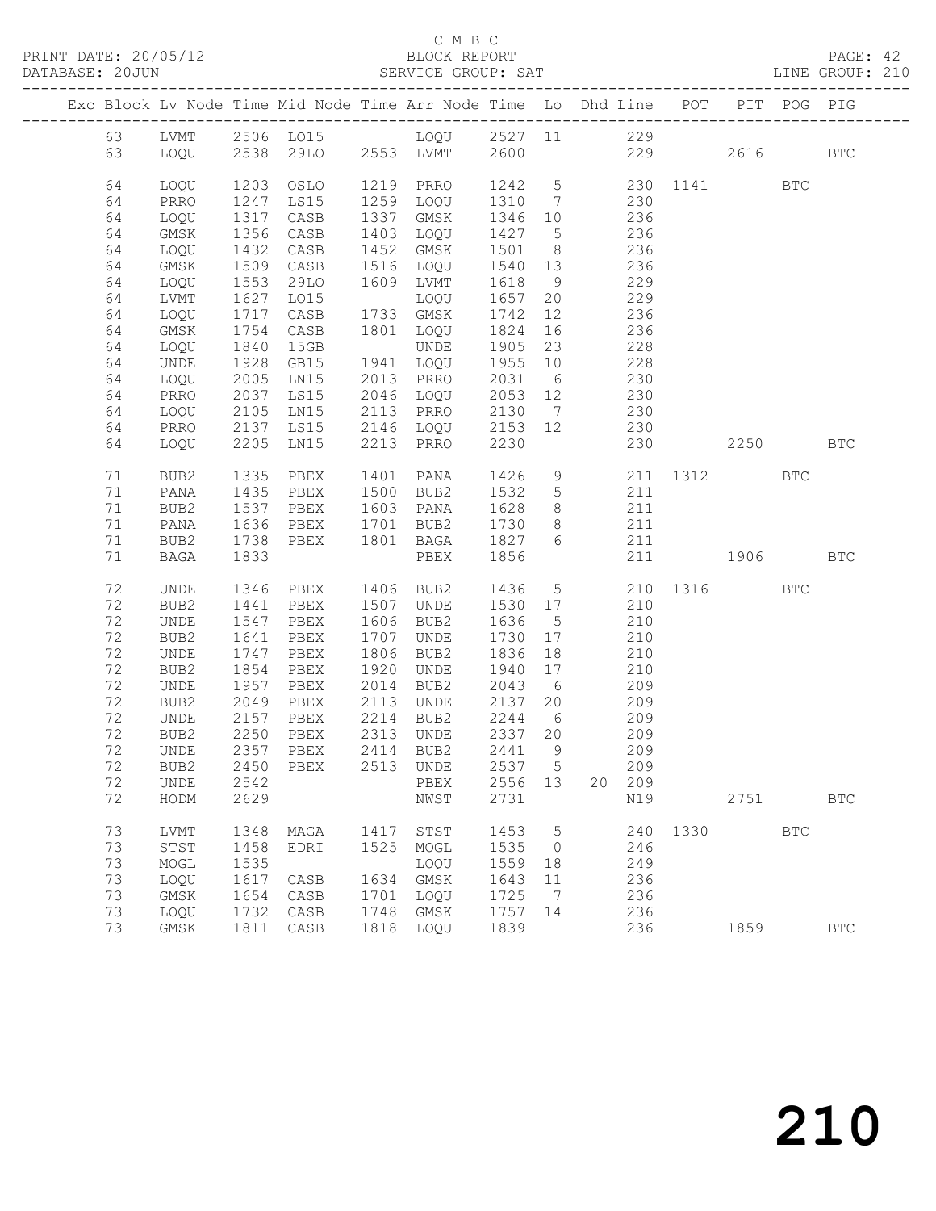C M B C

PRINT DATE: 20/05/12 BLOCK REPORT

DATABASE: 20JUN SERVICE GROUP: SAT LINE GROUP: 210

| Exc | Block | Lv | Node | Time | Mid Node | Time | Arr Node | Time | Lo | Dhd | Line | POT | PIT | POG | PIG |
|---|---|---|---|---|---|---|---|---|---|---|---|---|---|---|---|
| | 63 | | LVMT | 2506 | LO15 | | LOQU | 2527 | 11 | | 229 | | | | |
| | 63 | | LOQU | 2538 | 29LO | 2553 | LVMT | 2600 | | | 229 | | 2616 | | BTC |
| | 64 | | LOQU | 1203 | OSLO | 1219 | PRRO | 1242 | 5 | | 230 | 1141 | | BTC | |
| | 64 | | PRRO | 1247 | LS15 | 1259 | LOQU | 1310 | 7 | | 230 | | | | |
| | 64 | | LOQU | 1317 | CASB | 1337 | GMSK | 1346 | 10 | | 236 | | | | |
| | 64 | | GMSK | 1356 | CASB | 1403 | LOQU | 1427 | 5 | | 236 | | | | |
| | 64 | | LOQU | 1432 | CASB | 1452 | GMSK | 1501 | 8 | | 236 | | | | |
| | 64 | | GMSK | 1509 | CASB | 1516 | LOQU | 1540 | 13 | | 236 | | | | |
| | 64 | | LOQU | 1553 | 29LO | 1609 | LVMT | 1618 | 9 | | 229 | | | | |
| | 64 | | LVMT | 1627 | LO15 | | LOQU | 1657 | 20 | | 229 | | | | |
| | 64 | | LOQU | 1717 | CASB | 1733 | GMSK | 1742 | 12 | | 236 | | | | |
| | 64 | | GMSK | 1754 | CASB | 1801 | LOQU | 1824 | 16 | | 236 | | | | |
| | 64 | | LOQU | 1840 | 15GB | | UNDE | 1905 | 23 | | 228 | | | | |
| | 64 | | UNDE | 1928 | GB15 | 1941 | LOQU | 1955 | 10 | | 228 | | | | |
| | 64 | | LOQU | 2005 | LN15 | 2013 | PRRO | 2031 | 6 | | 230 | | | | |
| | 64 | | PRRO | 2037 | LS15 | 2046 | LOQU | 2053 | 12 | | 230 | | | | |
| | 64 | | LOQU | 2105 | LN15 | 2113 | PRRO | 2130 | 7 | | 230 | | | | |
| | 64 | | PRRO | 2137 | LS15 | 2146 | LOQU | 2153 | 12 | | 230 | | | | |
| | 64 | | LOQU | 2205 | LN15 | 2213 | PRRO | 2230 | | | 230 | | 2250 | | BTC |
| | 71 | | BUB2 | 1335 | PBEX | 1401 | PANA | 1426 | 9 | | 211 | 1312 | | BTC | |
| | 71 | | PANA | 1435 | PBEX | 1500 | BUB2 | 1532 | 5 | | 211 | | | | |
| | 71 | | BUB2 | 1537 | PBEX | 1603 | PANA | 1628 | 8 | | 211 | | | | |
| | 71 | | PANA | 1636 | PBEX | 1701 | BUB2 | 1730 | 8 | | 211 | | | | |
| | 71 | | BUB2 | 1738 | PBEX | 1801 | BAGA | 1827 | 6 | | 211 | | | | |
| | 71 | | BAGA | 1833 | | | PBEX | 1856 | | | 211 | | 1906 | | BTC |
| | 72 | | UNDE | 1346 | PBEX | 1406 | BUB2 | 1436 | 5 | | 210 | 1316 | | BTC | |
| | 72 | | BUB2 | 1441 | PBEX | 1507 | UNDE | 1530 | 17 | | 210 | | | | |
| | 72 | | UNDE | 1547 | PBEX | 1606 | BUB2 | 1636 | 5 | | 210 | | | | |
| | 72 | | BUB2 | 1641 | PBEX | 1707 | UNDE | 1730 | 17 | | 210 | | | | |
| | 72 | | UNDE | 1747 | PBEX | 1806 | BUB2 | 1836 | 18 | | 210 | | | | |
| | 72 | | BUB2 | 1854 | PBEX | 1920 | UNDE | 1940 | 17 | | 210 | | | | |
| | 72 | | UNDE | 1957 | PBEX | 2014 | BUB2 | 2043 | 6 | | 209 | | | | |
| | 72 | | BUB2 | 2049 | PBEX | 2113 | UNDE | 2137 | 20 | | 209 | | | | |
| | 72 | | UNDE | 2157 | PBEX | 2214 | BUB2 | 2244 | 6 | | 209 | | | | |
| | 72 | | BUB2 | 2250 | PBEX | 2313 | UNDE | 2337 | 20 | | 209 | | | | |
| | 72 | | UNDE | 2357 | PBEX | 2414 | BUB2 | 2441 | 9 | | 209 | | | | |
| | 72 | | BUB2 | 2450 | PBEX | 2513 | UNDE | 2537 | 5 | | 209 | | | | |
| | 72 | | UNDE | 2542 | | | PBEX | 2556 | 13 | 20 | 209 | | | | |
| | 72 | | HODM | 2629 | | | NWST | 2731 | | | N19 | | 2751 | | BTC |
| | 73 | | LVMT | 1348 | MAGA | 1417 | STST | 1453 | 5 | | 240 | 1330 | | BTC | |
| | 73 | | STST | 1458 | EDRI | 1525 | MOGL | 1535 | 0 | | 246 | | | | |
| | 73 | | MOGL | 1535 | | | LOQU | 1559 | 18 | | 249 | | | | |
| | 73 | | LOQU | 1617 | CASB | 1634 | GMSK | 1643 | 11 | | 236 | | | | |
| | 73 | | GMSK | 1654 | CASB | 1701 | LOQU | 1725 | 7 | | 236 | | | | |
| | 73 | | LOQU | 1732 | CASB | 1748 | GMSK | 1757 | 14 | | 236 | | | | |
| | 73 | | GMSK | 1811 | CASB | 1818 | LOQU | 1839 | | | 236 | | 1859 | | BTC |

210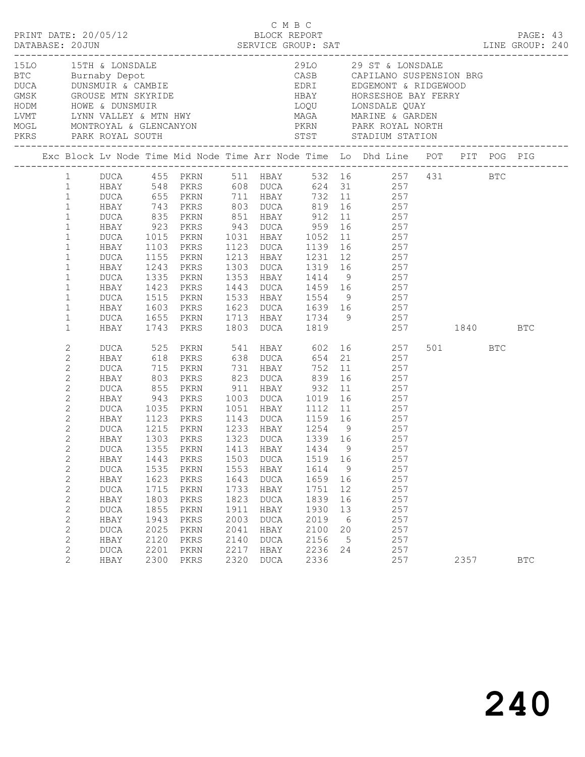C M B C

PRINT DATE: 20/05/12 BLOCK REPORT
DATABASE: 20JUN SERVICE GROUP: SAT LINE GROUP: 240

| Code | Name | Code | Name |
|---|---|---|---|
| 15LO | 15TH & LONSDALE | 29LO | 29 ST & LONSDALE |
| BTC | Burnaby Depot | CASB | CAPILANO SUSPENSION BRG |
| DUCA | DUNSMUIR & CAMBIE | EDRI | EDGEMONT & RIDGEWOOD |
| GMSK | GROUSE MTN SKYRIDE | HBAY | HORSESHOE BAY FERRY |
| HODM | HOWE & DUNSMUIR | LOQU | LONSDALE QUAY |
| LVMT | LYNN VALLEY & MTN HWY | MAGA | MARINE & GARDEN |
| MOGL | MONTROYAL & GLENCANYON | PKRN | PARK ROYAL NORTH |
| PKRS | PARK ROYAL SOUTH | STST | STADIUM STATION |

| Exc | Block | Lv Node | Time | Mid Node | Time | Arr Node | Time | Lo | Dhd Line | POT | PIT | POG | PIG |
|---|---|---|---|---|---|---|---|---|---|---|---|---|---|
| | 1 | DUCA | 455 | PKRN | 511 | HBAY | 532 | 16 | 257 | 431 | | BTC | |
| | 1 | HBAY | 548 | PKRS | 608 | DUCA | 624 | 31 | 257 | | | | |
| | 1 | DUCA | 655 | PKRN | 711 | HBAY | 732 | 11 | 257 | | | | |
| | 1 | HBAY | 743 | PKRS | 803 | DUCA | 819 | 16 | 257 | | | | |
| | 1 | DUCA | 835 | PKRN | 851 | HBAY | 912 | 11 | 257 | | | | |
| | 1 | HBAY | 923 | PKRS | 943 | DUCA | 959 | 16 | 257 | | | | |
| | 1 | DUCA | 1015 | PKRN | 1031 | HBAY | 1052 | 11 | 257 | | | | |
| | 1 | HBAY | 1103 | PKRS | 1123 | DUCA | 1139 | 16 | 257 | | | | |
| | 1 | DUCA | 1155 | PKRN | 1213 | HBAY | 1231 | 12 | 257 | | | | |
| | 1 | HBAY | 1243 | PKRS | 1303 | DUCA | 1319 | 16 | 257 | | | | |
| | 1 | DUCA | 1335 | PKRN | 1353 | HBAY | 1414 | 9 | 257 | | | | |
| | 1 | HBAY | 1423 | PKRS | 1443 | DUCA | 1459 | 16 | 257 | | | | |
| | 1 | DUCA | 1515 | PKRN | 1533 | HBAY | 1554 | 9 | 257 | | | | |
| | 1 | HBAY | 1603 | PKRS | 1623 | DUCA | 1639 | 16 | 257 | | | | |
| | 1 | DUCA | 1655 | PKRN | 1713 | HBAY | 1734 | 9 | 257 | | | | |
| | 1 | HBAY | 1743 | PKRS | 1803 | DUCA | 1819 | | 257 | | 1840 | | BTC |
| | 2 | DUCA | 525 | PKRN | 541 | HBAY | 602 | 16 | 257 | 501 | | BTC | |
| | 2 | HBAY | 618 | PKRS | 638 | DUCA | 654 | 21 | 257 | | | | |
| | 2 | DUCA | 715 | PKRN | 731 | HBAY | 752 | 11 | 257 | | | | |
| | 2 | HBAY | 803 | PKRS | 823 | DUCA | 839 | 16 | 257 | | | | |
| | 2 | DUCA | 855 | PKRN | 911 | HBAY | 932 | 11 | 257 | | | | |
| | 2 | HBAY | 943 | PKRS | 1003 | DUCA | 1019 | 16 | 257 | | | | |
| | 2 | DUCA | 1035 | PKRN | 1051 | HBAY | 1112 | 11 | 257 | | | | |
| | 2 | HBAY | 1123 | PKRS | 1143 | DUCA | 1159 | 16 | 257 | | | | |
| | 2 | DUCA | 1215 | PKRN | 1233 | HBAY | 1254 | 9 | 257 | | | | |
| | 2 | HBAY | 1303 | PKRS | 1323 | DUCA | 1339 | 16 | 257 | | | | |
| | 2 | DUCA | 1355 | PKRN | 1413 | HBAY | 1434 | 9 | 257 | | | | |
| | 2 | HBAY | 1443 | PKRS | 1503 | DUCA | 1519 | 16 | 257 | | | | |
| | 2 | DUCA | 1535 | PKRN | 1553 | HBAY | 1614 | 9 | 257 | | | | |
| | 2 | HBAY | 1623 | PKRS | 1643 | DUCA | 1659 | 16 | 257 | | | | |
| | 2 | DUCA | 1715 | PKRN | 1733 | HBAY | 1751 | 12 | 257 | | | | |
| | 2 | HBAY | 1803 | PKRS | 1823 | DUCA | 1839 | 16 | 257 | | | | |
| | 2 | DUCA | 1855 | PKRN | 1911 | HBAY | 1930 | 13 | 257 | | | | |
| | 2 | HBAY | 1943 | PKRS | 2003 | DUCA | 2019 | 6 | 257 | | | | |
| | 2 | DUCA | 2025 | PKRN | 2041 | HBAY | 2100 | 20 | 257 | | | | |
| | 2 | HBAY | 2120 | PKRS | 2140 | DUCA | 2156 | 5 | 257 | | | | |
| | 2 | DUCA | 2201 | PKRN | 2217 | HBAY | 2236 | 24 | 257 | | | | |
| | 2 | HBAY | 2300 | PKRS | 2320 | DUCA | 2336 | | 257 | | 2357 | | BTC |

240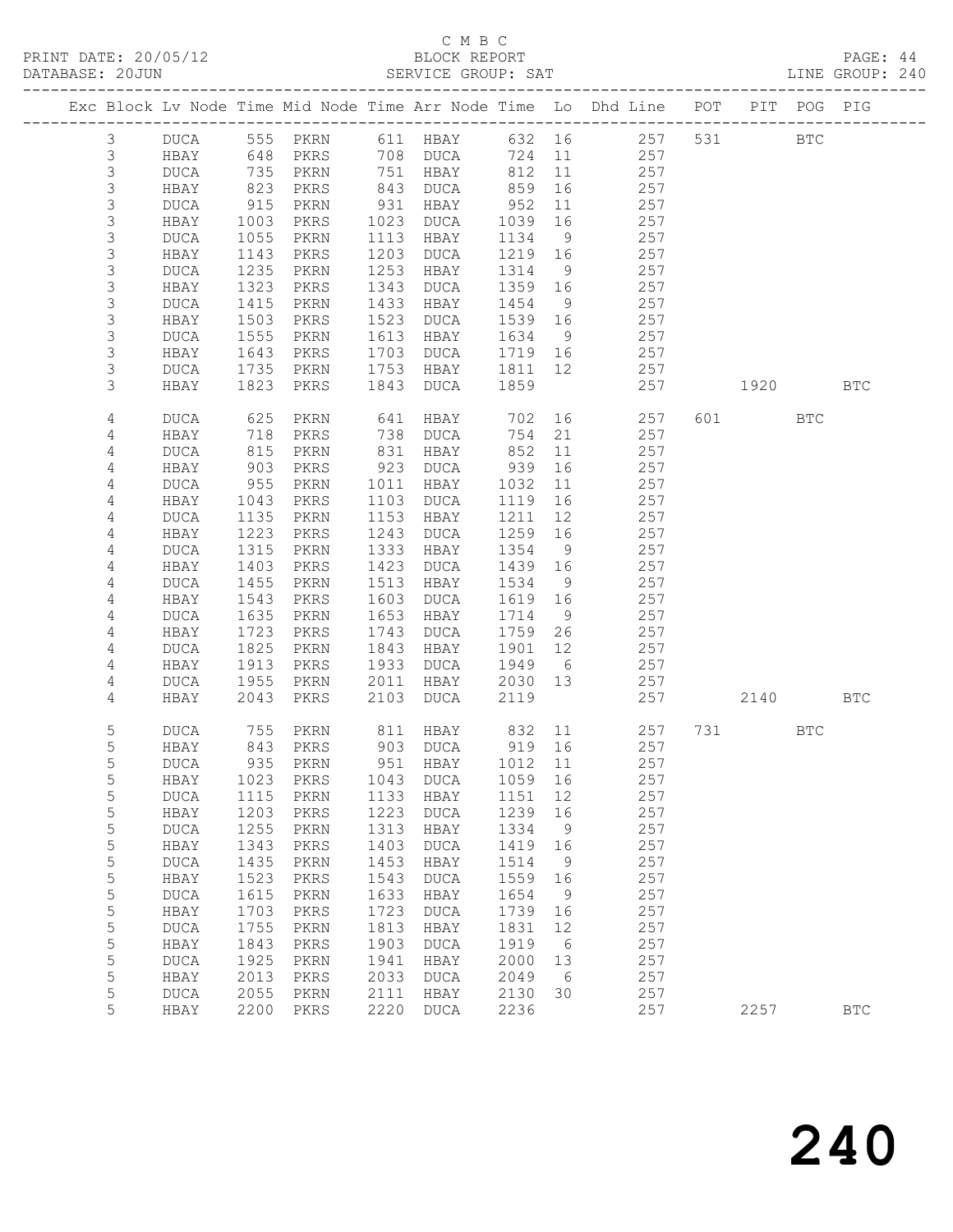C M B C

PRINT DATE: 20/05/12 BLOCK REPORT

DATABASE: 20JUN SERVICE GROUP: SAT LINE GROUP: 240

| Exc | Block | Lv Node | Time | Mid Node | Time | Arr Node | Time | Lo | Dhd Line | POT | PIT | POG | PIG |
|---|---|---|---|---|---|---|---|---|---|---|---|---|---|
| | 3 | DUCA | 555 | PKRN | 611 | HBAY | 632 | 16 | 257 | 531 | | BTC | |
| | 3 | HBAY | 648 | PKRS | 708 | DUCA | 724 | 11 | 257 | | | | |
| | 3 | DUCA | 735 | PKRN | 751 | HBAY | 812 | 11 | 257 | | | | |
| | 3 | HBAY | 823 | PKRS | 843 | DUCA | 859 | 16 | 257 | | | | |
| | 3 | DUCA | 915 | PKRN | 931 | HBAY | 952 | 11 | 257 | | | | |
| | 3 | HBAY | 1003 | PKRS | 1023 | DUCA | 1039 | 16 | 257 | | | | |
| | 3 | DUCA | 1055 | PKRN | 1113 | HBAY | 1134 | 9 | 257 | | | | |
| | 3 | HBAY | 1143 | PKRS | 1203 | DUCA | 1219 | 16 | 257 | | | | |
| | 3 | DUCA | 1235 | PKRN | 1253 | HBAY | 1314 | 9 | 257 | | | | |
| | 3 | HBAY | 1323 | PKRS | 1343 | DUCA | 1359 | 16 | 257 | | | | |
| | 3 | DUCA | 1415 | PKRN | 1433 | HBAY | 1454 | 9 | 257 | | | | |
| | 3 | HBAY | 1503 | PKRS | 1523 | DUCA | 1539 | 16 | 257 | | | | |
| | 3 | DUCA | 1555 | PKRN | 1613 | HBAY | 1634 | 9 | 257 | | | | |
| | 3 | HBAY | 1643 | PKRS | 1703 | DUCA | 1719 | 16 | 257 | | | | |
| | 3 | DUCA | 1735 | PKRN | 1753 | HBAY | 1811 | 12 | 257 | | | | |
| | 3 | HBAY | 1823 | PKRS | 1843 | DUCA | 1859 | | 257 | | 1920 | | BTC |
| | 4 | DUCA | 625 | PKRN | 641 | HBAY | 702 | 16 | 257 | 601 | | BTC | |
| | 4 | HBAY | 718 | PKRS | 738 | DUCA | 754 | 21 | 257 | | | | |
| | 4 | DUCA | 815 | PKRN | 831 | HBAY | 852 | 11 | 257 | | | | |
| | 4 | HBAY | 903 | PKRS | 923 | DUCA | 939 | 16 | 257 | | | | |
| | 4 | DUCA | 955 | PKRN | 1011 | HBAY | 1032 | 11 | 257 | | | | |
| | 4 | HBAY | 1043 | PKRS | 1103 | DUCA | 1119 | 16 | 257 | | | | |
| | 4 | DUCA | 1135 | PKRN | 1153 | HBAY | 1211 | 12 | 257 | | | | |
| | 4 | HBAY | 1223 | PKRS | 1243 | DUCA | 1259 | 16 | 257 | | | | |
| | 4 | DUCA | 1315 | PKRN | 1333 | HBAY | 1354 | 9 | 257 | | | | |
| | 4 | HBAY | 1403 | PKRS | 1423 | DUCA | 1439 | 16 | 257 | | | | |
| | 4 | DUCA | 1455 | PKRN | 1513 | HBAY | 1534 | 9 | 257 | | | | |
| | 4 | HBAY | 1543 | PKRS | 1603 | DUCA | 1619 | 16 | 257 | | | | |
| | 4 | DUCA | 1635 | PKRN | 1653 | HBAY | 1714 | 9 | 257 | | | | |
| | 4 | HBAY | 1723 | PKRS | 1743 | DUCA | 1759 | 26 | 257 | | | | |
| | 4 | DUCA | 1825 | PKRN | 1843 | HBAY | 1901 | 12 | 257 | | | | |
| | 4 | HBAY | 1913 | PKRS | 1933 | DUCA | 1949 | 6 | 257 | | | | |
| | 4 | DUCA | 1955 | PKRN | 2011 | HBAY | 2030 | 13 | 257 | | | | |
| | 4 | HBAY | 2043 | PKRS | 2103 | DUCA | 2119 | | 257 | | 2140 | | BTC |
| | 5 | DUCA | 755 | PKRN | 811 | HBAY | 832 | 11 | 257 | 731 | | BTC | |
| | 5 | HBAY | 843 | PKRS | 903 | DUCA | 919 | 16 | 257 | | | | |
| | 5 | DUCA | 935 | PKRN | 951 | HBAY | 1012 | 11 | 257 | | | | |
| | 5 | HBAY | 1023 | PKRS | 1043 | DUCA | 1059 | 16 | 257 | | | | |
| | 5 | DUCA | 1115 | PKRN | 1133 | HBAY | 1151 | 12 | 257 | | | | |
| | 5 | HBAY | 1203 | PKRS | 1223 | DUCA | 1239 | 16 | 257 | | | | |
| | 5 | DUCA | 1255 | PKRN | 1313 | HBAY | 1334 | 9 | 257 | | | | |
| | 5 | HBAY | 1343 | PKRS | 1403 | DUCA | 1419 | 16 | 257 | | | | |
| | 5 | DUCA | 1435 | PKRN | 1453 | HBAY | 1514 | 9 | 257 | | | | |
| | 5 | HBAY | 1523 | PKRS | 1543 | DUCA | 1559 | 16 | 257 | | | | |
| | 5 | DUCA | 1615 | PKRN | 1633 | HBAY | 1654 | 9 | 257 | | | | |
| | 5 | HBAY | 1703 | PKRS | 1723 | DUCA | 1739 | 16 | 257 | | | | |
| | 5 | DUCA | 1755 | PKRN | 1813 | HBAY | 1831 | 12 | 257 | | | | |
| | 5 | HBAY | 1843 | PKRS | 1903 | DUCA | 1919 | 6 | 257 | | | | |
| | 5 | DUCA | 1925 | PKRN | 1941 | HBAY | 2000 | 13 | 257 | | | | |
| | 5 | HBAY | 2013 | PKRS | 2033 | DUCA | 2049 | 6 | 257 | | | | |
| | 5 | DUCA | 2055 | PKRN | 2111 | HBAY | 2130 | 30 | 257 | | | | |
| | 5 | HBAY | 2200 | PKRS | 2220 | DUCA | 2236 | | 257 | | 2257 | | BTC |

240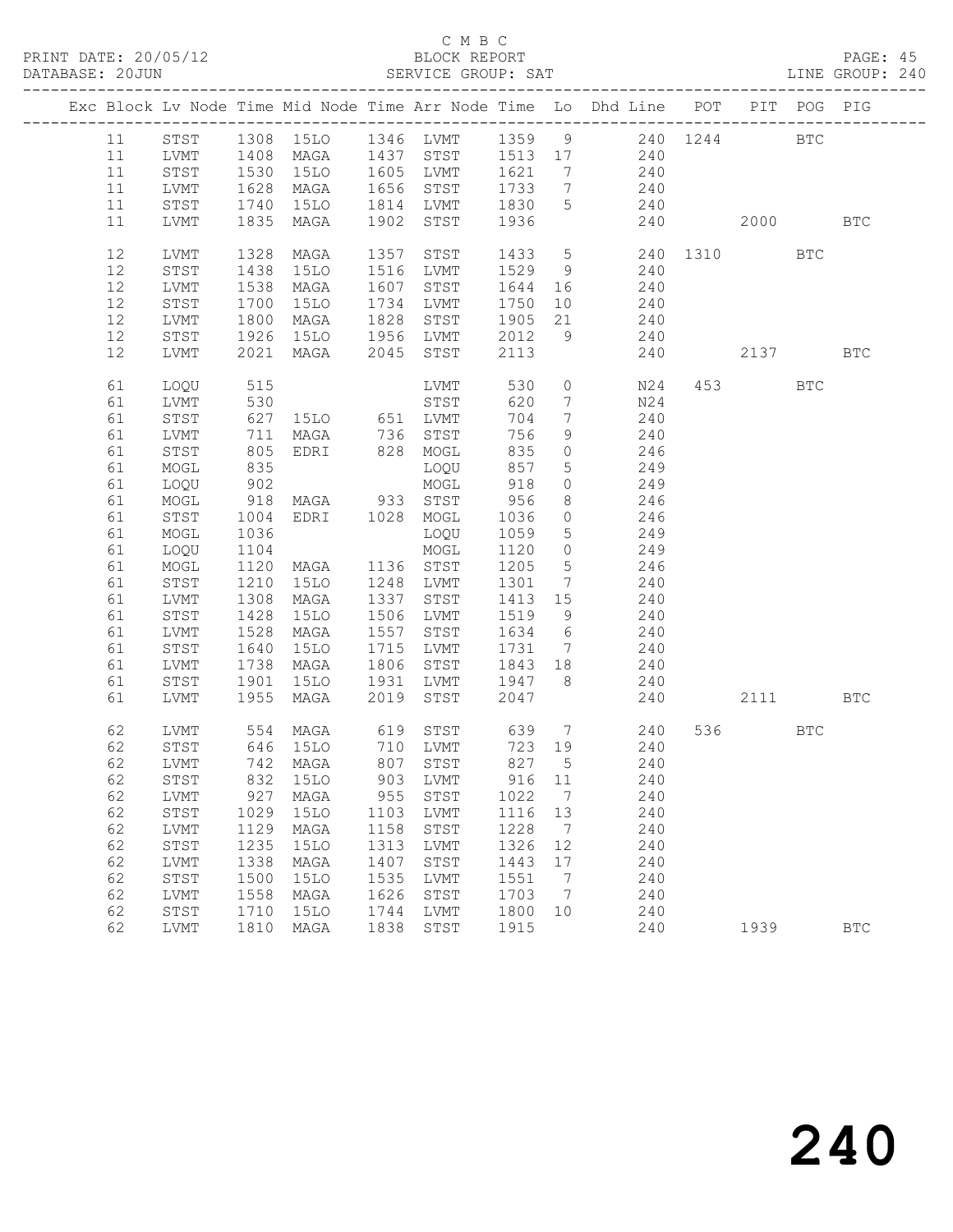C M B C

PRINT DATE: 20/05/12 BLOCK REPORT

DATABASE: 20JUN SERVICE GROUP: SAT LINE GROUP: 240

| Exc | Block | Lv | Node | Time | Mid Node | Time | Arr Node | Time | Lo | Dhd Line | POT | PIT | POG | PIG |
|---|---|---|---|---|---|---|---|---|---|---|---|---|---|---|
| | 11 | | STST | 1308 | 15LO | 1346 | LVMT | 1359 | 9 | 240 | 1244 | | BTC | |
| | 11 | | LVMT | 1408 | MAGA | 1437 | STST | 1513 | 17 | 240 | | | | |
| | 11 | | STST | 1530 | 15LO | 1605 | LVMT | 1621 | 7 | 240 | | | | |
| | 11 | | LVMT | 1628 | MAGA | 1656 | STST | 1733 | 7 | 240 | | | | |
| | 11 | | STST | 1740 | 15LO | 1814 | LVMT | 1830 | 5 | 240 | | | | |
| | 11 | | LVMT | 1835 | MAGA | 1902 | STST | 1936 | | 240 | | 2000 | | BTC |
| | 12 | | LVMT | 1328 | MAGA | 1357 | STST | 1433 | 5 | 240 | 1310 | | BTC | |
| | 12 | | STST | 1438 | 15LO | 1516 | LVMT | 1529 | 9 | 240 | | | | |
| | 12 | | LVMT | 1538 | MAGA | 1607 | STST | 1644 | 16 | 240 | | | | |
| | 12 | | STST | 1700 | 15LO | 1734 | LVMT | 1750 | 10 | 240 | | | | |
| | 12 | | LVMT | 1800 | MAGA | 1828 | STST | 1905 | 21 | 240 | | | | |
| | 12 | | STST | 1926 | 15LO | 1956 | LVMT | 2012 | 9 | 240 | | | | |
| | 12 | | LVMT | 2021 | MAGA | 2045 | STST | 2113 | | 240 | | 2137 | | BTC |
| | 61 | | LOQU | 515 | | | LVMT | 530 | 0 | N24 | 453 | | BTC | |
| | 61 | | LVMT | 530 | | | STST | 620 | 7 | N24 | | | | |
| | 61 | | STST | 627 | 15LO | 651 | LVMT | 704 | 7 | 240 | | | | |
| | 61 | | LVMT | 711 | MAGA | 736 | STST | 756 | 9 | 240 | | | | |
| | 61 | | STST | 805 | EDRI | 828 | MOGL | 835 | 0 | 246 | | | | |
| | 61 | | MOGL | 835 | | | LOQU | 857 | 5 | 249 | | | | |
| | 61 | | LOQU | 902 | | | MOGL | 918 | 0 | 249 | | | | |
| | 61 | | MOGL | 918 | MAGA | 933 | STST | 956 | 8 | 246 | | | | |
| | 61 | | STST | 1004 | EDRI | 1028 | MOGL | 1036 | 0 | 246 | | | | |
| | 61 | | MOGL | 1036 | | | LOQU | 1059 | 5 | 249 | | | | |
| | 61 | | LOQU | 1104 | | | MOGL | 1120 | 0 | 249 | | | | |
| | 61 | | MOGL | 1120 | MAGA | 1136 | STST | 1205 | 5 | 246 | | | | |
| | 61 | | STST | 1210 | 15LO | 1248 | LVMT | 1301 | 7 | 240 | | | | |
| | 61 | | LVMT | 1308 | MAGA | 1337 | STST | 1413 | 15 | 240 | | | | |
| | 61 | | STST | 1428 | 15LO | 1506 | LVMT | 1519 | 9 | 240 | | | | |
| | 61 | | LVMT | 1528 | MAGA | 1557 | STST | 1634 | 6 | 240 | | | | |
| | 61 | | STST | 1640 | 15LO | 1715 | LVMT | 1731 | 7 | 240 | | | | |
| | 61 | | LVMT | 1738 | MAGA | 1806 | STST | 1843 | 18 | 240 | | | | |
| | 61 | | STST | 1901 | 15LO | 1931 | LVMT | 1947 | 8 | 240 | | | | |
| | 61 | | LVMT | 1955 | MAGA | 2019 | STST | 2047 | | 240 | | 2111 | | BTC |
| | 62 | | LVMT | 554 | MAGA | 619 | STST | 639 | 7 | 240 | 536 | | BTC | |
| | 62 | | STST | 646 | 15LO | 710 | LVMT | 723 | 19 | 240 | | | | |
| | 62 | | LVMT | 742 | MAGA | 807 | STST | 827 | 5 | 240 | | | | |
| | 62 | | STST | 832 | 15LO | 903 | LVMT | 916 | 11 | 240 | | | | |
| | 62 | | LVMT | 927 | MAGA | 955 | STST | 1022 | 7 | 240 | | | | |
| | 62 | | STST | 1029 | 15LO | 1103 | LVMT | 1116 | 13 | 240 | | | | |
| | 62 | | LVMT | 1129 | MAGA | 1158 | STST | 1228 | 7 | 240 | | | | |
| | 62 | | STST | 1235 | 15LO | 1313 | LVMT | 1326 | 12 | 240 | | | | |
| | 62 | | LVMT | 1338 | MAGA | 1407 | STST | 1443 | 17 | 240 | | | | |
| | 62 | | STST | 1500 | 15LO | 1535 | LVMT | 1551 | 7 | 240 | | | | |
| | 62 | | LVMT | 1558 | MAGA | 1626 | STST | 1703 | 7 | 240 | | | | |
| | 62 | | STST | 1710 | 15LO | 1744 | LVMT | 1800 | 10 | 240 | | | | |
| | 62 | | LVMT | 1810 | MAGA | 1838 | STST | 1915 | | 240 | | 1939 | | BTC |

240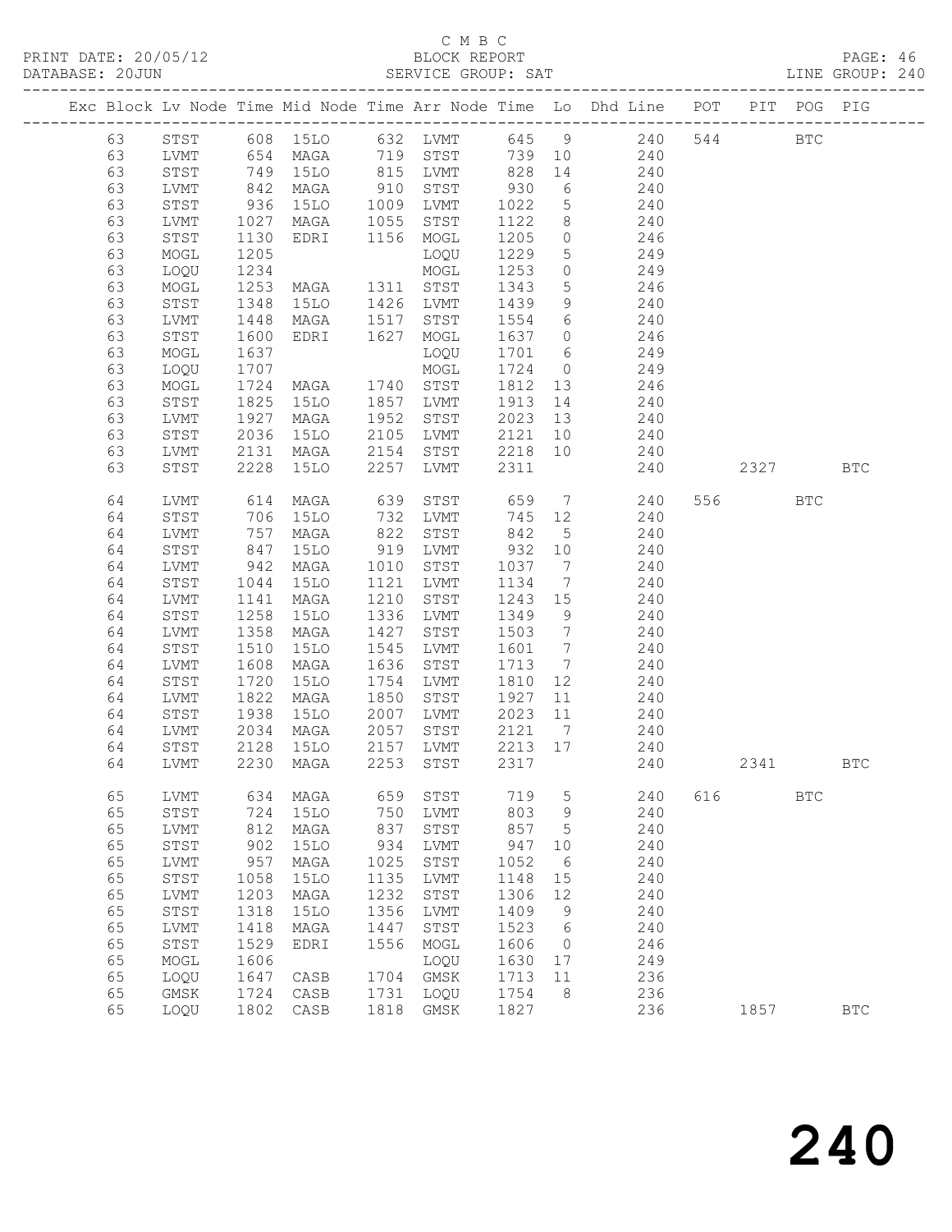C M B C
PRINT DATE: 20/05/12 BLOCK REPORT
DATABASE: 20JUN SERVICE GROUP: SAT LINE GROUP: 240

| Exc | Block | Lv | Node | Time | Mid Node | Time | Arr Node | Time | Lo | Dhd Line | POT | PIT | POG | PIG |
|---|---|---|---|---|---|---|---|---|---|---|---|---|---|---|
| | 63 | STST | 608 | 15LO | 632 | LVMT | 645 | 9 | | 240 | 544 | | BTC | |
| | 63 | LVMT | 654 | MAGA | 719 | STST | 739 | 10 | | 240 | | | | |
| | 63 | STST | 749 | 15LO | 815 | LVMT | 828 | 14 | | 240 | | | | |
| | 63 | LVMT | 842 | MAGA | 910 | STST | 930 | 6 | | 240 | | | | |
| | 63 | STST | 936 | 15LO | 1009 | LVMT | 1022 | 5 | | 240 | | | | |
| | 63 | LVMT | 1027 | MAGA | 1055 | STST | 1122 | 8 | | 240 | | | | |
| | 63 | STST | 1130 | EDRI | 1156 | MOGL | 1205 | 0 | | 246 | | | | |
| | 63 | MOGL | 1205 | | | LOQU | 1229 | 5 | | 249 | | | | |
| | 63 | LOQU | 1234 | | | MOGL | 1253 | 0 | | 249 | | | | |
| | 63 | MOGL | 1253 | MAGA | 1311 | STST | 1343 | 5 | | 246 | | | | |
| | 63 | STST | 1348 | 15LO | 1426 | LVMT | 1439 | 9 | | 240 | | | | |
| | 63 | LVMT | 1448 | MAGA | 1517 | STST | 1554 | 6 | | 240 | | | | |
| | 63 | STST | 1600 | EDRI | 1627 | MOGL | 1637 | 0 | | 246 | | | | |
| | 63 | MOGL | 1637 | | | LOQU | 1701 | 6 | | 249 | | | | |
| | 63 | LOQU | 1707 | | | MOGL | 1724 | 0 | | 249 | | | | |
| | 63 | MOGL | 1724 | MAGA | 1740 | STST | 1812 | 13 | | 246 | | | | |
| | 63 | STST | 1825 | 15LO | 1857 | LVMT | 1913 | 14 | | 240 | | | | |
| | 63 | LVMT | 1927 | MAGA | 1952 | STST | 2023 | 13 | | 240 | | | | |
| | 63 | STST | 2036 | 15LO | 2105 | LVMT | 2121 | 10 | | 240 | | | | |
| | 63 | LVMT | 2131 | MAGA | 2154 | STST | 2218 | 10 | | 240 | | | | |
| | 63 | STST | 2228 | 15LO | 2257 | LVMT | 2311 | | | 240 | | 2327 | | BTC |
| | 64 | LVMT | 614 | MAGA | 639 | STST | 659 | 7 | | 240 | 556 | | BTC | |
| | 64 | STST | 706 | 15LO | 732 | LVMT | 745 | 12 | | 240 | | | | |
| | 64 | LVMT | 757 | MAGA | 822 | STST | 842 | 5 | | 240 | | | | |
| | 64 | STST | 847 | 15LO | 919 | LVMT | 932 | 10 | | 240 | | | | |
| | 64 | LVMT | 942 | MAGA | 1010 | STST | 1037 | 7 | | 240 | | | | |
| | 64 | STST | 1044 | 15LO | 1121 | LVMT | 1134 | 7 | | 240 | | | | |
| | 64 | LVMT | 1141 | MAGA | 1210 | STST | 1243 | 15 | | 240 | | | | |
| | 64 | STST | 1258 | 15LO | 1336 | LVMT | 1349 | 9 | | 240 | | | | |
| | 64 | LVMT | 1358 | MAGA | 1427 | STST | 1503 | 7 | | 240 | | | | |
| | 64 | STST | 1510 | 15LO | 1545 | LVMT | 1601 | 7 | | 240 | | | | |
| | 64 | LVMT | 1608 | MAGA | 1636 | STST | 1713 | 7 | | 240 | | | | |
| | 64 | STST | 1720 | 15LO | 1754 | LVMT | 1810 | 12 | | 240 | | | | |
| | 64 | LVMT | 1822 | MAGA | 1850 | STST | 1927 | 11 | | 240 | | | | |
| | 64 | STST | 1938 | 15LO | 2007 | LVMT | 2023 | 11 | | 240 | | | | |
| | 64 | LVMT | 2034 | MAGA | 2057 | STST | 2121 | 7 | | 240 | | | | |
| | 64 | STST | 2128 | 15LO | 2157 | LVMT | 2213 | 17 | | 240 | | | | |
| | 64 | LVMT | 2230 | MAGA | 2253 | STST | 2317 | | | 240 | | 2341 | | BTC |
| | 65 | LVMT | 634 | MAGA | 659 | STST | 719 | 5 | | 240 | 616 | | BTC | |
| | 65 | STST | 724 | 15LO | 750 | LVMT | 803 | 9 | | 240 | | | | |
| | 65 | LVMT | 812 | MAGA | 837 | STST | 857 | 5 | | 240 | | | | |
| | 65 | STST | 902 | 15LO | 934 | LVMT | 947 | 10 | | 240 | | | | |
| | 65 | LVMT | 957 | MAGA | 1025 | STST | 1052 | 6 | | 240 | | | | |
| | 65 | STST | 1058 | 15LO | 1135 | LVMT | 1148 | 15 | | 240 | | | | |
| | 65 | LVMT | 1203 | MAGA | 1232 | STST | 1306 | 12 | | 240 | | | | |
| | 65 | STST | 1318 | 15LO | 1356 | LVMT | 1409 | 9 | | 240 | | | | |
| | 65 | LVMT | 1418 | MAGA | 1447 | STST | 1523 | 6 | | 240 | | | | |
| | 65 | STST | 1529 | EDRI | 1556 | MOGL | 1606 | 0 | | 246 | | | | |
| | 65 | MOGL | 1606 | | | LOQU | 1630 | 17 | | 249 | | | | |
| | 65 | LOQU | 1647 | CASB | 1704 | GMSK | 1713 | 11 | | 236 | | | | |
| | 65 | GMSK | 1724 | CASB | 1731 | LOQU | 1754 | 8 | | 236 | | | | |
| | 65 | LOQU | 1802 | CASB | 1818 | GMSK | 1827 | | | 236 | | 1857 | | BTC |

# 240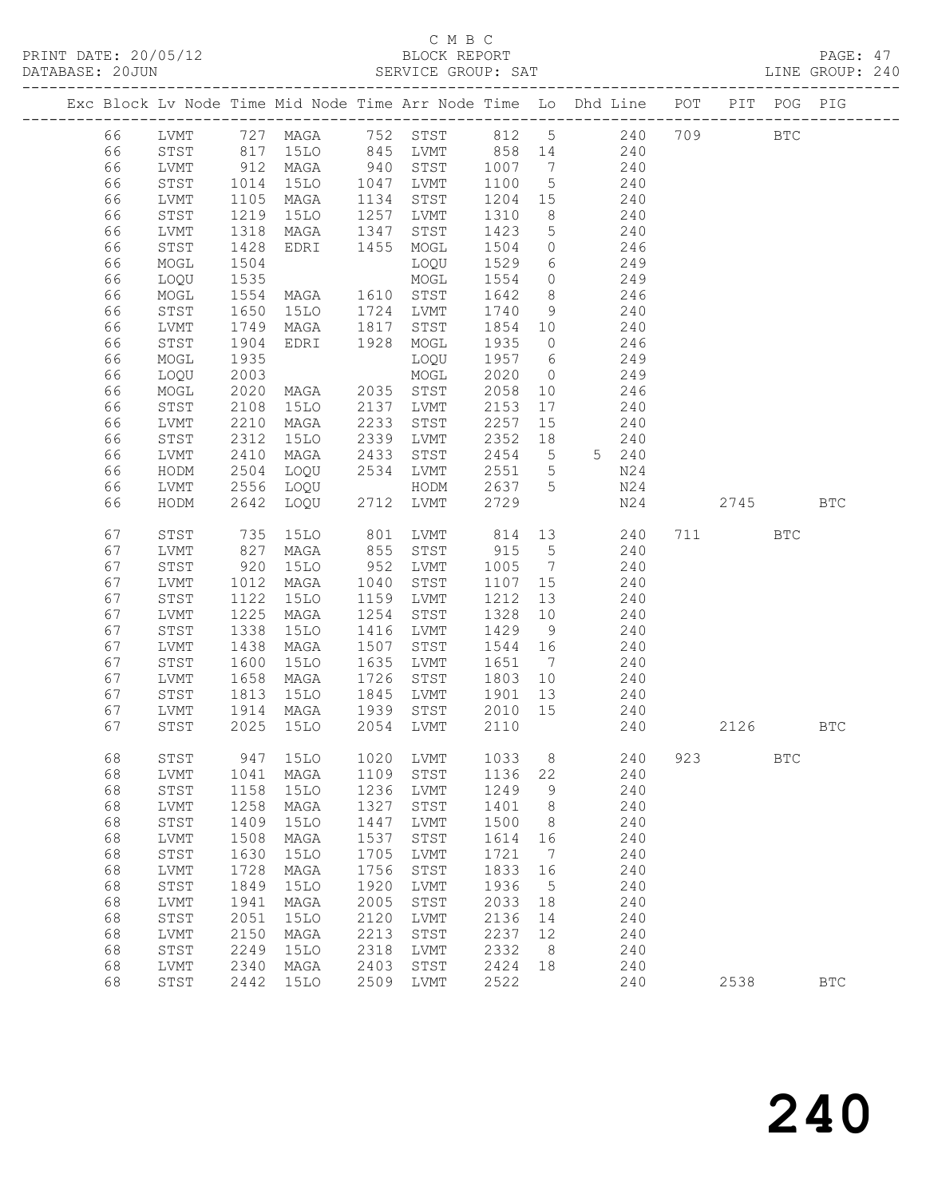C M B C

PRINT DATE: 20/05/12 BLOCK REPORT PAGE: 47
DATABASE: 20JUN SERVICE GROUP: SAT LINE GROUP: 240

| Exc | Block | Lv | Node | Time | Mid Node | Time | Arr Node | Time | Lo | Dhd Line | POT | PIT | POG | PIG |
|---|---|---|---|---|---|---|---|---|---|---|---|---|---|---|
| | 66 | | LVMT | 727 | MAGA | 752 | STST | 812 | 5 | 240 | 709 | | BTC | |
| | 66 | | STST | 817 | 15LO | 845 | LVMT | 858 | 14 | 240 | | | | |
| | 66 | | LVMT | 912 | MAGA | 940 | STST | 1007 | 7 | 240 | | | | |
| | 66 | | STST | 1014 | 15LO | 1047 | LVMT | 1100 | 5 | 240 | | | | |
| | 66 | | LVMT | 1105 | MAGA | 1134 | STST | 1204 | 15 | 240 | | | | |
| | 66 | | STST | 1219 | 15LO | 1257 | LVMT | 1310 | 8 | 240 | | | | |
| | 66 | | LVMT | 1318 | MAGA | 1347 | STST | 1423 | 5 | 240 | | | | |
| | 66 | | STST | 1428 | EDRI | 1455 | MOGL | 1504 | 0 | 246 | | | | |
| | 66 | | MOGL | 1504 | | | LOQU | 1529 | 6 | 249 | | | | |
| | 66 | | LOQU | 1535 | | | MOGL | 1554 | 0 | 249 | | | | |
| | 66 | | MOGL | 1554 | MAGA | 1610 | STST | 1642 | 8 | 246 | | | | |
| | 66 | | STST | 1650 | 15LO | 1724 | LVMT | 1740 | 9 | 240 | | | | |
| | 66 | | LVMT | 1749 | MAGA | 1817 | STST | 1854 | 10 | 240 | | | | |
| | 66 | | STST | 1904 | EDRI | 1928 | MOGL | 1935 | 0 | 246 | | | | |
| | 66 | | MOGL | 1935 | | | LOQU | 1957 | 6 | 249 | | | | |
| | 66 | | LOQU | 2003 | | | MOGL | 2020 | 0 | 249 | | | | |
| | 66 | | MOGL | 2020 | MAGA | 2035 | STST | 2058 | 10 | 246 | | | | |
| | 66 | | STST | 2108 | 15LO | 2137 | LVMT | 2153 | 17 | 240 | | | | |
| | 66 | | LVMT | 2210 | MAGA | 2233 | STST | 2257 | 15 | 240 | | | | |
| | 66 | | STST | 2312 | 15LO | 2339 | LVMT | 2352 | 18 | 240 | | | | |
| | 66 | | LVMT | 2410 | MAGA | 2433 | STST | 2454 | 5 | 5 240 | | | | |
| | 66 | | HODM | 2504 | LOQU | 2534 | LVMT | 2551 | 5 | N24 | | | | |
| | 66 | | LVMT | 2556 | LOQU | | HODM | 2637 | 5 | N24 | | | | |
| | 66 | | HODM | 2642 | LOQU | 2712 | LVMT | 2729 | | N24 | | 2745 | | BTC |
| | 67 | | STST | 735 | 15LO | 801 | LVMT | 814 | 13 | 240 | 711 | | BTC | |
| | 67 | | LVMT | 827 | MAGA | 855 | STST | 915 | 5 | 240 | | | | |
| | 67 | | STST | 920 | 15LO | 952 | LVMT | 1005 | 7 | 240 | | | | |
| | 67 | | LVMT | 1012 | MAGA | 1040 | STST | 1107 | 15 | 240 | | | | |
| | 67 | | STST | 1122 | 15LO | 1159 | LVMT | 1212 | 13 | 240 | | | | |
| | 67 | | LVMT | 1225 | MAGA | 1254 | STST | 1328 | 10 | 240 | | | | |
| | 67 | | STST | 1338 | 15LO | 1416 | LVMT | 1429 | 9 | 240 | | | | |
| | 67 | | LVMT | 1438 | MAGA | 1507 | STST | 1544 | 16 | 240 | | | | |
| | 67 | | STST | 1600 | 15LO | 1635 | LVMT | 1651 | 7 | 240 | | | | |
| | 67 | | LVMT | 1658 | MAGA | 1726 | STST | 1803 | 10 | 240 | | | | |
| | 67 | | STST | 1813 | 15LO | 1845 | LVMT | 1901 | 13 | 240 | | | | |
| | 67 | | LVMT | 1914 | MAGA | 1939 | STST | 2010 | 15 | 240 | | | | |
| | 67 | | STST | 2025 | 15LO | 2054 | LVMT | 2110 | | 240 | | 2126 | | BTC |
| | 68 | | STST | 947 | 15LO | 1020 | LVMT | 1033 | 8 | 240 | 923 | | BTC | |
| | 68 | | LVMT | 1041 | MAGA | 1109 | STST | 1136 | 22 | 240 | | | | |
| | 68 | | STST | 1158 | 15LO | 1236 | LVMT | 1249 | 9 | 240 | | | | |
| | 68 | | LVMT | 1258 | MAGA | 1327 | STST | 1401 | 8 | 240 | | | | |
| | 68 | | STST | 1409 | 15LO | 1447 | LVMT | 1500 | 8 | 240 | | | | |
| | 68 | | LVMT | 1508 | MAGA | 1537 | STST | 1614 | 16 | 240 | | | | |
| | 68 | | STST | 1630 | 15LO | 1705 | LVMT | 1721 | 7 | 240 | | | | |
| | 68 | | LVMT | 1728 | MAGA | 1756 | STST | 1833 | 16 | 240 | | | | |
| | 68 | | STST | 1849 | 15LO | 1920 | LVMT | 1936 | 5 | 240 | | | | |
| | 68 | | LVMT | 1941 | MAGA | 2005 | STST | 2033 | 18 | 240 | | | | |
| | 68 | | STST | 2051 | 15LO | 2120 | LVMT | 2136 | 14 | 240 | | | | |
| | 68 | | LVMT | 2150 | MAGA | 2213 | STST | 2237 | 12 | 240 | | | | |
| | 68 | | STST | 2249 | 15LO | 2318 | LVMT | 2332 | 8 | 240 | | | | |
| | 68 | | LVMT | 2340 | MAGA | 2403 | STST | 2424 | 18 | 240 | | | | |
| | 68 | | STST | 2442 | 15LO | 2509 | LVMT | 2522 | | 240 | | 2538 | | BTC |

# 240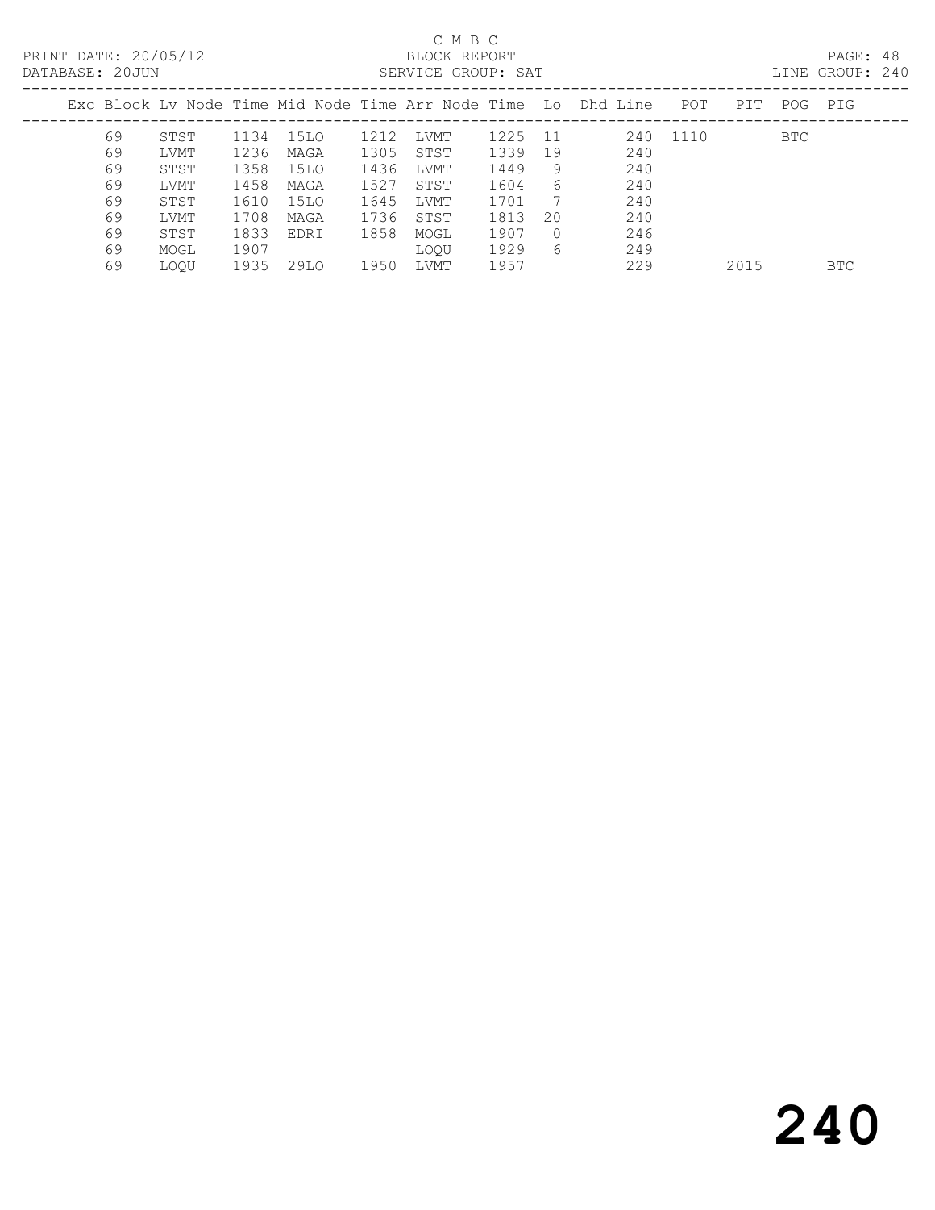C M B C

PRINT DATE: 20/05/12 BLOCK REPORT

DATABASE: 20JUN SERVICE GROUP: SAT LINE GROUP: 240

| Exc | Block | Lv | Node | Time | Mid Node | Time | Arr Node | Time | Lo | Dhd Line | POT | PIT | POG | PIG |
|---|---|---|---|---|---|---|---|---|---|---|---|---|---|---|
| | 69 | | STST | 1134 | 15LO | 1212 | LVMT | 1225 | 11 | 240 | 1110 | | BTC | |
| | 69 | | LVMT | 1236 | MAGA | 1305 | STST | 1339 | 19 | 240 | | | | |
| | 69 | | STST | 1358 | 15LO | 1436 | LVMT | 1449 | 9 | 240 | | | | |
| | 69 | | LVMT | 1458 | MAGA | 1527 | STST | 1604 | 6 | 240 | | | | |
| | 69 | | STST | 1610 | 15LO | 1645 | LVMT | 1701 | 7 | 240 | | | | |
| | 69 | | LVMT | 1708 | MAGA | 1736 | STST | 1813 | 20 | 240 | | | | |
| | 69 | | STST | 1833 | EDRI | 1858 | MOGL | 1907 | 0 | 246 | | | | |
| | 69 | | MOGL | 1907 | | | LOQU | 1929 | 6 | 249 | | | | |
| | 69 | | LOQU | 1935 | 29LO | 1950 | LVMT | 1957 | | 229 | | 2015 | | BTC |

# 240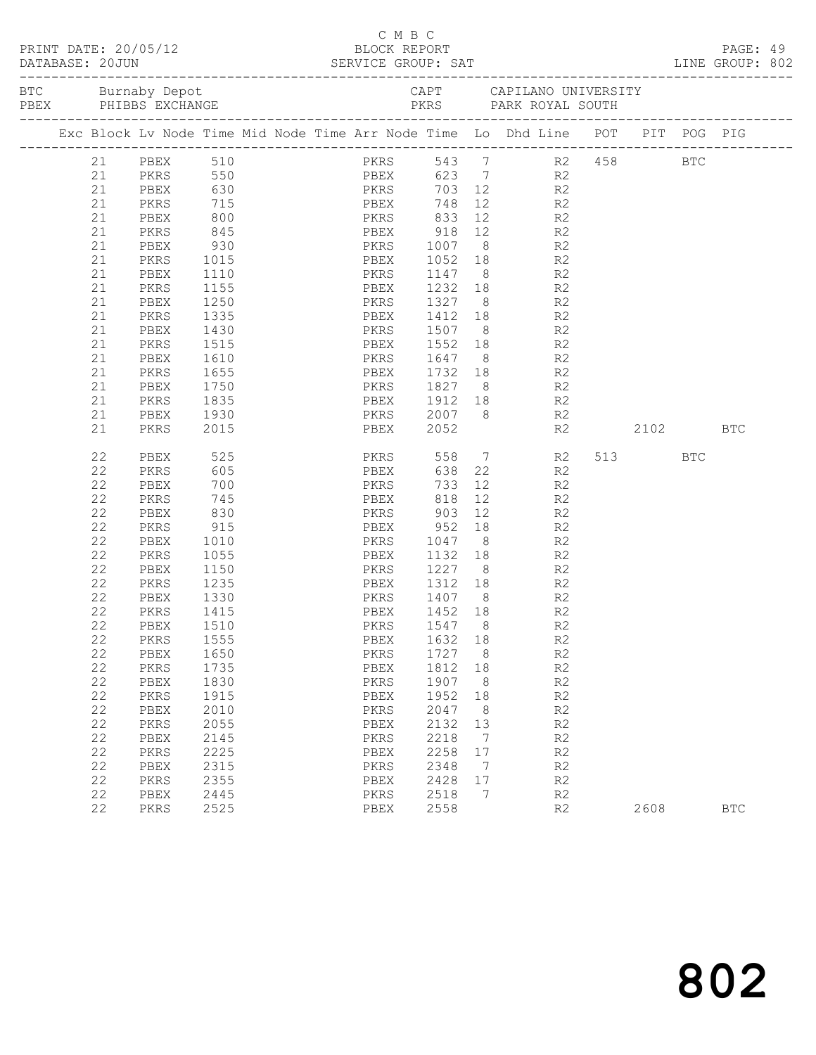C M B C
BLOCK REPORT
SERVICE GROUP: SAT

PRINT DATE: 20/05/12
DATABASE: 20JUN

LINE GROUP: 802

BTC Burnaby Depot — CAPT CAPILANO UNIVERSITY
PBEX PHIBBS EXCHANGE — PKRS PARK ROYAL SOUTH

| Exc | Block | Lv | Node | Time | Mid Node | Time | Arr Node | Time | Lo | Dhd Line | POT | PIT | POG | PIG |
|---|---|---|---|---|---|---|---|---|---|---|---|---|---|---|
| | 21 | | PBEX | 510 | | | PKRS | 543 | 7 | R2 | 458 | | BTC | |
| | 21 | | PKRS | 550 | | | PBEX | 623 | 7 | R2 | | | | |
| | 21 | | PBEX | 630 | | | PKRS | 703 | 12 | R2 | | | | |
| | 21 | | PKRS | 715 | | | PBEX | 748 | 12 | R2 | | | | |
| | 21 | | PBEX | 800 | | | PKRS | 833 | 12 | R2 | | | | |
| | 21 | | PKRS | 845 | | | PBEX | 918 | 12 | R2 | | | | |
| | 21 | | PBEX | 930 | | | PKRS | 1007 | 8 | R2 | | | | |
| | 21 | | PKRS | 1015 | | | PBEX | 1052 | 18 | R2 | | | | |
| | 21 | | PBEX | 1110 | | | PKRS | 1147 | 8 | R2 | | | | |
| | 21 | | PKRS | 1155 | | | PBEX | 1232 | 18 | R2 | | | | |
| | 21 | | PBEX | 1250 | | | PKRS | 1327 | 8 | R2 | | | | |
| | 21 | | PKRS | 1335 | | | PBEX | 1412 | 18 | R2 | | | | |
| | 21 | | PBEX | 1430 | | | PKRS | 1507 | 8 | R2 | | | | |
| | 21 | | PKRS | 1515 | | | PBEX | 1552 | 18 | R2 | | | | |
| | 21 | | PBEX | 1610 | | | PKRS | 1647 | 8 | R2 | | | | |
| | 21 | | PKRS | 1655 | | | PBEX | 1732 | 18 | R2 | | | | |
| | 21 | | PBEX | 1750 | | | PKRS | 1827 | 8 | R2 | | | | |
| | 21 | | PKRS | 1835 | | | PBEX | 1912 | 18 | R2 | | | | |
| | 21 | | PBEX | 1930 | | | PKRS | 2007 | 8 | R2 | | | | |
| | 21 | | PKRS | 2015 | | | PBEX | 2052 | | R2 | | 2102 | | BTC |
| | 22 | | PBEX | 525 | | | PKRS | 558 | 7 | R2 | 513 | | BTC | |
| | 22 | | PKRS | 605 | | | PBEX | 638 | 22 | R2 | | | | |
| | 22 | | PBEX | 700 | | | PKRS | 733 | 12 | R2 | | | | |
| | 22 | | PKRS | 745 | | | PBEX | 818 | 12 | R2 | | | | |
| | 22 | | PBEX | 830 | | | PKRS | 903 | 12 | R2 | | | | |
| | 22 | | PKRS | 915 | | | PBEX | 952 | 18 | R2 | | | | |
| | 22 | | PBEX | 1010 | | | PKRS | 1047 | 8 | R2 | | | | |
| | 22 | | PKRS | 1055 | | | PBEX | 1132 | 18 | R2 | | | | |
| | 22 | | PBEX | 1150 | | | PKRS | 1227 | 8 | R2 | | | | |
| | 22 | | PKRS | 1235 | | | PBEX | 1312 | 18 | R2 | | | | |
| | 22 | | PBEX | 1330 | | | PKRS | 1407 | 8 | R2 | | | | |
| | 22 | | PKRS | 1415 | | | PBEX | 1452 | 18 | R2 | | | | |
| | 22 | | PBEX | 1510 | | | PKRS | 1547 | 8 | R2 | | | | |
| | 22 | | PKRS | 1555 | | | PBEX | 1632 | 18 | R2 | | | | |
| | 22 | | PBEX | 1650 | | | PKRS | 1727 | 8 | R2 | | | | |
| | 22 | | PKRS | 1735 | | | PBEX | 1812 | 18 | R2 | | | | |
| | 22 | | PBEX | 1830 | | | PKRS | 1907 | 8 | R2 | | | | |
| | 22 | | PKRS | 1915 | | | PBEX | 1952 | 18 | R2 | | | | |
| | 22 | | PBEX | 2010 | | | PKRS | 2047 | 8 | R2 | | | | |
| | 22 | | PKRS | 2055 | | | PBEX | 2132 | 13 | R2 | | | | |
| | 22 | | PBEX | 2145 | | | PKRS | 2218 | 7 | R2 | | | | |
| | 22 | | PKRS | 2225 | | | PBEX | 2258 | 17 | R2 | | | | |
| | 22 | | PBEX | 2315 | | | PKRS | 2348 | 7 | R2 | | | | |
| | 22 | | PKRS | 2355 | | | PBEX | 2428 | 17 | R2 | | | | |
| | 22 | | PBEX | 2445 | | | PKRS | 2518 | 7 | R2 | | | | |
| | 22 | | PKRS | 2525 | | | PBEX | 2558 | | R2 | | 2608 | | BTC |

802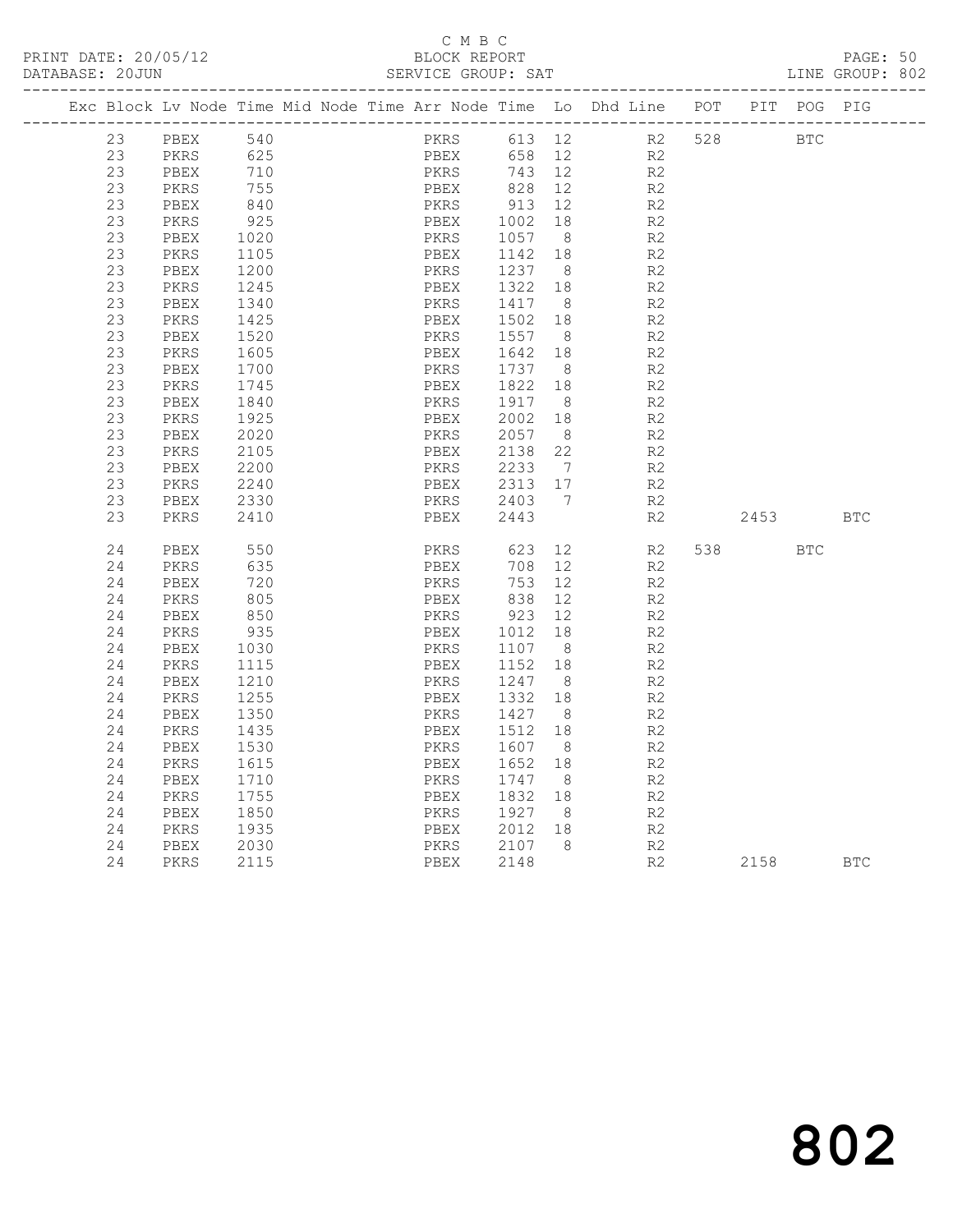C M B C

BLOCK REPORT

SERVICE GROUP: SAT

PRINT DATE: 20/05/12
DATABASE: 20JUN

LINE GROUP: 802

| Exc | Block | Lv | Node | Time | Mid Node | Time | Arr Node | Time | Lo | Dhd Line | POT | PIT | POG | PIG |
|---|---|---|---|---|---|---|---|---|---|---|---|---|---|---|
| | 23 | | PBEX | 540 | | | PKRS | 613 | 12 | R2 | 528 | | BTC | |
| | 23 | | PKRS | 625 | | | PBEX | 658 | 12 | R2 | | | | |
| | 23 | | PBEX | 710 | | | PKRS | 743 | 12 | R2 | | | | |
| | 23 | | PKRS | 755 | | | PBEX | 828 | 12 | R2 | | | | |
| | 23 | | PBEX | 840 | | | PKRS | 913 | 12 | R2 | | | | |
| | 23 | | PKRS | 925 | | | PBEX | 1002 | 18 | R2 | | | | |
| | 23 | | PBEX | 1020 | | | PKRS | 1057 | 8 | R2 | | | | |
| | 23 | | PKRS | 1105 | | | PBEX | 1142 | 18 | R2 | | | | |
| | 23 | | PBEX | 1200 | | | PKRS | 1237 | 8 | R2 | | | | |
| | 23 | | PKRS | 1245 | | | PBEX | 1322 | 18 | R2 | | | | |
| | 23 | | PBEX | 1340 | | | PKRS | 1417 | 8 | R2 | | | | |
| | 23 | | PKRS | 1425 | | | PBEX | 1502 | 18 | R2 | | | | |
| | 23 | | PBEX | 1520 | | | PKRS | 1557 | 8 | R2 | | | | |
| | 23 | | PKRS | 1605 | | | PBEX | 1642 | 18 | R2 | | | | |
| | 23 | | PBEX | 1700 | | | PKRS | 1737 | 8 | R2 | | | | |
| | 23 | | PKRS | 1745 | | | PBEX | 1822 | 18 | R2 | | | | |
| | 23 | | PBEX | 1840 | | | PKRS | 1917 | 8 | R2 | | | | |
| | 23 | | PKRS | 1925 | | | PBEX | 2002 | 18 | R2 | | | | |
| | 23 | | PBEX | 2020 | | | PKRS | 2057 | 8 | R2 | | | | |
| | 23 | | PKRS | 2105 | | | PBEX | 2138 | 22 | R2 | | | | |
| | 23 | | PBEX | 2200 | | | PKRS | 2233 | 7 | R2 | | | | |
| | 23 | | PKRS | 2240 | | | PBEX | 2313 | 17 | R2 | | | | |
| | 23 | | PBEX | 2330 | | | PKRS | 2403 | 7 | R2 | | | | |
| | 23 | | PKRS | 2410 | | | PBEX | 2443 | | R2 | | 2453 | | BTC |
| | 24 | | PBEX | 550 | | | PKRS | 623 | 12 | R2 | 538 | | BTC | |
| | 24 | | PKRS | 635 | | | PBEX | 708 | 12 | R2 | | | | |
| | 24 | | PBEX | 720 | | | PKRS | 753 | 12 | R2 | | | | |
| | 24 | | PKRS | 805 | | | PBEX | 838 | 12 | R2 | | | | |
| | 24 | | PBEX | 850 | | | PKRS | 923 | 12 | R2 | | | | |
| | 24 | | PKRS | 935 | | | PBEX | 1012 | 18 | R2 | | | | |
| | 24 | | PBEX | 1030 | | | PKRS | 1107 | 8 | R2 | | | | |
| | 24 | | PKRS | 1115 | | | PBEX | 1152 | 18 | R2 | | | | |
| | 24 | | PBEX | 1210 | | | PKRS | 1247 | 8 | R2 | | | | |
| | 24 | | PKRS | 1255 | | | PBEX | 1332 | 18 | R2 | | | | |
| | 24 | | PBEX | 1350 | | | PKRS | 1427 | 8 | R2 | | | | |
| | 24 | | PKRS | 1435 | | | PBEX | 1512 | 18 | R2 | | | | |
| | 24 | | PBEX | 1530 | | | PKRS | 1607 | 8 | R2 | | | | |
| | 24 | | PKRS | 1615 | | | PBEX | 1652 | 18 | R2 | | | | |
| | 24 | | PBEX | 1710 | | | PKRS | 1747 | 8 | R2 | | | | |
| | 24 | | PKRS | 1755 | | | PBEX | 1832 | 18 | R2 | | | | |
| | 24 | | PBEX | 1850 | | | PKRS | 1927 | 8 | R2 | | | | |
| | 24 | | PKRS | 1935 | | | PBEX | 2012 | 18 | R2 | | | | |
| | 24 | | PBEX | 2030 | | | PKRS | 2107 | 8 | R2 | | | | |
| | 24 | | PKRS | 2115 | | | PBEX | 2148 | | R2 | | 2158 | | BTC |

802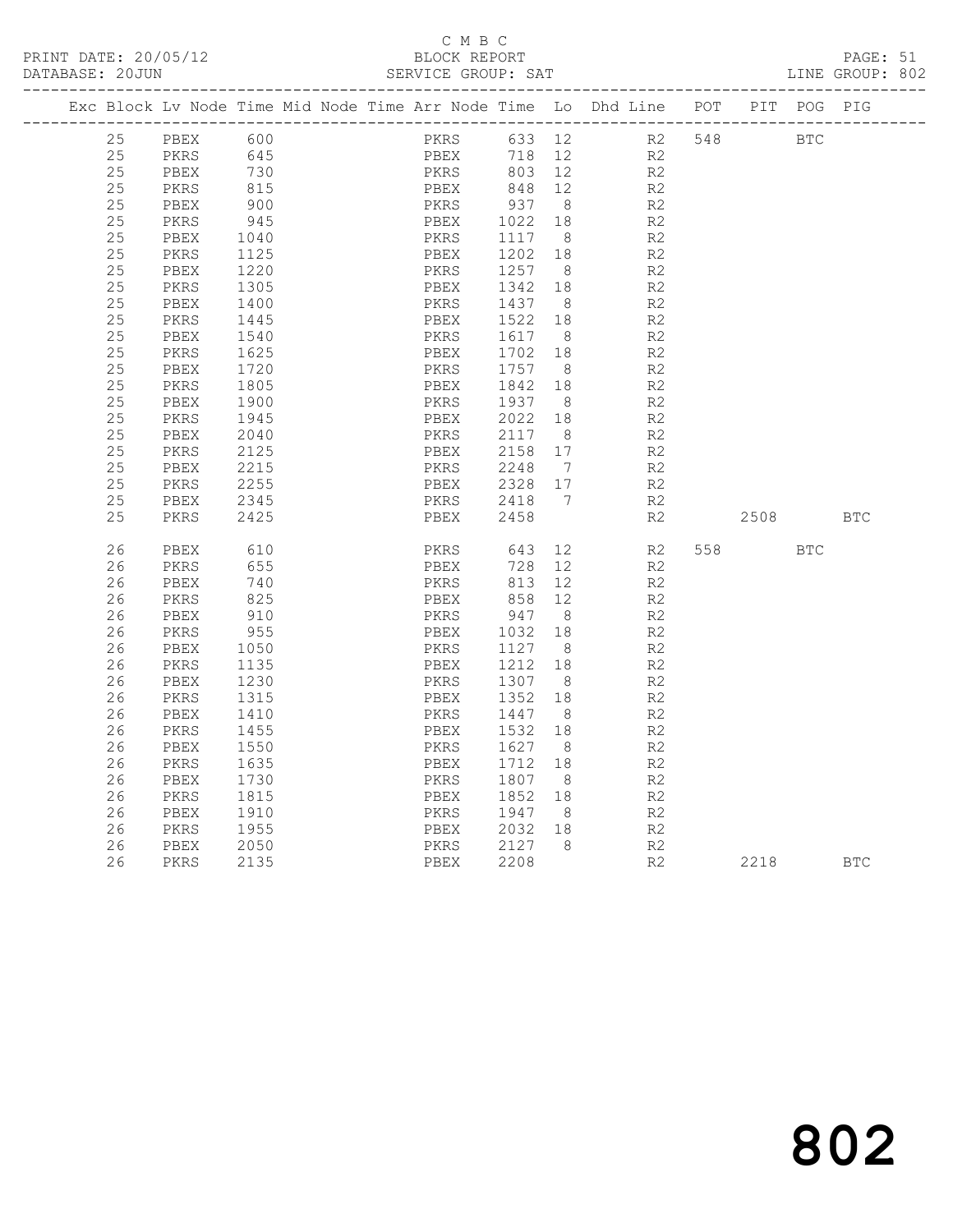C M B C
BLOCK REPORT
SERVICE GROUP: SAT

PRINT DATE: 20/05/12
DATABASE: 20JUN
LINE GROUP: 802

| Exc | Block | Lv | Node | Time | Mid Node | Time | Arr Node | Time | Lo | Dhd Line | POT | PIT | POG | PIG |
|---|---|---|---|---|---|---|---|---|---|---|---|---|---|---|
| | 25 | | PBEX | 600 | | | PKRS | 633 | 12 | R2 | 548 | | BTC | |
| | 25 | | PKRS | 645 | | | PBEX | 718 | 12 | R2 | | | | |
| | 25 | | PBEX | 730 | | | PKRS | 803 | 12 | R2 | | | | |
| | 25 | | PKRS | 815 | | | PBEX | 848 | 12 | R2 | | | | |
| | 25 | | PBEX | 900 | | | PKRS | 937 | 8 | R2 | | | | |
| | 25 | | PKRS | 945 | | | PBEX | 1022 | 18 | R2 | | | | |
| | 25 | | PBEX | 1040 | | | PKRS | 1117 | 8 | R2 | | | | |
| | 25 | | PKRS | 1125 | | | PBEX | 1202 | 18 | R2 | | | | |
| | 25 | | PBEX | 1220 | | | PKRS | 1257 | 8 | R2 | | | | |
| | 25 | | PKRS | 1305 | | | PBEX | 1342 | 18 | R2 | | | | |
| | 25 | | PBEX | 1400 | | | PKRS | 1437 | 8 | R2 | | | | |
| | 25 | | PKRS | 1445 | | | PBEX | 1522 | 18 | R2 | | | | |
| | 25 | | PBEX | 1540 | | | PKRS | 1617 | 8 | R2 | | | | |
| | 25 | | PKRS | 1625 | | | PBEX | 1702 | 18 | R2 | | | | |
| | 25 | | PBEX | 1720 | | | PKRS | 1757 | 8 | R2 | | | | |
| | 25 | | PKRS | 1805 | | | PBEX | 1842 | 18 | R2 | | | | |
| | 25 | | PBEX | 1900 | | | PKRS | 1937 | 8 | R2 | | | | |
| | 25 | | PKRS | 1945 | | | PBEX | 2022 | 18 | R2 | | | | |
| | 25 | | PBEX | 2040 | | | PKRS | 2117 | 8 | R2 | | | | |
| | 25 | | PKRS | 2125 | | | PBEX | 2158 | 17 | R2 | | | | |
| | 25 | | PBEX | 2215 | | | PKRS | 2248 | 7 | R2 | | | | |
| | 25 | | PKRS | 2255 | | | PBEX | 2328 | 17 | R2 | | | | |
| | 25 | | PBEX | 2345 | | | PKRS | 2418 | 7 | R2 | | | | |
| | 25 | | PKRS | 2425 | | | PBEX | 2458 | | R2 | | 2508 | | BTC |
| | 26 | | PBEX | 610 | | | PKRS | 643 | 12 | R2 | 558 | | BTC | |
| | 26 | | PKRS | 655 | | | PBEX | 728 | 12 | R2 | | | | |
| | 26 | | PBEX | 740 | | | PKRS | 813 | 12 | R2 | | | | |
| | 26 | | PKRS | 825 | | | PBEX | 858 | 12 | R2 | | | | |
| | 26 | | PBEX | 910 | | | PKRS | 947 | 8 | R2 | | | | |
| | 26 | | PKRS | 955 | | | PBEX | 1032 | 18 | R2 | | | | |
| | 26 | | PBEX | 1050 | | | PKRS | 1127 | 8 | R2 | | | | |
| | 26 | | PKRS | 1135 | | | PBEX | 1212 | 18 | R2 | | | | |
| | 26 | | PBEX | 1230 | | | PKRS | 1307 | 8 | R2 | | | | |
| | 26 | | PKRS | 1315 | | | PBEX | 1352 | 18 | R2 | | | | |
| | 26 | | PBEX | 1410 | | | PKRS | 1447 | 8 | R2 | | | | |
| | 26 | | PKRS | 1455 | | | PBEX | 1532 | 18 | R2 | | | | |
| | 26 | | PBEX | 1550 | | | PKRS | 1627 | 8 | R2 | | | | |
| | 26 | | PKRS | 1635 | | | PBEX | 1712 | 18 | R2 | | | | |
| | 26 | | PBEX | 1730 | | | PKRS | 1807 | 8 | R2 | | | | |
| | 26 | | PKRS | 1815 | | | PBEX | 1852 | 18 | R2 | | | | |
| | 26 | | PBEX | 1910 | | | PKRS | 1947 | 8 | R2 | | | | |
| | 26 | | PKRS | 1955 | | | PBEX | 2032 | 18 | R2 | | | | |
| | 26 | | PBEX | 2050 | | | PKRS | 2127 | 8 | R2 | | | | |
| | 26 | | PKRS | 2135 | | | PBEX | 2208 | | R2 | | 2218 | | BTC |

802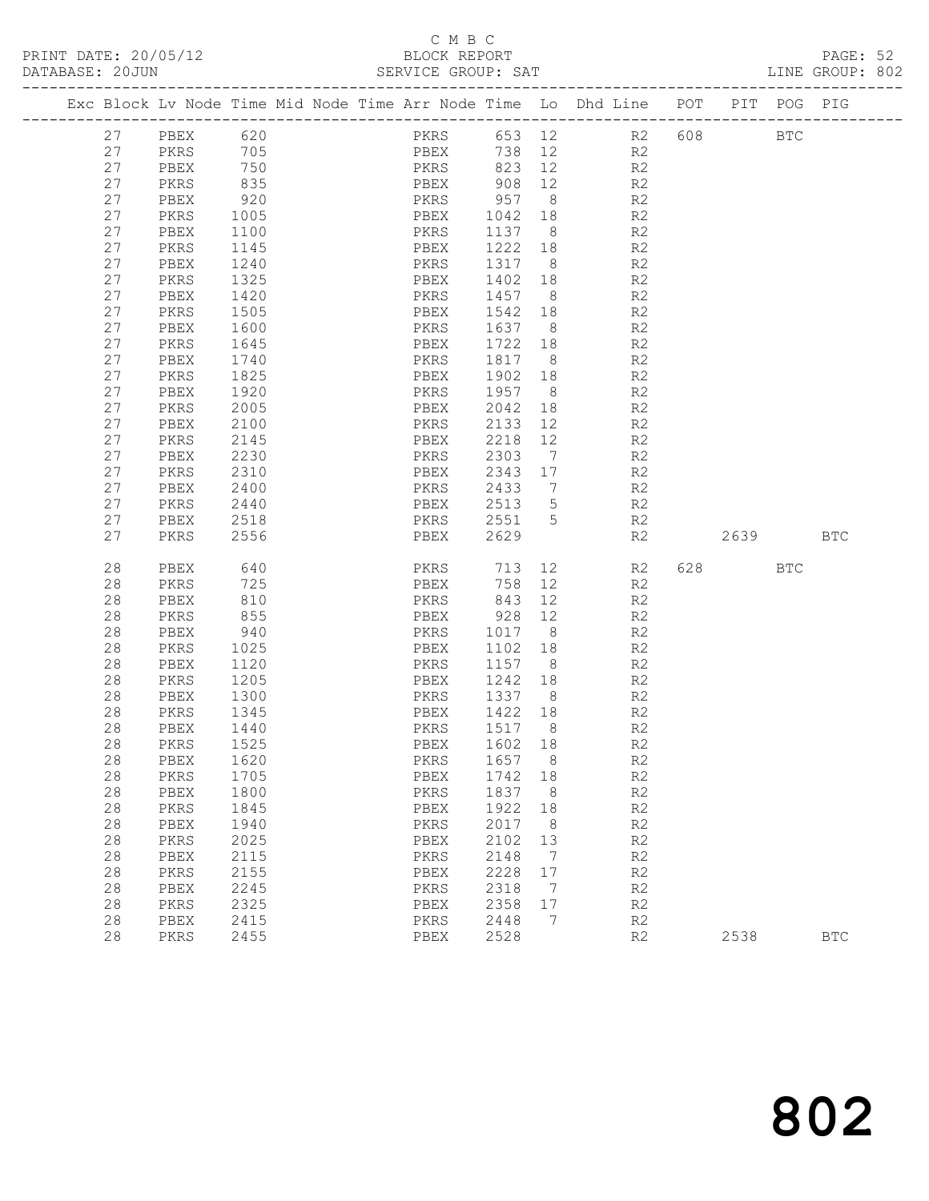C M B C

PRINT DATE: 20/05/12 BLOCK REPORT PAGE: 52
DATABASE: 20JUN SERVICE GROUP: SAT LINE GROUP: 802

| Exc | Block | Lv | Node | Time | Mid Node | Time | Arr Node | Time | Lo | Dhd Line | POT | PIT | POG | PIG |
|---|---|---|---|---|---|---|---|---|---|---|---|---|---|---|
| | 27 | | PBEX | 620 | | | PKRS | 653 | 12 | R2 | 608 | | BTC | |
| | 27 | | PKRS | 705 | | | PBEX | 738 | 12 | R2 | | | | |
| | 27 | | PBEX | 750 | | | PKRS | 823 | 12 | R2 | | | | |
| | 27 | | PKRS | 835 | | | PBEX | 908 | 12 | R2 | | | | |
| | 27 | | PBEX | 920 | | | PKRS | 957 | 8 | R2 | | | | |
| | 27 | | PKRS | 1005 | | | PBEX | 1042 | 18 | R2 | | | | |
| | 27 | | PBEX | 1100 | | | PKRS | 1137 | 8 | R2 | | | | |
| | 27 | | PKRS | 1145 | | | PBEX | 1222 | 18 | R2 | | | | |
| | 27 | | PBEX | 1240 | | | PKRS | 1317 | 8 | R2 | | | | |
| | 27 | | PKRS | 1325 | | | PBEX | 1402 | 18 | R2 | | | | |
| | 27 | | PBEX | 1420 | | | PKRS | 1457 | 8 | R2 | | | | |
| | 27 | | PKRS | 1505 | | | PBEX | 1542 | 18 | R2 | | | | |
| | 27 | | PBEX | 1600 | | | PKRS | 1637 | 8 | R2 | | | | |
| | 27 | | PKRS | 1645 | | | PBEX | 1722 | 18 | R2 | | | | |
| | 27 | | PBEX | 1740 | | | PKRS | 1817 | 8 | R2 | | | | |
| | 27 | | PKRS | 1825 | | | PBEX | 1902 | 18 | R2 | | | | |
| | 27 | | PBEX | 1920 | | | PKRS | 1957 | 8 | R2 | | | | |
| | 27 | | PKRS | 2005 | | | PBEX | 2042 | 18 | R2 | | | | |
| | 27 | | PBEX | 2100 | | | PKRS | 2133 | 12 | R2 | | | | |
| | 27 | | PKRS | 2145 | | | PBEX | 2218 | 12 | R2 | | | | |
| | 27 | | PBEX | 2230 | | | PKRS | 2303 | 7 | R2 | | | | |
| | 27 | | PKRS | 2310 | | | PBEX | 2343 | 17 | R2 | | | | |
| | 27 | | PBEX | 2400 | | | PKRS | 2433 | 7 | R2 | | | | |
| | 27 | | PKRS | 2440 | | | PBEX | 2513 | 5 | R2 | | | | |
| | 27 | | PBEX | 2518 | | | PKRS | 2551 | 5 | R2 | | | | |
| | 27 | | PKRS | 2556 | | | PBEX | 2629 | | R2 | | 2639 | | BTC |
| | 28 | | PBEX | 640 | | | PKRS | 713 | 12 | R2 | 628 | | BTC | |
| | 28 | | PKRS | 725 | | | PBEX | 758 | 12 | R2 | | | | |
| | 28 | | PBEX | 810 | | | PKRS | 843 | 12 | R2 | | | | |
| | 28 | | PKRS | 855 | | | PBEX | 928 | 12 | R2 | | | | |
| | 28 | | PBEX | 940 | | | PKRS | 1017 | 8 | R2 | | | | |
| | 28 | | PKRS | 1025 | | | PBEX | 1102 | 18 | R2 | | | | |
| | 28 | | PBEX | 1120 | | | PKRS | 1157 | 8 | R2 | | | | |
| | 28 | | PKRS | 1205 | | | PBEX | 1242 | 18 | R2 | | | | |
| | 28 | | PBEX | 1300 | | | PKRS | 1337 | 8 | R2 | | | | |
| | 28 | | PKRS | 1345 | | | PBEX | 1422 | 18 | R2 | | | | |
| | 28 | | PBEX | 1440 | | | PKRS | 1517 | 8 | R2 | | | | |
| | 28 | | PKRS | 1525 | | | PBEX | 1602 | 18 | R2 | | | | |
| | 28 | | PBEX | 1620 | | | PKRS | 1657 | 8 | R2 | | | | |
| | 28 | | PKRS | 1705 | | | PBEX | 1742 | 18 | R2 | | | | |
| | 28 | | PBEX | 1800 | | | PKRS | 1837 | 8 | R2 | | | | |
| | 28 | | PKRS | 1845 | | | PBEX | 1922 | 18 | R2 | | | | |
| | 28 | | PBEX | 1940 | | | PKRS | 2017 | 8 | R2 | | | | |
| | 28 | | PKRS | 2025 | | | PBEX | 2102 | 13 | R2 | | | | |
| | 28 | | PBEX | 2115 | | | PKRS | 2148 | 7 | R2 | | | | |
| | 28 | | PKRS | 2155 | | | PBEX | 2228 | 17 | R2 | | | | |
| | 28 | | PBEX | 2245 | | | PKRS | 2318 | 7 | R2 | | | | |
| | 28 | | PKRS | 2325 | | | PBEX | 2358 | 17 | R2 | | | | |
| | 28 | | PBEX | 2415 | | | PKRS | 2448 | 7 | R2 | | | | |
| | 28 | | PKRS | 2455 | | | PBEX | 2528 | | R2 | | 2538 | | BTC |

802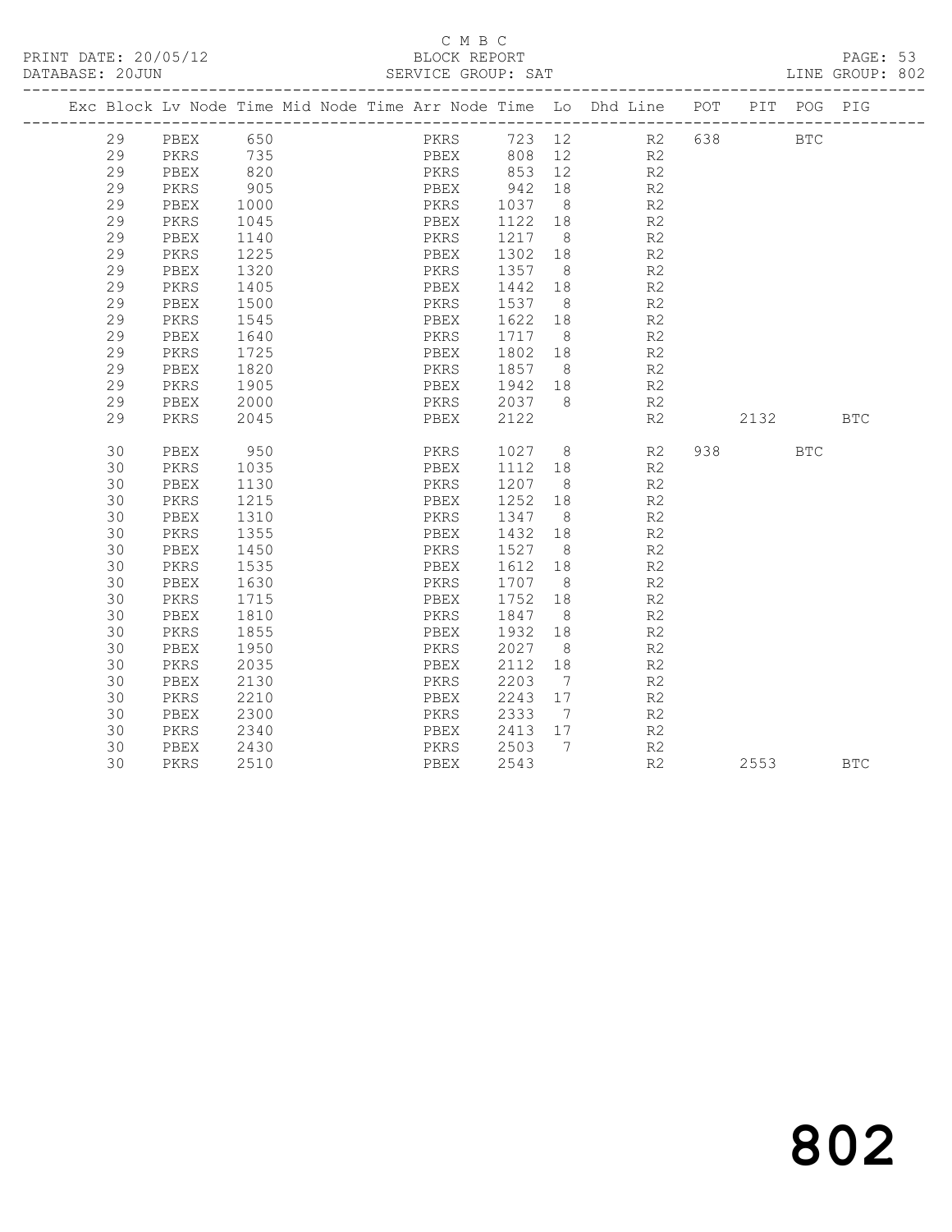C M B C

BLOCK REPORT

SERVICE GROUP: SAT

LINE GROUP: 802

| Exc | Block | Lv | Node | Time | Mid | Node | Time | Arr | Node | Time | Lo | Dhd | Line | POT | PIT | POG | PIG |
|---|---|---|---|---|---|---|---|---|---|---|---|---|---|---|---|---|---|
| | 29 | | PBEX | 650 | | | | | PKRS | 723 | 12 | | R2 | 638 | | BTC | |
| | 29 | | PKRS | 735 | | | | | PBEX | 808 | 12 | | R2 | | | | |
| | 29 | | PBEX | 820 | | | | | PKRS | 853 | 12 | | R2 | | | | |
| | 29 | | PKRS | 905 | | | | | PBEX | 942 | 18 | | R2 | | | | |
| | 29 | | PBEX | 1000 | | | | | PKRS | 1037 | 8 | | R2 | | | | |
| | 29 | | PKRS | 1045 | | | | | PBEX | 1122 | 18 | | R2 | | | | |
| | 29 | | PBEX | 1140 | | | | | PKRS | 1217 | 8 | | R2 | | | | |
| | 29 | | PKRS | 1225 | | | | | PBEX | 1302 | 18 | | R2 | | | | |
| | 29 | | PBEX | 1320 | | | | | PKRS | 1357 | 8 | | R2 | | | | |
| | 29 | | PKRS | 1405 | | | | | PBEX | 1442 | 18 | | R2 | | | | |
| | 29 | | PBEX | 1500 | | | | | PKRS | 1537 | 8 | | R2 | | | | |
| | 29 | | PKRS | 1545 | | | | | PBEX | 1622 | 18 | | R2 | | | | |
| | 29 | | PBEX | 1640 | | | | | PKRS | 1717 | 8 | | R2 | | | | |
| | 29 | | PKRS | 1725 | | | | | PBEX | 1802 | 18 | | R2 | | | | |
| | 29 | | PBEX | 1820 | | | | | PKRS | 1857 | 8 | | R2 | | | | |
| | 29 | | PKRS | 1905 | | | | | PBEX | 1942 | 18 | | R2 | | | | |
| | 29 | | PBEX | 2000 | | | | | PKRS | 2037 | 8 | | R2 | | | | |
| | 29 | | PKRS | 2045 | | | | | PBEX | 2122 | | | R2 | | 2132 | | BTC |
| | 30 | | PBEX | 950 | | | | | PKRS | 1027 | 8 | | R2 | 938 | | BTC | |
| | 30 | | PKRS | 1035 | | | | | PBEX | 1112 | 18 | | R2 | | | | |
| | 30 | | PBEX | 1130 | | | | | PKRS | 1207 | 8 | | R2 | | | | |
| | 30 | | PKRS | 1215 | | | | | PBEX | 1252 | 18 | | R2 | | | | |
| | 30 | | PBEX | 1310 | | | | | PKRS | 1347 | 8 | | R2 | | | | |
| | 30 | | PKRS | 1355 | | | | | PBEX | 1432 | 18 | | R2 | | | | |
| | 30 | | PBEX | 1450 | | | | | PKRS | 1527 | 8 | | R2 | | | | |
| | 30 | | PKRS | 1535 | | | | | PBEX | 1612 | 18 | | R2 | | | | |
| | 30 | | PBEX | 1630 | | | | | PKRS | 1707 | 8 | | R2 | | | | |
| | 30 | | PKRS | 1715 | | | | | PBEX | 1752 | 18 | | R2 | | | | |
| | 30 | | PBEX | 1810 | | | | | PKRS | 1847 | 8 | | R2 | | | | |
| | 30 | | PKRS | 1855 | | | | | PBEX | 1932 | 18 | | R2 | | | | |
| | 30 | | PBEX | 1950 | | | | | PKRS | 2027 | 8 | | R2 | | | | |
| | 30 | | PKRS | 2035 | | | | | PBEX | 2112 | 18 | | R2 | | | | |
| | 30 | | PBEX | 2130 | | | | | PKRS | 2203 | 7 | | R2 | | | | |
| | 30 | | PKRS | 2210 | | | | | PBEX | 2243 | 17 | | R2 | | | | |
| | 30 | | PBEX | 2300 | | | | | PKRS | 2333 | 7 | | R2 | | | | |
| | 30 | | PKRS | 2340 | | | | | PBEX | 2413 | 17 | | R2 | | | | |
| | 30 | | PBEX | 2430 | | | | | PKRS | 2503 | 7 | | R2 | | | | |
| | 30 | | PKRS | 2510 | | | | | PBEX | 2543 | | | R2 | | 2553 | | BTC |

# 802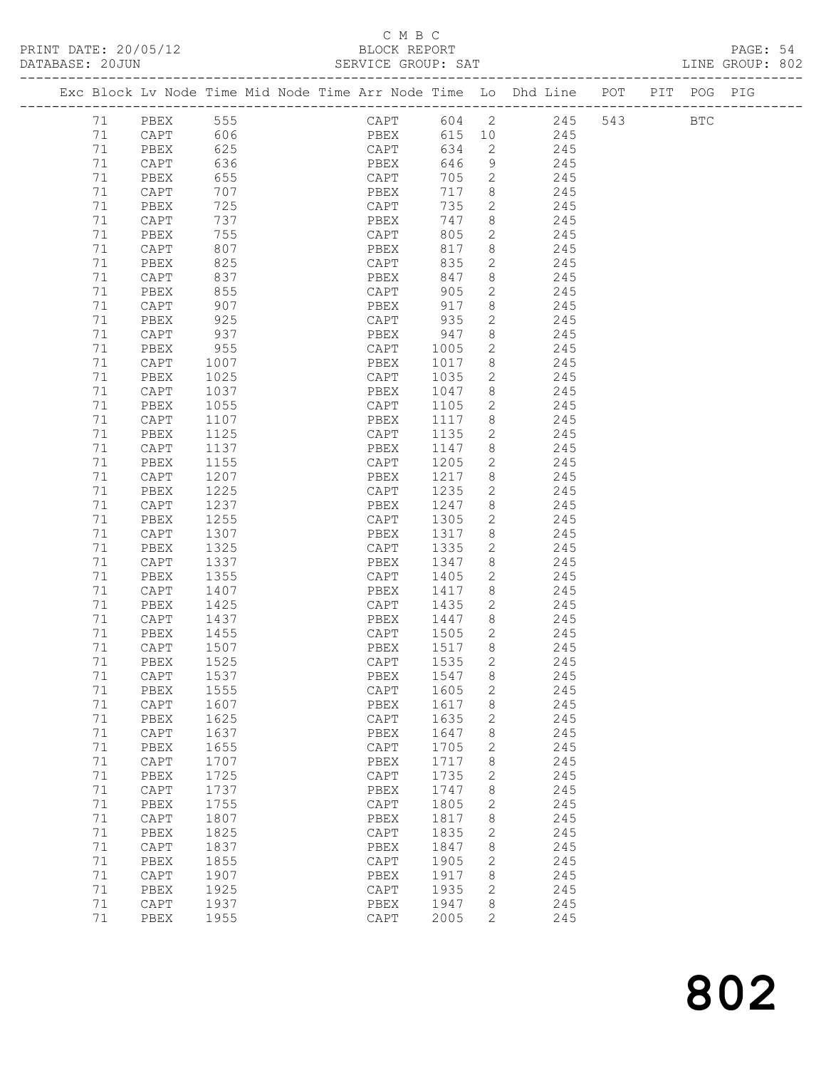C M B C

PRINT DATE: 20/05/12 BLOCK REPORT

DATABASE: 20JUN SERVICE GROUP: SAT LINE GROUP: 802

| Exc | Block | Lv | Node | Time | Mid | Node | Time | Arr | Node | Time | Lo | Dhd | Line | POT | PIT | POG | PIG |
|---|---|---|---|---|---|---|---|---|---|---|---|---|---|---|---|---|---|
| | 71 | | PBEX | 555 | | | | | CAPT | 604 | 2 | | 245 | 543 | | BTC | |
| | 71 | | CAPT | 606 | | | | | PBEX | 615 | 10 | | 245 | | | | |
| | 71 | | PBEX | 625 | | | | | CAPT | 634 | 2 | | 245 | | | | |
| | 71 | | CAPT | 636 | | | | | PBEX | 646 | 9 | | 245 | | | | |
| | 71 | | PBEX | 655 | | | | | CAPT | 705 | 2 | | 245 | | | | |
| | 71 | | CAPT | 707 | | | | | PBEX | 717 | 8 | | 245 | | | | |
| | 71 | | PBEX | 725 | | | | | CAPT | 735 | 2 | | 245 | | | | |
| | 71 | | CAPT | 737 | | | | | PBEX | 747 | 8 | | 245 | | | | |
| | 71 | | PBEX | 755 | | | | | CAPT | 805 | 2 | | 245 | | | | |
| | 71 | | CAPT | 807 | | | | | PBEX | 817 | 8 | | 245 | | | | |
| | 71 | | PBEX | 825 | | | | | CAPT | 835 | 2 | | 245 | | | | |
| | 71 | | CAPT | 837 | | | | | PBEX | 847 | 8 | | 245 | | | | |
| | 71 | | PBEX | 855 | | | | | CAPT | 905 | 2 | | 245 | | | | |
| | 71 | | CAPT | 907 | | | | | PBEX | 917 | 8 | | 245 | | | | |
| | 71 | | PBEX | 925 | | | | | CAPT | 935 | 2 | | 245 | | | | |
| | 71 | | CAPT | 937 | | | | | PBEX | 947 | 8 | | 245 | | | | |
| | 71 | | PBEX | 955 | | | | | CAPT | 1005 | 2 | | 245 | | | | |
| | 71 | | CAPT | 1007 | | | | | PBEX | 1017 | 8 | | 245 | | | | |
| | 71 | | PBEX | 1025 | | | | | CAPT | 1035 | 2 | | 245 | | | | |
| | 71 | | CAPT | 1037 | | | | | PBEX | 1047 | 8 | | 245 | | | | |
| | 71 | | PBEX | 1055 | | | | | CAPT | 1105 | 2 | | 245 | | | | |
| | 71 | | CAPT | 1107 | | | | | PBEX | 1117 | 8 | | 245 | | | | |
| | 71 | | PBEX | 1125 | | | | | CAPT | 1135 | 2 | | 245 | | | | |
| | 71 | | CAPT | 1137 | | | | | PBEX | 1147 | 8 | | 245 | | | | |
| | 71 | | PBEX | 1155 | | | | | CAPT | 1205 | 2 | | 245 | | | | |
| | 71 | | CAPT | 1207 | | | | | PBEX | 1217 | 8 | | 245 | | | | |
| | 71 | | PBEX | 1225 | | | | | CAPT | 1235 | 2 | | 245 | | | | |
| | 71 | | CAPT | 1237 | | | | | PBEX | 1247 | 8 | | 245 | | | | |
| | 71 | | PBEX | 1255 | | | | | CAPT | 1305 | 2 | | 245 | | | | |
| | 71 | | CAPT | 1307 | | | | | PBEX | 1317 | 8 | | 245 | | | | |
| | 71 | | PBEX | 1325 | | | | | CAPT | 1335 | 2 | | 245 | | | | |
| | 71 | | CAPT | 1337 | | | | | PBEX | 1347 | 8 | | 245 | | | | |
| | 71 | | PBEX | 1355 | | | | | CAPT | 1405 | 2 | | 245 | | | | |
| | 71 | | CAPT | 1407 | | | | | PBEX | 1417 | 8 | | 245 | | | | |
| | 71 | | PBEX | 1425 | | | | | CAPT | 1435 | 2 | | 245 | | | | |
| | 71 | | CAPT | 1437 | | | | | PBEX | 1447 | 8 | | 245 | | | | |
| | 71 | | PBEX | 1455 | | | | | CAPT | 1505 | 2 | | 245 | | | | |
| | 71 | | CAPT | 1507 | | | | | PBEX | 1517 | 8 | | 245 | | | | |
| | 71 | | PBEX | 1525 | | | | | CAPT | 1535 | 2 | | 245 | | | | |
| | 71 | | CAPT | 1537 | | | | | PBEX | 1547 | 8 | | 245 | | | | |
| | 71 | | PBEX | 1555 | | | | | CAPT | 1605 | 2 | | 245 | | | | |
| | 71 | | CAPT | 1607 | | | | | PBEX | 1617 | 8 | | 245 | | | | |
| | 71 | | PBEX | 1625 | | | | | CAPT | 1635 | 2 | | 245 | | | | |
| | 71 | | CAPT | 1637 | | | | | PBEX | 1647 | 8 | | 245 | | | | |
| | 71 | | PBEX | 1655 | | | | | CAPT | 1705 | 2 | | 245 | | | | |
| | 71 | | CAPT | 1707 | | | | | PBEX | 1717 | 8 | | 245 | | | | |
| | 71 | | PBEX | 1725 | | | | | CAPT | 1735 | 2 | | 245 | | | | |
| | 71 | | CAPT | 1737 | | | | | PBEX | 1747 | 8 | | 245 | | | | |
| | 71 | | PBEX | 1755 | | | | | CAPT | 1805 | 2 | | 245 | | | | |
| | 71 | | CAPT | 1807 | | | | | PBEX | 1817 | 8 | | 245 | | | | |
| | 71 | | PBEX | 1825 | | | | | CAPT | 1835 | 2 | | 245 | | | | |
| | 71 | | CAPT | 1837 | | | | | PBEX | 1847 | 8 | | 245 | | | | |
| | 71 | | PBEX | 1855 | | | | | CAPT | 1905 | 2 | | 245 | | | | |
| | 71 | | CAPT | 1907 | | | | | PBEX | 1917 | 8 | | 245 | | | | |
| | 71 | | PBEX | 1925 | | | | | CAPT | 1935 | 2 | | 245 | | | | |
| | 71 | | CAPT | 1937 | | | | | PBEX | 1947 | 8 | | 245 | | | | |
| | 71 | | PBEX | 1955 | | | | | CAPT | 2005 | 2 | | 245 | | | | |

802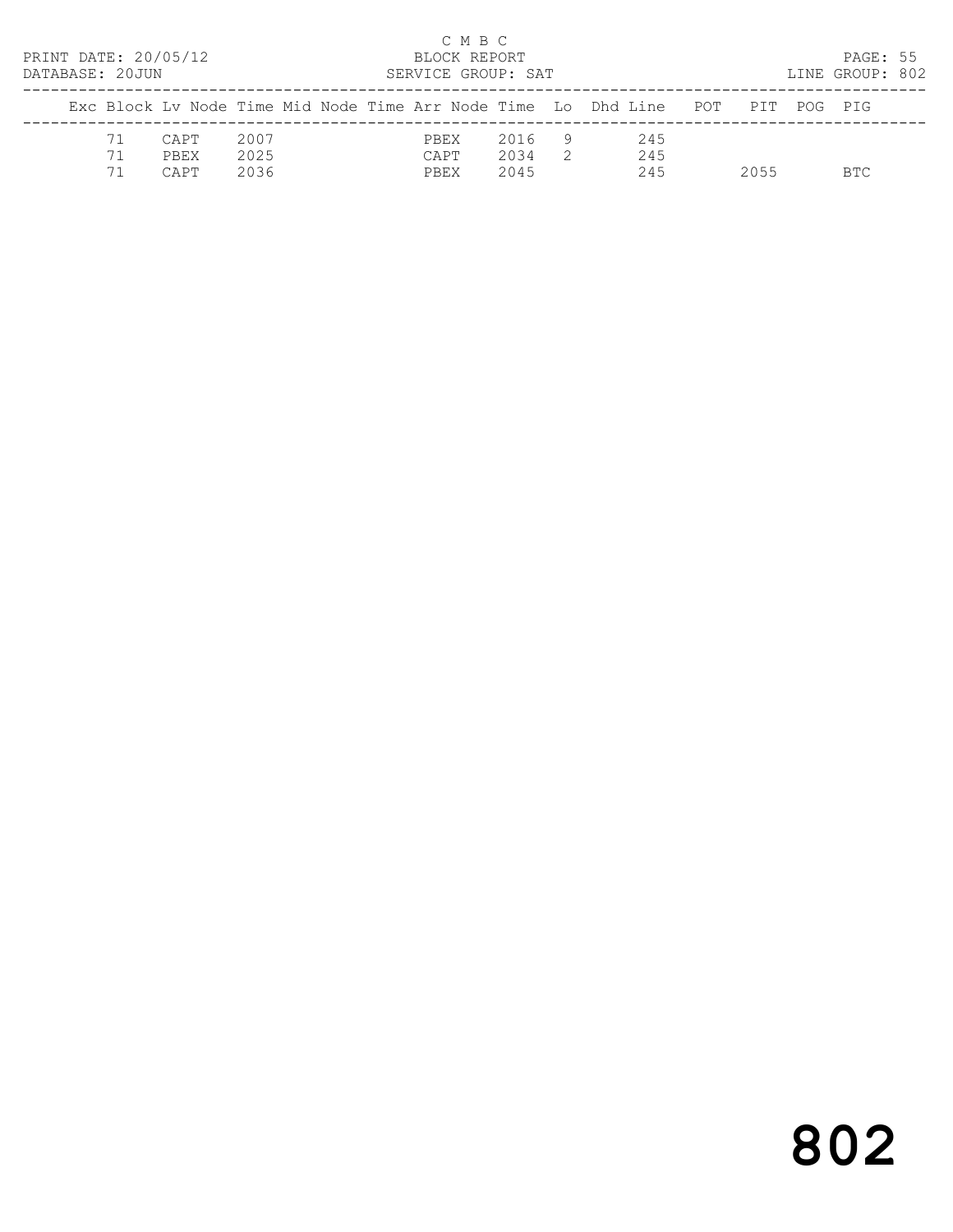C M B C

PRINT DATE: 20/05/12 BLOCK REPORT PAGE: 55
DATABASE: 20JUN SERVICE GROUP: SAT LINE GROUP: 802

| Exc | Block | Lv | Node | Time | Mid Node | Time | Arr Node | Time | Lo | Dhd | Line | POT | PIT | POG | PIG |
|---|---|---|---|---|---|---|---|---|---|---|---|---|---|---|---|
| | 71 | | CAPT | 2007 | | | PBEX | 2016 | 9 | | 245 | | | | |
| | 71 | | PBEX | 2025 | | | CAPT | 2034 | 2 | | 245 | | | | |
| | 71 | | CAPT | 2036 | | | PBEX | 2045 | | | 245 | | 2055 | | BTC |

# 802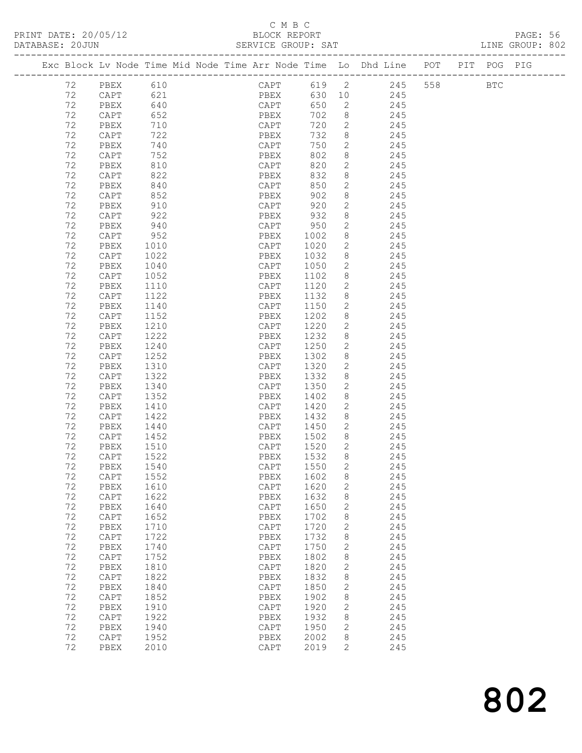C M B C

PRINT DATE: 20/05/12 BLOCK REPORT

DATABASE: 20JUN SERVICE GROUP: SAT LINE GROUP: 802

| Exc | Block | Lv | Node | Time | Mid | Node | Time | Arr | Node | Time | Lo | Dhd | Line | POT | PIT | POG | PIG |
|---|---|---|---|---|---|---|---|---|---|---|---|---|---|---|---|---|---|
| | 72 | | PBEX | 610 | | | | | CAPT | 619 | 2 | | 245 | 558 | | BTC | |
| | 72 | | CAPT | 621 | | | | | PBEX | 630 | 10 | | 245 | | | | |
| | 72 | | PBEX | 640 | | | | | CAPT | 650 | 2 | | 245 | | | | |
| | 72 | | CAPT | 652 | | | | | PBEX | 702 | 8 | | 245 | | | | |
| | 72 | | PBEX | 710 | | | | | CAPT | 720 | 2 | | 245 | | | | |
| | 72 | | CAPT | 722 | | | | | PBEX | 732 | 8 | | 245 | | | | |
| | 72 | | PBEX | 740 | | | | | CAPT | 750 | 2 | | 245 | | | | |
| | 72 | | CAPT | 752 | | | | | PBEX | 802 | 8 | | 245 | | | | |
| | 72 | | PBEX | 810 | | | | | CAPT | 820 | 2 | | 245 | | | | |
| | 72 | | CAPT | 822 | | | | | PBEX | 832 | 8 | | 245 | | | | |
| | 72 | | PBEX | 840 | | | | | CAPT | 850 | 2 | | 245 | | | | |
| | 72 | | CAPT | 852 | | | | | PBEX | 902 | 8 | | 245 | | | | |
| | 72 | | PBEX | 910 | | | | | CAPT | 920 | 2 | | 245 | | | | |
| | 72 | | CAPT | 922 | | | | | PBEX | 932 | 8 | | 245 | | | | |
| | 72 | | PBEX | 940 | | | | | CAPT | 950 | 2 | | 245 | | | | |
| | 72 | | CAPT | 952 | | | | | PBEX | 1002 | 8 | | 245 | | | | |
| | 72 | | PBEX | 1010 | | | | | CAPT | 1020 | 2 | | 245 | | | | |
| | 72 | | CAPT | 1022 | | | | | PBEX | 1032 | 8 | | 245 | | | | |
| | 72 | | PBEX | 1040 | | | | | CAPT | 1050 | 2 | | 245 | | | | |
| | 72 | | CAPT | 1052 | | | | | PBEX | 1102 | 8 | | 245 | | | | |
| | 72 | | PBEX | 1110 | | | | | CAPT | 1120 | 2 | | 245 | | | | |
| | 72 | | CAPT | 1122 | | | | | PBEX | 1132 | 8 | | 245 | | | | |
| | 72 | | PBEX | 1140 | | | | | CAPT | 1150 | 2 | | 245 | | | | |
| | 72 | | CAPT | 1152 | | | | | PBEX | 1202 | 8 | | 245 | | | | |
| | 72 | | PBEX | 1210 | | | | | CAPT | 1220 | 2 | | 245 | | | | |
| | 72 | | CAPT | 1222 | | | | | PBEX | 1232 | 8 | | 245 | | | | |
| | 72 | | PBEX | 1240 | | | | | CAPT | 1250 | 2 | | 245 | | | | |
| | 72 | | CAPT | 1252 | | | | | PBEX | 1302 | 8 | | 245 | | | | |
| | 72 | | PBEX | 1310 | | | | | CAPT | 1320 | 2 | | 245 | | | | |
| | 72 | | CAPT | 1322 | | | | | PBEX | 1332 | 8 | | 245 | | | | |
| | 72 | | PBEX | 1340 | | | | | CAPT | 1350 | 2 | | 245 | | | | |
| | 72 | | CAPT | 1352 | | | | | PBEX | 1402 | 8 | | 245 | | | | |
| | 72 | | PBEX | 1410 | | | | | CAPT | 1420 | 2 | | 245 | | | | |
| | 72 | | CAPT | 1422 | | | | | PBEX | 1432 | 8 | | 245 | | | | |
| | 72 | | PBEX | 1440 | | | | | CAPT | 1450 | 2 | | 245 | | | | |
| | 72 | | CAPT | 1452 | | | | | PBEX | 1502 | 8 | | 245 | | | | |
| | 72 | | PBEX | 1510 | | | | | CAPT | 1520 | 2 | | 245 | | | | |
| | 72 | | CAPT | 1522 | | | | | PBEX | 1532 | 8 | | 245 | | | | |
| | 72 | | PBEX | 1540 | | | | | CAPT | 1550 | 2 | | 245 | | | | |
| | 72 | | CAPT | 1552 | | | | | PBEX | 1602 | 8 | | 245 | | | | |
| | 72 | | PBEX | 1610 | | | | | CAPT | 1620 | 2 | | 245 | | | | |
| | 72 | | CAPT | 1622 | | | | | PBEX | 1632 | 8 | | 245 | | | | |
| | 72 | | PBEX | 1640 | | | | | CAPT | 1650 | 2 | | 245 | | | | |
| | 72 | | CAPT | 1652 | | | | | PBEX | 1702 | 8 | | 245 | | | | |
| | 72 | | PBEX | 1710 | | | | | CAPT | 1720 | 2 | | 245 | | | | |
| | 72 | | CAPT | 1722 | | | | | PBEX | 1732 | 8 | | 245 | | | | |
| | 72 | | PBEX | 1740 | | | | | CAPT | 1750 | 2 | | 245 | | | | |
| | 72 | | CAPT | 1752 | | | | | PBEX | 1802 | 8 | | 245 | | | | |
| | 72 | | PBEX | 1810 | | | | | CAPT | 1820 | 2 | | 245 | | | | |
| | 72 | | CAPT | 1822 | | | | | PBEX | 1832 | 8 | | 245 | | | | |
| | 72 | | PBEX | 1840 | | | | | CAPT | 1850 | 2 | | 245 | | | | |
| | 72 | | CAPT | 1852 | | | | | PBEX | 1902 | 8 | | 245 | | | | |
| | 72 | | PBEX | 1910 | | | | | CAPT | 1920 | 2 | | 245 | | | | |
| | 72 | | CAPT | 1922 | | | | | PBEX | 1932 | 8 | | 245 | | | | |
| | 72 | | PBEX | 1940 | | | | | CAPT | 1950 | 2 | | 245 | | | | |
| | 72 | | CAPT | 1952 | | | | | PBEX | 2002 | 8 | | 245 | | | | |
| | 72 | | PBEX | 2010 | | | | | CAPT | 2019 | 2 | | 245 | | | | |

802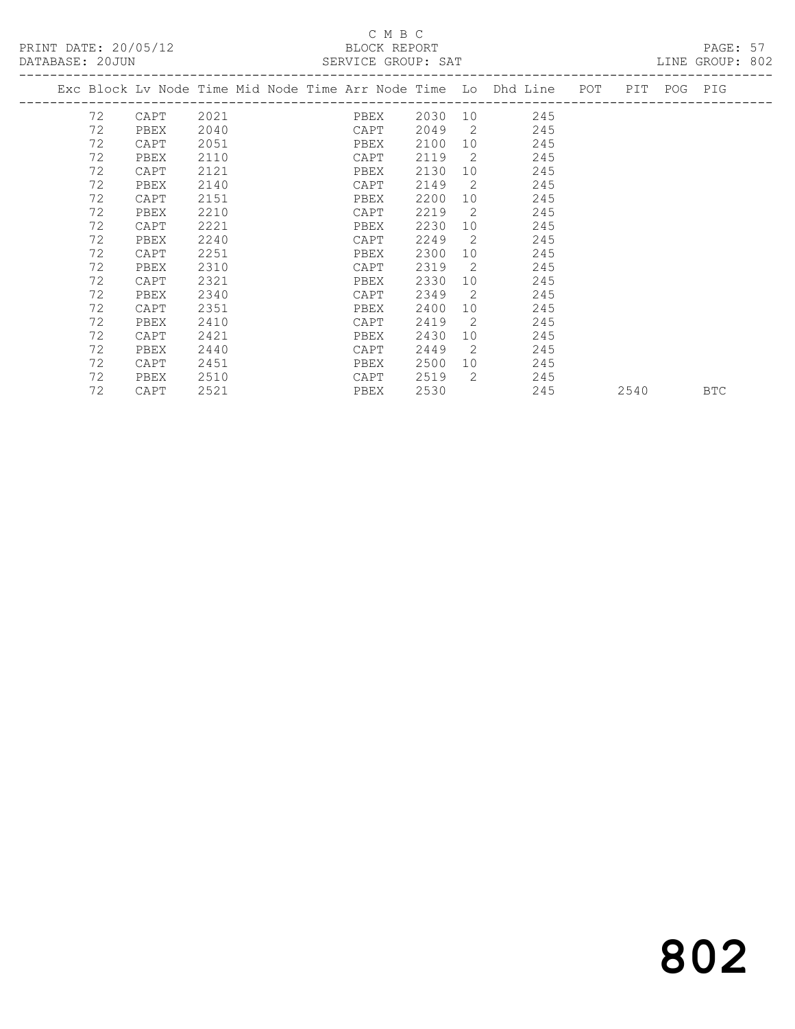C M B C

PRINT DATE: 20/05/12 BLOCK REPORT

DATABASE: 20JUN SERVICE GROUP: SAT LINE GROUP: 802

| Exc | Block | Lv | Node | Time | Mid Node | Time | Arr Node | Time | Lo | Dhd Line | POT | PIT | POG | PIG |
|---|---|---|---|---|---|---|---|---|---|---|---|---|---|---|
| | 72 | | CAPT | 2021 | | | PBEX | 2030 | 10 | 245 | | | | |
| | 72 | | PBEX | 2040 | | | CAPT | 2049 | 2 | 245 | | | | |
| | 72 | | CAPT | 2051 | | | PBEX | 2100 | 10 | 245 | | | | |
| | 72 | | PBEX | 2110 | | | CAPT | 2119 | 2 | 245 | | | | |
| | 72 | | CAPT | 2121 | | | PBEX | 2130 | 10 | 245 | | | | |
| | 72 | | PBEX | 2140 | | | CAPT | 2149 | 2 | 245 | | | | |
| | 72 | | CAPT | 2151 | | | PBEX | 2200 | 10 | 245 | | | | |
| | 72 | | PBEX | 2210 | | | CAPT | 2219 | 2 | 245 | | | | |
| | 72 | | CAPT | 2221 | | | PBEX | 2230 | 10 | 245 | | | | |
| | 72 | | PBEX | 2240 | | | CAPT | 2249 | 2 | 245 | | | | |
| | 72 | | CAPT | 2251 | | | PBEX | 2300 | 10 | 245 | | | | |
| | 72 | | PBEX | 2310 | | | CAPT | 2319 | 2 | 245 | | | | |
| | 72 | | CAPT | 2321 | | | PBEX | 2330 | 10 | 245 | | | | |
| | 72 | | PBEX | 2340 | | | CAPT | 2349 | 2 | 245 | | | | |
| | 72 | | CAPT | 2351 | | | PBEX | 2400 | 10 | 245 | | | | |
| | 72 | | PBEX | 2410 | | | CAPT | 2419 | 2 | 245 | | | | |
| | 72 | | CAPT | 2421 | | | PBEX | 2430 | 10 | 245 | | | | |
| | 72 | | PBEX | 2440 | | | CAPT | 2449 | 2 | 245 | | | | |
| | 72 | | CAPT | 2451 | | | PBEX | 2500 | 10 | 245 | | | | |
| | 72 | | PBEX | 2510 | | | CAPT | 2519 | 2 | 245 | | | | |
| | 72 | | CAPT | 2521 | | | PBEX | 2530 | | 245 | | 2540 | | BTC |

802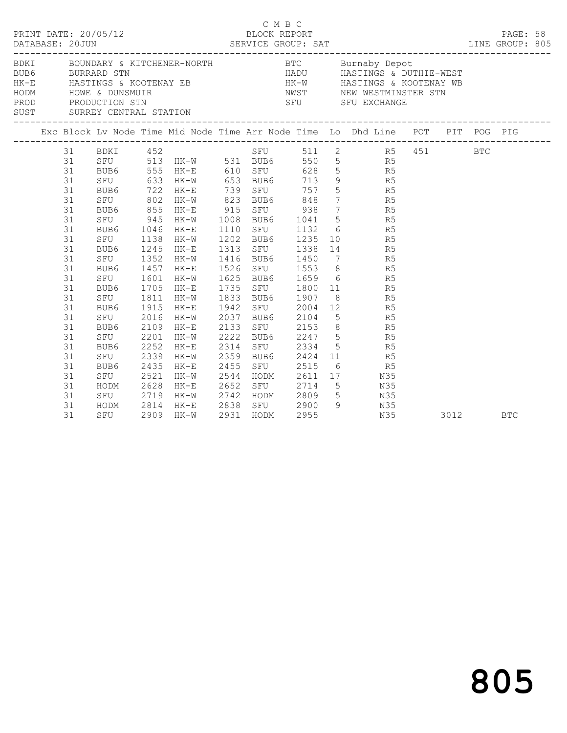C M B C

PRINT DATE: 20/05/12 BLOCK REPORT

DATABASE: 20JUN SERVICE GROUP: SAT LINE GROUP: 805

| Code | Description | Code | Description |
|---|---|---|---|
| BDKI | BOUNDARY & KITCHENER-NORTH | BTC | Burnaby Depot |
| BUB6 | BURRARD STN | HADU | HASTINGS & DUTHIE-WEST |
| HK-E | HASTINGS & KOOTENAY EB | HK-W | HASTINGS & KOOTENAY WB |
| HODM | HOWE & DUNSMUIR | NWST | NEW WESTMINSTER STN |
| PROD | PRODUCTION STN | SFU | SFU EXCHANGE |
| SUST | SURREY CENTRAL STATION | | |

| Exc | Block | Lv Node | Time | Mid Node | Time | Arr Node | Time | Lo | Dhd Line | POT | PIT | POG | PIG |
|---|---|---|---|---|---|---|---|---|---|---|---|---|---|
| | 31 | BDKI | 452 | | | SFU | 511 | 2 | R5 | 451 | | BTC | |
| | 31 | SFU | 513 | HK-W | 531 | BUB6 | 550 | 5 | R5 | | | | |
| | 31 | BUB6 | 555 | HK-E | 610 | SFU | 628 | 5 | R5 | | | | |
| | 31 | SFU | 633 | HK-W | 653 | BUB6 | 713 | 9 | R5 | | | | |
| | 31 | BUB6 | 722 | HK-E | 739 | SFU | 757 | 5 | R5 | | | | |
| | 31 | SFU | 802 | HK-W | 823 | BUB6 | 848 | 7 | R5 | | | | |
| | 31 | BUB6 | 855 | HK-E | 915 | SFU | 938 | 7 | R5 | | | | |
| | 31 | SFU | 945 | HK-W | 1008 | BUB6 | 1041 | 5 | R5 | | | | |
| | 31 | BUB6 | 1046 | HK-E | 1110 | SFU | 1132 | 6 | R5 | | | | |
| | 31 | SFU | 1138 | HK-W | 1202 | BUB6 | 1235 | 10 | R5 | | | | |
| | 31 | BUB6 | 1245 | HK-E | 1313 | SFU | 1338 | 14 | R5 | | | | |
| | 31 | SFU | 1352 | HK-W | 1416 | BUB6 | 1450 | 7 | R5 | | | | |
| | 31 | BUB6 | 1457 | HK-E | 1526 | SFU | 1553 | 8 | R5 | | | | |
| | 31 | SFU | 1601 | HK-W | 1625 | BUB6 | 1659 | 6 | R5 | | | | |
| | 31 | BUB6 | 1705 | HK-E | 1735 | SFU | 1800 | 11 | R5 | | | | |
| | 31 | SFU | 1811 | HK-W | 1833 | BUB6 | 1907 | 8 | R5 | | | | |
| | 31 | BUB6 | 1915 | HK-E | 1942 | SFU | 2004 | 12 | R5 | | | | |
| | 31 | SFU | 2016 | HK-W | 2037 | BUB6 | 2104 | 5 | R5 | | | | |
| | 31 | BUB6 | 2109 | HK-E | 2133 | SFU | 2153 | 8 | R5 | | | | |
| | 31 | SFU | 2201 | HK-W | 2222 | BUB6 | 2247 | 5 | R5 | | | | |
| | 31 | BUB6 | 2252 | HK-E | 2314 | SFU | 2334 | 5 | R5 | | | | |
| | 31 | SFU | 2339 | HK-W | 2359 | BUB6 | 2424 | 11 | R5 | | | | |
| | 31 | BUB6 | 2435 | HK-E | 2455 | SFU | 2515 | 6 | R5 | | | | |
| | 31 | SFU | 2521 | HK-W | 2544 | HODM | 2611 | 17 | N35 | | | | |
| | 31 | HODM | 2628 | HK-E | 2652 | SFU | 2714 | 5 | N35 | | | | |
| | 31 | SFU | 2719 | HK-W | 2742 | HODM | 2809 | 5 | N35 | | | | |
| | 31 | HODM | 2814 | HK-E | 2838 | SFU | 2900 | 9 | N35 | | | | |
| | 31 | SFU | 2909 | HK-W | 2931 | HODM | 2955 | | N35 | | 3012 | | BTC |

805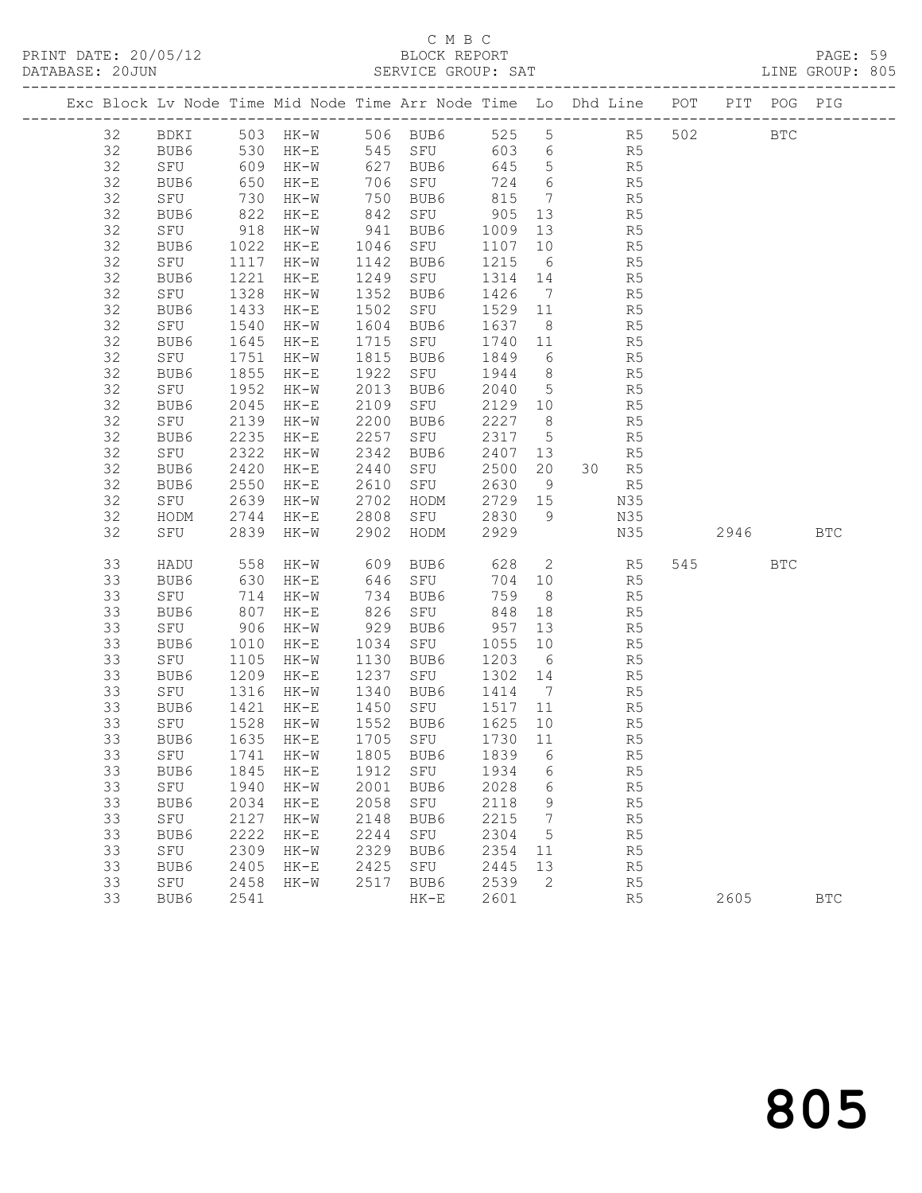C M B C

BLOCK REPORT

SERVICE GROUP: SAT

PRINT DATE: 20/05/12
DATABASE: 20JUN
LINE GROUP: 805

| Exc | Block | Lv | Node | Time | Mid Node | Time | Arr Node | Time | Lo | Dhd | Line | POT | PIT | POG | PIG |
|---|---|---|---|---|---|---|---|---|---|---|---|---|---|---|---|
| | 32 | | BDKI | 503 | HK-W | 506 | BUB6 | 525 | 5 | | R5 | 502 | | BTC | |
| | 32 | | BUB6 | 530 | HK-E | 545 | SFU | 603 | 6 | | R5 | | | | |
| | 32 | | SFU | 609 | HK-W | 627 | BUB6 | 645 | 5 | | R5 | | | | |
| | 32 | | BUB6 | 650 | HK-E | 706 | SFU | 724 | 6 | | R5 | | | | |
| | 32 | | SFU | 730 | HK-W | 750 | BUB6 | 815 | 7 | | R5 | | | | |
| | 32 | | BUB6 | 822 | HK-E | 842 | SFU | 905 | 13 | | R5 | | | | |
| | 32 | | SFU | 918 | HK-W | 941 | BUB6 | 1009 | 13 | | R5 | | | | |
| | 32 | | BUB6 | 1022 | HK-E | 1046 | SFU | 1107 | 10 | | R5 | | | | |
| | 32 | | SFU | 1117 | HK-W | 1142 | BUB6 | 1215 | 6 | | R5 | | | | |
| | 32 | | BUB6 | 1221 | HK-E | 1249 | SFU | 1314 | 14 | | R5 | | | | |
| | 32 | | SFU | 1328 | HK-W | 1352 | BUB6 | 1426 | 7 | | R5 | | | | |
| | 32 | | BUB6 | 1433 | HK-E | 1502 | SFU | 1529 | 11 | | R5 | | | | |
| | 32 | | SFU | 1540 | HK-W | 1604 | BUB6 | 1637 | 8 | | R5 | | | | |
| | 32 | | BUB6 | 1645 | HK-E | 1715 | SFU | 1740 | 11 | | R5 | | | | |
| | 32 | | SFU | 1751 | HK-W | 1815 | BUB6 | 1849 | 6 | | R5 | | | | |
| | 32 | | BUB6 | 1855 | HK-E | 1922 | SFU | 1944 | 8 | | R5 | | | | |
| | 32 | | SFU | 1952 | HK-W | 2013 | BUB6 | 2040 | 5 | | R5 | | | | |
| | 32 | | BUB6 | 2045 | HK-E | 2109 | SFU | 2129 | 10 | | R5 | | | | |
| | 32 | | SFU | 2139 | HK-W | 2200 | BUB6 | 2227 | 8 | | R5 | | | | |
| | 32 | | BUB6 | 2235 | HK-E | 2257 | SFU | 2317 | 5 | | R5 | | | | |
| | 32 | | SFU | 2322 | HK-W | 2342 | BUB6 | 2407 | 13 | | R5 | | | | |
| | 32 | | BUB6 | 2420 | HK-E | 2440 | SFU | 2500 | 20 | 30 | R5 | | | | |
| | 32 | | BUB6 | 2550 | HK-E | 2610 | SFU | 2630 | 9 | | R5 | | | | |
| | 32 | | SFU | 2639 | HK-W | 2702 | HODM | 2729 | 15 | | N35 | | | | |
| | 32 | | HODM | 2744 | HK-E | 2808 | SFU | 2830 | 9 | | N35 | | | | |
| | 32 | | SFU | 2839 | HK-W | 2902 | HODM | 2929 | | | N35 | | 2946 | | BTC |
| | 33 | | HADU | 558 | HK-W | 609 | BUB6 | 628 | 2 | | R5 | 545 | | BTC | |
| | 33 | | BUB6 | 630 | HK-E | 646 | SFU | 704 | 10 | | R5 | | | | |
| | 33 | | SFU | 714 | HK-W | 734 | BUB6 | 759 | 8 | | R5 | | | | |
| | 33 | | BUB6 | 807 | HK-E | 826 | SFU | 848 | 18 | | R5 | | | | |
| | 33 | | SFU | 906 | HK-W | 929 | BUB6 | 957 | 13 | | R5 | | | | |
| | 33 | | BUB6 | 1010 | HK-E | 1034 | SFU | 1055 | 10 | | R5 | | | | |
| | 33 | | SFU | 1105 | HK-W | 1130 | BUB6 | 1203 | 6 | | R5 | | | | |
| | 33 | | BUB6 | 1209 | HK-E | 1237 | SFU | 1302 | 14 | | R5 | | | | |
| | 33 | | SFU | 1316 | HK-W | 1340 | BUB6 | 1414 | 7 | | R5 | | | | |
| | 33 | | BUB6 | 1421 | HK-E | 1450 | SFU | 1517 | 11 | | R5 | | | | |
| | 33 | | SFU | 1528 | HK-W | 1552 | BUB6 | 1625 | 10 | | R5 | | | | |
| | 33 | | BUB6 | 1635 | HK-E | 1705 | SFU | 1730 | 11 | | R5 | | | | |
| | 33 | | SFU | 1741 | HK-W | 1805 | BUB6 | 1839 | 6 | | R5 | | | | |
| | 33 | | BUB6 | 1845 | HK-E | 1912 | SFU | 1934 | 6 | | R5 | | | | |
| | 33 | | SFU | 1940 | HK-W | 2001 | BUB6 | 2028 | 6 | | R5 | | | | |
| | 33 | | BUB6 | 2034 | HK-E | 2058 | SFU | 2118 | 9 | | R5 | | | | |
| | 33 | | SFU | 2127 | HK-W | 2148 | BUB6 | 2215 | 7 | | R5 | | | | |
| | 33 | | BUB6 | 2222 | HK-E | 2244 | SFU | 2304 | 5 | | R5 | | | | |
| | 33 | | SFU | 2309 | HK-W | 2329 | BUB6 | 2354 | 11 | | R5 | | | | |
| | 33 | | BUB6 | 2405 | HK-E | 2425 | SFU | 2445 | 13 | | R5 | | | | |
| | 33 | | SFU | 2458 | HK-W | 2517 | BUB6 | 2539 | 2 | | R5 | | | | |
| | 33 | | BUB6 | 2541 | | | HK-E | 2601 | | | R5 | | 2605 | | BTC |

805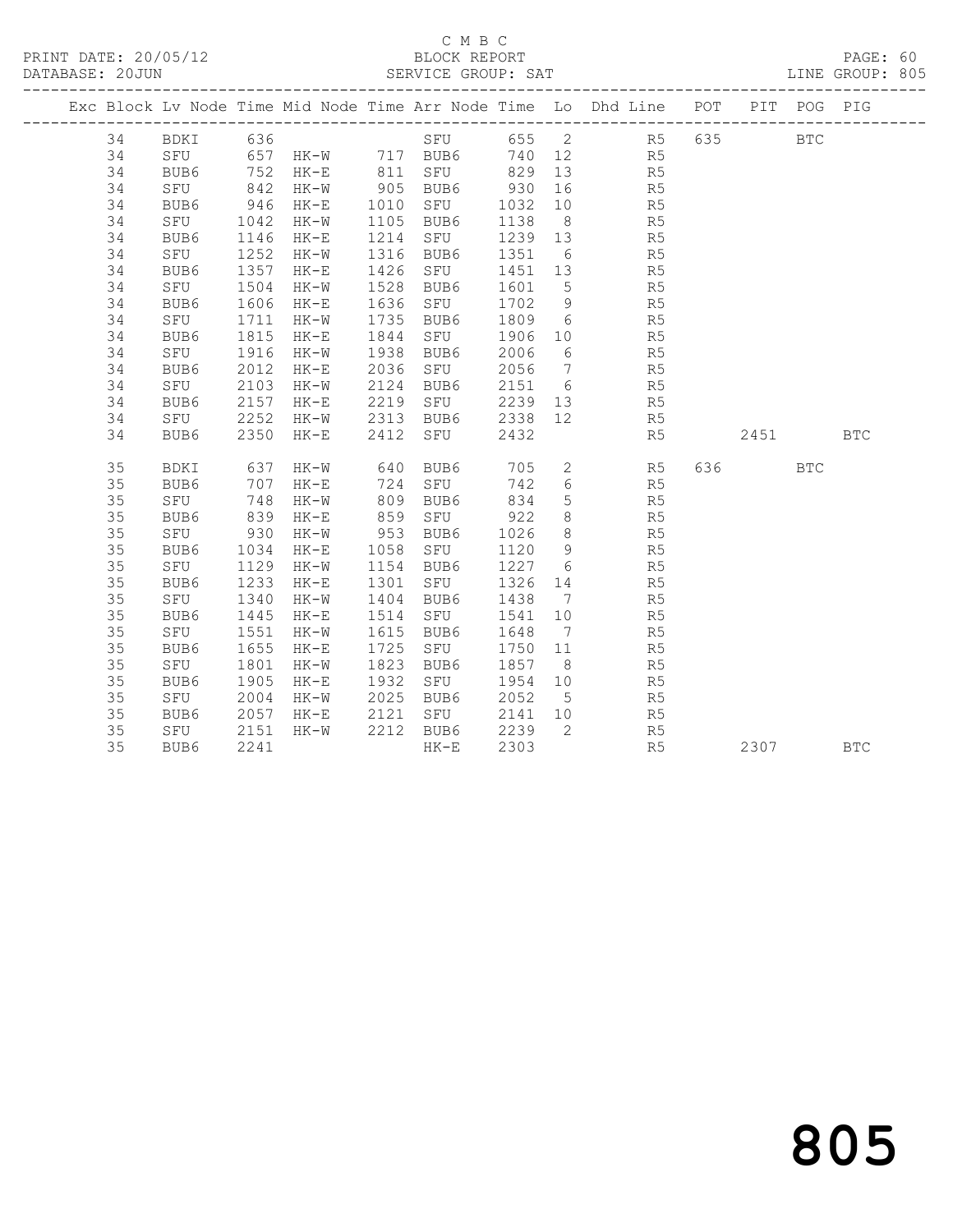C M B C
BLOCK REPORT
SERVICE GROUP: SAT

PRINT DATE: 20/05/12
DATABASE: 20JUN
LINE GROUP: 805

| Exc | Block | Lv | Node | Time | Mid Node | Time | Arr Node | Time | Lo | Dhd Line | POT | PIT | POG | PIG |
|---|---|---|---|---|---|---|---|---|---|---|---|---|---|---|
| | 34 | | BDKI | 636 | | | SFU | 655 | 2 | R5 | 635 | | BTC | |
| | 34 | | SFU | 657 | HK-W | 717 | BUB6 | 740 | 12 | R5 | | | | |
| | 34 | | BUB6 | 752 | HK-E | 811 | SFU | 829 | 13 | R5 | | | | |
| | 34 | | SFU | 842 | HK-W | 905 | BUB6 | 930 | 16 | R5 | | | | |
| | 34 | | BUB6 | 946 | HK-E | 1010 | SFU | 1032 | 10 | R5 | | | | |
| | 34 | | SFU | 1042 | HK-W | 1105 | BUB6 | 1138 | 8 | R5 | | | | |
| | 34 | | BUB6 | 1146 | HK-E | 1214 | SFU | 1239 | 13 | R5 | | | | |
| | 34 | | SFU | 1252 | HK-W | 1316 | BUB6 | 1351 | 6 | R5 | | | | |
| | 34 | | BUB6 | 1357 | HK-E | 1426 | SFU | 1451 | 13 | R5 | | | | |
| | 34 | | SFU | 1504 | HK-W | 1528 | BUB6 | 1601 | 5 | R5 | | | | |
| | 34 | | BUB6 | 1606 | HK-E | 1636 | SFU | 1702 | 9 | R5 | | | | |
| | 34 | | SFU | 1711 | HK-W | 1735 | BUB6 | 1809 | 6 | R5 | | | | |
| | 34 | | BUB6 | 1815 | HK-E | 1844 | SFU | 1906 | 10 | R5 | | | | |
| | 34 | | SFU | 1916 | HK-W | 1938 | BUB6 | 2006 | 6 | R5 | | | | |
| | 34 | | BUB6 | 2012 | HK-E | 2036 | SFU | 2056 | 7 | R5 | | | | |
| | 34 | | SFU | 2103 | HK-W | 2124 | BUB6 | 2151 | 6 | R5 | | | | |
| | 34 | | BUB6 | 2157 | HK-E | 2219 | SFU | 2239 | 13 | R5 | | | | |
| | 34 | | SFU | 2252 | HK-W | 2313 | BUB6 | 2338 | 12 | R5 | | | | |
| | 34 | | BUB6 | 2350 | HK-E | 2412 | SFU | 2432 | | R5 | | 2451 | | BTC |
| | 35 | | BDKI | 637 | HK-W | 640 | BUB6 | 705 | 2 | R5 | 636 | | BTC | |
| | 35 | | BUB6 | 707 | HK-E | 724 | SFU | 742 | 6 | R5 | | | | |
| | 35 | | SFU | 748 | HK-W | 809 | BUB6 | 834 | 5 | R5 | | | | |
| | 35 | | BUB6 | 839 | HK-E | 859 | SFU | 922 | 8 | R5 | | | | |
| | 35 | | SFU | 930 | HK-W | 953 | BUB6 | 1026 | 8 | R5 | | | | |
| | 35 | | BUB6 | 1034 | HK-E | 1058 | SFU | 1120 | 9 | R5 | | | | |
| | 35 | | SFU | 1129 | HK-W | 1154 | BUB6 | 1227 | 6 | R5 | | | | |
| | 35 | | BUB6 | 1233 | HK-E | 1301 | SFU | 1326 | 14 | R5 | | | | |
| | 35 | | SFU | 1340 | HK-W | 1404 | BUB6 | 1438 | 7 | R5 | | | | |
| | 35 | | BUB6 | 1445 | HK-E | 1514 | SFU | 1541 | 10 | R5 | | | | |
| | 35 | | SFU | 1551 | HK-W | 1615 | BUB6 | 1648 | 7 | R5 | | | | |
| | 35 | | BUB6 | 1655 | HK-E | 1725 | SFU | 1750 | 11 | R5 | | | | |
| | 35 | | SFU | 1801 | HK-W | 1823 | BUB6 | 1857 | 8 | R5 | | | | |
| | 35 | | BUB6 | 1905 | HK-E | 1932 | SFU | 1954 | 10 | R5 | | | | |
| | 35 | | SFU | 2004 | HK-W | 2025 | BUB6 | 2052 | 5 | R5 | | | | |
| | 35 | | BUB6 | 2057 | HK-E | 2121 | SFU | 2141 | 10 | R5 | | | | |
| | 35 | | SFU | 2151 | HK-W | 2212 | BUB6 | 2239 | 2 | R5 | | | | |
| | 35 | | BUB6 | 2241 | | | HK-E | 2303 | | R5 | | 2307 | | BTC |

805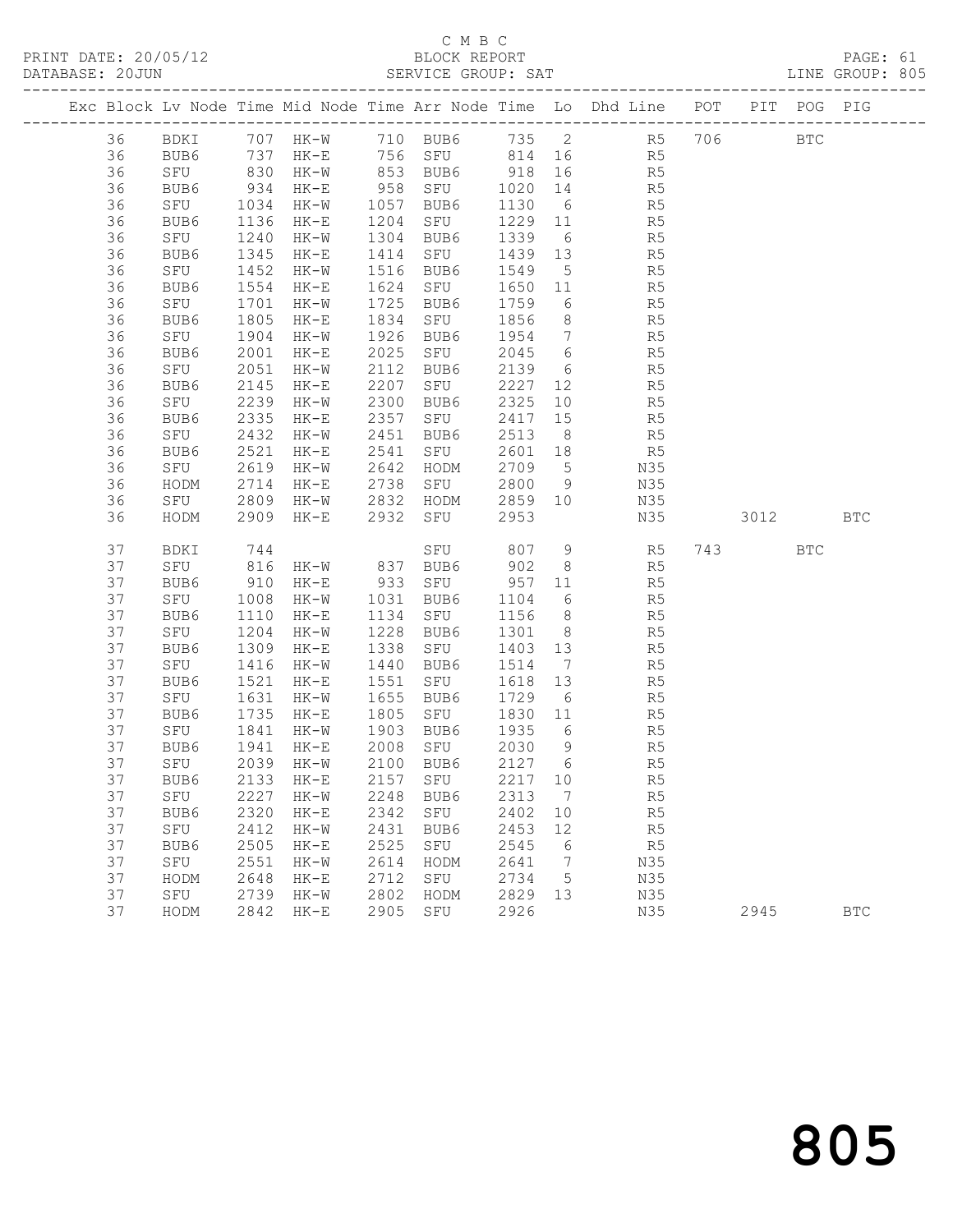C M B C

PRINT DATE: 20/05/12 BLOCK REPORT
DATABASE: 20JUN SERVICE GROUP: SAT LINE GROUP: 805

| Exc | Block | Lv | Node | Time | Mid Node | Time | Arr Node | Time | Lo | Dhd Line | POT | PIT | POG | PIG |
|---|---|---|---|---|---|---|---|---|---|---|---|---|---|---|
| | 36 | | BDKI | 707 | HK-W | 710 | BUB6 | 735 | 2 | R5 | 706 | | BTC | |
| | 36 | | BUB6 | 737 | HK-E | 756 | SFU | 814 | 16 | R5 | | | | |
| | 36 | | SFU | 830 | HK-W | 853 | BUB6 | 918 | 16 | R5 | | | | |
| | 36 | | BUB6 | 934 | HK-E | 958 | SFU | 1020 | 14 | R5 | | | | |
| | 36 | | SFU | 1034 | HK-W | 1057 | BUB6 | 1130 | 6 | R5 | | | | |
| | 36 | | BUB6 | 1136 | HK-E | 1204 | SFU | 1229 | 11 | R5 | | | | |
| | 36 | | SFU | 1240 | HK-W | 1304 | BUB6 | 1339 | 6 | R5 | | | | |
| | 36 | | BUB6 | 1345 | HK-E | 1414 | SFU | 1439 | 13 | R5 | | | | |
| | 36 | | SFU | 1452 | HK-W | 1516 | BUB6 | 1549 | 5 | R5 | | | | |
| | 36 | | BUB6 | 1554 | HK-E | 1624 | SFU | 1650 | 11 | R5 | | | | |
| | 36 | | SFU | 1701 | HK-W | 1725 | BUB6 | 1759 | 6 | R5 | | | | |
| | 36 | | BUB6 | 1805 | HK-E | 1834 | SFU | 1856 | 8 | R5 | | | | |
| | 36 | | SFU | 1904 | HK-W | 1926 | BUB6 | 1954 | 7 | R5 | | | | |
| | 36 | | BUB6 | 2001 | HK-E | 2025 | SFU | 2045 | 6 | R5 | | | | |
| | 36 | | SFU | 2051 | HK-W | 2112 | BUB6 | 2139 | 6 | R5 | | | | |
| | 36 | | BUB6 | 2145 | HK-E | 2207 | SFU | 2227 | 12 | R5 | | | | |
| | 36 | | SFU | 2239 | HK-W | 2300 | BUB6 | 2325 | 10 | R5 | | | | |
| | 36 | | BUB6 | 2335 | HK-E | 2357 | SFU | 2417 | 15 | R5 | | | | |
| | 36 | | SFU | 2432 | HK-W | 2451 | BUB6 | 2513 | 8 | R5 | | | | |
| | 36 | | BUB6 | 2521 | HK-E | 2541 | SFU | 2601 | 18 | R5 | | | | |
| | 36 | | SFU | 2619 | HK-W | 2642 | HODM | 2709 | 5 | N35 | | | | |
| | 36 | | HODM | 2714 | HK-E | 2738 | SFU | 2800 | 9 | N35 | | | | |
| | 36 | | SFU | 2809 | HK-W | 2832 | HODM | 2859 | 10 | N35 | | | | |
| | 36 | | HODM | 2909 | HK-E | 2932 | SFU | 2953 | | N35 | | 3012 | | BTC |
| | 37 | | BDKI | 744 | | | SFU | 807 | 9 | R5 | 743 | | BTC | |
| | 37 | | SFU | 816 | HK-W | 837 | BUB6 | 902 | 8 | R5 | | | | |
| | 37 | | BUB6 | 910 | HK-E | 933 | SFU | 957 | 11 | R5 | | | | |
| | 37 | | SFU | 1008 | HK-W | 1031 | BUB6 | 1104 | 6 | R5 | | | | |
| | 37 | | BUB6 | 1110 | HK-E | 1134 | SFU | 1156 | 8 | R5 | | | | |
| | 37 | | SFU | 1204 | HK-W | 1228 | BUB6 | 1301 | 8 | R5 | | | | |
| | 37 | | BUB6 | 1309 | HK-E | 1338 | SFU | 1403 | 13 | R5 | | | | |
| | 37 | | SFU | 1416 | HK-W | 1440 | BUB6 | 1514 | 7 | R5 | | | | |
| | 37 | | BUB6 | 1521 | HK-E | 1551 | SFU | 1618 | 13 | R5 | | | | |
| | 37 | | SFU | 1631 | HK-W | 1655 | BUB6 | 1729 | 6 | R5 | | | | |
| | 37 | | BUB6 | 1735 | HK-E | 1805 | SFU | 1830 | 11 | R5 | | | | |
| | 37 | | SFU | 1841 | HK-W | 1903 | BUB6 | 1935 | 6 | R5 | | | | |
| | 37 | | BUB6 | 1941 | HK-E | 2008 | SFU | 2030 | 9 | R5 | | | | |
| | 37 | | SFU | 2039 | HK-W | 2100 | BUB6 | 2127 | 6 | R5 | | | | |
| | 37 | | BUB6 | 2133 | HK-E | 2157 | SFU | 2217 | 10 | R5 | | | | |
| | 37 | | SFU | 2227 | HK-W | 2248 | BUB6 | 2313 | 7 | R5 | | | | |
| | 37 | | BUB6 | 2320 | HK-E | 2342 | SFU | 2402 | 10 | R5 | | | | |
| | 37 | | SFU | 2412 | HK-W | 2431 | BUB6 | 2453 | 12 | R5 | | | | |
| | 37 | | BUB6 | 2505 | HK-E | 2525 | SFU | 2545 | 6 | R5 | | | | |
| | 37 | | SFU | 2551 | HK-W | 2614 | HODM | 2641 | 7 | N35 | | | | |
| | 37 | | HODM | 2648 | HK-E | 2712 | SFU | 2734 | 5 | N35 | | | | |
| | 37 | | SFU | 2739 | HK-W | 2802 | HODM | 2829 | 13 | N35 | | | | |
| | 37 | | HODM | 2842 | HK-E | 2905 | SFU | 2926 | | N35 | | 2945 | | BTC |

805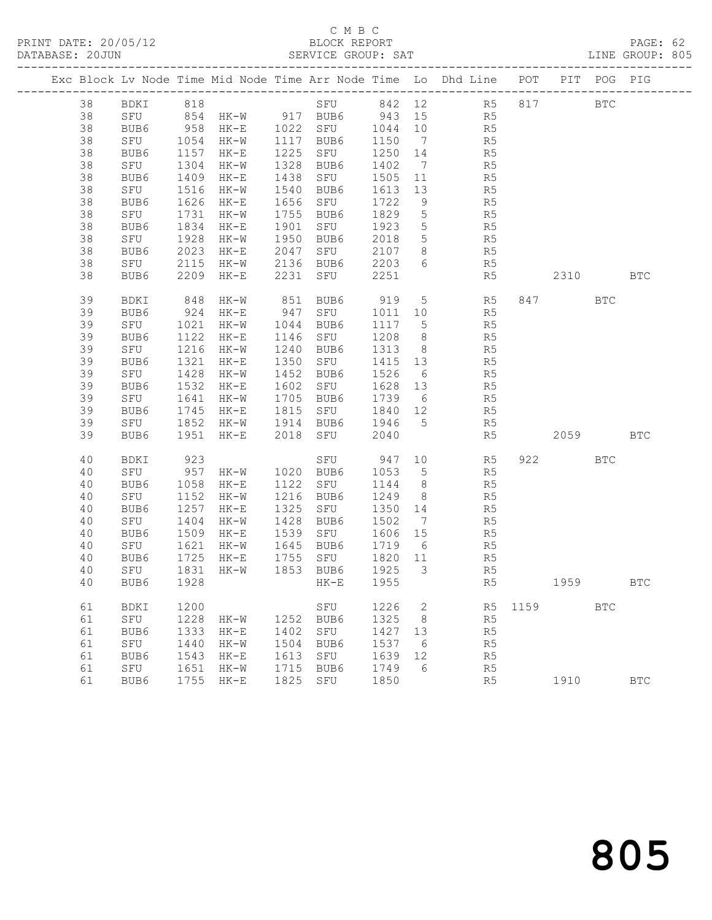C M B C
PRINT DATE: 20/05/12 BLOCK REPORT PAGE: 62
DATABASE: 20JUN SERVICE GROUP: SAT LINE GROUP: 805

| Exc | Block | Lv | Node | Time | Mid Node | Time | Arr Node | Time | Lo | Dhd Line | POT | PIT | POG | PIG |
|---|---|---|---|---|---|---|---|---|---|---|---|---|---|---|
| | 38 | | BDKI | 818 | | | SFU | 842 | 12 | R5 | 817 | | BTC | |
| | 38 | | SFU | 854 | HK-W | 917 | BUB6 | 943 | 15 | R5 | | | | |
| | 38 | | BUB6 | 958 | HK-E | 1022 | SFU | 1044 | 10 | R5 | | | | |
| | 38 | | SFU | 1054 | HK-W | 1117 | BUB6 | 1150 | 7 | R5 | | | | |
| | 38 | | BUB6 | 1157 | HK-E | 1225 | SFU | 1250 | 14 | R5 | | | | |
| | 38 | | SFU | 1304 | HK-W | 1328 | BUB6 | 1402 | 7 | R5 | | | | |
| | 38 | | BUB6 | 1409 | HK-E | 1438 | SFU | 1505 | 11 | R5 | | | | |
| | 38 | | SFU | 1516 | HK-W | 1540 | BUB6 | 1613 | 13 | R5 | | | | |
| | 38 | | BUB6 | 1626 | HK-E | 1656 | SFU | 1722 | 9 | R5 | | | | |
| | 38 | | SFU | 1731 | HK-W | 1755 | BUB6 | 1829 | 5 | R5 | | | | |
| | 38 | | BUB6 | 1834 | HK-E | 1901 | SFU | 1923 | 5 | R5 | | | | |
| | 38 | | SFU | 1928 | HK-W | 1950 | BUB6 | 2018 | 5 | R5 | | | | |
| | 38 | | BUB6 | 2023 | HK-E | 2047 | SFU | 2107 | 8 | R5 | | | | |
| | 38 | | SFU | 2115 | HK-W | 2136 | BUB6 | 2203 | 6 | R5 | | | | |
| | 38 | | BUB6 | 2209 | HK-E | 2231 | SFU | 2251 | | R5 | | 2310 | | BTC |
| | 39 | | BDKI | 848 | HK-W | 851 | BUB6 | 919 | 5 | R5 | 847 | | BTC | |
| | 39 | | BUB6 | 924 | HK-E | 947 | SFU | 1011 | 10 | R5 | | | | |
| | 39 | | SFU | 1021 | HK-W | 1044 | BUB6 | 1117 | 5 | R5 | | | | |
| | 39 | | BUB6 | 1122 | HK-E | 1146 | SFU | 1208 | 8 | R5 | | | | |
| | 39 | | SFU | 1216 | HK-W | 1240 | BUB6 | 1313 | 8 | R5 | | | | |
| | 39 | | BUB6 | 1321 | HK-E | 1350 | SFU | 1415 | 13 | R5 | | | | |
| | 39 | | SFU | 1428 | HK-W | 1452 | BUB6 | 1526 | 6 | R5 | | | | |
| | 39 | | BUB6 | 1532 | HK-E | 1602 | SFU | 1628 | 13 | R5 | | | | |
| | 39 | | SFU | 1641 | HK-W | 1705 | BUB6 | 1739 | 6 | R5 | | | | |
| | 39 | | BUB6 | 1745 | HK-E | 1815 | SFU | 1840 | 12 | R5 | | | | |
| | 39 | | SFU | 1852 | HK-W | 1914 | BUB6 | 1946 | 5 | R5 | | | | |
| | 39 | | BUB6 | 1951 | HK-E | 2018 | SFU | 2040 | | R5 | | 2059 | | BTC |
| | 40 | | BDKI | 923 | | | SFU | 947 | 10 | R5 | 922 | | BTC | |
| | 40 | | SFU | 957 | HK-W | 1020 | BUB6 | 1053 | 5 | R5 | | | | |
| | 40 | | BUB6 | 1058 | HK-E | 1122 | SFU | 1144 | 8 | R5 | | | | |
| | 40 | | SFU | 1152 | HK-W | 1216 | BUB6 | 1249 | 8 | R5 | | | | |
| | 40 | | BUB6 | 1257 | HK-E | 1325 | SFU | 1350 | 14 | R5 | | | | |
| | 40 | | SFU | 1404 | HK-W | 1428 | BUB6 | 1502 | 7 | R5 | | | | |
| | 40 | | BUB6 | 1509 | HK-E | 1539 | SFU | 1606 | 15 | R5 | | | | |
| | 40 | | SFU | 1621 | HK-W | 1645 | BUB6 | 1719 | 6 | R5 | | | | |
| | 40 | | BUB6 | 1725 | HK-E | 1755 | SFU | 1820 | 11 | R5 | | | | |
| | 40 | | SFU | 1831 | HK-W | 1853 | BUB6 | 1925 | 3 | R5 | | | | |
| | 40 | | BUB6 | 1928 | | | HK-E | 1955 | | R5 | | 1959 | | BTC |
| | 61 | | BDKI | 1200 | | | SFU | 1226 | 2 | R5 | 1159 | | BTC | |
| | 61 | | SFU | 1228 | HK-W | 1252 | BUB6 | 1325 | 8 | R5 | | | | |
| | 61 | | BUB6 | 1333 | HK-E | 1402 | SFU | 1427 | 13 | R5 | | | | |
| | 61 | | SFU | 1440 | HK-W | 1504 | BUB6 | 1537 | 6 | R5 | | | | |
| | 61 | | BUB6 | 1543 | HK-E | 1613 | SFU | 1639 | 12 | R5 | | | | |
| | 61 | | SFU | 1651 | HK-W | 1715 | BUB6 | 1749 | 6 | R5 | | | | |
| | 61 | | BUB6 | 1755 | HK-E | 1825 | SFU | 1850 | | R5 | | 1910 | | BTC |

805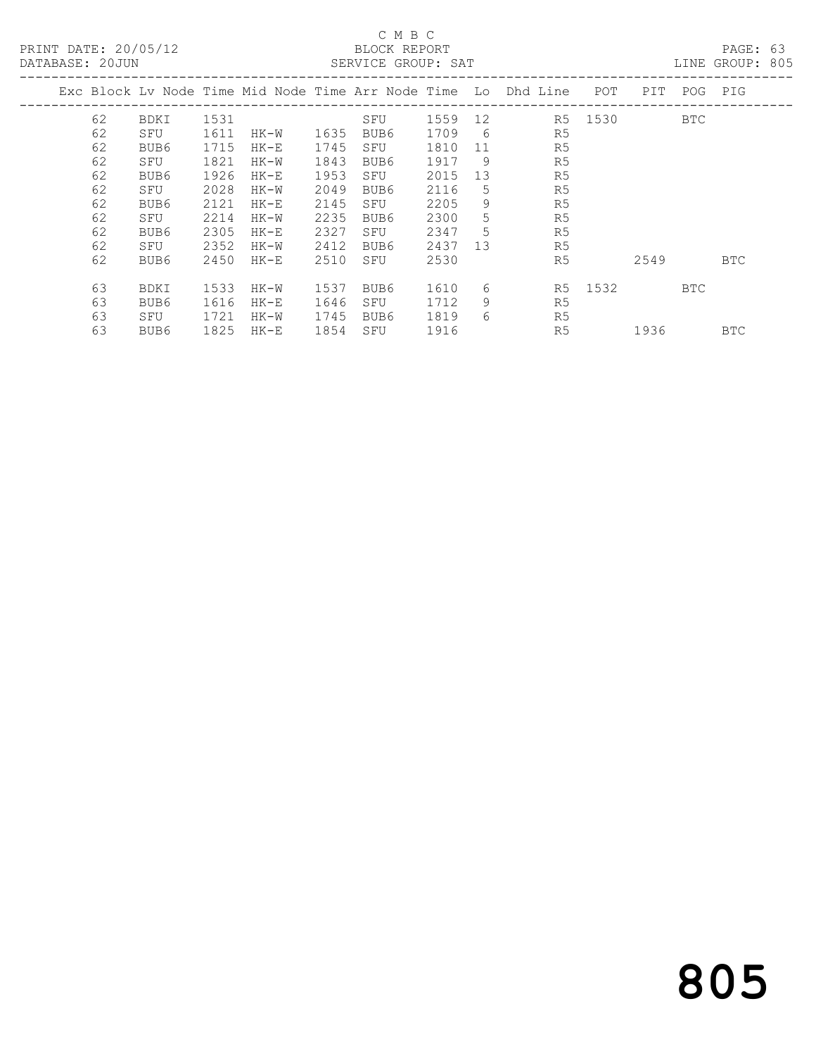C M B C

BLOCK REPORT

SERVICE GROUP: SAT

PRINT DATE: 20/05/12

DATABASE: 20JUN

LINE GROUP: 805

| Exc | Block | Lv | Node | Time | Mid Node | Time | Arr Node | Time | Lo | Dhd Line | POT | PIT | POG | PIG |
|---|---|---|---|---|---|---|---|---|---|---|---|---|---|---|
| | 62 | | BDKI | 1531 | | | SFU | 1559 | 12 | R5 | 1530 | | BTC | |
| | 62 | | SFU | 1611 | HK-W | 1635 | BUB6 | 1709 | 6 | R5 | | | | |
| | 62 | | BUB6 | 1715 | HK-E | 1745 | SFU | 1810 | 11 | R5 | | | | |
| | 62 | | SFU | 1821 | HK-W | 1843 | BUB6 | 1917 | 9 | R5 | | | | |
| | 62 | | BUB6 | 1926 | HK-E | 1953 | SFU | 2015 | 13 | R5 | | | | |
| | 62 | | SFU | 2028 | HK-W | 2049 | BUB6 | 2116 | 5 | R5 | | | | |
| | 62 | | BUB6 | 2121 | HK-E | 2145 | SFU | 2205 | 9 | R5 | | | | |
| | 62 | | SFU | 2214 | HK-W | 2235 | BUB6 | 2300 | 5 | R5 | | | | |
| | 62 | | BUB6 | 2305 | HK-E | 2327 | SFU | 2347 | 5 | R5 | | | | |
| | 62 | | SFU | 2352 | HK-W | 2412 | BUB6 | 2437 | 13 | R5 | | | | |
| | 62 | | BUB6 | 2450 | HK-E | 2510 | SFU | 2530 | | R5 | | 2549 | | BTC |
| | 63 | | BDKI | 1533 | HK-W | 1537 | BUB6 | 1610 | 6 | R5 | 1532 | | BTC | |
| | 63 | | BUB6 | 1616 | HK-E | 1646 | SFU | 1712 | 9 | R5 | | | | |
| | 63 | | SFU | 1721 | HK-W | 1745 | BUB6 | 1819 | 6 | R5 | | | | |
| | 63 | | BUB6 | 1825 | HK-E | 1854 | SFU | 1916 | | R5 | | 1936 | | BTC |

805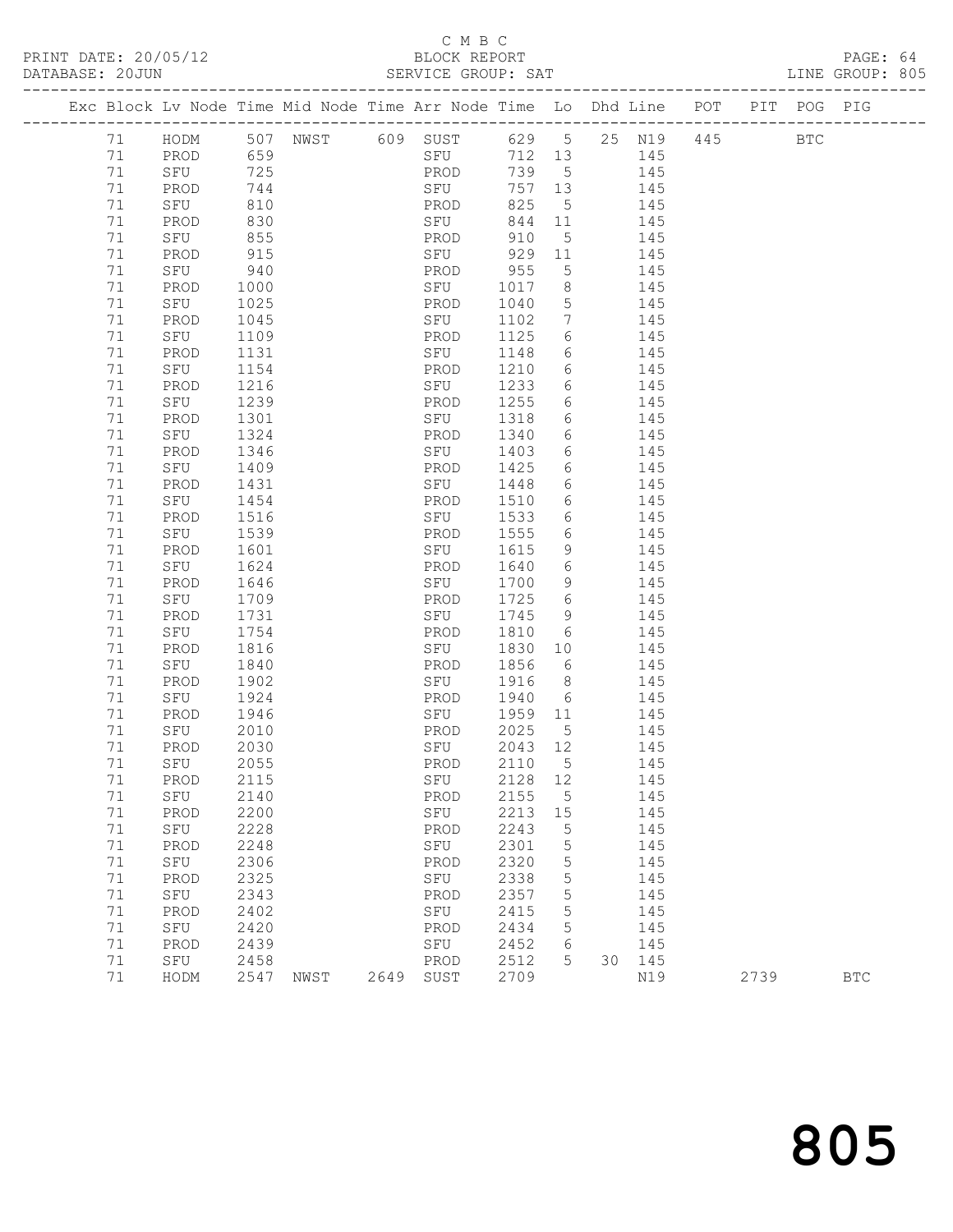C M B C

PRINT DATE: 20/05/12 BLOCK REPORT

DATABASE: 20JUN SERVICE GROUP: SAT LINE GROUP: 805

| Exc | Block | Lv | Node | Time | Mid Node | Time | Arr Node | Time | Lo | Dhd | Line | POT | PIT | POG | PIG |
|---|---|---|---|---|---|---|---|---|---|---|---|---|---|---|---|
| | 71 | | HODM | 507 | NWST | 609 | SUST | 629 | 5 | 25 | N19 | 445 | | BTC | |
| | 71 | | PROD | 659 | | | SFU | 712 | 13 | | 145 | | | | |
| | 71 | | SFU | 725 | | | PROD | 739 | 5 | | 145 | | | | |
| | 71 | | PROD | 744 | | | SFU | 757 | 13 | | 145 | | | | |
| | 71 | | SFU | 810 | | | PROD | 825 | 5 | | 145 | | | | |
| | 71 | | PROD | 830 | | | SFU | 844 | 11 | | 145 | | | | |
| | 71 | | SFU | 855 | | | PROD | 910 | 5 | | 145 | | | | |
| | 71 | | PROD | 915 | | | SFU | 929 | 11 | | 145 | | | | |
| | 71 | | SFU | 940 | | | PROD | 955 | 5 | | 145 | | | | |
| | 71 | | PROD | 1000 | | | SFU | 1017 | 8 | | 145 | | | | |
| | 71 | | SFU | 1025 | | | PROD | 1040 | 5 | | 145 | | | | |
| | 71 | | PROD | 1045 | | | SFU | 1102 | 7 | | 145 | | | | |
| | 71 | | SFU | 1109 | | | PROD | 1125 | 6 | | 145 | | | | |
| | 71 | | PROD | 1131 | | | SFU | 1148 | 6 | | 145 | | | | |
| | 71 | | SFU | 1154 | | | PROD | 1210 | 6 | | 145 | | | | |
| | 71 | | PROD | 1216 | | | SFU | 1233 | 6 | | 145 | | | | |
| | 71 | | SFU | 1239 | | | PROD | 1255 | 6 | | 145 | | | | |
| | 71 | | PROD | 1301 | | | SFU | 1318 | 6 | | 145 | | | | |
| | 71 | | SFU | 1324 | | | PROD | 1340 | 6 | | 145 | | | | |
| | 71 | | PROD | 1346 | | | SFU | 1403 | 6 | | 145 | | | | |
| | 71 | | SFU | 1409 | | | PROD | 1425 | 6 | | 145 | | | | |
| | 71 | | PROD | 1431 | | | SFU | 1448 | 6 | | 145 | | | | |
| | 71 | | SFU | 1454 | | | PROD | 1510 | 6 | | 145 | | | | |
| | 71 | | PROD | 1516 | | | SFU | 1533 | 6 | | 145 | | | | |
| | 71 | | SFU | 1539 | | | PROD | 1555 | 6 | | 145 | | | | |
| | 71 | | PROD | 1601 | | | SFU | 1615 | 9 | | 145 | | | | |
| | 71 | | SFU | 1624 | | | PROD | 1640 | 6 | | 145 | | | | |
| | 71 | | PROD | 1646 | | | SFU | 1700 | 9 | | 145 | | | | |
| | 71 | | SFU | 1709 | | | PROD | 1725 | 6 | | 145 | | | | |
| | 71 | | PROD | 1731 | | | SFU | 1745 | 9 | | 145 | | | | |
| | 71 | | SFU | 1754 | | | PROD | 1810 | 6 | | 145 | | | | |
| | 71 | | PROD | 1816 | | | SFU | 1830 | 10 | | 145 | | | | |
| | 71 | | SFU | 1840 | | | PROD | 1856 | 6 | | 145 | | | | |
| | 71 | | PROD | 1902 | | | SFU | 1916 | 8 | | 145 | | | | |
| | 71 | | SFU | 1924 | | | PROD | 1940 | 6 | | 145 | | | | |
| | 71 | | PROD | 1946 | | | SFU | 1959 | 11 | | 145 | | | | |
| | 71 | | SFU | 2010 | | | PROD | 2025 | 5 | | 145 | | | | |
| | 71 | | PROD | 2030 | | | SFU | 2043 | 12 | | 145 | | | | |
| | 71 | | SFU | 2055 | | | PROD | 2110 | 5 | | 145 | | | | |
| | 71 | | PROD | 2115 | | | SFU | 2128 | 12 | | 145 | | | | |
| | 71 | | SFU | 2140 | | | PROD | 2155 | 5 | | 145 | | | | |
| | 71 | | PROD | 2200 | | | SFU | 2213 | 15 | | 145 | | | | |
| | 71 | | SFU | 2228 | | | PROD | 2243 | 5 | | 145 | | | | |
| | 71 | | PROD | 2248 | | | SFU | 2301 | 5 | | 145 | | | | |
| | 71 | | SFU | 2306 | | | PROD | 2320 | 5 | | 145 | | | | |
| | 71 | | PROD | 2325 | | | SFU | 2338 | 5 | | 145 | | | | |
| | 71 | | SFU | 2343 | | | PROD | 2357 | 5 | | 145 | | | | |
| | 71 | | PROD | 2402 | | | SFU | 2415 | 5 | | 145 | | | | |
| | 71 | | SFU | 2420 | | | PROD | 2434 | 5 | | 145 | | | | |
| | 71 | | PROD | 2439 | | | SFU | 2452 | 6 | | 145 | | | | |
| | 71 | | SFU | 2458 | | | PROD | 2512 | 5 | 30 | 145 | | | | |
| | 71 | | HODM | 2547 | NWST | 2649 | SUST | 2709 | | | N19 | | 2739 | | BTC |

805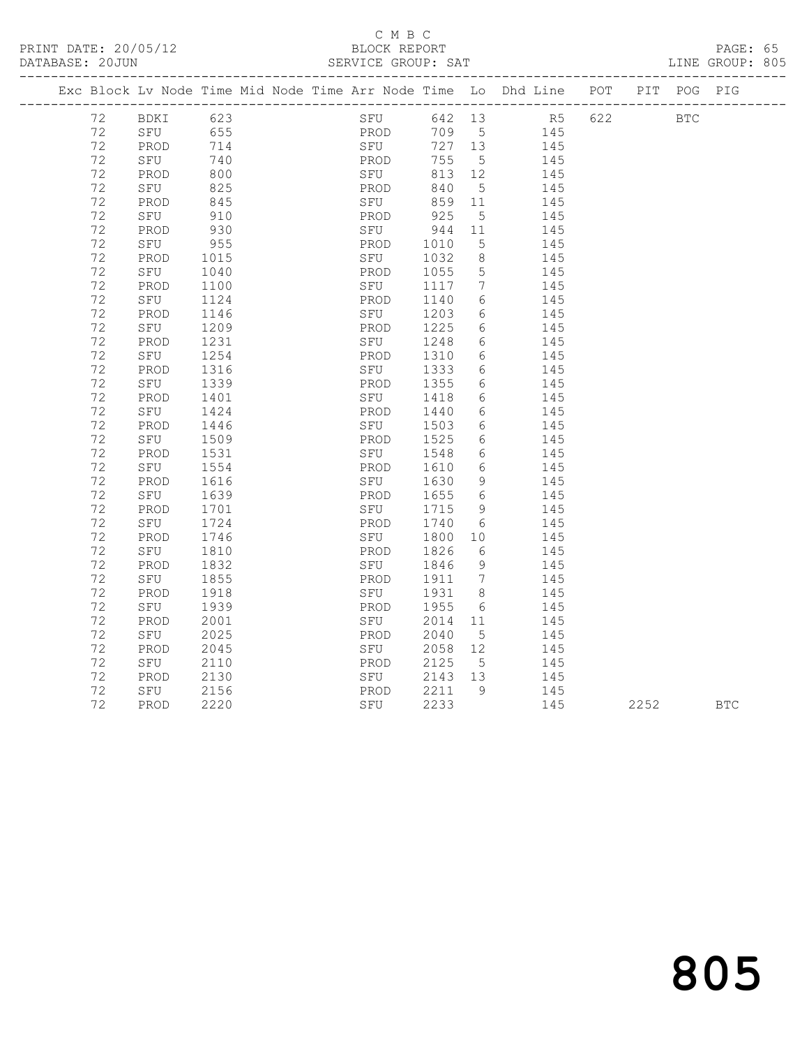C M B C

BLOCK REPORT

SERVICE GROUP: SAT

LINE GROUP: 805

| Exc | Block | Lv | Node | Time | Mid | Node | Time | Arr | Node | Time | Lo | Dhd | Line | POT | PIT | POG | PIG |
|---|---|---|---|---|---|---|---|---|---|---|---|---|---|---|---|---|---|
| | 72 | | BDKI | 623 | | | | | SFU | 642 | 13 | | R5 | 622 | | BTC | |
| | 72 | | SFU | 655 | | | | | PROD | 709 | 5 | | 145 | | | | |
| | 72 | | PROD | 714 | | | | | SFU | 727 | 13 | | 145 | | | | |
| | 72 | | SFU | 740 | | | | | PROD | 755 | 5 | | 145 | | | | |
| | 72 | | PROD | 800 | | | | | SFU | 813 | 12 | | 145 | | | | |
| | 72 | | SFU | 825 | | | | | PROD | 840 | 5 | | 145 | | | | |
| | 72 | | PROD | 845 | | | | | SFU | 859 | 11 | | 145 | | | | |
| | 72 | | SFU | 910 | | | | | PROD | 925 | 5 | | 145 | | | | |
| | 72 | | PROD | 930 | | | | | SFU | 944 | 11 | | 145 | | | | |
| | 72 | | SFU | 955 | | | | | PROD | 1010 | 5 | | 145 | | | | |
| | 72 | | PROD | 1015 | | | | | SFU | 1032 | 8 | | 145 | | | | |
| | 72 | | SFU | 1040 | | | | | PROD | 1055 | 5 | | 145 | | | | |
| | 72 | | PROD | 1100 | | | | | SFU | 1117 | 7 | | 145 | | | | |
| | 72 | | SFU | 1124 | | | | | PROD | 1140 | 6 | | 145 | | | | |
| | 72 | | PROD | 1146 | | | | | SFU | 1203 | 6 | | 145 | | | | |
| | 72 | | SFU | 1209 | | | | | PROD | 1225 | 6 | | 145 | | | | |
| | 72 | | PROD | 1231 | | | | | SFU | 1248 | 6 | | 145 | | | | |
| | 72 | | SFU | 1254 | | | | | PROD | 1310 | 6 | | 145 | | | | |
| | 72 | | PROD | 1316 | | | | | SFU | 1333 | 6 | | 145 | | | | |
| | 72 | | SFU | 1339 | | | | | PROD | 1355 | 6 | | 145 | | | | |
| | 72 | | PROD | 1401 | | | | | SFU | 1418 | 6 | | 145 | | | | |
| | 72 | | SFU | 1424 | | | | | PROD | 1440 | 6 | | 145 | | | | |
| | 72 | | PROD | 1446 | | | | | SFU | 1503 | 6 | | 145 | | | | |
| | 72 | | SFU | 1509 | | | | | PROD | 1525 | 6 | | 145 | | | | |
| | 72 | | PROD | 1531 | | | | | SFU | 1548 | 6 | | 145 | | | | |
| | 72 | | SFU | 1554 | | | | | PROD | 1610 | 6 | | 145 | | | | |
| | 72 | | PROD | 1616 | | | | | SFU | 1630 | 9 | | 145 | | | | |
| | 72 | | SFU | 1639 | | | | | PROD | 1655 | 6 | | 145 | | | | |
| | 72 | | PROD | 1701 | | | | | SFU | 1715 | 9 | | 145 | | | | |
| | 72 | | SFU | 1724 | | | | | PROD | 1740 | 6 | | 145 | | | | |
| | 72 | | PROD | 1746 | | | | | SFU | 1800 | 10 | | 145 | | | | |
| | 72 | | SFU | 1810 | | | | | PROD | 1826 | 6 | | 145 | | | | |
| | 72 | | PROD | 1832 | | | | | SFU | 1846 | 9 | | 145 | | | | |
| | 72 | | SFU | 1855 | | | | | PROD | 1911 | 7 | | 145 | | | | |
| | 72 | | PROD | 1918 | | | | | SFU | 1931 | 8 | | 145 | | | | |
| | 72 | | SFU | 1939 | | | | | PROD | 1955 | 6 | | 145 | | | | |
| | 72 | | PROD | 2001 | | | | | SFU | 2014 | 11 | | 145 | | | | |
| | 72 | | SFU | 2025 | | | | | PROD | 2040 | 5 | | 145 | | | | |
| | 72 | | PROD | 2045 | | | | | SFU | 2058 | 12 | | 145 | | | | |
| | 72 | | SFU | 2110 | | | | | PROD | 2125 | 5 | | 145 | | | | |
| | 72 | | PROD | 2130 | | | | | SFU | 2143 | 13 | | 145 | | | | |
| | 72 | | SFU | 2156 | | | | | PROD | 2211 | 9 | | 145 | | | | |
| | 72 | | PROD | 2220 | | | | | SFU | 2233 | | | 145 | | 2252 | | BTC |

805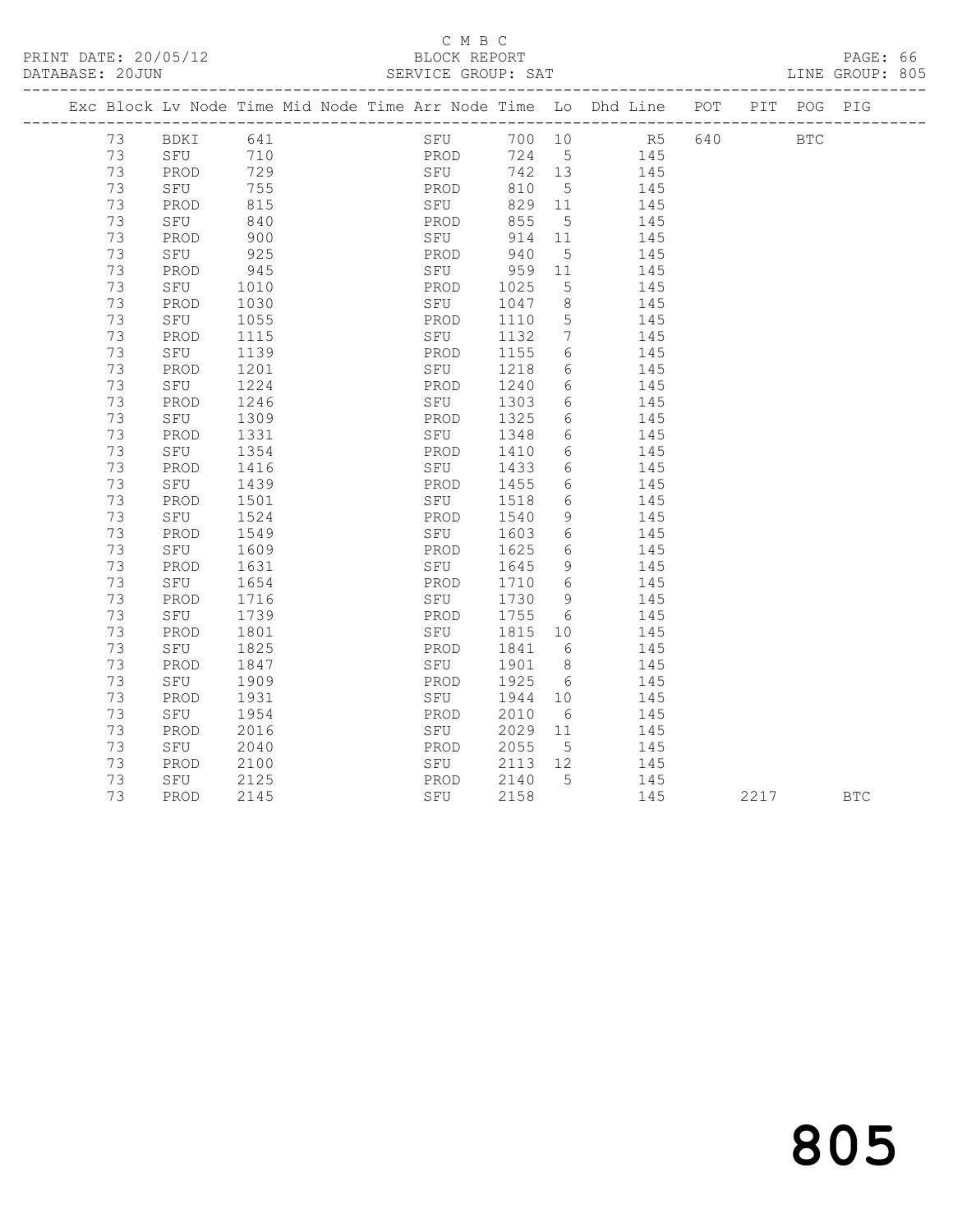C M B C

PRINT DATE: 20/05/12 BLOCK REPORT

DATABASE: 20JUN SERVICE GROUP: SAT LINE GROUP: 805

| Exc | Block | Lv | Node | Time | Mid | Node | Time | Arr | Node | Time | Lo | Dhd | Line | POT | PIT | POG | PIG |
|---|---|---|---|---|---|---|---|---|---|---|---|---|---|---|---|---|---|
| | 73 | | BDKI | 641 | | | | | SFU | 700 | 10 | | R5 | 640 | | BTC | |
| | 73 | | SFU | 710 | | | | | PROD | 724 | 5 | | 145 | | | | |
| | 73 | | PROD | 729 | | | | | SFU | 742 | 13 | | 145 | | | | |
| | 73 | | SFU | 755 | | | | | PROD | 810 | 5 | | 145 | | | | |
| | 73 | | PROD | 815 | | | | | SFU | 829 | 11 | | 145 | | | | |
| | 73 | | SFU | 840 | | | | | PROD | 855 | 5 | | 145 | | | | |
| | 73 | | PROD | 900 | | | | | SFU | 914 | 11 | | 145 | | | | |
| | 73 | | SFU | 925 | | | | | PROD | 940 | 5 | | 145 | | | | |
| | 73 | | PROD | 945 | | | | | SFU | 959 | 11 | | 145 | | | | |
| | 73 | | SFU | 1010 | | | | | PROD | 1025 | 5 | | 145 | | | | |
| | 73 | | PROD | 1030 | | | | | SFU | 1047 | 8 | | 145 | | | | |
| | 73 | | SFU | 1055 | | | | | PROD | 1110 | 5 | | 145 | | | | |
| | 73 | | PROD | 1115 | | | | | SFU | 1132 | 7 | | 145 | | | | |
| | 73 | | SFU | 1139 | | | | | PROD | 1155 | 6 | | 145 | | | | |
| | 73 | | PROD | 1201 | | | | | SFU | 1218 | 6 | | 145 | | | | |
| | 73 | | SFU | 1224 | | | | | PROD | 1240 | 6 | | 145 | | | | |
| | 73 | | PROD | 1246 | | | | | SFU | 1303 | 6 | | 145 | | | | |
| | 73 | | SFU | 1309 | | | | | PROD | 1325 | 6 | | 145 | | | | |
| | 73 | | PROD | 1331 | | | | | SFU | 1348 | 6 | | 145 | | | | |
| | 73 | | SFU | 1354 | | | | | PROD | 1410 | 6 | | 145 | | | | |
| | 73 | | PROD | 1416 | | | | | SFU | 1433 | 6 | | 145 | | | | |
| | 73 | | SFU | 1439 | | | | | PROD | 1455 | 6 | | 145 | | | | |
| | 73 | | PROD | 1501 | | | | | SFU | 1518 | 6 | | 145 | | | | |
| | 73 | | SFU | 1524 | | | | | PROD | 1540 | 9 | | 145 | | | | |
| | 73 | | PROD | 1549 | | | | | SFU | 1603 | 6 | | 145 | | | | |
| | 73 | | SFU | 1609 | | | | | PROD | 1625 | 6 | | 145 | | | | |
| | 73 | | PROD | 1631 | | | | | SFU | 1645 | 9 | | 145 | | | | |
| | 73 | | SFU | 1654 | | | | | PROD | 1710 | 6 | | 145 | | | | |
| | 73 | | PROD | 1716 | | | | | SFU | 1730 | 9 | | 145 | | | | |
| | 73 | | SFU | 1739 | | | | | PROD | 1755 | 6 | | 145 | | | | |
| | 73 | | PROD | 1801 | | | | | SFU | 1815 | 10 | | 145 | | | | |
| | 73 | | SFU | 1825 | | | | | PROD | 1841 | 6 | | 145 | | | | |
| | 73 | | PROD | 1847 | | | | | SFU | 1901 | 8 | | 145 | | | | |
| | 73 | | SFU | 1909 | | | | | PROD | 1925 | 6 | | 145 | | | | |
| | 73 | | PROD | 1931 | | | | | SFU | 1944 | 10 | | 145 | | | | |
| | 73 | | SFU | 1954 | | | | | PROD | 2010 | 6 | | 145 | | | | |
| | 73 | | PROD | 2016 | | | | | SFU | 2029 | 11 | | 145 | | | | |
| | 73 | | SFU | 2040 | | | | | PROD | 2055 | 5 | | 145 | | | | |
| | 73 | | PROD | 2100 | | | | | SFU | 2113 | 12 | | 145 | | | | |
| | 73 | | SFU | 2125 | | | | | PROD | 2140 | 5 | | 145 | | | | |
| | 73 | | PROD | 2145 | | | | | SFU | 2158 | | | 145 | | 2217 | | BTC |

805